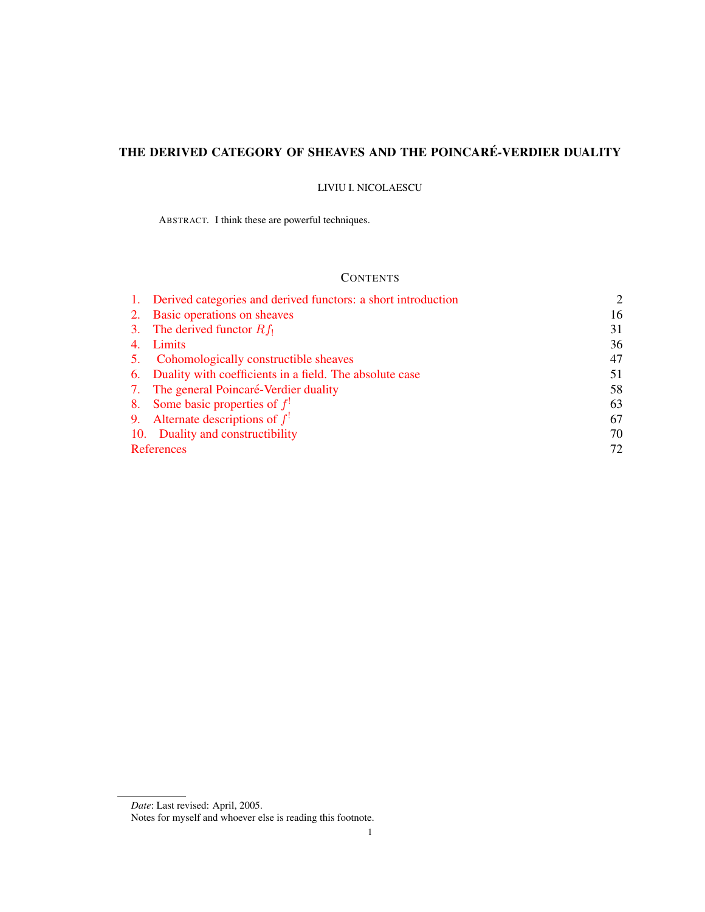# THE DERIVED CATEGORY OF SHEAVES AND THE POINCARÉ-VERDIER DUALITY

LIVIU I. NICOLAESCU

ABSTRACT. I think these are powerful techniques.

## CONTENTS

| | | |
|---|---|---|
| 1. | Derived categories and derived functors: a short introduction | 2 |
| 2. | Basic operations on sheaves | 16 |
| 3. | The derived functor $Rf_!$ | 31 |
| 4. | Limits | 36 |
| 5. | Cohomologically constructible sheaves | 47 |
| 6. | Duality with coefficients in a field. The absolute case | 51 |
| 7. | The general Poincaré-Verdier duality | 58 |
| 8. | Some basic properties of $f^!$ | 63 |
| 9. | Alternate descriptions of $f^!$ | 67 |
| 10. | Duality and constructibility | 70 |
| | References | 72 |

*Date*: Last revised: April, 2005.

Notes for myself and whoever else is reading this footnote.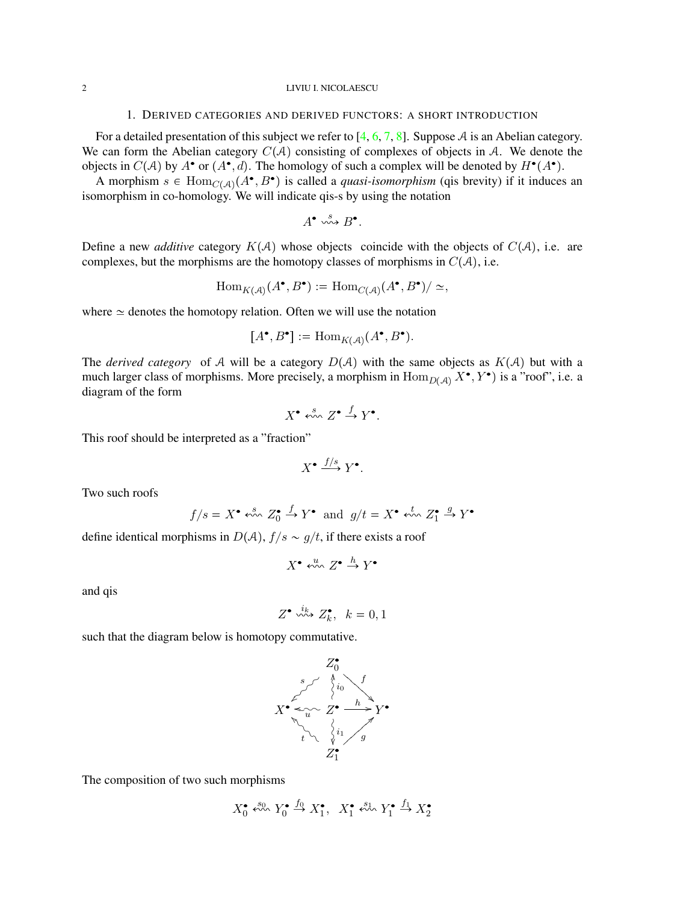## 1. Derived categories and derived functors: a short introduction

For a detailed presentation of this subject we refer to [4, 6, 7, 8]. Suppose $\mathcal{A}$ is an Abelian category. We can form the Abelian category $C(\mathcal{A})$ consisting of complexes of objects in $\mathcal{A}$. We denote the objects in $C(\mathcal{A})$ by $A^\bullet$ or $(A^\bullet, d)$. The homology of such a complex will be denoted by $H^\bullet(A^\bullet)$.

A morphism $s \in \operatorname{Hom}_{C(\mathcal{A})}(A^\bullet, B^\bullet)$ is called a *quasi-isomorphism* (qis brevity) if it induces an isomorphism in co-homology. We will indicate qis-s by using the notation

$$A^\bullet \stackrel{s}{\rightsquigarrow} B^\bullet.$$

Define a new *additive* category $K(\mathcal{A})$ whose objects coincide with the objects of $C(\mathcal{A})$, i.e. are complexes, but the morphisms are the homotopy classes of morphisms in $C(\mathcal{A})$, i.e.

$$\operatorname{Hom}_{K(\mathcal{A})}(A^\bullet, B^\bullet) := \operatorname{Hom}_{C(\mathcal{A})}(A^\bullet, B^\bullet)/\simeq,$$

where $\simeq$ denotes the homotopy relation. Often we will use the notation

$$[A^\bullet, B^\bullet] := \operatorname{Hom}_{K(\mathcal{A})}(A^\bullet, B^\bullet).$$

The *derived category* of $\mathcal{A}$ will be a category $D(\mathcal{A})$ with the same objects as $K(\mathcal{A})$ but with a much larger class of morphisms. More precisely, a morphism in $\operatorname{Hom}_{D(\mathcal{A})} X^\bullet, Y^\bullet)$ is a "roof", i.e. a diagram of the form

$$X^\bullet \stackrel{s}{\leftsquigarrow} Z^\bullet \stackrel{f}{\rightarrow} Y^\bullet.$$

This roof should be interpreted as a "fraction"

$$X^\bullet \xrightarrow{f/s} Y^\bullet.$$

Two such roofs

$$f/s = X^\bullet \stackrel{s}{\leftsquigarrow} Z_0^\bullet \stackrel{f}{\rightarrow} Y^\bullet \text{ and } g/t = X^\bullet \stackrel{t}{\leftsquigarrow} Z_1^\bullet \stackrel{g}{\rightarrow} Y^\bullet$$

define identical morphisms in $D(\mathcal{A})$, $f/s \sim g/t$, if there exists a roof

$$X^\bullet \stackrel{u}{\leftsquigarrow} Z^\bullet \stackrel{h}{\rightarrow} Y^\bullet$$

and qis

$$Z^\bullet \stackrel{i_k}{\rightsquigarrow} Z_k^\bullet, \;\; k = 0, 1$$

such that the diagram below is homotopy commutative.

$$\begin{array}{ccccc} & & Z_0^\bullet & & \\ & \stackrel{s}{\swarrow} & \uparrow i_0 & \stackrel{f}{\searrow} & \\ X^\bullet & \stackrel{u}{\longleftarrow} & Z^\bullet & \stackrel{h}{\longrightarrow} & Y^\bullet \\ & \stackrel{t}{\nwarrow} & \downarrow i_1 & \stackrel{g}{\nearrow} & \\ & & Z_1^\bullet & & \end{array}$$

The composition of two such morphisms

$$X_0^\bullet \stackrel{s_0}{\leftsquigarrow} Y_0^\bullet \stackrel{f_0}{\rightarrow} X_1^\bullet, \;\; X_1^\bullet \stackrel{s_1}{\leftsquigarrow} Y_1^\bullet \stackrel{f_1}{\rightarrow} X_2^\bullet$$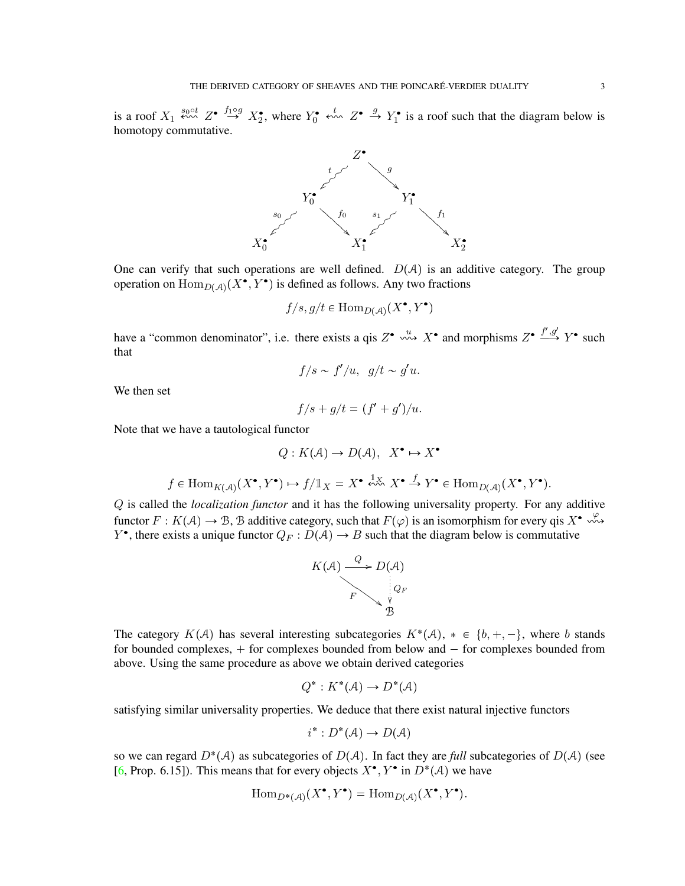is a roof $X_1 \overset{s_0 \circ t}{\leftsquigarrow} Z^\bullet \overset{f_1 \circ g}{\to} X_2^\bullet$, where $Y_0^\bullet \overset{t}{\leftsquigarrow} Z^\bullet \overset{g}{\to} Y_1^\bullet$ is a roof such that the diagram below is homotopy commutative.

$$
\begin{array}{ccccccc}
 & & & Z^\bullet & & & \\
 & & \overset{t}{\swarrow\!\!\sim} & & \overset{g}{\searrow} & & \\
 & Y_0^\bullet & & & & Y_1^\bullet & \\
 \overset{s_0}{\swarrow\!\!\sim} & & \overset{f_0}{\searrow} & & \overset{s_1}{\swarrow\!\!\sim} & & \overset{f_1}{\searrow} \\
X_0^\bullet & & & X_1^\bullet & & & X_2^\bullet
\end{array}
$$

One can verify that such operations are well defined. $D(\mathcal{A})$ is an additive category. The group operation on $\operatorname{Hom}_{D(\mathcal{A})}(X^\bullet, Y^\bullet)$ is defined as follows. Any two fractions

$$f/s, g/t \in \operatorname{Hom}_{D(\mathcal{A})}(X^\bullet, Y^\bullet)$$

have a "common denominator", i.e. there exists a qis $Z^\bullet \overset{u}{\rightsquigarrow} X^\bullet$ and morphisms $Z^\bullet \overset{f',g'}{\longrightarrow} Y^\bullet$ such that

$$f/s \sim f'/u, \quad g/t \sim g'u.$$

We then set

$$f/s + g/t = (f' + g')/u.$$

Note that we have a tautological functor

$$Q : K(\mathcal{A}) \to D(\mathcal{A}), \quad X^\bullet \mapsto X^\bullet$$

$$f \in \operatorname{Hom}_{K(\mathcal{A})}(X^\bullet, Y^\bullet) \mapsto f/\mathbb{1}_X = X^\bullet \overset{\mathbb{1}_X}{\leftsquigarrow} X^\bullet \overset{f}{\to} Y^\bullet \in \operatorname{Hom}_{D(\mathcal{A})}(X^\bullet, Y^\bullet).$$

$Q$ is called the *localization functor* and it has the following universality property. For any additive functor $F : K(\mathcal{A}) \to \mathcal{B}$, $\mathcal{B}$ additive category, such that $F(\varphi)$ is an isomorphism for every qis $X^\bullet \overset{\varphi}{\rightsquigarrow} Y^\bullet$, there exists a unique functor $Q_F : D(\mathcal{A}) \to B$ such that the diagram below is commutative

$$
\begin{array}{ccc}
K(\mathcal{A}) & \xrightarrow{Q} & D(\mathcal{A}) \\
 & \underset{F}{\searrow} & \vdots \; Q_F \\
 & & \mathcal{B}
\end{array}
$$

The category $K(\mathcal{A})$ has several interesting subcategories $K^*(\mathcal{A})$, $* \in \{b, +, -\}$, where $b$ stands for bounded complexes, $+$ for complexes bounded from below and $-$ for complexes bounded from above. Using the same procedure as above we obtain derived categories

$$Q^* : K^*(\mathcal{A}) \to D^*(\mathcal{A})$$

satisfying similar universality properties. We deduce that there exist natural injective functors

$$i^* : D^*(\mathcal{A}) \to D(\mathcal{A})$$

so we can regard $D^*(\mathcal{A})$ as subcategories of $D(\mathcal{A})$. In fact they are *full* subcategories of $D(\mathcal{A})$ (see [6, Prop. 6.15]). This means that for every objects $X^\bullet, Y^\bullet$ in $D^*(\mathcal{A})$ we have

$$\operatorname{Hom}_{D*(\mathcal{A})}(X^\bullet, Y^\bullet) = \operatorname{Hom}_{D(\mathcal{A})}(X^\bullet, Y^\bullet).$$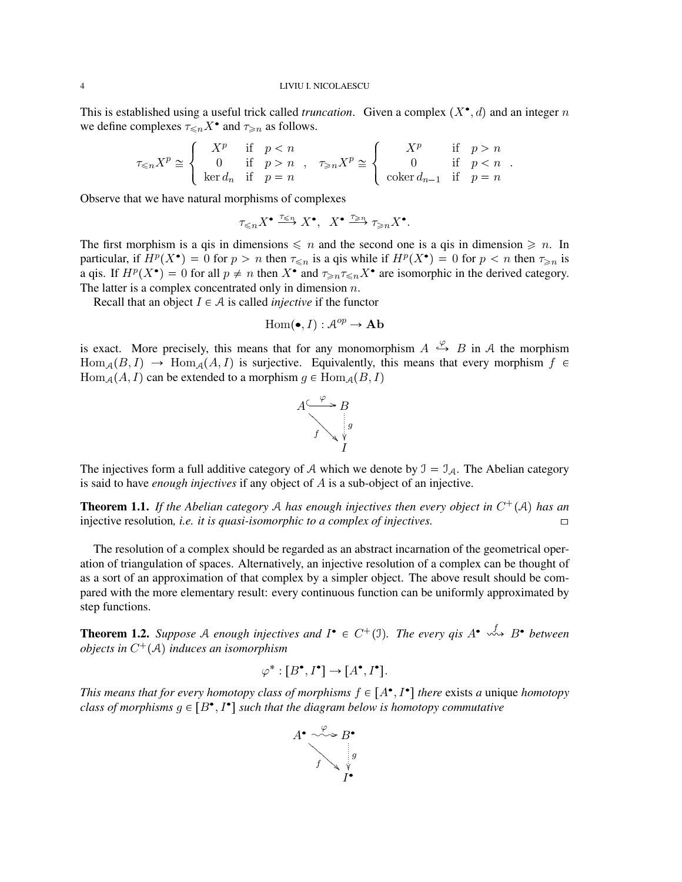This is established using a useful trick called *truncation*. Given a complex $(X^\bullet, d)$ and an integer $n$ we define complexes $\tau_{\leqslant n}X^\bullet$ and $\tau_{\geqslant n}$ as follows.

$$\tau_{\leqslant n}X^p \cong \begin{cases} X^p & \text{if} \quad p < n \\ 0 & \text{if} \quad p > n \\ \ker d_n & \text{if} \quad p = n \end{cases}, \quad \tau_{\geqslant n}X^p \cong \begin{cases} X^p & \text{if} \quad p > n \\ 0 & \text{if} \quad p < n \\ \operatorname{coker} d_{n-1} & \text{if} \quad p = n \end{cases}.$$

Observe that we have natural morphisms of complexes

$$\tau_{\leqslant n}X^\bullet \xrightarrow{\tau_{\leqslant n}} X^\bullet, \quad X^\bullet \xrightarrow{\tau_{\geqslant n}} \tau_{\geqslant n}X^\bullet.$$

The first morphism is a qis in dimensions $\leqslant n$ and the second one is a qis in dimension $\geqslant n$. In particular, if $H^p(X^\bullet) = 0$ for $p > n$ then $\tau_{\leqslant n}$ is a qis while if $H^p(X^\bullet) = 0$ for $p < n$ then $\tau_{\geqslant n}$ is a qis. If $H^p(X^\bullet) = 0$ for all $p \neq n$ then $X^\bullet$ and $\tau_{\geqslant n}\tau_{\leqslant n}X^\bullet$ are isomorphic in the derived category. The latter is a complex concentrated only in dimension $n$.

Recall that an object $I \in \mathcal{A}$ is called *injective* if the functor

$$\operatorname{Hom}(\bullet, I) : \mathcal{A}^{op} \to \mathbf{Ab}$$

is exact. More precisely, this means that for any monomorphism $A \overset{\varphi}{\hookrightarrow} B$ in $\mathcal{A}$ the morphism $\operatorname{Hom}_{\mathcal{A}}(B, I) \to \operatorname{Hom}_{\mathcal{A}}(A, I)$ is surjective. Equivalently, this means that every morphism $f \in \operatorname{Hom}_{\mathcal{A}}(A, I)$ can be extended to a morphism $g \in \operatorname{Hom}_{\mathcal{A}}(B, I)$

$$\begin{array}{ccc} A & \overset{\varphi}{\hookrightarrow} & B \\ & \searrow^{f} & \vdots\, g \\ & & I \end{array}$$

The injectives form a full additive category of $\mathcal{A}$ which we denote by $\mathcal{I} = \mathcal{I}_{\mathcal{A}}$. The Abelian category is said to have *enough injectives* if any object of $A$ is a sub-object of an injective.

**Theorem 1.1.** *If the Abelian category $\mathcal{A}$ has enough injectives then every object in $C^+(\mathcal{A})$ has an* injective resolution*, i.e. it is quasi-isomorphic to a complex of injectives.* ◻

The resolution of a complex should be regarded as an abstract incarnation of the geometrical operation of triangulation of spaces. Alternatively, an injective resolution of a complex can be thought of as a sort of an approximation of that complex by a simpler object. The above result should be compared with the more elementary result: every continuous function can be uniformly approximated by step functions.

**Theorem 1.2.** *Suppose $\mathcal{A}$ enough injectives and $I^\bullet \in C^+(\mathcal{I})$. The every qis $A^\bullet \overset{f}{\rightsquigarrow} B^\bullet$ between objects in $C^+(\mathcal{A})$ induces an isomorphism*

$$\varphi^* : [B^\bullet, I^\bullet] \to [A^\bullet, I^\bullet].$$

*This means that for every homotopy class of morphisms $f \in [A^\bullet, I^\bullet]$ there* exists *a* unique *homotopy class of morphisms $g \in [B^\bullet, I^\bullet]$ such that the diagram below is homotopy commutative*

$$\begin{array}{ccc} A^\bullet & \overset{\varphi}{\rightsquigarrow} & B^\bullet \\ & \searrow^{f} & \vdots\, g \\ & & I^\bullet \end{array}$$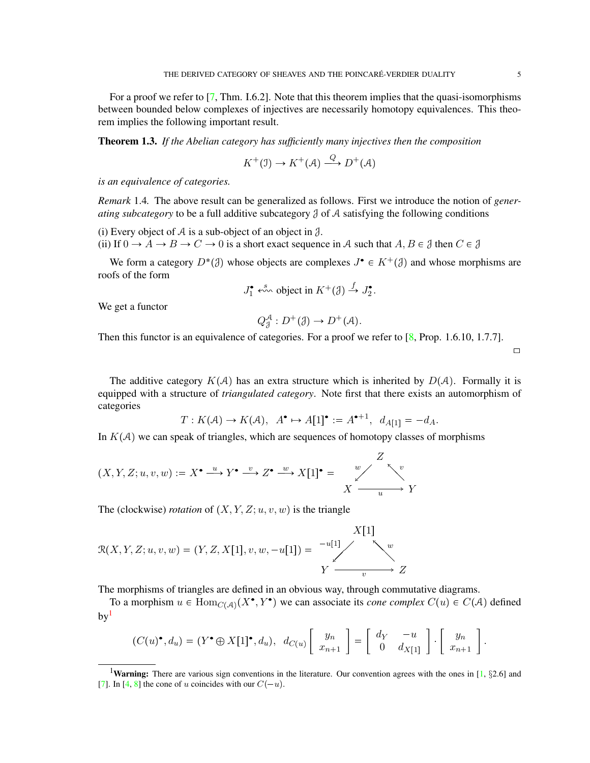For a proof we refer to [7, Thm. I.6.2]. Note that this theorem implies that the quasi-isomorphisms between bounded below complexes of injectives are necessarily homotopy equivalences. This theorem implies the following important result.

**Theorem 1.3.** *If the Abelian category has sufficiently many injectives then the composition*

$$K^+(\mathcal{I}) \to K^+(\mathcal{A}) \xrightarrow{Q} D^+(\mathcal{A})$$

*is an equivalence of categories.*

*Remark* 1.4. The above result can be generalized as follows. First we introduce the notion of *generating subcategory* to be a full additive subcategory $\mathcal{J}$ of $\mathcal{A}$ satisfying the following conditions

(i) Every object of $\mathcal{A}$ is a sub-object of an object in $\mathcal{J}$.
(ii) If $0 \to A \to B \to C \to 0$ is a short exact sequence in $\mathcal{A}$ such that $A, B \in \mathcal{J}$ then $C \in \mathcal{J}$

We form a category $D^*(\mathcal{J})$ whose objects are complexes $J^\bullet \in K^+(\mathcal{J})$ and whose morphisms are roofs of the form

$$J_1^\bullet \overset{s}{\leftsquigarrow} \text{object in } K^+(\mathcal{J}) \xrightarrow{f} J_2^\bullet.$$

We get a functor

$$Q_{\mathcal{J}}^{\mathcal{A}} : D^+(\mathcal{J}) \to D^+(\mathcal{A}).$$

Then this functor is an equivalence of categories. For a proof we refer to [8, Prop. 1.6.10, 1.7.7]. □

The additive category $K(\mathcal{A})$ has an extra structure which is inherited by $D(\mathcal{A})$. Formally it is equipped with a structure of *triangulated category*. Note first that there exists an automorphism of categories

$$T : K(\mathcal{A}) \to K(\mathcal{A}), \quad A^\bullet \mapsto A[1]^\bullet := A^{\bullet+1}, \quad d_{A[1]} = -d_A.$$

In $K(\mathcal{A})$ we can speak of triangles, which are sequences of homotopy classes of morphisms

$$(X, Y, Z; u, v, w) := X^\bullet \xrightarrow{u} Y^\bullet \xrightarrow{v} Z^\bullet \xrightarrow{w} X[1]^\bullet = \begin{array}{ccc} & Z & \\ {\scriptstyle w}\swarrow & & \nwarrow{\scriptstyle v} \\ X & \xrightarrow[u]{} & Y \end{array}$$

The (clockwise) *rotation* of $(X, Y, Z; u, v, w)$ is the triangle

$$\mathcal{R}(X, Y, Z; u, v, w) = (Y, Z, X[1], v, w, -u[1]) = \begin{array}{ccc} & X[1] & \\ {\scriptstyle -u[1]}\swarrow & & \nwarrow{\scriptstyle w} \\ Y & \xrightarrow[v]{} & Z \end{array}$$

The morphisms of triangles are defined in an obvious way, through commutative diagrams.

To a morphism $u \in \mathrm{Hom}_{C(\mathcal{A})}(X^\bullet, Y^\bullet)$ we can associate its *cone complex* $C(u) \in C(\mathcal{A})$ defined by[1]

$$(C(u)^\bullet, d_u) = (Y^\bullet \oplus X[1]^\bullet, d_u), \quad d_{C(u)} \begin{bmatrix} y_n \\ x_{n+1} \end{bmatrix} = \begin{bmatrix} d_Y & -u \\ 0 & d_{X[1]} \end{bmatrix} \cdot \begin{bmatrix} y_n \\ x_{n+1} \end{bmatrix}.$$

[1] **Warning:** There are various sign conventions in the literature. Our convention agrees with the ones in [1, §2.6] and [7]. In [4, 8] the cone of $u$ coincides with our $C(-u)$.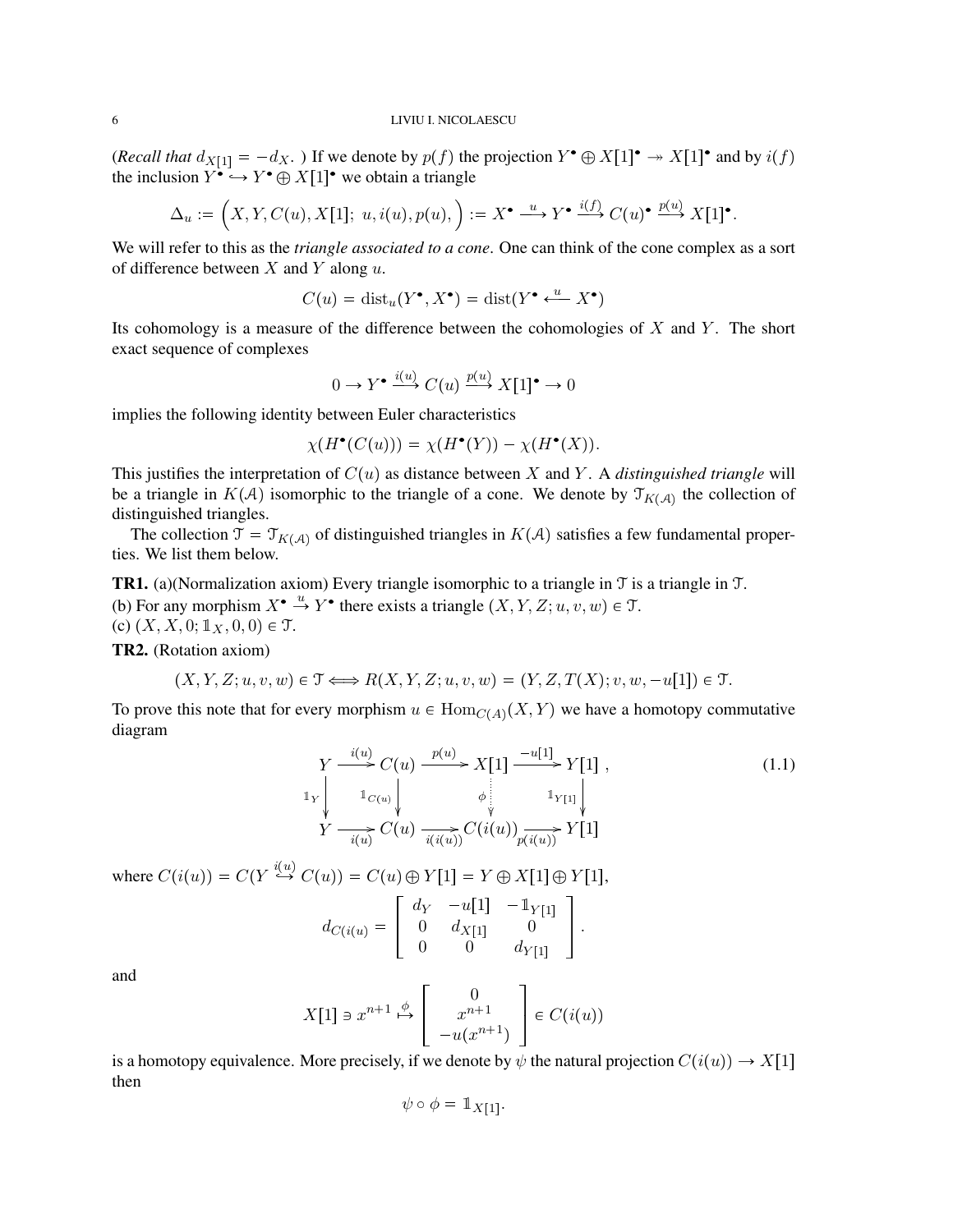(*Recall that* $d_{X[1]} = -d_X$. ) If we denote by $p(f)$ the projection $Y^\bullet \oplus X[1]^\bullet \twoheadrightarrow X[1]^\bullet$ and by $i(f)$ the inclusion $Y^\bullet \hookrightarrow Y^\bullet \oplus X[1]^\bullet$ we obtain a triangle

$$\Delta_u := \Big(X, Y, C(u), X[1];\ u, i(u), p(u), \Big) := X^\bullet \xrightarrow{u} Y^\bullet \xrightarrow{i(f)} C(u)^\bullet \xrightarrow{p(u)} X[1]^\bullet.$$

We will refer to this as the *triangle associated to a cone*. One can think of the cone complex as a sort of difference between $X$ and $Y$ along $u$.

$$C(u) = \mathrm{dist}_u(Y^\bullet, X^\bullet) = \mathrm{dist}(Y^\bullet \xleftarrow{u} X^\bullet)$$

Its cohomology is a measure of the difference between the cohomologies of $X$ and $Y$. The short exact sequence of complexes

$$0 \to Y^\bullet \xrightarrow{i(u)} C(u) \xrightarrow{p(u)} X[1]^\bullet \to 0$$

implies the following identity between Euler characteristics

$$\chi(H^\bullet(C(u))) = \chi(H^\bullet(Y)) - \chi(H^\bullet(X)).$$

This justifies the interpretation of $C(u)$ as distance between $X$ and $Y$. A *distinguished triangle* will be a triangle in $K(\mathcal{A})$ isomorphic to the triangle of a cone. We denote by $\mathcal{T}_{K(\mathcal{A})}$ the collection of distinguished triangles.

The collection $\mathcal{T} = \mathcal{T}_{K(\mathcal{A})}$ of distinguished triangles in $K(\mathcal{A})$ satisfies a few fundamental properties. We list them below.

**TR1.** (a)(Normalization axiom) Every triangle isomorphic to a triangle in $\mathcal{T}$ is a triangle in $\mathcal{T}$.
(b) For any morphism $X^\bullet \xrightarrow{u} Y^\bullet$ there exists a triangle $(X, Y, Z; u, v, w) \in \mathcal{T}$.
(c) $(X, X, 0; \mathbb{1}_X, 0, 0) \in \mathcal{T}$.

**TR2.** (Rotation axiom)

$$(X, Y, Z; u, v, w) \in \mathcal{T} \Longleftrightarrow R(X, Y, Z; u, v, w) = (Y, Z, T(X); v, w, -u[1]) \in \mathcal{T}.$$

To prove this note that for every morphism $u \in \mathrm{Hom}_{C(A)}(X, Y)$ we have a homotopy commutative diagram

$$\begin{array}{ccccccc}
Y & \xrightarrow{i(u)} & C(u) & \xrightarrow{p(u)} & X[1] & \xrightarrow{-u[1]} & Y[1] \\
\Big\downarrow{\scriptstyle \mathbb{1}_Y} & & \Big\downarrow{\scriptstyle \mathbb{1}_{C(u)}} & & \Big\downarrow{\scriptstyle \phi} & & \Big\downarrow{\scriptstyle \mathbb{1}_{Y[1]}} \\
Y & \xrightarrow[i(u)]{} & C(u) & \xrightarrow[i(i(u))]{} & C(i(u)) & \xrightarrow[p(i(u))]{} & Y[1]
\end{array} \tag{1.1}$$

where $C(i(u)) = C(Y \overset{i(u)}{\hookrightarrow} C(u)) = C(u) \oplus Y[1] = Y \oplus X[1] \oplus Y[1]$,

$$d_{C(i(u))} = \begin{bmatrix} d_Y & -u[1] & -\mathbb{1}_{Y[1]} \\ 0 & d_{X[1]} & 0 \\ 0 & 0 & d_{Y[1]} \end{bmatrix}.$$

and

$$X[1] \ni x^{n+1} \overset{\phi}{\mapsto} \begin{bmatrix} 0 \\ x^{n+1} \\ -u(x^{n+1}) \end{bmatrix} \in C(i(u))$$

is a homotopy equivalence. More precisely, if we denote by $\psi$ the natural projection $C(i(u)) \to X[1]$ then

$$\psi \circ \phi = \mathbb{1}_{X[1]}.$$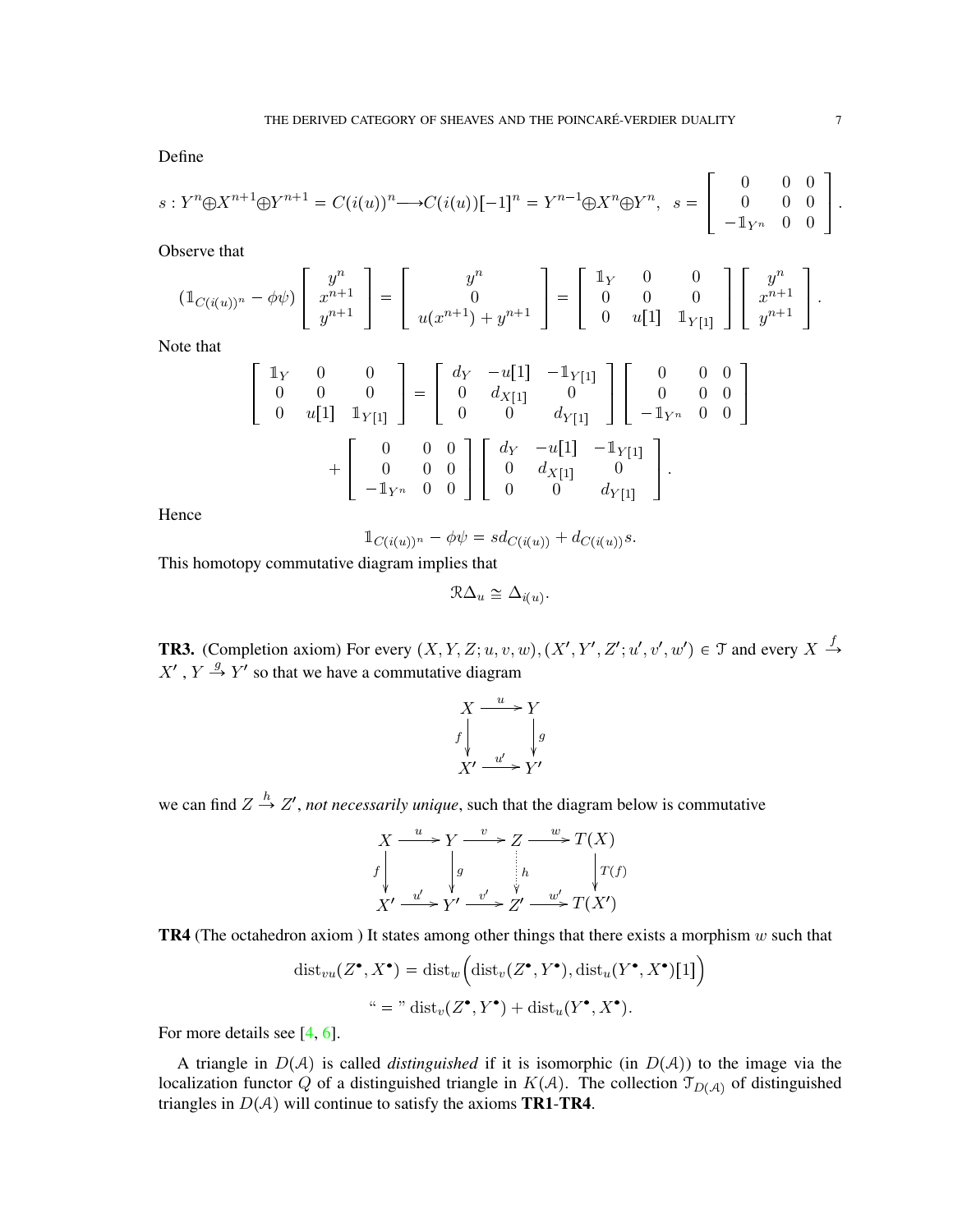Define

$$s : Y^n \oplus X^{n+1} \oplus Y^{n+1} = C(i(u))^n \longrightarrow C(i(u))[-1]^n = Y^{n-1} \oplus X^n \oplus Y^n, \quad s = \begin{bmatrix} 0 & 0 & 0 \\ 0 & 0 & 0 \\ -\mathbb{1}_{Y^n} & 0 & 0 \end{bmatrix}.$$

Observe that

$$(\mathbb{1}_{C(i(u))^n} - \phi\psi) \begin{bmatrix} y^n \\ x^{n+1} \\ y^{n+1} \end{bmatrix} = \begin{bmatrix} y^n \\ 0 \\ u(x^{n+1}) + y^{n+1} \end{bmatrix} = \begin{bmatrix} \mathbb{1}_Y & 0 & 0 \\ 0 & 0 & 0 \\ 0 & u[1] & \mathbb{1}_{Y[1]} \end{bmatrix} \begin{bmatrix} y^n \\ x^{n+1} \\ y^{n+1} \end{bmatrix}.$$

Note that

$$\begin{bmatrix} \mathbb{1}_Y & 0 & 0 \\ 0 & 0 & 0 \\ 0 & u[1] & \mathbb{1}_{Y[1]} \end{bmatrix} = \begin{bmatrix} d_Y & -u[1] & -\mathbb{1}_{Y[1]} \\ 0 & d_{X[1]} & 0 \\ 0 & 0 & d_{Y[1]} \end{bmatrix} \begin{bmatrix} 0 & 0 & 0 \\ 0 & 0 & 0 \\ -\mathbb{1}_{Y^n} & 0 & 0 \end{bmatrix}$$

$$+ \begin{bmatrix} 0 & 0 & 0 \\ 0 & 0 & 0 \\ -\mathbb{1}_{Y^n} & 0 & 0 \end{bmatrix} \begin{bmatrix} d_Y & -u[1] & -\mathbb{1}_{Y[1]} \\ 0 & d_{X[1]} & 0 \\ 0 & 0 & d_{Y[1]} \end{bmatrix}.$$

Hence

$$\mathbb{1}_{C(i(u))^n} - \phi\psi = s d_{C(i(u))} + d_{C(i(u))} s.$$

This homotopy commutative diagram implies that

$$\mathcal{R}\Delta_u \cong \Delta_{i(u)}.$$

**TR3.** (Completion axiom) For every $(X, Y, Z; u, v, w), (X', Y', Z'; u', v', w') \in \mathcal{T}$ and every $X \stackrel{f}{\to} X'$ , $Y \stackrel{g}{\to} Y'$ so that we have a commutative diagram

$$\begin{array}{ccc} X & \xrightarrow{u} & Y \\ {\scriptstyle f}\downarrow & & \downarrow{\scriptstyle g} \\ X' & \xrightarrow{u'} & Y' \end{array}$$

we can find $Z \stackrel{h}{\to} Z'$, *not necessarily unique*, such that the diagram below is commutative

$$\begin{array}{ccccccc} X & \xrightarrow{u} & Y & \xrightarrow{v} & Z & \xrightarrow{w} & T(X) \\ {\scriptstyle f}\downarrow & & \downarrow{\scriptstyle g} & & \downarrow{\scriptstyle h} & & \downarrow{\scriptstyle T(f)} \\ X' & \xrightarrow{u'} & Y' & \xrightarrow{v'} & Z' & \xrightarrow{w'} & T(X') \end{array}$$

**TR4** (The octahedron axiom ) It states among other things that there exists a morphism $w$ such that

$$\mathrm{dist}_{vu}(Z^\bullet, X^\bullet) = \mathrm{dist}_w\Big(\mathrm{dist}_v(Z^\bullet, Y^\bullet), \mathrm{dist}_u(Y^\bullet, X^\bullet)[1]\Big)$$

$$\text{“ = ”}\ \mathrm{dist}_v(Z^\bullet, Y^\bullet) + \mathrm{dist}_u(Y^\bullet, X^\bullet).$$

For more details see [4, 6].

A triangle in $D(\mathcal{A})$ is called *distinguished* if it is isomorphic (in $D(\mathcal{A})$) to the image via the localization functor $Q$ of a distinguished triangle in $K(\mathcal{A})$. The collection $\mathcal{T}_{D(\mathcal{A})}$ of distinguished triangles in $D(\mathcal{A})$ will continue to satisfy the axioms **TR1**-**TR4**.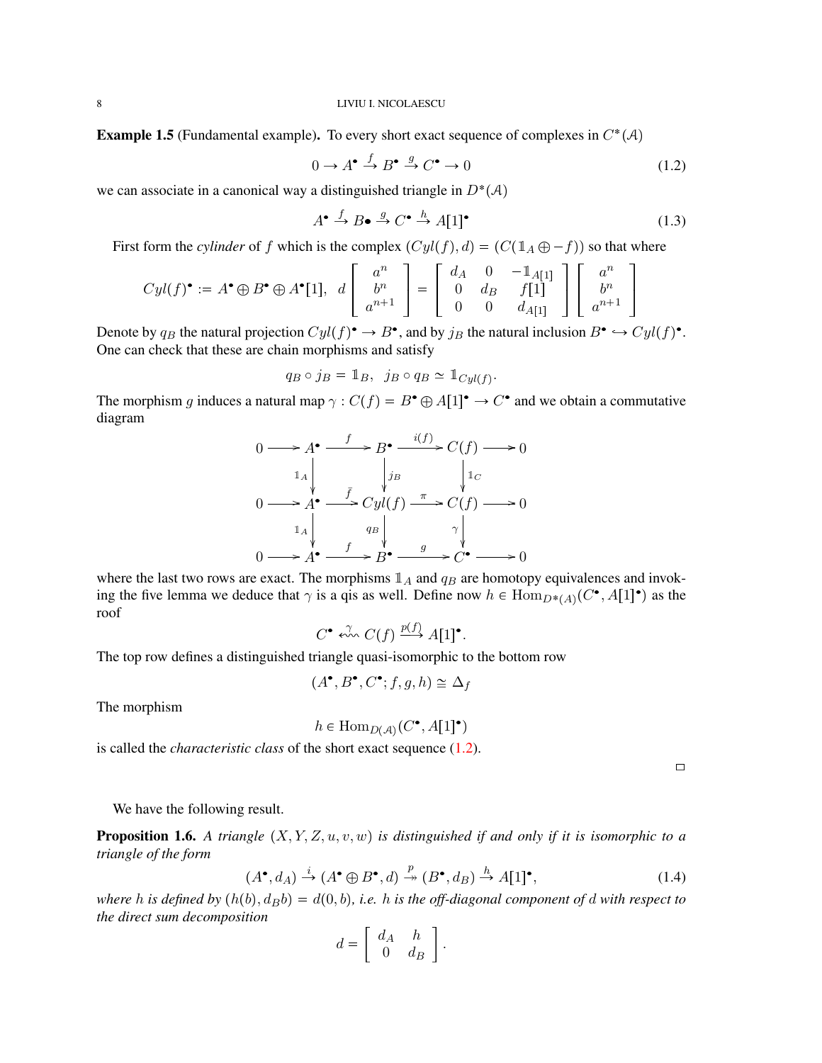**Example 1.5** (Fundamental example)**.** To every short exact sequence of complexes in $C^*(\mathcal{A})$

$$0 \to A^\bullet \xrightarrow{f} B^\bullet \xrightarrow{g} C^\bullet \to 0 \tag{1.2}$$

we can associate in a canonical way a distinguished triangle in $D^*(\mathcal{A})$

$$A^\bullet \xrightarrow{f} B\bullet \xrightarrow{g} C^\bullet \xrightarrow{h} A[1]^\bullet \tag{1.3}$$

First form the *cylinder* of $f$ which is the complex $(Cyl(f), d) = (C(\mathbb{1}_A \oplus -f))$ so that where

$$Cyl(f)^\bullet := A^\bullet \oplus B^\bullet \oplus A^\bullet[1], \;\; d \begin{bmatrix} a^n \\ b^n \\ a^{n+1} \end{bmatrix} = \begin{bmatrix} d_A & 0 & -\mathbb{1}_{A[1]} \\ 0 & d_B & f[1] \\ 0 & 0 & d_{A[1]} \end{bmatrix} \begin{bmatrix} a^n \\ b^n \\ a^{n+1} \end{bmatrix}$$

Denote by $q_B$ the natural projection $Cyl(f)^\bullet \to B^\bullet$, and by $j_B$ the natural inclusion $B^\bullet \hookrightarrow Cyl(f)^\bullet$. One can check that these are chain morphisms and satisfy

$$q_B \circ j_B = \mathbb{1}_B, \;\; j_B \circ q_B \simeq \mathbb{1}_{Cyl(f)}.$$

The morphism $g$ induces a natural map $\gamma : C(f) = B^\bullet \oplus A[1]^\bullet \to C^\bullet$ and we obtain a commutative diagram

$$\begin{array}{ccccccccc}
0 & \longrightarrow & A^\bullet & \xrightarrow{f} & B^\bullet & \xrightarrow{i(f)} & C(f) & \longrightarrow & 0 \\
 & & \downarrow{\scriptstyle \mathbb{1}_A} & & \downarrow{\scriptstyle j_B} & & \downarrow{\scriptstyle \mathbb{1}_C} & & \\
0 & \longrightarrow & A^\bullet & \xrightarrow{\bar{f}} & Cyl(f) & \xrightarrow{\pi} & C(f) & \longrightarrow & 0 \\
 & & \downarrow{\scriptstyle \mathbb{1}_A} & & \downarrow{\scriptstyle q_B} & & \downarrow{\scriptstyle \gamma} & & \\
0 & \longrightarrow & A^\bullet & \xrightarrow{f} & B^\bullet & \xrightarrow{g} & C^\bullet & \longrightarrow & 0
\end{array}$$

where the last two rows are exact. The morphisms $\mathbb{1}_A$ and $q_B$ are homotopy equivalences and invoking the five lemma we deduce that $\gamma$ is a qis as well. Define now $h \in \mathrm{Hom}_{D^*(A)}(C^\bullet, A[1]^\bullet)$ as the roof

$$C^\bullet \overset{\gamma}{\leftsquigarrow} C(f) \xrightarrow{p(f)} A[1]^\bullet.$$

The top row defines a distinguished triangle quasi-isomorphic to the bottom row

$$(A^\bullet, B^\bullet, C^\bullet; f, g, h) \cong \Delta_f$$

The morphism

$$h \in \mathrm{Hom}_{D(\mathcal{A})}(C^\bullet, A[1]^\bullet)$$

is called the *characteristic class* of the short exact sequence (1.2).

□

We have the following result.

**Proposition 1.6.** *A triangle $(X, Y, Z, u, v, w)$ is distinguished if and only if it is isomorphic to a triangle of the form*

$$(A^\bullet, d_A) \xrightarrow{i} (A^\bullet \oplus B^\bullet, d) \overset{p}{\twoheadrightarrow} (B^\bullet, d_B) \xrightarrow{h} A[1]^\bullet, \tag{1.4}$$

*where $h$ is defined by $(h(b), d_B b) = d(0, b)$, i.e. $h$ is the off-diagonal component of $d$ with respect to the direct sum decomposition*

$$d = \begin{bmatrix} d_A & h \\ 0 & d_B \end{bmatrix}.$$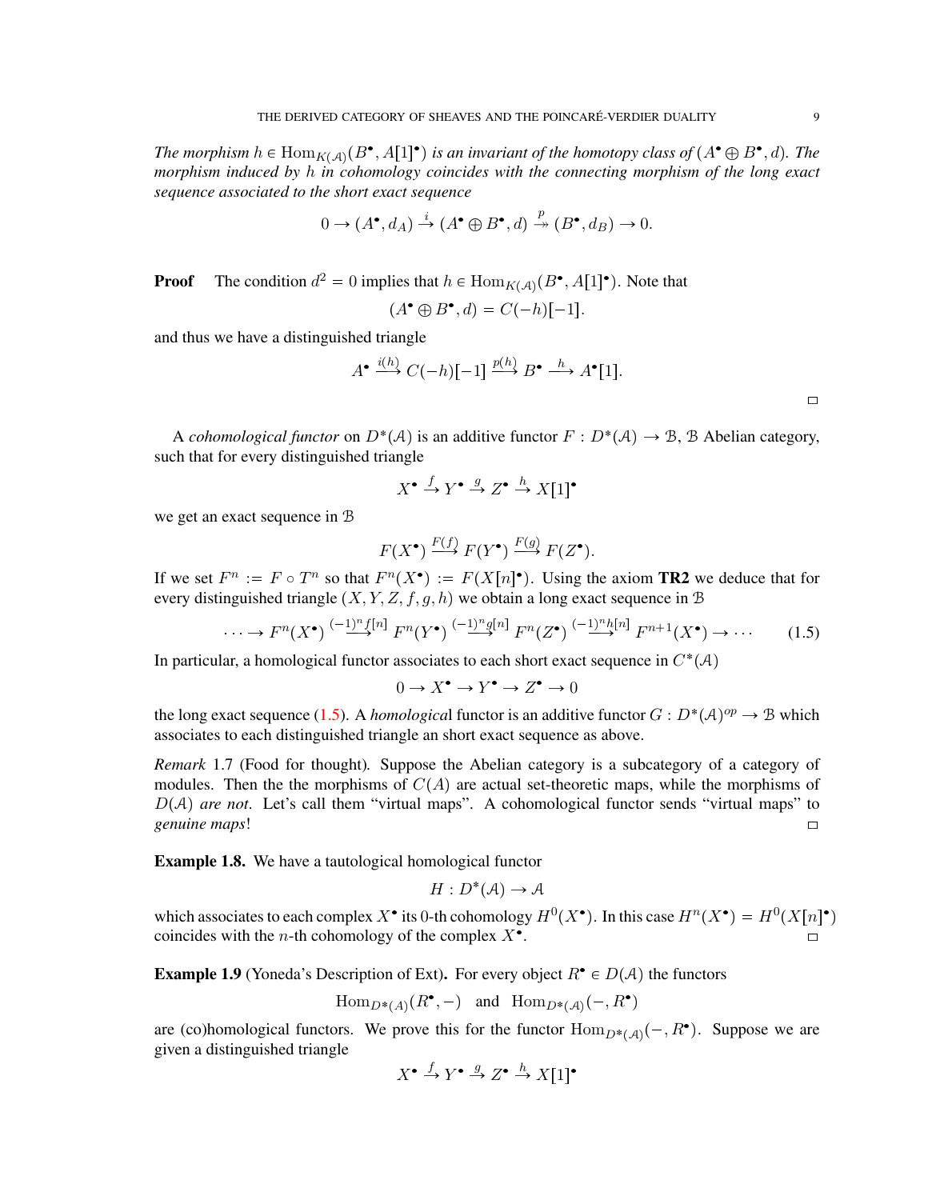*The morphism $h \in \mathrm{Hom}_{K(\mathcal{A})}(B^\bullet, A[1]^\bullet)$ is an invariant of the homotopy class of $(A^\bullet \oplus B^\bullet, d)$. The morphism induced by $h$ in cohomology coincides with the connecting morphism of the long exact sequence associated to the short exact sequence*

$$0 \to (A^\bullet, d_A) \xrightarrow{i} (A^\bullet \oplus B^\bullet, d) \overset{p}{\twoheadrightarrow} (B^\bullet, d_B) \to 0.$$

**Proof** The condition $d^2 = 0$ implies that $h \in \mathrm{Hom}_{K(\mathcal{A})}(B^\bullet, A[1]^\bullet)$. Note that

$$(A^\bullet \oplus B^\bullet, d) = C(-h)[-1].$$

and thus we have a distinguished triangle

$$A^\bullet \xrightarrow{i(h)} C(-h)[-1] \xrightarrow{p(h)} B^\bullet \xrightarrow{h} A^\bullet[1].$$

□

A *cohomological functor* on $D^*(\mathcal{A})$ is an additive functor $F : D^*(\mathcal{A}) \to \mathcal{B}$, $\mathcal{B}$ Abelian category, such that for every distinguished triangle

$$X^\bullet \xrightarrow{f} Y^\bullet \xrightarrow{g} Z^\bullet \xrightarrow{h} X[1]^\bullet$$

we get an exact sequence in $\mathcal{B}$

$$F(X^\bullet) \xrightarrow{F(f)} F(Y^\bullet) \xrightarrow{F(g)} F(Z^\bullet).$$

If we set $F^n := F \circ T^n$ so that $F^n(X^\bullet) := F(X[n]^\bullet)$. Using the axiom **TR2** we deduce that for every distinguished triangle $(X, Y, Z, f, g, h)$ we obtain a long exact sequence in $\mathcal{B}$

$$\cdots \to F^n(X^\bullet) \xrightarrow{(-1)^n f[n]} F^n(Y^\bullet) \xrightarrow{(-1)^n g[n]} F^n(Z^\bullet) \xrightarrow{(-1)^n h[n]} F^{n+1}(X^\bullet) \to \cdots \tag{1.5}$$

In particular, a homological functor associates to each short exact sequence in $C^*(\mathcal{A})$

$$0 \to X^\bullet \to Y^\bullet \to Z^\bullet \to 0$$

the long exact sequence (1.5). A *homological* functor is an additive functor $G : D^*(\mathcal{A})^{op} \to \mathcal{B}$ which associates to each distinguished triangle an short exact sequence as above.

*Remark* 1.7 (Food for thought). Suppose the Abelian category is a subcategory of a category of modules. Then the the morphisms of $C(A)$ are actual set-theoretic maps, while the morphisms of $D(\mathcal{A})$ *are not*. Let's call them "virtual maps". A cohomological functor sends "virtual maps" to *genuine maps*! □

**Example 1.8.** We have a tautological homological functor

$$H : D^*(\mathcal{A}) \to \mathcal{A}$$

which associates to each complex $X^\bullet$ its 0-th cohomology $H^0(X^\bullet)$. In this case $H^n(X^\bullet) = H^0(X[n]^\bullet)$ coincides with the $n$-th cohomology of the complex $X^\bullet$. □

**Example 1.9** (Yoneda's Description of Ext)**.** For every object $R^\bullet \in D(\mathcal{A})$ the functors

$$\mathrm{Hom}_{D*(\mathcal{A})}(R^\bullet, -) \quad \text{and} \quad \mathrm{Hom}_{D*(\mathcal{A})}(-, R^\bullet)$$

are (co)homological functors. We prove this for the functor $\mathrm{Hom}_{D^*(\mathcal{A})}(-, R^\bullet)$. Suppose we are given a distinguished triangle

$$X^\bullet \xrightarrow{f} Y^\bullet \xrightarrow{g} Z^\bullet \xrightarrow{h} X[1]^\bullet$$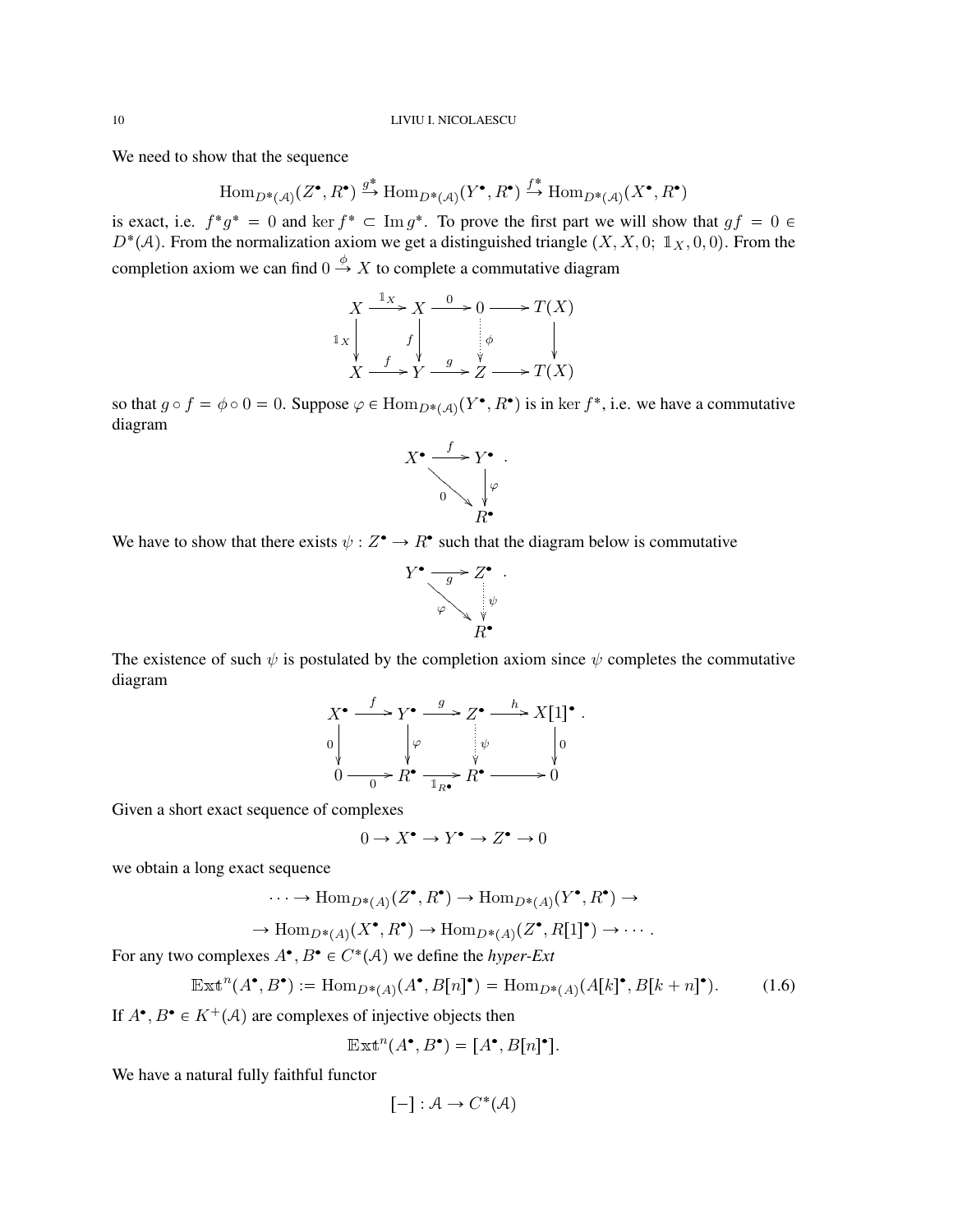We need to show that the sequence

$$\mathrm{Hom}_{D^*(\mathcal{A})}(Z^\bullet, R^\bullet) \xrightarrow{g^*} \mathrm{Hom}_{D^*(\mathcal{A})}(Y^\bullet, R^\bullet) \xrightarrow{f^*} \mathrm{Hom}_{D^*(\mathcal{A})}(X^\bullet, R^\bullet)$$

is exact, i.e. $f^*g^* = 0$ and $\ker f^* \subset \mathrm{Im}\, g^*$. To prove the first part we will show that $gf = 0 \in D^*(\mathcal{A})$. From the normalization axiom we get a distinguished triangle $(X, X, 0;\ \mathbb{1}_X, 0, 0)$. From the completion axiom we can find $0 \xrightarrow{\phi} X$ to complete a commutative diagram

$$\begin{array}{ccccccc}
X & \xrightarrow{\mathbb{1}_X} & X & \xrightarrow{0} & 0 & \longrightarrow & T(X) \\
\downarrow{\scriptstyle \mathbb{1}_X} & & \downarrow{\scriptstyle f} & & \vdots{\scriptstyle \phi} & & \downarrow \\
X & \xrightarrow{f} & Y & \xrightarrow{g} & Z & \longrightarrow & T(X)
\end{array}$$

so that $g \circ f = \phi \circ 0 = 0$. Suppose $\varphi \in \mathrm{Hom}_{D^*(\mathcal{A})}(Y^\bullet, R^\bullet)$ is in $\ker f^*$, i.e. we have a commutative diagram

$$\begin{array}{ccc}
X^\bullet & \xrightarrow{f} & Y^\bullet \\
& {\scriptstyle 0}\searrow & \downarrow{\scriptstyle \varphi} \\
& & R^\bullet
\end{array}.$$

We have to show that there exists $\psi : Z^\bullet \to R^\bullet$ such that the diagram below is commutative

$$\begin{array}{ccc}
Y^\bullet & \xrightarrow{g} & Z^\bullet \\
& {\scriptstyle \varphi}\searrow & \vdots{\scriptstyle \psi} \\
& & R^\bullet
\end{array}.$$

The existence of such $\psi$ is postulated by the completion axiom since $\psi$ completes the commutative diagram

$$\begin{array}{ccccccc}
X^\bullet & \xrightarrow{f} & Y^\bullet & \xrightarrow{g} & Z^\bullet & \xrightarrow{h} & X[1]^\bullet \\
\downarrow{\scriptstyle 0} & & \downarrow{\scriptstyle \varphi} & & \vdots{\scriptstyle \psi} & & \downarrow{\scriptstyle 0} \\
0 & \xrightarrow{0} & R^\bullet & \xrightarrow{\mathbb{1}_{R^\bullet}} & R^\bullet & \longrightarrow & 0
\end{array}.$$

Given a short exact sequence of complexes

$$0 \to X^\bullet \to Y^\bullet \to Z^\bullet \to 0$$

we obtain a long exact sequence

$$\cdots \to \mathrm{Hom}_{D^*(A)}(Z^\bullet, R^\bullet) \to \mathrm{Hom}_{D^*(A)}(Y^\bullet, R^\bullet) \to$$

$$\to \mathrm{Hom}_{D^*(A)}(X^\bullet, R^\bullet) \to \mathrm{Hom}_{D^*(A)}(Z^\bullet, R[1]^\bullet) \to \cdots.$$

For any two complexes $A^\bullet, B^\bullet \in C^*(\mathcal{A})$ we define the *hyper-Ext*

$$\mathbb{E}\mathrm{xt}^n(A^\bullet, B^\bullet) := \mathrm{Hom}_{D^*(A)}(A^\bullet, B[n]^\bullet) = \mathrm{Hom}_{D^*(A)}(A[k]^\bullet, B[k+n]^\bullet). \tag{1.6}$$

If $A^\bullet, B^\bullet \in K^+(\mathcal{A})$ are complexes of injective objects then

$$\mathbb{E}\mathrm{xt}^n(A^\bullet, B^\bullet) = [A^\bullet, B[n]^\bullet].$$

We have a natural fully faithful functor

$$[-] : \mathcal{A} \to C^*(\mathcal{A})$$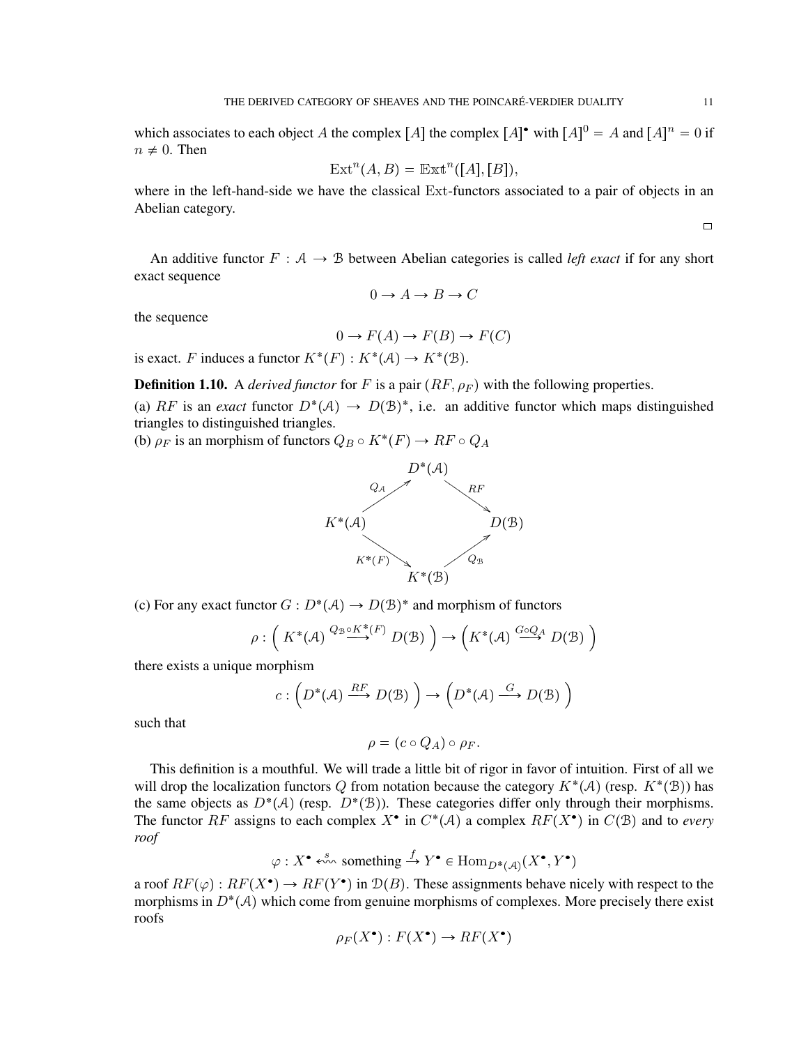which associates to each object $A$ the complex $[A]$ the complex $[A]^\bullet$ with $[A]^0 = A$ and $[A]^n = 0$ if $n \neq 0$. Then

$$\operatorname{Ext}^n(A, B) = \mathbb{E}\mathrm{xt}^n([A], [B]),$$

where in the left-hand-side we have the classical Ext-functors associated to a pair of objects in an Abelian category.

□

An additive functor $F : \mathcal{A} \to \mathcal{B}$ between Abelian categories is called *left exact* if for any short exact sequence

$$0 \to A \to B \to C$$

the sequence

$$0 \to F(A) \to F(B) \to F(C)$$

is exact. $F$ induces a functor $K^*(F) : K^*(\mathcal{A}) \to K^*(\mathcal{B})$.

**Definition 1.10.** A *derived functor* for $F$ is a pair $(RF, \rho_F)$ with the following properties.

(a) $RF$ is an *exact* functor $D^*(\mathcal{A}) \to D(\mathcal{B})^*$, i.e. an additive functor which maps distinguished triangles to distinguished triangles.

(b) $\rho_F$ is an morphism of functors $Q_B \circ K^*(F) \to RF \circ Q_A$

$$\begin{array}{ccccc} & & D^*(\mathcal{A}) & & \\ & {\scriptstyle Q_{\mathcal{A}}} \nearrow & & \searrow {\scriptstyle RF} & \\ K^*(\mathcal{A}) & & & & D(\mathcal{B}) \\ & {\scriptstyle K^*(F)} \searrow & & \nearrow {\scriptstyle Q_{\mathcal{B}}} & \\ & & K^*(\mathcal{B}) & & \end{array}$$

(c) For any exact functor $G : D^*(\mathcal{A}) \to D(\mathcal{B})^*$ and morphism of functors

$$\rho : \Big( K^*(\mathcal{A}) \stackrel{Q_{\mathcal{B}} \circ K^*(F)}{\longrightarrow} D(\mathcal{B}) \Big) \to \Big( K^*(\mathcal{A}) \stackrel{G \circ Q_A}{\longrightarrow} D(\mathcal{B}) \Big)$$

there exists a unique morphism

$$c : \Big( D^*(\mathcal{A}) \stackrel{RF}{\longrightarrow} D(\mathcal{B}) \Big) \to \Big( D^*(\mathcal{A}) \stackrel{G}{\longrightarrow} D(\mathcal{B}) \Big)$$

such that

$$\rho = (c \circ Q_A) \circ \rho_F.$$

This definition is a mouthful. We will trade a little bit of rigor in favor of intuition. First of all we will drop the localization functors $Q$ from notation because the category $K^*(\mathcal{A})$ (resp. $K^*(\mathcal{B})$) has the same objects as $D^*(\mathcal{A})$ (resp. $D^*(\mathcal{B})$). These categories differ only through their morphisms. The functor $RF$ assigns to each complex $X^\bullet$ in $C^*(\mathcal{A})$ a complex $RF(X^\bullet)$ in $C(\mathcal{B})$ and to *every roof*

$$\varphi : X^\bullet \stackrel{s}{\leftsquigarrow} \text{something} \stackrel{f}{\to} Y^\bullet \in \operatorname{Hom}_{D^*(\mathcal{A})}(X^\bullet, Y^\bullet)$$

a roof $RF(\varphi) : RF(X^\bullet) \to RF(Y^\bullet)$ in $\mathcal{D}(B)$. These assignments behave nicely with respect to the morphisms in $D^*(\mathcal{A})$ which come from genuine morphisms of complexes. More precisely there exist roofs

$$\rho_F(X^\bullet) : F(X^\bullet) \to RF(X^\bullet)$$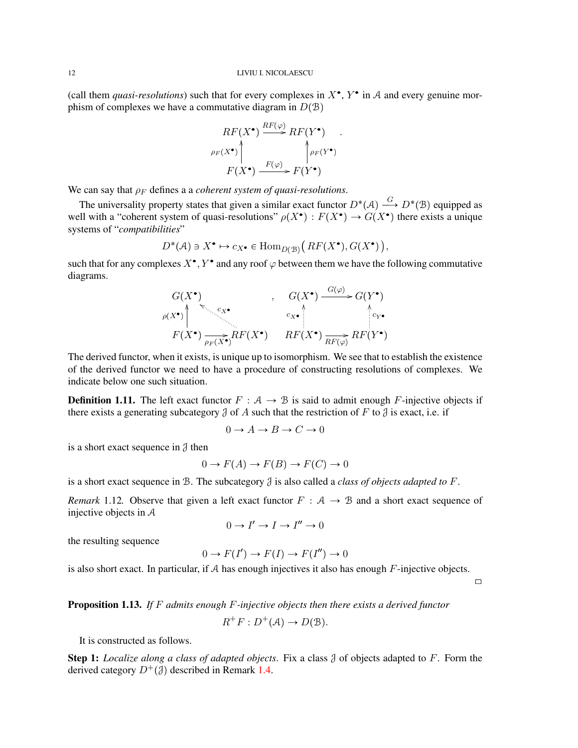(call them *quasi-resolutions*) such that for every complexes in $X^\bullet$, $Y^\bullet$ in $\mathcal{A}$ and every genuine morphism of complexes we have a commutative diagram in $D(\mathcal{B})$

$$\begin{array}{ccc} RF(X^\bullet) & \xrightarrow{RF(\varphi)} & RF(Y^\bullet) \\ {\scriptstyle \rho_F(X^\bullet)} \uparrow & & \uparrow {\scriptstyle \rho_F(Y^\bullet)} \\ F(X^\bullet) & \xrightarrow{F(\varphi)} & F(Y^\bullet) \end{array} .$$

We can say that $\rho_F$ defines a a *coherent system of quasi-resolutions*.

The universality property states that given a similar exact functor $D^*(\mathcal{A}) \xrightarrow{G} D^*(\mathcal{B})$ equipped as well with a "coherent system of quasi-resolutions" $\rho(X^\bullet) : F(X^\bullet) \to G(X^\bullet)$ there exists a unique systems of "*compatibilities*"

$$D^*(\mathcal{A}) \ni X^\bullet \mapsto c_{X^\bullet} \in \operatorname{Hom}_{D(\mathcal{B})}\big( RF(X^\bullet), G(X^\bullet) \big),$$

such that for any complexes $X^\bullet, Y^\bullet$ and any roof $\varphi$ between them we have the following commutative diagrams.

$$\begin{array}{ccc} G(X^\bullet) & & \\ {\scriptstyle \rho(X^\bullet)} \uparrow & \nwarrow {\scriptstyle c_{X^\bullet}} & \\ F(X^\bullet) & \xrightarrow[\rho_F(X^\bullet)]{} & RF(X^\bullet) \end{array} , \qquad \begin{array}{ccc} G(X^\bullet) & \xrightarrow{G(\varphi)} & G(Y^\bullet) \\ {\scriptstyle c_{X^\bullet}} \uparrow & & \uparrow {\scriptstyle c_{Y^\bullet}} \\ RF(X^\bullet) & \xrightarrow[RF(\varphi)]{} & RF(Y^\bullet) \end{array}$$

The derived functor, when it exists, is unique up to isomorphism. We see that to establish the existence of the derived functor we need to have a procedure of constructing resolutions of complexes. We indicate below one such situation.

**Definition 1.11.** The left exact functor $F : \mathcal{A} \to \mathcal{B}$ is said to admit enough $F$-injective objects if there exists a generating subcategory $\mathcal{J}$ of $A$ such that the restriction of $F$ to $\mathcal{J}$ is exact, i.e. if

$$0 \to A \to B \to C \to 0$$

is a short exact sequence in $\mathcal{J}$ then

$$0 \to F(A) \to F(B) \to F(C) \to 0$$

is a short exact sequence in $\mathcal{B}$. The subcategory $\mathcal{J}$ is also called a *class of objects adapted to* $F$.

*Remark* 1.12. Observe that given a left exact functor $F : \mathcal{A} \to \mathcal{B}$ and a short exact sequence of injective objects in $\mathcal{A}$

$$0 \to I' \to I \to I'' \to 0$$

the resulting sequence

$$0 \to F(I') \to F(I) \to F(I'') \to 0$$

is also short exact. In particular, if $\mathcal{A}$ has enough injectives it also has enough $F$-injective objects. □

**Proposition 1.13.** *If $F$ admits enough $F$-injective objects then there exists a derived functor*

$$R^+F : D^+(\mathcal{A}) \to D(\mathcal{B}).$$

It is constructed as follows.

**Step 1:** *Localize along a class of adapted objects*. Fix a class $\mathcal{J}$ of objects adapted to $F$. Form the derived category $D^+(\mathcal{J})$ described in Remark 1.4.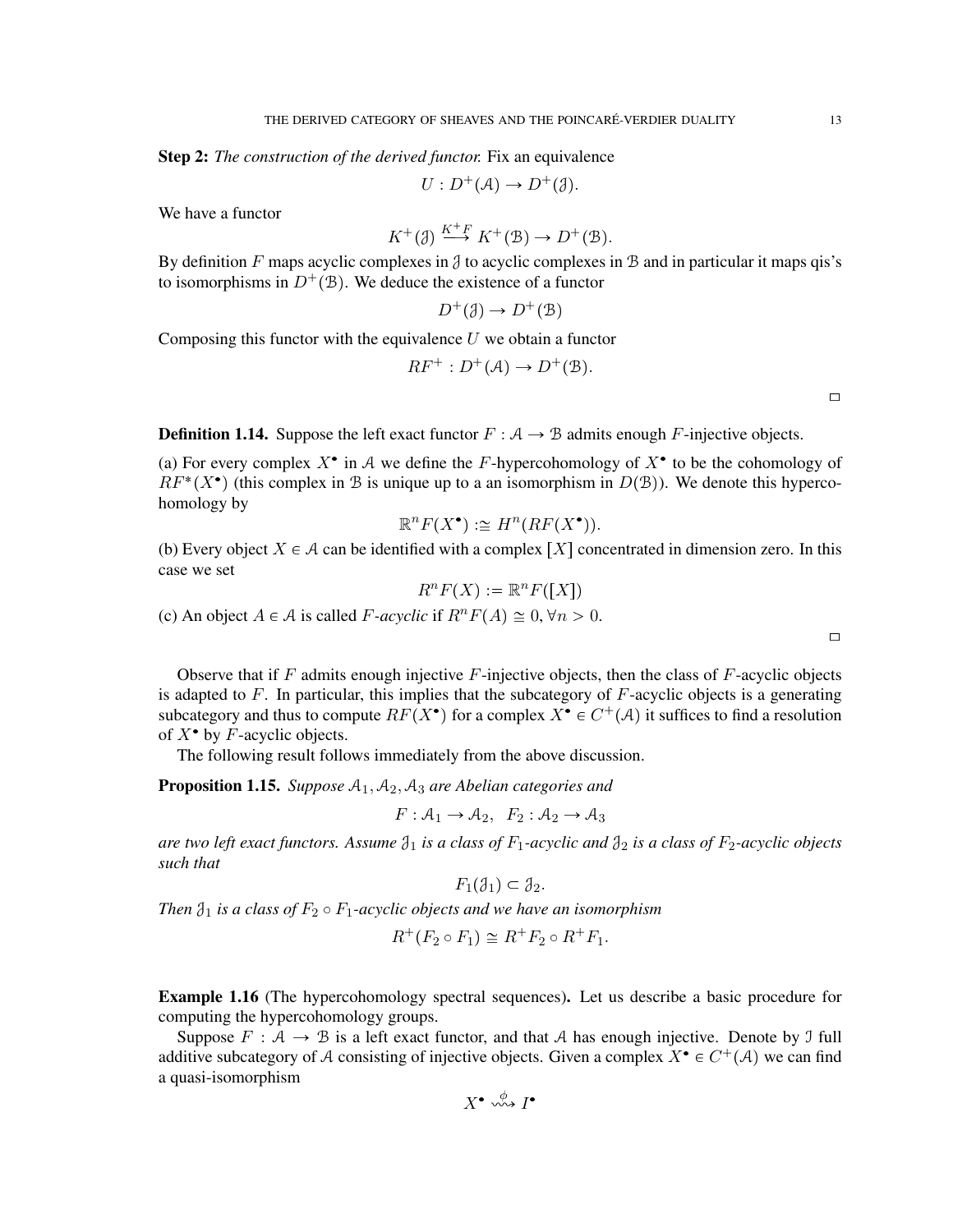**Step 2:** *The construction of the derived functor.* Fix an equivalence

$$U : D^+(\mathcal{A}) \to D^+(\mathcal{J}).$$

We have a functor

$$K^+(\mathcal{J}) \xrightarrow{K^+F} K^+(\mathcal{B}) \to D^+(\mathcal{B}).$$

By definition $F$ maps acyclic complexes in $\mathcal{J}$ to acyclic complexes in $\mathcal{B}$ and in particular it maps qis's to isomorphisms in $D^+(\mathcal{B})$. We deduce the existence of a functor

$$D^+(\mathcal{J}) \to D^+(\mathcal{B})$$

Composing this functor with the equivalence $U$ we obtain a functor

$$RF^+ : D^+(\mathcal{A}) \to D^+(\mathcal{B}).$$

□

**Definition 1.14.** Suppose the left exact functor $F : \mathcal{A} \to \mathcal{B}$ admits enough $F$-injective objects.

(a) For every complex $X^\bullet$ in $\mathcal{A}$ we define the $F$-hypercohomology of $X^\bullet$ to be the cohomology of $RF^*(X^\bullet)$ (this complex in $\mathcal{B}$ is unique up to a an isomorphism in $D(\mathcal{B})$). We denote this hypercohomology by

$$\mathbb{R}^n F(X^\bullet) :\cong H^n(RF(X^\bullet)).$$

(b) Every object $X \in \mathcal{A}$ can be identified with a complex $[X]$ concentrated in dimension zero. In this case we set

$$R^n F(X) := \mathbb{R}^n F([X])$$

(c) An object $A \in \mathcal{A}$ is called *$F$-acyclic* if $R^n F(A) \cong 0, \forall n > 0$.

□

Observe that if $F$ admits enough injective $F$-injective objects, then the class of $F$-acyclic objects is adapted to $F$. In particular, this implies that the subcategory of $F$-acyclic objects is a generating subcategory and thus to compute $RF(X^\bullet)$ for a complex $X^\bullet \in C^+(\mathcal{A})$ it suffices to find a resolution of $X^\bullet$ by $F$-acyclic objects.

The following result follows immediately from the above discussion.

**Proposition 1.15.** *Suppose $\mathcal{A}_1, \mathcal{A}_2, \mathcal{A}_3$ are Abelian categories and*

$$F : \mathcal{A}_1 \to \mathcal{A}_2, \;\; F_2 : \mathcal{A}_2 \to \mathcal{A}_3$$

*are two left exact functors. Assume $\mathcal{J}_1$ is a class of $F_1$-acyclic and $\mathcal{J}_2$ is a class of $F_2$-acyclic objects such that*

$$F_1(\mathcal{J}_1) \subset \mathcal{J}_2.$$

*Then $\mathcal{J}_1$ is a class of $F_2 \circ F_1$-acyclic objects and we have an isomorphism*

$$R^+(F_2 \circ F_1) \cong R^+ F_2 \circ R^+ F_1.$$

**Example 1.16** (The hypercohomology spectral sequences)**.** Let us describe a basic procedure for computing the hypercohomology groups.

Suppose $F : \mathcal{A} \to \mathcal{B}$ is a left exact functor, and that $\mathcal{A}$ has enough injective. Denote by $\mathcal{I}$ full additive subcategory of $\mathcal{A}$ consisting of injective objects. Given a complex $X^\bullet \in C^+(\mathcal{A})$ we can find a quasi-isomorphism

$$X^\bullet \overset{\phi}{\rightsquigarrow} I^\bullet$$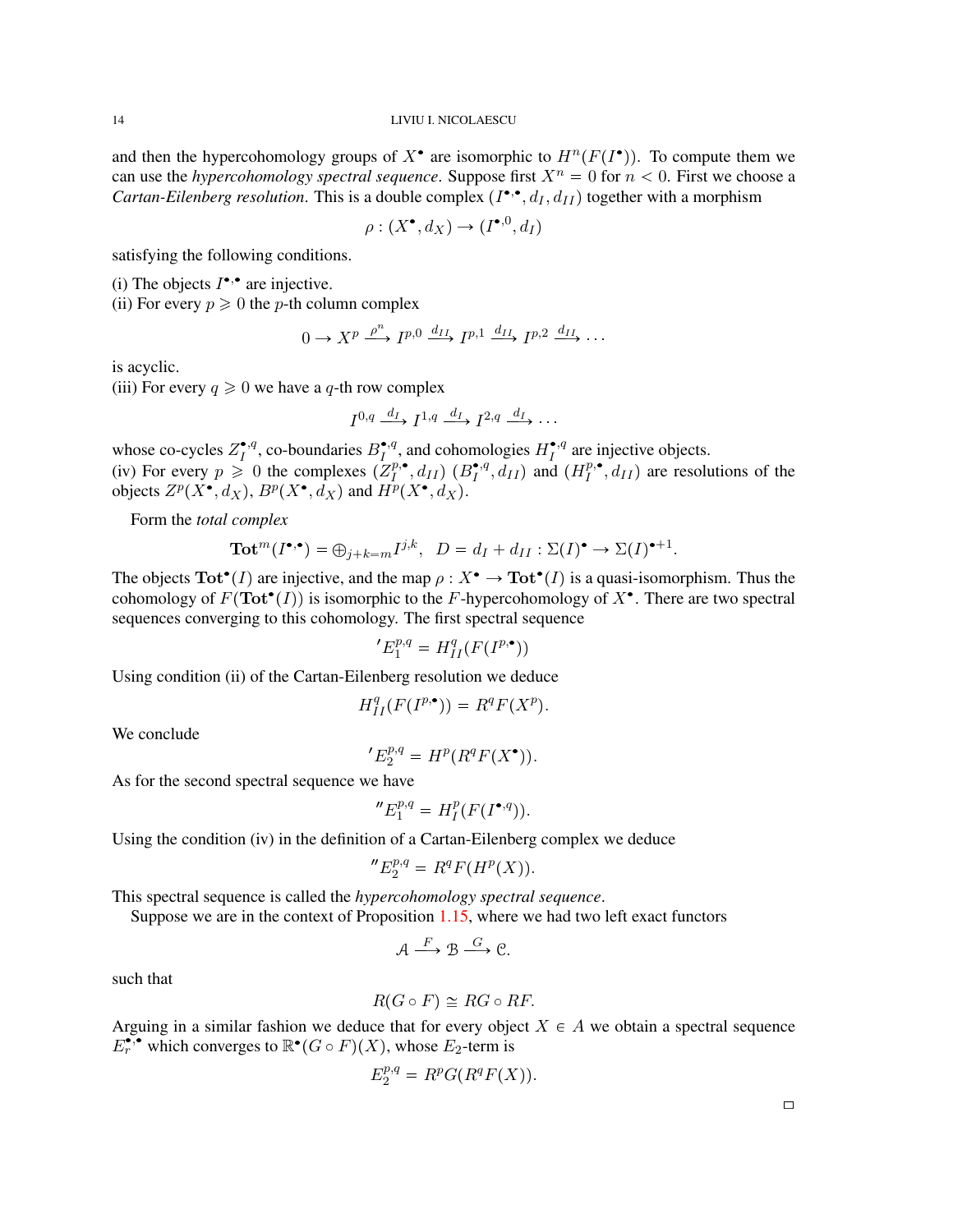and then the hypercohomology groups of $X^\bullet$ are isomorphic to $H^n(F(I^\bullet))$. To compute them we can use the *hypercohomology spectral sequence*. Suppose first $X^n = 0$ for $n < 0$. First we choose a *Cartan-Eilenberg resolution*. This is a double complex $(I^{\bullet,\bullet}, d_I, d_{II})$ together with a morphism

$$\rho : (X^\bullet, d_X) \to (I^{\bullet,0}, d_I)$$

satisfying the following conditions.

(i) The objects $I^{\bullet,\bullet}$ are injective.
(ii) For every $p \geqslant 0$ the $p$-th column complex

$$0 \to X^p \xrightarrow{\rho^n} I^{p,0} \xrightarrow{d_{II}} I^{p,1} \xrightarrow{d_{II}} I^{p,2} \xrightarrow{d_{II}} \cdots$$

is acyclic.
(iii) For every $q \geqslant 0$ we have a $q$-th row complex

$$I^{0,q} \xrightarrow{d_I} I^{1,q} \xrightarrow{d_I} I^{2,q} \xrightarrow{d_I} \cdots$$

whose co-cycles $Z_I^{\bullet,q}$, co-boundaries $B_I^{\bullet,q}$, and cohomologies $H_I^{\bullet,q}$ are injective objects.
(iv) For every $p \geqslant 0$ the complexes $(Z_I^{p,\bullet}, d_{II})$ $(B_I^{\bullet,q}, d_{II})$ and $(H_I^{p,\bullet}, d_{II})$ are resolutions of the objects $Z^p(X^\bullet, d_X)$, $B^p(X^\bullet, d_X)$ and $H^p(X^\bullet, d_X)$.

Form the *total complex*

$$\mathbf{Tot}^m(I^{\bullet,\bullet}) = \oplus_{j+k=m} I^{j,k}, \ \ D = d_I + d_{II} : \Sigma(I)^\bullet \to \Sigma(I)^{\bullet+1}.$$

The objects $\mathbf{Tot}^\bullet(I)$ are injective, and the map $\rho : X^\bullet \to \mathbf{Tot}^\bullet(I)$ is a quasi-isomorphism. Thus the cohomology of $F(\mathbf{Tot}^\bullet(I))$ is isomorphic to the $F$-hypercohomology of $X^\bullet$. There are two spectral sequences converging to this cohomology. The first spectral sequence

$${}'E_1^{p,q} = H_{II}^q(F(I^{p,\bullet}))$$

Using condition (ii) of the Cartan-Eilenberg resolution we deduce

$$H_{II}^q(F(I^{p,\bullet})) = R^q F(X^p).$$

We conclude

$${}'E_2^{p,q} = H^p(R^q F(X^\bullet)).$$

As for the second spectral sequence we have

$${}''E_1^{p,q} = H_I^p(F(I^{\bullet,q})).$$

Using the condition (iv) in the definition of a Cartan-Eilenberg complex we deduce

$${}''E_2^{p,q} = R^q F(H^p(X)).$$

This spectral sequence is called the *hypercohomology spectral sequence*.

Suppose we are in the context of Proposition 1.15, where we had two left exact functors

$$\mathcal{A} \xrightarrow{F} \mathcal{B} \xrightarrow{G} \mathcal{C}.$$

such that

$$R(G \circ F) \cong RG \circ RF.$$

Arguing in a similar fashion we deduce that for every object $X \in A$ we obtain a spectral sequence $E_r^{\bullet,\bullet}$ which converges to $\mathbb{R}^\bullet(G \circ F)(X)$, whose $E_2$-term is

$$E_2^{p,q} = R^p G(R^q F(X)).$$

□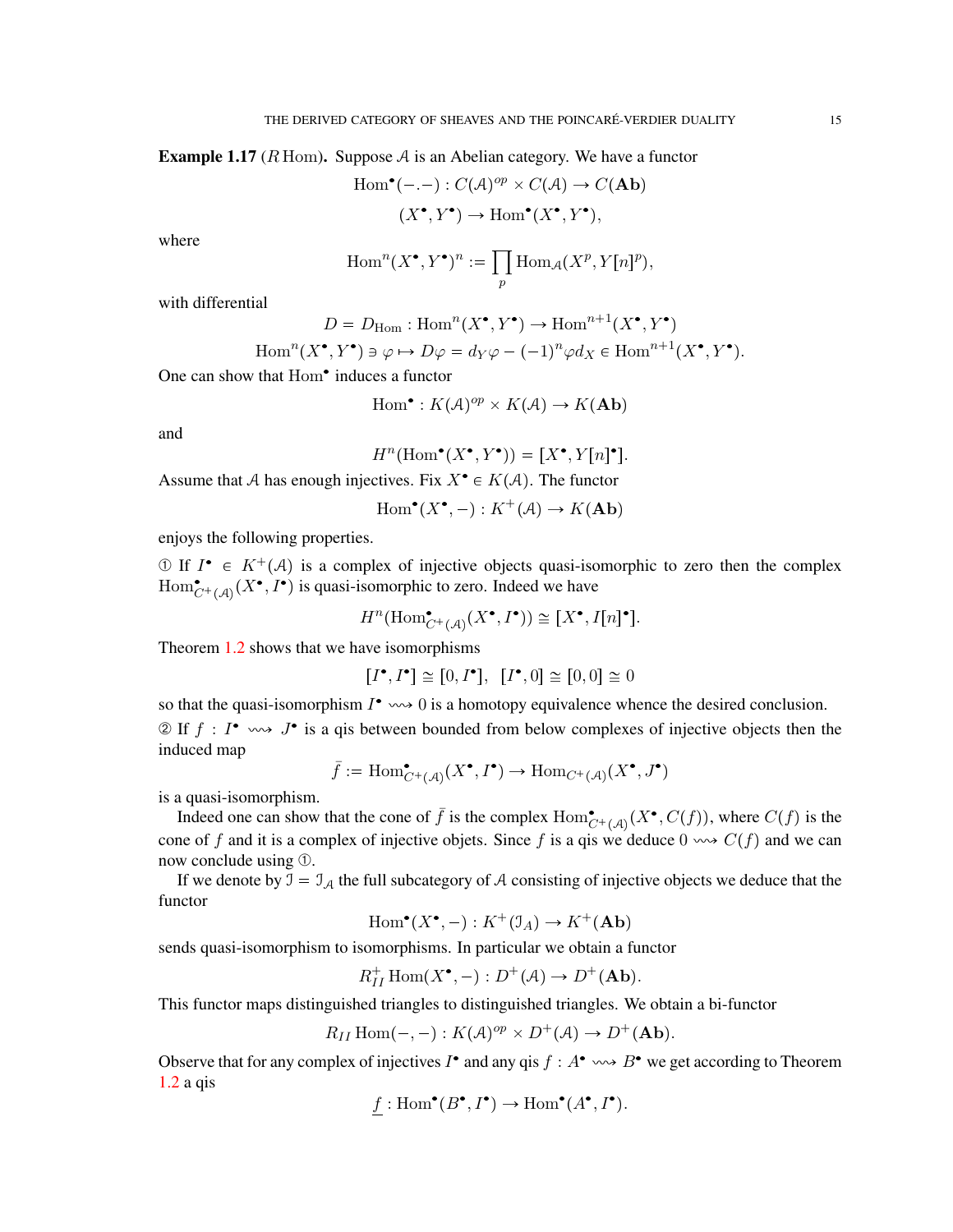**Example 1.17** ($R\,\mathrm{Hom}$)**.** Suppose $\mathcal{A}$ is an Abelian category. We have a functor

$$\mathrm{Hom}^\bullet(-.-) : C(\mathcal{A})^{op} \times C(\mathcal{A}) \to C(\mathbf{Ab})$$

$$(X^\bullet, Y^\bullet) \to \mathrm{Hom}^\bullet(X^\bullet, Y^\bullet),$$

where

$$\mathrm{Hom}^n(X^\bullet, Y^\bullet)^n := \prod_p \mathrm{Hom}_{\mathcal{A}}(X^p, Y[n]^p),$$

with differential

$$D = D_{\mathrm{Hom}} : \mathrm{Hom}^n(X^\bullet, Y^\bullet) \to \mathrm{Hom}^{n+1}(X^\bullet, Y^\bullet)$$

$$\mathrm{Hom}^n(X^\bullet, Y^\bullet) \ni \varphi \mapsto D\varphi = d_Y \varphi - (-1)^n \varphi d_X \in \mathrm{Hom}^{n+1}(X^\bullet, Y^\bullet).$$

One can show that $\mathrm{Hom}^\bullet$ induces a functor

$$\mathrm{Hom}^\bullet : K(\mathcal{A})^{op} \times K(\mathcal{A}) \to K(\mathbf{Ab})$$

and

$$H^n(\mathrm{Hom}^\bullet(X^\bullet, Y^\bullet)) = [X^\bullet, Y[n]^\bullet].$$

Assume that $\mathcal{A}$ has enough injectives. Fix $X^\bullet \in K(\mathcal{A})$. The functor

$$\mathrm{Hom}^\bullet(X^\bullet, -) : K^+(\mathcal{A}) \to K(\mathbf{Ab})$$

enjoys the following properties.

① If $I^\bullet \in K^+(\mathcal{A})$ is a complex of injective objects quasi-isomorphic to zero then the complex $\mathrm{Hom}^\bullet_{C^+(\mathcal{A})}(X^\bullet, I^\bullet)$ is quasi-isomorphic to zero. Indeed we have

$$H^n(\mathrm{Hom}^\bullet_{C^+(\mathcal{A})}(X^\bullet, I^\bullet)) \cong [X^\bullet, I[n]^\bullet].$$

Theorem 1.2 shows that we have isomorphisms

$$[I^\bullet, I^\bullet] \cong [0, I^\bullet], \ \ [I^\bullet, 0] \cong [0, 0] \cong 0$$

so that the quasi-isomorphism $I^\bullet \rightsquigarrow 0$ is a homotopy equivalence whence the desired conclusion.

② If $f : I^\bullet \rightsquigarrow J^\bullet$ is a qis between bounded from below complexes of injective objects then the induced map

$$\bar{f} := \mathrm{Hom}^\bullet_{C^+(\mathcal{A})}(X^\bullet, I^\bullet) \to \mathrm{Hom}_{C^+(\mathcal{A})}(X^\bullet, J^\bullet)$$

is a quasi-isomorphism.

Indeed one can show that the cone of $\bar{f}$ is the complex $\mathrm{Hom}^\bullet_{C^+(\mathcal{A})}(X^\bullet, C(f))$, where $C(f)$ is the cone of $f$ and it is a complex of injective objets. Since $f$ is a qis we deduce $0 \rightsquigarrow C(f)$ and we can now conclude using ①.

If we denote by $\mathcal{I} = \mathcal{I}_{\mathcal{A}}$ the full subcategory of $\mathcal{A}$ consisting of injective objects we deduce that the functor

$$\mathrm{Hom}^\bullet(X^\bullet, -) : K^+(\mathcal{I}_A) \to K^+(\mathbf{Ab})$$

sends quasi-isomorphism to isomorphisms. In particular we obtain a functor

$$R^+_{II}\,\mathrm{Hom}(X^\bullet, -) : D^+(\mathcal{A}) \to D^+(\mathbf{Ab}).$$

This functor maps distinguished triangles to distinguished triangles. We obtain a bi-functor

$$R_{II}\,\mathrm{Hom}(-,-) : K(\mathcal{A})^{op} \times D^+(\mathcal{A}) \to D^+(\mathbf{Ab}).$$

Observe that for any complex of injectives $I^\bullet$ and any qis $f : A^\bullet \rightsquigarrow B^\bullet$ we get according to Theorem 1.2 a qis

$$\underline{f} : \mathrm{Hom}^\bullet(B^\bullet, I^\bullet) \to \mathrm{Hom}^\bullet(A^\bullet, I^\bullet).$$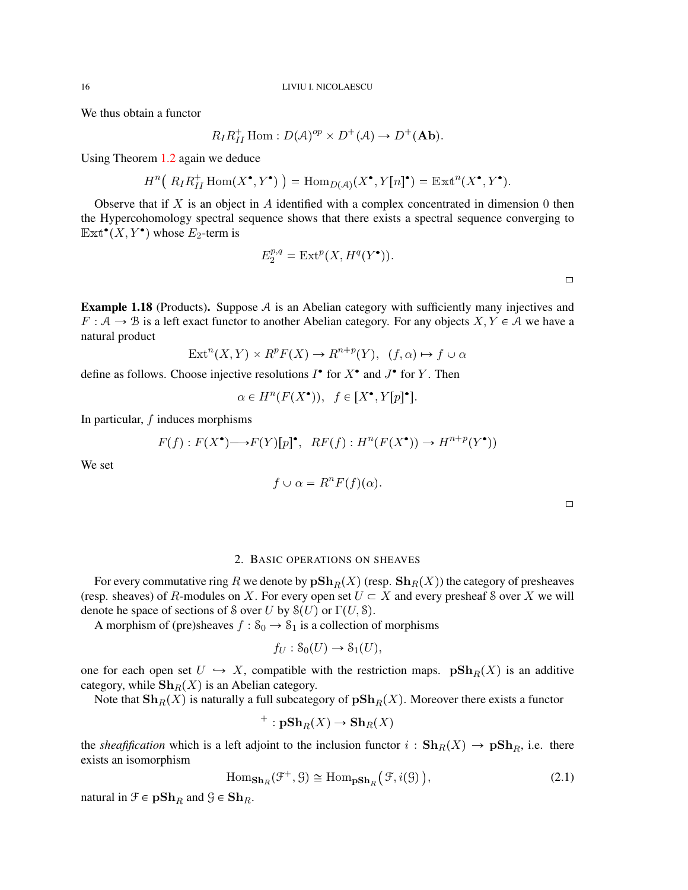We thus obtain a functor

$$R_I R_{II}^+ \operatorname{Hom} : D(\mathcal{A})^{op} \times D^+(\mathcal{A}) \to D^+(\mathbf{Ab}).$$

Using Theorem 1.2 again we deduce

$$H^n\big( R_I R_{II}^+ \operatorname{Hom}(X^\bullet, Y^\bullet) \big) = \operatorname{Hom}_{D(\mathcal{A})}(X^\bullet, Y[n]^\bullet) = \mathbb{E}\mathrm{xt}^n(X^\bullet, Y^\bullet).$$

Observe that if $X$ is an object in $\mathcal{A}$ identified with a complex concentrated in dimension $0$ then the Hypercohomology spectral sequence shows that there exists a spectral sequence converging to $\mathbb{E}\mathrm{xt}^\bullet(X, Y^\bullet)$ whose $E_2$-term is

$$E_2^{p,q} = \operatorname{Ext}^p(X, H^q(Y^\bullet)).$$

□

**Example 1.18** (Products)**.** Suppose $\mathcal{A}$ is an Abelian category with sufficiently many injectives and $F : \mathcal{A} \to \mathcal{B}$ is a left exact functor to another Abelian category. For any objects $X, Y \in \mathcal{A}$ we have a natural product

$$\operatorname{Ext}^n(X, Y) \times R^p F(X) \to R^{n+p}(Y), \;\; (f, \alpha) \mapsto f \cup \alpha$$

define as follows. Choose injective resolutions $I^\bullet$ for $X^\bullet$ and $J^\bullet$ for $Y$. Then

$$\alpha \in H^n(F(X^\bullet)), \;\; f \in [X^\bullet, Y[p]^\bullet].$$

In particular, $f$ induces morphisms

$$F(f) : F(X^\bullet) \longrightarrow F(Y)[p]^\bullet, \;\; RF(f) : H^n(F(X^\bullet)) \to H^{n+p}(Y^\bullet))$$

We set

$$f \cup \alpha = R^n F(f)(\alpha).$$

□

## 2. Basic operations on sheaves

For every commutative ring $R$ we denote by $\mathbf{pSh}_R(X)$ (resp. $\mathbf{Sh}_R(X)$) the category of presheaves (resp. sheaves) of $R$-modules on $X$. For every open set $U \subset X$ and every presheaf $\mathcal{S}$ over $X$ we will denote he space of sections of $\mathcal{S}$ over $U$ by $\mathcal{S}(U)$ or $\Gamma(U, \mathcal{S})$.

A morphism of (pre)sheaves $f : \mathcal{S}_0 \to \mathcal{S}_1$ is a collection of morphisms

$$f_U : \mathcal{S}_0(U) \to \mathcal{S}_1(U),$$

one for each open set $U \hookrightarrow X$, compatible with the restriction maps. $\mathbf{pSh}_R(X)$ is an additive category, while $\mathbf{Sh}_R(X)$ is an Abelian category.

Note that $\mathbf{Sh}_R(X)$ is naturally a full subcategory of $\mathbf{pSh}_R(X)$. Moreover there exists a functor

$$^+ : \mathbf{pSh}_R(X) \to \mathbf{Sh}_R(X)$$

the *sheafification* which is a left adjoint to the inclusion functor $i : \mathbf{Sh}_R(X) \to \mathbf{pSh}_R$, i.e. there exists an isomorphism

$$\operatorname{Hom}_{\mathbf{Sh}_R}(\mathcal{F}^+, \mathcal{G}) \cong \operatorname{Hom}_{\mathbf{pSh}_R}\big(\mathcal{F}, i(\mathcal{G})\big), \tag{2.1}$$

natural in $\mathcal{F} \in \mathbf{pSh}_R$ and $\mathcal{G} \in \mathbf{Sh}_R$.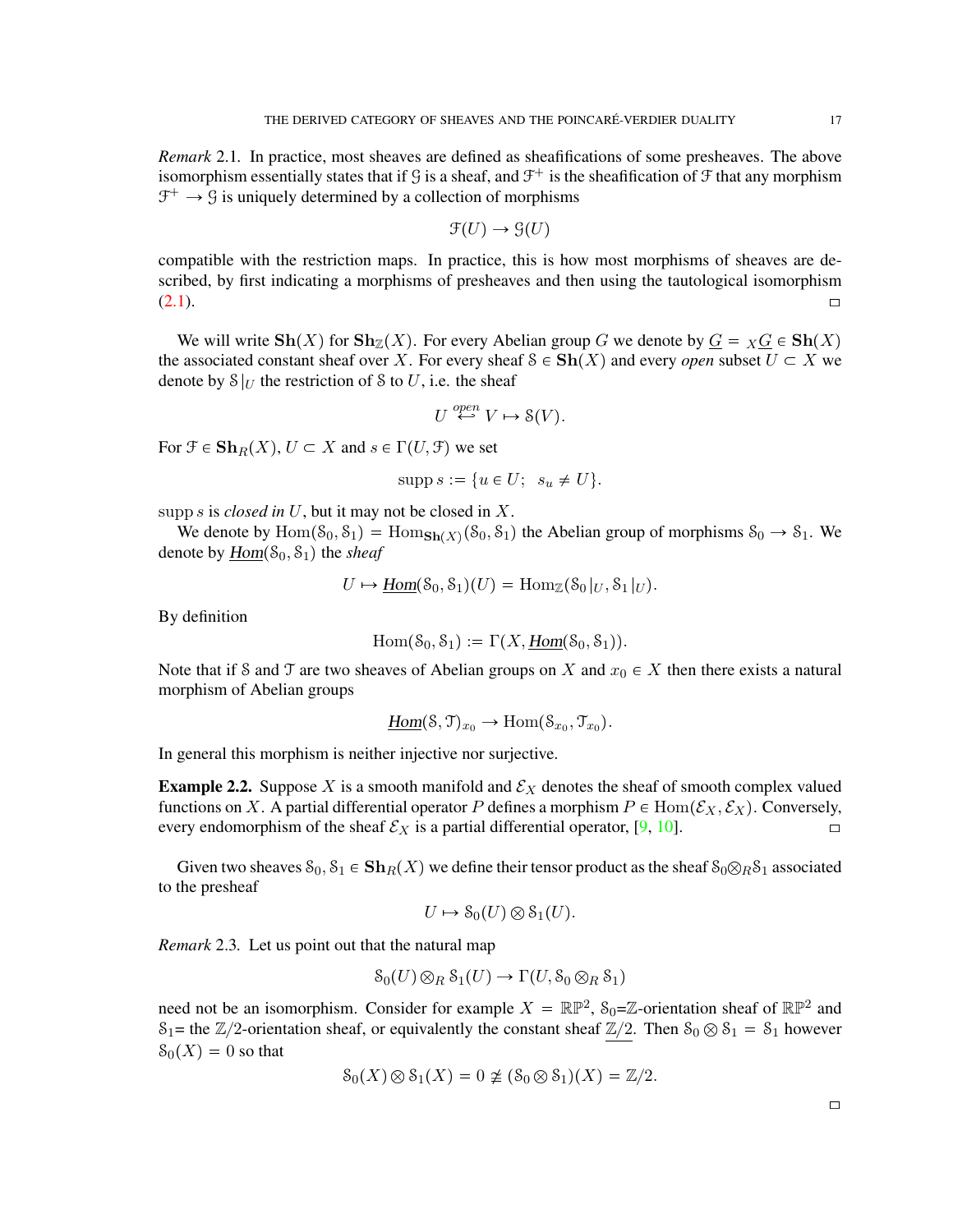*Remark* 2.1. In practice, most sheaves are defined as sheafifications of some presheaves. The above isomorphism essentially states that if $\mathcal{G}$ is a sheaf, and $\mathcal{F}^+$ is the sheafification of $\mathcal{F}$ that any morphism $\mathcal{F}^+ \to \mathcal{G}$ is uniquely determined by a collection of morphisms

$$\mathcal{F}(U) \to \mathcal{G}(U)$$

compatible with the restriction maps. In practice, this is how most morphisms of sheaves are described, by first indicating a morphisms of presheaves and then using the tautological isomorphism (2.1). □

We will write $\mathbf{Sh}(X)$ for $\mathbf{Sh}_{\mathbb{Z}}(X)$. For every Abelian group $G$ we denote by $\underline{G} = {}_X\underline{G} \in \mathbf{Sh}(X)$ the associated constant sheaf over $X$. For every sheaf $\mathcal{S} \in \mathbf{Sh}(X)$ and every *open* subset $U \subset X$ we denote by $\mathcal{S}|_U$ the restriction of $\mathcal{S}$ to $U$, i.e. the sheaf

$$U \overset{open}{\hookleftarrow} V \mapsto \mathcal{S}(V).$$

For $\mathcal{F} \in \mathbf{Sh}_R(X)$, $U \subset X$ and $s \in \Gamma(U, \mathcal{F})$ we set

$$\operatorname{supp} s := \{u \in U;\ \ s_u \neq U\}.$$

$\operatorname{supp} s$ is *closed in* $U$, but it may not be closed in $X$.

We denote by $\operatorname{Hom}(\mathcal{S}_0, \mathcal{S}_1) = \operatorname{Hom}_{\mathbf{Sh}(X)}(\mathcal{S}_0, \mathcal{S}_1)$ the Abelian group of morphisms $\mathcal{S}_0 \to \mathcal{S}_1$. We denote by $\underline{Hom}(\mathcal{S}_0, \mathcal{S}_1)$ the *sheaf*

$$U \mapsto \underline{Hom}(\mathcal{S}_0, \mathcal{S}_1)(U) = \operatorname{Hom}_{\mathbb{Z}}(\mathcal{S}_0|_U, \mathcal{S}_1|_U).$$

By definition

$$\operatorname{Hom}(\mathcal{S}_0, \mathcal{S}_1) := \Gamma(X, \underline{Hom}(\mathcal{S}_0, \mathcal{S}_1)).$$

Note that if $\mathcal{S}$ and $\mathcal{T}$ are two sheaves of Abelian groups on $X$ and $x_0 \in X$ then there exists a natural morphism of Abelian groups

$$\underline{Hom}(\mathcal{S}, \mathcal{T})_{x_0} \to \operatorname{Hom}(\mathcal{S}_{x_0}, \mathcal{T}_{x_0}).$$

In general this morphism is neither injective nor surjective.

**Example 2.2.** Suppose $X$ is a smooth manifold and $\mathcal{E}_X$ denotes the sheaf of smooth complex valued functions on $X$. A partial differential operator $P$ defines a morphism $P \in \operatorname{Hom}(\mathcal{E}_X, \mathcal{E}_X)$. Conversely, every endomorphism of the sheaf $\mathcal{E}_X$ is a partial differential operator, [9, 10]. □

Given two sheaves $\mathcal{S}_0, \mathcal{S}_1 \in \mathbf{Sh}_R(X)$ we define their tensor product as the sheaf $\mathcal{S}_0 \otimes_R \mathcal{S}_1$ associated to the presheaf

$$U \mapsto \mathcal{S}_0(U) \otimes \mathcal{S}_1(U).$$

*Remark* 2.3. Let us point out that the natural map

$$\mathcal{S}_0(U) \otimes_R \mathcal{S}_1(U) \to \Gamma(U, \mathcal{S}_0 \otimes_R \mathcal{S}_1)$$

need not be an isomorphism. Consider for example $X = \mathbb{RP}^2$, $\mathcal{S}_0$=$\mathbb{Z}$-orientation sheaf of $\mathbb{RP}^2$ and $\mathcal{S}_1$= the $\mathbb{Z}/2$-orientation sheaf, or equivalently the constant sheaf $\underline{\mathbb{Z}/2}$. Then $\mathcal{S}_0 \otimes \mathcal{S}_1 = \mathcal{S}_1$ however $\mathcal{S}_0(X) = 0$ so that

$$\mathcal{S}_0(X) \otimes \mathcal{S}_1(X) = 0 \not\cong (\mathcal{S}_0 \otimes \mathcal{S}_1)(X) = \mathbb{Z}/2.$$

□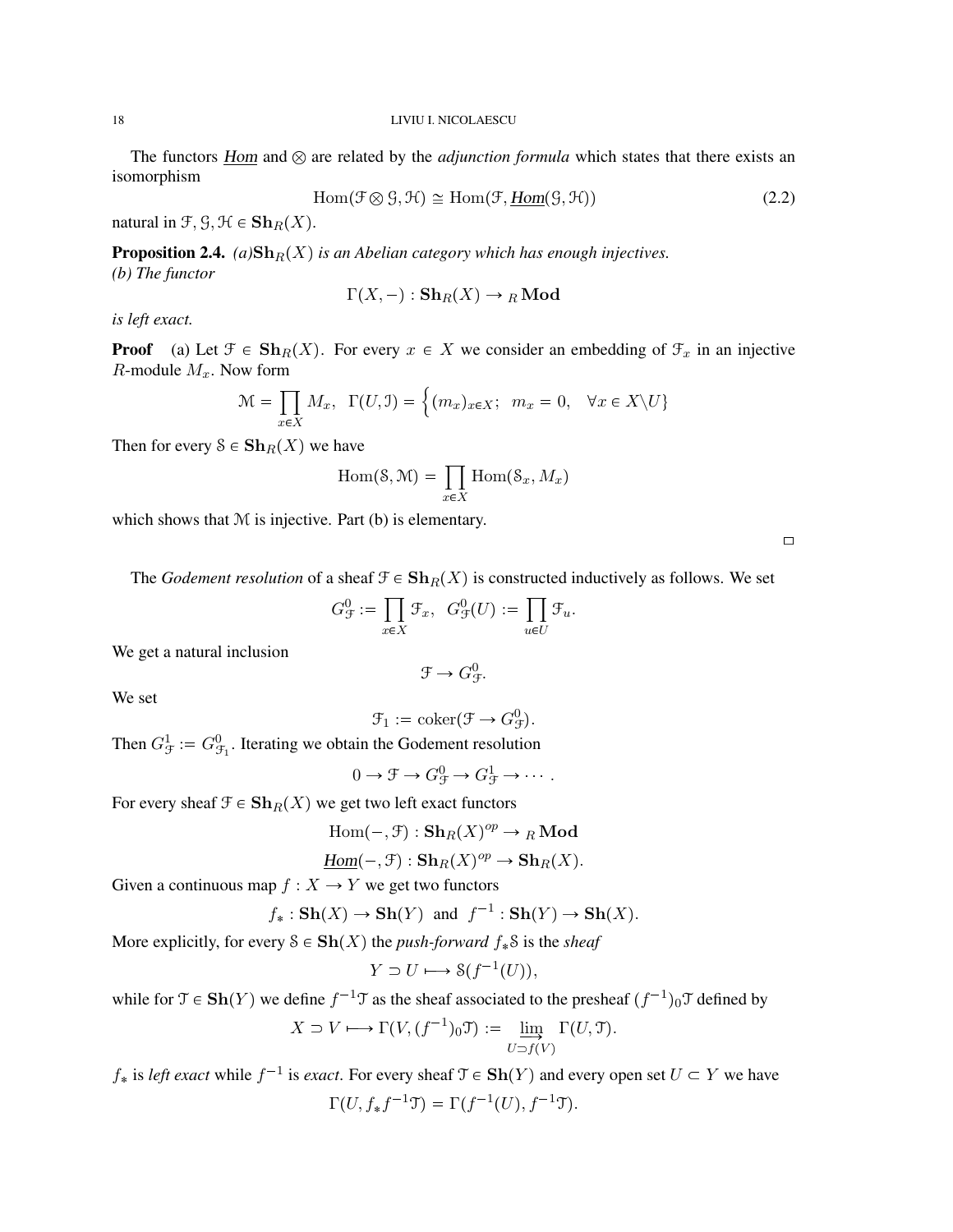The functors $\underline{Hom}$ and $\otimes$ are related by the *adjunction formula* which states that there exists an isomorphism

$$\operatorname{Hom}(\mathcal{F} \otimes \mathcal{G}, \mathcal{H}) \cong \operatorname{Hom}(\mathcal{F}, \underline{Hom}(\mathcal{G}, \mathcal{H})) \tag{2.2}$$

natural in $\mathcal{F}, \mathcal{G}, \mathcal{H} \in \mathbf{Sh}_R(X)$.

**Proposition 2.4.** *(a)$\mathbf{Sh}_R(X)$ is an Abelian category which has enough injectives.*
*(b) The functor*

$$\Gamma(X, -) : \mathbf{Sh}_R(X) \to {}_R\mathbf{Mod}$$

*is left exact.*

**Proof** (a) Let $\mathcal{F} \in \mathbf{Sh}_R(X)$. For every $x \in X$ we consider an embedding of $\mathcal{F}_x$ in an injective $R$-module $M_x$. Now form

$$\mathcal{M} = \prod_{x \in X} M_x, \;\; \Gamma(U, \mathcal{I}) = \Big\{ (m_x)_{x \in X}; \;\; m_x = 0, \;\; \forall x \in X \backslash U \Big\}$$

Then for every $\mathcal{S} \in \mathbf{Sh}_R(X)$ we have

$$\operatorname{Hom}(\mathcal{S}, \mathcal{M}) = \prod_{x \in X} \operatorname{Hom}(\mathcal{S}_x, M_x)$$

which shows that $\mathcal{M}$ is injective. Part (b) is elementary. □

The *Godement resolution* of a sheaf $\mathcal{F} \in \mathbf{Sh}_R(X)$ is constructed inductively as follows. We set

$$G^0_{\mathcal{F}} := \prod_{x \in X} \mathcal{F}_x, \;\; G^0_{\mathcal{F}}(U) := \prod_{u \in U} \mathcal{F}_u.$$

We get a natural inclusion

$$\mathcal{F} \to G^0_{\mathcal{F}}.$$

We set

$$\mathcal{F}_1 := \operatorname{coker}(\mathcal{F} \to G^0_{\mathcal{F}}).$$

Then $G^1_{\mathcal{F}} := G^0_{\mathcal{F}_1}$. Iterating we obtain the Godement resolution

$$0 \to \mathcal{F} \to G^0_{\mathcal{F}} \to G^1_{\mathcal{F}} \to \cdots.$$

For every sheaf $\mathcal{F} \in \mathbf{Sh}_R(X)$ we get two left exact functors

$$\operatorname{Hom}(-, \mathcal{F}) : \mathbf{Sh}_R(X)^{op} \to {}_R\mathbf{Mod}$$

$$\underline{Hom}(-, \mathcal{F}) : \mathbf{Sh}_R(X)^{op} \to \mathbf{Sh}_R(X).$$

Given a continuous map $f : X \to Y$ we get two functors

$$f_* : \mathbf{Sh}(X) \to \mathbf{Sh}(Y) \;\; \text{and} \;\; f^{-1} : \mathbf{Sh}(Y) \to \mathbf{Sh}(X).$$

More explicitly, for every $\mathcal{S} \in \mathbf{Sh}(X)$ the *push-forward* $f_*\mathcal{S}$ is the *sheaf*

$$Y \supset U \longmapsto \mathcal{S}(f^{-1}(U)),$$

while for $\mathcal{T} \in \mathbf{Sh}(Y)$ we define $f^{-1}\mathcal{T}$ as the sheaf associated to the presheaf $(f^{-1})_0\mathcal{T}$ defined by

$$X \supset V \longmapsto \Gamma(V, (f^{-1})_0\mathcal{T}) := \varinjlim_{U \supset f(V)} \Gamma(U, \mathcal{T}).$$

$f_*$ is *left exact* while $f^{-1}$ is *exact*. For every sheaf $\mathcal{T} \in \mathbf{Sh}(Y)$ and every open set $U \subset Y$ we have

$$\Gamma(U, f_* f^{-1}\mathcal{T}) = \Gamma(f^{-1}(U), f^{-1}\mathcal{T}).$$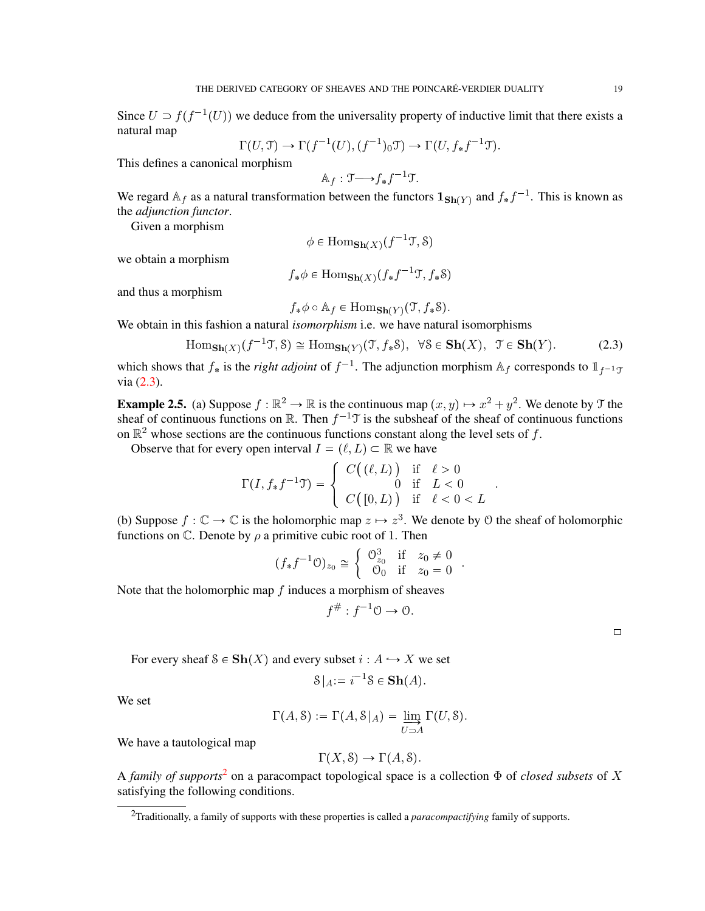Since $U \supset f(f^{-1}(U))$ we deduce from the universality property of inductive limit that there exists a natural map

$$\Gamma(U, \mathcal{T}) \to \Gamma(f^{-1}(U), (f^{-1})_0 \mathcal{T}) \to \Gamma(U, f_* f^{-1}\mathcal{T}).$$

This defines a canonical morphism

$$\mathbb{A}_f : \mathcal{T} \longrightarrow f_* f^{-1}\mathcal{T}.$$

We regard $\mathbb{A}_f$ as a natural transformation between the functors $\mathbf{1}_{\mathbf{Sh}(Y)}$ and $f_* f^{-1}$. This is known as the *adjunction functor*.

Given a morphism

$$\phi \in \mathrm{Hom}_{\mathbf{Sh}(X)}(f^{-1}\mathcal{T}, \mathcal{S})$$

we obtain a morphism

$$f_*\phi \in \mathrm{Hom}_{\mathbf{Sh}(X)}(f_* f^{-1}\mathcal{T}, f_*\mathcal{S})$$

and thus a morphism

$$f_*\phi \circ \mathbb{A}_f \in \mathrm{Hom}_{\mathbf{Sh}(Y)}(\mathcal{T}, f_*\mathcal{S}).$$

We obtain in this fashion a natural *isomorphism* i.e. we have natural isomorphisms

$$\mathrm{Hom}_{\mathbf{Sh}(X)}(f^{-1}\mathcal{T}, \mathcal{S}) \cong \mathrm{Hom}_{\mathbf{Sh}(Y)}(\mathcal{T}, f_*\mathcal{S}), \;\; \forall \mathcal{S} \in \mathbf{Sh}(X), \;\; \mathcal{T} \in \mathbf{Sh}(Y). \tag{2.3}$$

which shows that $f_*$ is the *right adjoint* of $f^{-1}$. The adjunction morphism $\mathbb{A}_f$ corresponds to $\mathbb{1}_{f^{-1}\mathcal{T}}$ via (2.3).

**Example 2.5.** (a) Suppose $f : \mathbb{R}^2 \to \mathbb{R}$ is the continuous map $(x, y) \mapsto x^2 + y^2$. We denote by $\mathcal{T}$ the sheaf of continuous functions on $\mathbb{R}$. Then $f^{-1}\mathcal{T}$ is the subsheaf of the sheaf of continuous functions on $\mathbb{R}^2$ whose sections are the continuous functions constant along the level sets of $f$.

Observe that for every open interval $I = (\ell, L) \subset \mathbb{R}$ we have

$$\Gamma(I, f_* f^{-1}\mathcal{T}) = \begin{cases} C\big((\ell, L)\big) & \text{if} \;\; \ell > 0 \\ \qquad 0 & \text{if} \;\; L < 0 \\ C\big([0, L)\big) & \text{if} \;\; \ell < 0 < L \end{cases}.$$

(b) Suppose $f : \mathbb{C} \to \mathbb{C}$ is the holomorphic map $z \mapsto z^3$. We denote by $\mathcal{O}$ the sheaf of holomorphic functions on $\mathbb{C}$. Denote by $\rho$ a primitive cubic root of $1$. Then

$$(f_* f^{-1}\mathcal{O})_{z_0} \cong \begin{cases} \mathcal{O}^3_{z_0} & \text{if} \;\; z_0 \neq 0 \\ \mathcal{O}_0 & \text{if} \;\; z_0 = 0 \end{cases}.$$

Note that the holomorphic map $f$ induces a morphism of sheaves

$$f^{\#} : f^{-1}\mathcal{O} \to \mathcal{O}.$$

□

For every sheaf $\mathcal{S} \in \mathbf{Sh}(X)$ and every subset $i : A \hookrightarrow X$ we set

$$\mathcal{S}|_A := i^{-1}\mathcal{S} \in \mathbf{Sh}(A).$$

We set

$$\Gamma(A, \mathcal{S}) := \Gamma(A, \mathcal{S}|_A) = \varinjlim_{U \supset A} \Gamma(U, \mathcal{S}).$$

We have a tautological map

$$\Gamma(X, \mathcal{S}) \to \Gamma(A, \mathcal{S}).$$

A *family of supports*[2] on a paracompact topological space is a collection $\Phi$ of *closed subsets* of $X$ satisfying the following conditions.

[2] Traditionally, a family of supports with these properties is called a *paracompactifying* family of supports.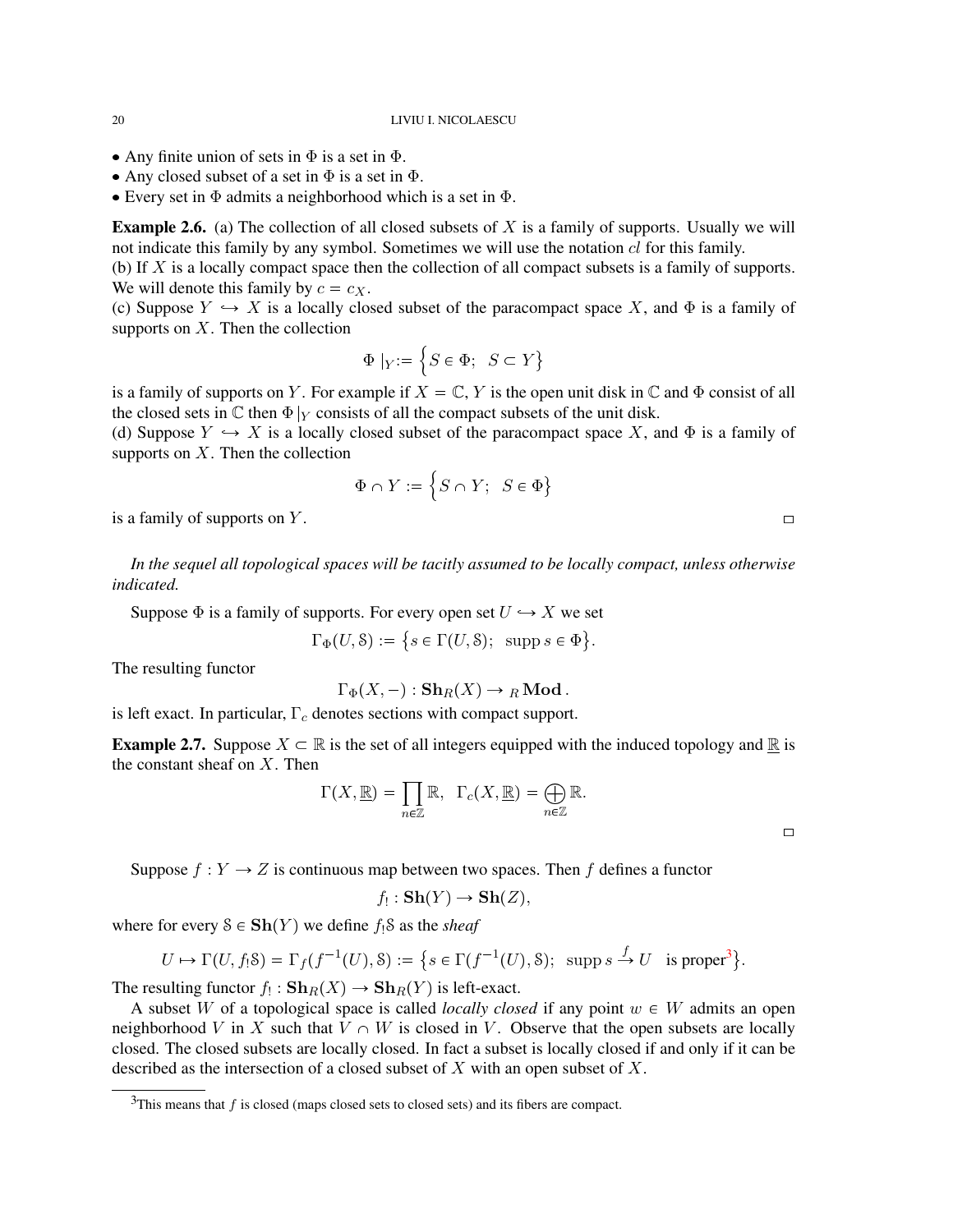- Any finite union of sets in $\Phi$ is a set in $\Phi$.
- Any closed subset of a set in $\Phi$ is a set in $\Phi$.
- Every set in $\Phi$ admits a neighborhood which is a set in $\Phi$.

**Example 2.6.** (a) The collection of all closed subsets of $X$ is a family of supports. Usually we will not indicate this family by any symbol. Sometimes we will use the notation $cl$ for this family.
(b) If $X$ is a locally compact space then the collection of all compact subsets is a family of supports. We will denote this family by $c = c_X$.
(c) Suppose $Y \hookrightarrow X$ is a locally closed subset of the paracompact space $X$, and $\Phi$ is a family of supports on $X$. Then the collection

$$\Phi\mid_Y := \Big\{ S \in \Phi;\;\; S \subset Y \Big\}$$

is a family of supports on $Y$. For example if $X = \mathbb{C}$, $Y$ is the open unit disk in $\mathbb{C}$ and $\Phi$ consist of all the closed sets in $\mathbb{C}$ then $\Phi\mid_Y$ consists of all the compact subsets of the unit disk.
(d) Suppose $Y \hookrightarrow X$ is a locally closed subset of the paracompact space $X$, and $\Phi$ is a family of supports on $X$. Then the collection

$$\Phi \cap Y := \Big\{ S \cap Y;\;\; S \in \Phi \Big\}$$

is a family of supports on $Y$. □

*In the sequel all topological spaces will be tacitly assumed to be locally compact, unless otherwise indicated.*

Suppose $\Phi$ is a family of supports. For every open set $U \hookrightarrow X$ we set

$$\Gamma_\Phi(U, \mathcal{S}) := \big\{ s \in \Gamma(U, \mathcal{S});\;\; \operatorname{supp} s \in \Phi \big\}.$$

The resulting functor

$$\Gamma_\Phi(X, -) : \mathbf{Sh}_R(X) \to {}_R\mathbf{Mod}\,.$$

is left exact. In particular, $\Gamma_c$ denotes sections with compact support.

**Example 2.7.** Suppose $X \subset \mathbb{R}$ is the set of all integers equipped with the induced topology and $\underline{\mathbb{R}}$ is the constant sheaf on $X$. Then

$$\Gamma(X, \underline{\mathbb{R}}) = \prod_{n \in \mathbb{Z}} \mathbb{R}, \;\; \Gamma_c(X, \underline{\mathbb{R}}) = \bigoplus_{n \in \mathbb{Z}} \mathbb{R}.$$

□

Suppose $f : Y \to Z$ is continuous map between two spaces. Then $f$ defines a functor

$$f_! : \mathbf{Sh}(Y) \to \mathbf{Sh}(Z),$$

where for every $\mathcal{S} \in \mathbf{Sh}(Y)$ we define $f_!\mathcal{S}$ as the *sheaf*

$$U \mapsto \Gamma(U, f_!\mathcal{S}) = \Gamma_f(f^{-1}(U), \mathcal{S}) := \big\{ s \in \Gamma(f^{-1}(U), \mathcal{S});\;\; \operatorname{supp} s \xrightarrow{f} U \;\; \text{is proper}^3 \big\}.$$

The resulting functor $f_! : \mathbf{Sh}_R(X) \to \mathbf{Sh}_R(Y)$ is left-exact.

A subset $W$ of a topological space is called *locally closed* if any point $w \in W$ admits an open neighborhood $V$ in $X$ such that $V \cap W$ is closed in $V$. Observe that the open subsets are locally closed. The closed subsets are locally closed. In fact a subset is locally closed if and only if it can be described as the intersection of a closed subset of $X$ with an open subset of $X$.

[3] This means that $f$ is closed (maps closed sets to closed sets) and its fibers are compact.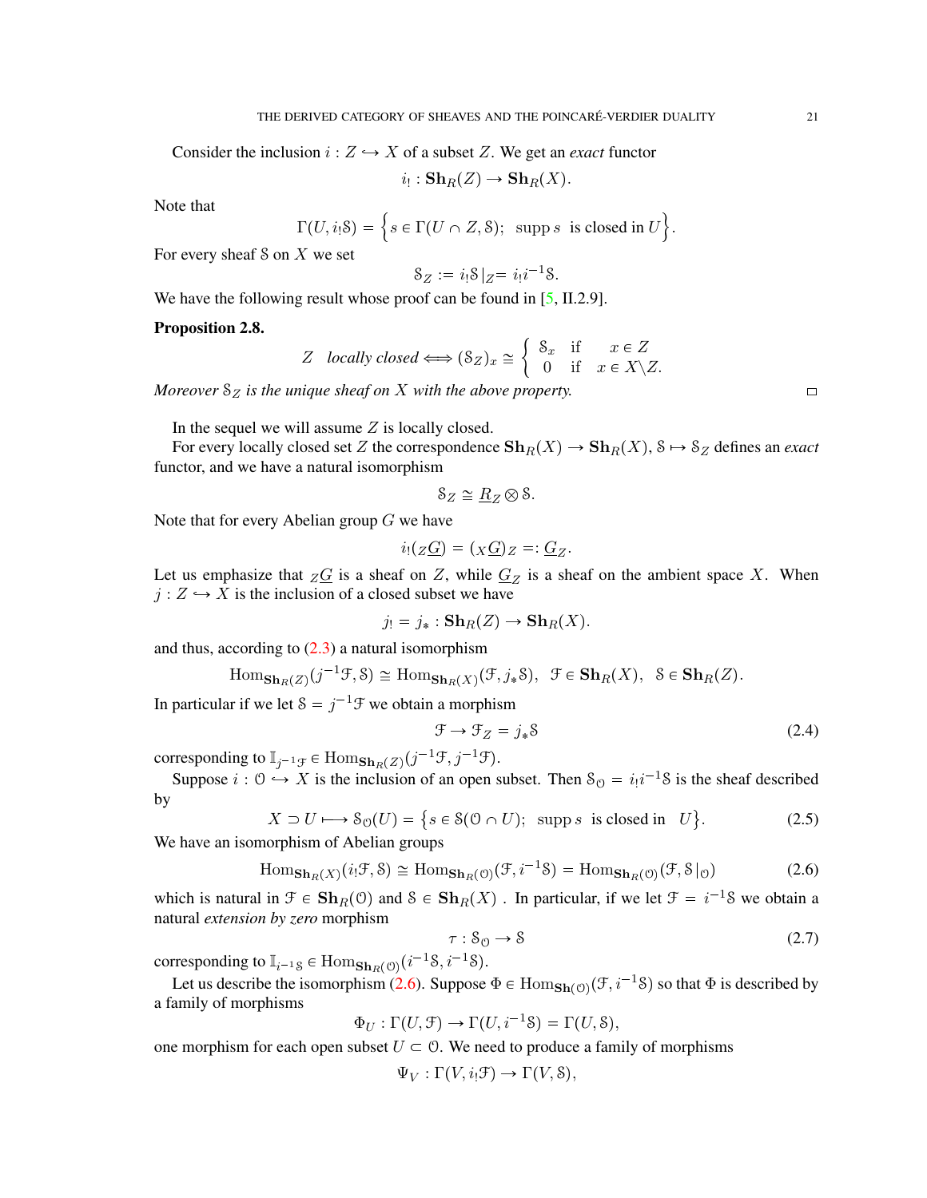Consider the inclusion $i : Z \hookrightarrow X$ of a subset $Z$. We get an *exact* functor

$$i_! : \mathbf{Sh}_R(Z) \to \mathbf{Sh}_R(X).$$

Note that

$$\Gamma(U, i_! \mathcal{S}) = \Big\{ s \in \Gamma(U \cap Z, \mathcal{S});\;\; \operatorname{supp} s \;\text{ is closed in } U \Big\}.$$

For every sheaf $\mathcal{S}$ on $X$ we set

$$\mathcal{S}_Z := i_! \mathcal{S}\,|_Z = i_! i^{-1} \mathcal{S}.$$

We have the following result whose proof can be found in [5, II.2.9].

**Proposition 2.8.**

$$Z \;\; \textit{locally closed} \Longleftrightarrow (\mathcal{S}_Z)_x \cong \begin{cases} \mathcal{S}_x & \text{if} \quad x \in Z \\ 0 & \text{if} \quad x \in X \backslash Z. \end{cases}$$

*Moreover $\mathcal{S}_Z$ is the unique sheaf on $X$ with the above property.* □

In the sequel we will assume $Z$ is locally closed.

For every locally closed set $Z$ the correspondence $\mathbf{Sh}_R(X) \to \mathbf{Sh}_R(X)$, $\mathcal{S} \mapsto \mathcal{S}_Z$ defines an *exact* functor, and we have a natural isomorphism

$$\mathcal{S}_Z \cong \underline{R}_Z \otimes \mathcal{S}.$$

Note that for every Abelian group $G$ we have

$$i_!({}_Z\underline{G}) = ({}_X\underline{G})_Z =: \underline{G}_Z.$$

Let us emphasize that ${}_Z\underline{G}$ is a sheaf on $Z$, while $\underline{G}_Z$ is a sheaf on the ambient space $X$. When $j : Z \hookrightarrow X$ is the inclusion of a closed subset we have

$$j_! = j_* : \mathbf{Sh}_R(Z) \to \mathbf{Sh}_R(X).$$

and thus, according to (2.3) a natural isomorphism

$$\operatorname{Hom}_{\mathbf{Sh}_R(Z)}(j^{-1}\mathcal{F}, \mathcal{S}) \cong \operatorname{Hom}_{\mathbf{Sh}_R(X)}(\mathcal{F}, j_* \mathcal{S}), \;\; \mathcal{F} \in \mathbf{Sh}_R(X), \;\; \mathcal{S} \in \mathbf{Sh}_R(Z).$$

In particular if we let $\mathcal{S} = j^{-1}\mathcal{F}$ we obtain a morphism

$$\mathcal{F} \to \mathcal{F}_Z = j_* \mathcal{S} \tag{2.4}$$

corresponding to $\mathbb{I}_{j^{-1}\mathcal{F}} \in \operatorname{Hom}_{\mathbf{Sh}_R(Z)}(j^{-1}\mathcal{F}, j^{-1}\mathcal{F})$.

Suppose $i : \mathcal{O} \hookrightarrow X$ is the inclusion of an open subset. Then $\mathcal{S}_{\mathcal{O}} = i_! i^{-1} \mathcal{S}$ is the sheaf described by

$$X \supset U \longmapsto \mathcal{S}_{\mathcal{O}}(U) = \big\{ s \in \mathcal{S}(\mathcal{O} \cap U);\;\; \operatorname{supp} s \;\text{ is closed in } \;\; U \big\}. \tag{2.5}$$

We have an isomorphism of Abelian groups

$$\operatorname{Hom}_{\mathbf{Sh}_R(X)}(i_! \mathcal{F}, \mathcal{S}) \cong \operatorname{Hom}_{\mathbf{Sh}_R(\mathcal{O})}(\mathcal{F}, i^{-1}\mathcal{S}) = \operatorname{Hom}_{\mathbf{Sh}_R(\mathcal{O})}(\mathcal{F}, \mathcal{S}\,|_{\mathcal{O}}) \tag{2.6}$$

which is natural in $\mathcal{F} \in \mathbf{Sh}_R(\mathcal{O})$ and $\mathcal{S} \in \mathbf{Sh}_R(X)$ . In particular, if we let $\mathcal{F} = i^{-1}\mathcal{S}$ we obtain a natural *extension by zero* morphism

$$\tau : \mathcal{S}_{\mathcal{O}} \to \mathcal{S} \tag{2.7}$$

corresponding to $\mathbb{I}_{i^{-1}\mathcal{S}} \in \operatorname{Hom}_{\mathbf{Sh}_R(\mathcal{O})}(i^{-1}\mathcal{S}, i^{-1}\mathcal{S})$.

Let us describe the isomorphism (2.6). Suppose $\Phi \in \operatorname{Hom}_{\mathbf{Sh}(\mathcal{O})}(\mathcal{F}, i^{-1}\mathcal{S})$ so that $\Phi$ is described by a family of morphisms

$$\Phi_U : \Gamma(U, \mathcal{F}) \to \Gamma(U, i^{-1}\mathcal{S}) = \Gamma(U, \mathcal{S}),$$

one morphism for each open subset $U \subset \mathcal{O}$. We need to produce a family of morphisms

$$\Psi_V : \Gamma(V, i_! \mathcal{F}) \to \Gamma(V, \mathcal{S}),$$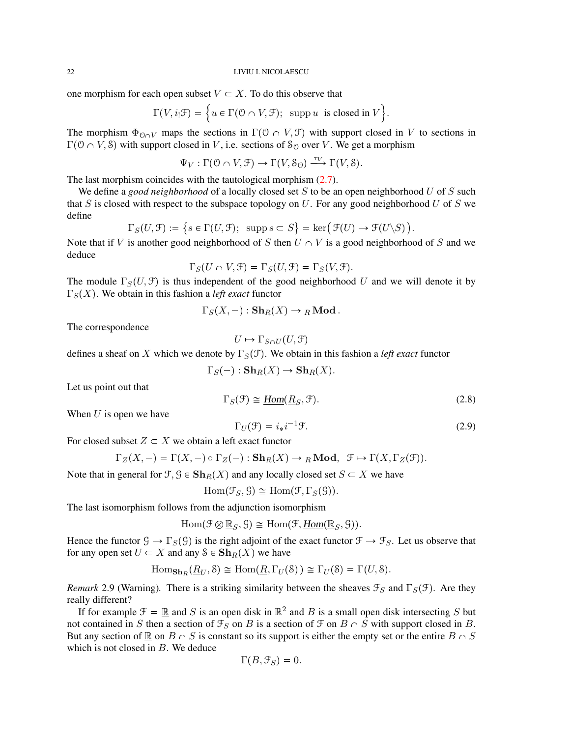one morphism for each open subset $V \subset X$. To do this observe that

$$\Gamma(V, i_! \mathcal{F}) = \Big\{ u \in \Gamma(\mathcal{O} \cap V, \mathcal{F});\ \ \operatorname{supp} u \ \text{ is closed in } V \Big\}.$$

The morphism $\Phi_{\mathcal{O} \cap V}$ maps the sections in $\Gamma(\mathcal{O} \cap V, \mathcal{F})$ with support closed in $V$ to sections in $\Gamma(\mathcal{O} \cap V, \mathcal{S})$ with support closed in $V$, i.e. sections of $\mathcal{S}_{\mathcal{O}}$ over $V$. We get a morphism

$$\Psi_V : \Gamma(\mathcal{O} \cap V, \mathcal{F}) \to \Gamma(V, \mathcal{S}_{\mathcal{O}}) \xrightarrow{\tau_V} \Gamma(V, \mathcal{S}).$$

The last morphism coincides with the tautological morphism (2.7).

We define a *good neighborhood* of a locally closed set $S$ to be an open neighborhood $U$ of $S$ such that $S$ is closed with respect to the subspace topology on $U$. For any good neighborhood $U$ of $S$ we define

$$\Gamma_S(U, \mathcal{F}) := \big\{ s \in \Gamma(U, \mathcal{F});\ \ \operatorname{supp} s \subset S \big\} = \ker\big( \mathcal{F}(U) \to \mathcal{F}(U \backslash S) \big).$$

Note that if $V$ is another good neighborhood of $S$ then $U \cap V$ is a good neighborhood of $S$ and we deduce

$$\Gamma_S(U \cap V, \mathcal{F}) = \Gamma_S(U, \mathcal{F}) = \Gamma_S(V, \mathcal{F}).$$

The module $\Gamma_S(U, \mathcal{F})$ is thus independent of the good neighborhood $U$ and we will denote it by $\Gamma_S(X)$. We obtain in this fashion a *left exact* functor

$$\Gamma_S(X, -) : \mathbf{Sh}_R(X) \to {}_R\mathbf{Mod}.$$

The correspondence

$$U \mapsto \Gamma_{S \cap U}(U, \mathcal{F})$$

defines a sheaf on $X$ which we denote by $\Gamma_S(\mathcal{F})$. We obtain in this fashion a *left exact* functor

$$\Gamma_S(-) : \mathbf{Sh}_R(X) \to \mathbf{Sh}_R(X).$$

Let us point out that

$$\Gamma_S(\mathcal{F}) \cong \underline{Hom}(\underline{R}_S, \mathcal{F}). \tag{2.8}$$

When $U$ is open we have

$$\Gamma_U(\mathcal{F}) = i_* i^{-1} \mathcal{F}. \tag{2.9}$$

For closed subset $Z \subset X$ we obtain a left exact functor

$$\Gamma_Z(X, -) = \Gamma(X, -) \circ \Gamma_Z(-) : \mathbf{Sh}_R(X) \to {}_R\mathbf{Mod},\ \ \mathcal{F} \mapsto \Gamma(X, \Gamma_Z(\mathcal{F})).$$

Note that in general for $\mathcal{F}, \mathcal{G} \in \mathbf{Sh}_R(X)$ and any locally closed set $S \subset X$ we have

$$\operatorname{Hom}(\mathcal{F}_S, \mathcal{G}) \cong \operatorname{Hom}(\mathcal{F}, \Gamma_S(\mathcal{G})).$$

The last isomorphism follows from the adjunction isomorphism

$$\operatorname{Hom}(\mathcal{F} \otimes \underline{\mathbb{R}}_S, \mathcal{G}) \cong \operatorname{Hom}(\mathcal{F}, \underline{Hom}(\underline{\mathbb{R}}_S, \mathcal{G})).$$

Hence the functor $\mathcal{G} \to \Gamma_S(\mathcal{G})$ is the right adjoint of the exact functor $\mathcal{F} \to \mathcal{F}_S$. Let us observe that for any open set $U \subset X$ and any $\mathcal{S} \in \mathbf{Sh}_R(X)$ we have

$$\operatorname{Hom}_{\mathbf{Sh}_R}(\underline{R}_U, \mathcal{S}) \cong \operatorname{Hom}(\underline{R}, \Gamma_U(\mathcal{S})\,) \cong \Gamma_U(\mathcal{S}) = \Gamma(U, \mathcal{S}).$$

*Remark* 2.9 (Warning). There is a striking similarity between the sheaves $\mathcal{F}_S$ and $\Gamma_S(\mathcal{F})$. Are they really different?

If for example $\mathcal{F} = \underline{\mathbb{R}}$ and $S$ is an open disk in $\mathbb{R}^2$ and $B$ is a small open disk intersecting $S$ but not contained in $S$ then a section of $\mathcal{F}_S$ on $B$ is a section of $\mathcal{F}$ on $B \cap S$ with support closed in $B$. But any section of $\underline{\mathbb{R}}$ on $B \cap S$ is constant so its support is either the empty set or the entire $B \cap S$ which is not closed in $B$. We deduce

$$\Gamma(B, \mathcal{F}_S) = 0.$$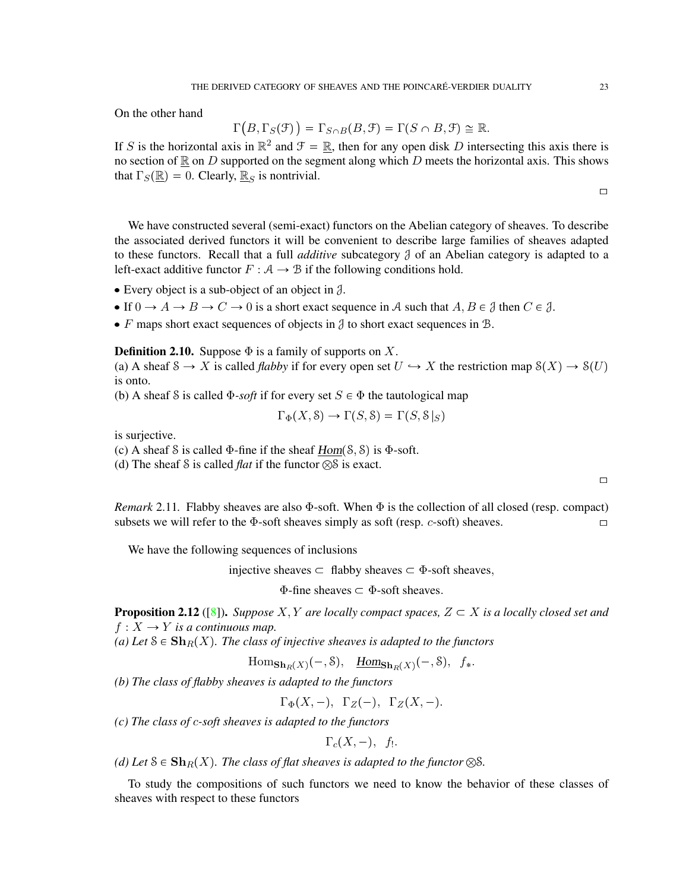On the other hand

$$\Gamma\big(B, \Gamma_S(\mathcal{F})\big) = \Gamma_{S\cap B}(B, \mathcal{F}) = \Gamma(S \cap B, \mathcal{F}) \cong \mathbb{R}.$$

If $S$ is the horizontal axis in $\mathbb{R}^2$ and $\mathcal{F} = \underline{\mathbb{R}}$, then for any open disk $D$ intersecting this axis there is no section of $\underline{\mathbb{R}}$ on $D$ supported on the segment along which $D$ meets the horizontal axis. This shows that $\Gamma_S(\underline{\mathbb{R}}) = 0$. Clearly, $\underline{\mathbb{R}}_S$ is nontrivial.

□

We have constructed several (semi-exact) functors on the Abelian category of sheaves. To describe the associated derived functors it will be convenient to describe large families of sheaves adapted to these functors. Recall that a full *additive* subcategory $\mathcal{J}$ of an Abelian category is adapted to a left-exact additive functor $F : \mathcal{A} \to \mathcal{B}$ if the following conditions hold.

- Every object is a sub-object of an object in $\mathcal{J}$.
- If $0 \to A \to B \to C \to 0$ is a short exact sequence in $\mathcal{A}$ such that $A, B \in \mathcal{J}$ then $C \in \mathcal{J}$.
- $F$ maps short exact sequences of objects in $\mathcal{J}$ to short exact sequences in $\mathcal{B}$.

**Definition 2.10.** Suppose $\Phi$ is a family of supports on $X$.
(a) A sheaf $\mathcal{S} \to X$ is called *flabby* if for every open set $U \hookrightarrow X$ the restriction map $\mathcal{S}(X) \to \mathcal{S}(U)$ is onto.
(b) A sheaf $\mathcal{S}$ is called $\Phi$-*soft* if for every set $S \in \Phi$ the tautological map

$$\Gamma_\Phi(X, \mathcal{S}) \to \Gamma(S, \mathcal{S}) = \Gamma(S, \mathcal{S}\,|_S)$$

is surjective.
(c) A sheaf $\mathcal{S}$ is called $\Phi$-fine if the sheaf $\underline{Hom}(\mathcal{S}, \mathcal{S})$ is $\Phi$-soft.
(d) The sheaf $\mathcal{S}$ is called *flat* if the functor $\otimes\mathcal{S}$ is exact.

□

*Remark* 2.11. Flabby sheaves are also $\Phi$-soft. When $\Phi$ is the collection of all closed (resp. compact) subsets we will refer to the $\Phi$-soft sheaves simply as soft (resp. $c$-soft) sheaves. □

We have the following sequences of inclusions

$$\text{injective sheaves} \subset \text{ flabby sheaves} \subset \Phi\text{-soft sheaves},$$

$$\Phi\text{-fine sheaves} \subset \Phi\text{-soft sheaves}.$$

**Proposition 2.12** ([8]). *Suppose $X, Y$ are locally compact spaces, $Z \subset X$ is a locally closed set and $f : X \to Y$ is a continuous map.*
*(a) Let $\mathcal{S} \in \mathbf{Sh}_R(X)$. The class of injective sheaves is adapted to the functors*

$$\operatorname{Hom}_{\mathbf{Sh}_R(X)}(-, \mathcal{S}), \quad \underline{Hom}_{\mathbf{Sh}_R(X)}(-, \mathcal{S}), \quad f_*.$$

*(b) The class of flabby sheaves is adapted to the functors*

$$\Gamma_\Phi(X, -), \;\; \Gamma_Z(-), \;\; \Gamma_Z(X, -).$$

*(c) The class of $c$-soft sheaves is adapted to the functors*

$$\Gamma_c(X, -), \quad f_!.$$

*(d) Let $\mathcal{S} \in \mathbf{Sh}_R(X)$. The class of flat sheaves is adapted to the functor $\otimes\mathcal{S}$.*

To study the compositions of such functors we need to know the behavior of these classes of sheaves with respect to these functors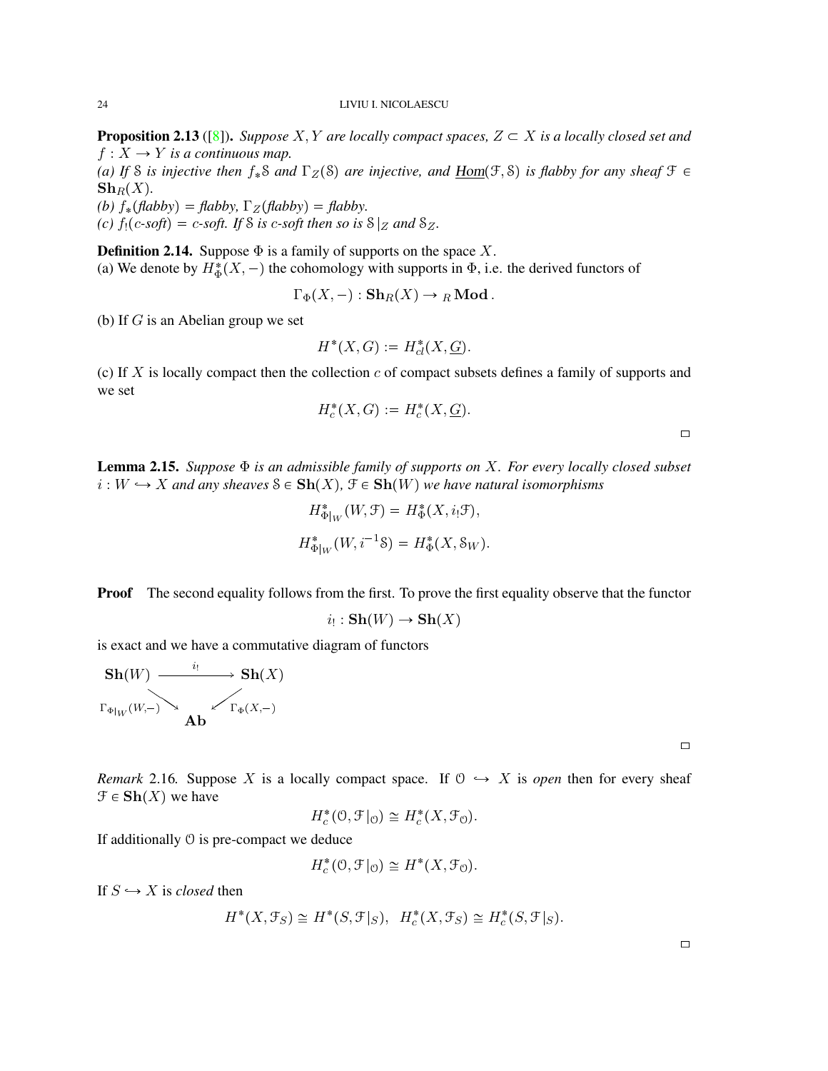**Proposition 2.13** ([8]). *Suppose $X, Y$ are locally compact spaces, $Z \subset X$ is a locally closed set and $f : X \to Y$ is a continuous map.*

*(a) If $\mathcal{S}$ is injective then $f_*\mathcal{S}$ and $\Gamma_Z(\mathcal{S})$ are injective, and $\underline{\mathrm{Hom}}(\mathcal{F}, \mathcal{S})$ is flabby for any sheaf $\mathcal{F} \in \mathbf{Sh}_R(X)$.*

*(b) $f_*(\text{flabby}) = \text{flabby}$, $\Gamma_Z(\text{flabby}) = \text{flabby}$.*

*(c) $f_!(\text{c-soft}) = \text{c-soft}$. If $\mathcal{S}$ is c-soft then so is $\mathcal{S}|_Z$ and $\mathcal{S}_Z$.*

**Definition 2.14.** Suppose $\Phi$ is a family of supports on the space $X$.

(a) We denote by $H^*_\Phi(X, -)$ the cohomology with supports in $\Phi$, i.e. the derived functors of

$$\Gamma_\Phi(X, -) : \mathbf{Sh}_R(X) \to {}_R\mathbf{Mod}\,.$$

(b) If $G$ is an Abelian group we set

$$H^*(X, G) := H^*_{cl}(X, \underline{G}).$$

(c) If $X$ is locally compact then the collection $c$ of compact subsets defines a family of supports and we set

$$H^*_c(X, G) := H^*_c(X, \underline{G}).$$

□

**Lemma 2.15.** *Suppose $\Phi$ is an admissible family of supports on $X$. For every locally closed subset $i : W \hookrightarrow X$ and any sheaves $\mathcal{S} \in \mathbf{Sh}(X)$, $\mathcal{F} \in \mathbf{Sh}(W)$ we have natural isomorphisms*

$$H^*_{\Phi|_W}(W, \mathcal{F}) = H^*_\Phi(X, i_!\mathcal{F}),$$

$$H^*_{\Phi|_W}(W, i^{-1}\mathcal{S}) = H^*_\Phi(X, \mathcal{S}_W).$$

**Proof** The second equality follows from the first. To prove the first equality observe that the functor

$$i_! : \mathbf{Sh}(W) \to \mathbf{Sh}(X)$$

is exact and we have a commutative diagram of functors

$$\begin{array}{ccc} \mathbf{Sh}(W) & \xrightarrow{\;i_!\;} & \mathbf{Sh}(X) \\ & {\scriptstyle \Gamma_{\Phi|_W}(W,-)} \searrow \quad \swarrow {\scriptstyle \Gamma_\Phi(X,-)} & \\ & \mathbf{Ab} & \end{array}$$

□

*Remark* 2.16. Suppose $X$ is a locally compact space. If $\mathcal{O} \hookrightarrow X$ is *open* then for every sheaf $\mathcal{F} \in \mathbf{Sh}(X)$ we have

$$H^*_c(\mathcal{O}, \mathcal{F}|_\mathcal{O}) \cong H^*_c(X, \mathcal{F}_\mathcal{O}).$$

If additionally $\mathcal{O}$ is pre-compact we deduce

$$H^*_c(\mathcal{O}, \mathcal{F}|_\mathcal{O}) \cong H^*(X, \mathcal{F}_\mathcal{O}).$$

If $S \hookrightarrow X$ is *closed* then

$$H^*(X, \mathcal{F}_S) \cong H^*(S, \mathcal{F}|_S), \;\; H^*_c(X, \mathcal{F}_S) \cong H^*_c(S, \mathcal{F}|_S).$$

□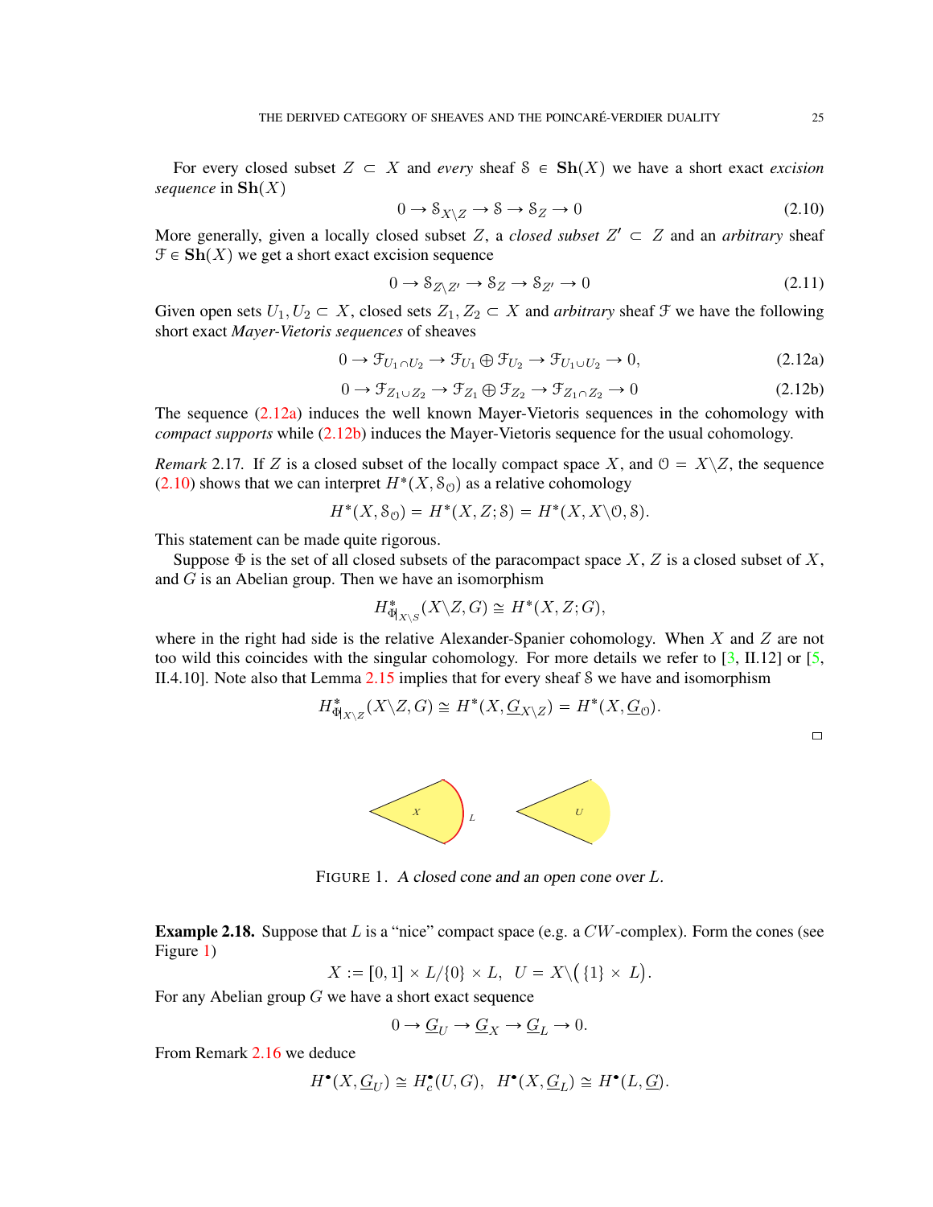For every closed subset $Z \subset X$ and *every* sheaf $\mathcal{S} \in \mathbf{Sh}(X)$ we have a short exact *excision sequence* in $\mathbf{Sh}(X)$

$$0 \to \mathcal{S}_{X\setminus Z} \to \mathcal{S} \to \mathcal{S}_Z \to 0 \tag{2.10}$$

More generally, given a locally closed subset $Z$, a *closed subset* $Z' \subset Z$ and an *arbitrary* sheaf $\mathcal{F} \in \mathbf{Sh}(X)$ we get a short exact excision sequence

$$0 \to \mathcal{S}_{Z\setminus Z'} \to \mathcal{S}_Z \to \mathcal{S}_{Z'} \to 0 \tag{2.11}$$

Given open sets $U_1, U_2 \subset X$, closed sets $Z_1, Z_2 \subset X$ and *arbitrary* sheaf $\mathcal{F}$ we have the following short exact *Mayer-Vietoris sequences* of sheaves

$$0 \to \mathcal{F}_{U_1\cap U_2} \to \mathcal{F}_{U_1} \oplus \mathcal{F}_{U_2} \to \mathcal{F}_{U_1\cup U_2} \to 0, \tag{2.12a}$$

$$0 \to \mathcal{F}_{Z_1\cup Z_2} \to \mathcal{F}_{Z_1} \oplus \mathcal{F}_{Z_2} \to \mathcal{F}_{Z_1\cap Z_2} \to 0 \tag{2.12b}$$

The sequence (2.12a) induces the well known Mayer-Vietoris sequences in the cohomology with *compact supports* while (2.12b) induces the Mayer-Vietoris sequence for the usual cohomology.

*Remark* 2.17. If $Z$ is a closed subset of the locally compact space $X$, and $\mathcal{O} = X\setminus Z$, the sequence (2.10) shows that we can interpret $H^*(X, \mathcal{S}_\mathcal{O})$ as a relative cohomology

$$H^*(X, \mathcal{S}_\mathcal{O}) = H^*(X, Z; \mathcal{S}) = H^*(X, X\setminus\mathcal{O}, \mathcal{S}).$$

This statement can be made quite rigorous.

Suppose $\Phi$ is the set of all closed subsets of the paracompact space $X$, $Z$ is a closed subset of $X$, and $G$ is an Abelian group. Then we have an isomorphism

$$H^*_{\Phi|_{X\setminus S}}(X\setminus Z, G) \cong H^*(X, Z; G),$$

where in the right had side is the relative Alexander-Spanier cohomology. When $X$ and $Z$ are not too wild this coincides with the singular cohomology. For more details we refer to [3, II.12] or [5, II.4.10]. Note also that Lemma 2.15 implies that for every sheaf $\mathcal{S}$ we have and isomorphism

$$H^*_{\Phi|_{X\setminus Z}}(X\setminus Z, G) \cong H^*(X, \underline{G}_{X\setminus Z}) = H^*(X, \underline{G}_\mathcal{O}).$$

□

FIGURE 1. *A closed cone and an open cone over $L$.*

**Example 2.18.** Suppose that $L$ is a "nice" compact space (e.g. a $CW$-complex). Form the cones (see Figure 1)

$$X := [0, 1] \times L/\{0\} \times L, \quad U = X\setminus\big(\{1\} \times L\big).$$

For any Abelian group $G$ we have a short exact sequence

$$0 \to \underline{G}_U \to \underline{G}_X \to \underline{G}_L \to 0.$$

From Remark 2.16 we deduce

$$H^\bullet(X, \underline{G}_U) \cong H^\bullet_c(U, G), \quad H^\bullet(X, \underline{G}_L) \cong H^\bullet(L, \underline{G}).$$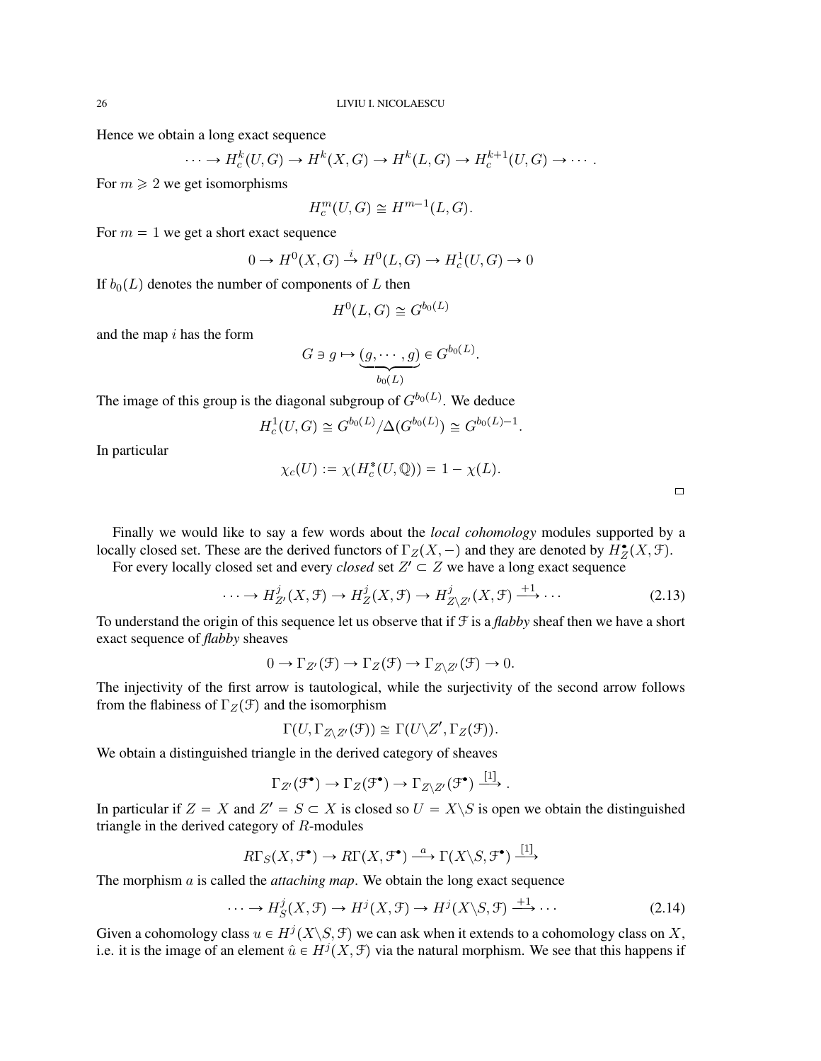Hence we obtain a long exact sequence

$$\cdots \to H^k_c(U,G) \to H^k(X,G) \to H^k(L,G) \to H^{k+1}_c(U,G) \to \cdots .$$

For $m \geqslant 2$ we get isomorphisms

$$H^m_c(U,G) \cong H^{m-1}(L,G).$$

For $m = 1$ we get a short exact sequence

$$0 \to H^0(X,G) \stackrel{i}{\to} H^0(L,G) \to H^1_c(U,G) \to 0$$

If $b_0(L)$ denotes the number of components of $L$ then

$$H^0(L,G) \cong G^{b_0(L)}$$

and the map $i$ has the form

$$G \ni g \mapsto \underbrace{(g,\cdots,g)}_{b_0(L)} \in G^{b_0(L)}.$$

The image of this group is the diagonal subgroup of $G^{b_0(L)}$. We deduce

$$H^1_c(U,G) \cong G^{b_0(L)}/\Delta(G^{b_0(L)}) \cong G^{b_0(L)-1}.$$

In particular

$$\chi_c(U) := \chi(H^*_c(U,\mathbb{Q})) = 1 - \chi(L).$$

□

Finally we would like to say a few words about the *local cohomology* modules supported by a locally closed set. These are the derived functors of $\Gamma_Z(X,-)$ and they are denoted by $H^\bullet_Z(X,\mathcal{F})$.

For every locally closed set and every *closed* set $Z' \subset Z$ we have a long exact sequence

$$\cdots \to H^j_{Z'}(X,\mathcal{F}) \to H^j_Z(X,\mathcal{F}) \to H^j_{Z\backslash Z'}(X,\mathcal{F}) \xrightarrow{+1} \cdots \tag{2.13}$$

To understand the origin of this sequence let us observe that if $\mathcal{F}$ is a *flabby* sheaf then we have a short exact sequence of *flabby* sheaves

$$0 \to \Gamma_{Z'}(\mathcal{F}) \to \Gamma_Z(\mathcal{F}) \to \Gamma_{Z\backslash Z'}(\mathcal{F}) \to 0.$$

The injectivity of the first arrow is tautological, while the surjectivity of the second arrow follows from the flabiness of $\Gamma_Z(\mathcal{F})$ and the isomorphism

$$\Gamma(U,\Gamma_{Z\backslash Z'}(\mathcal{F})) \cong \Gamma(U\backslash Z', \Gamma_Z(\mathcal{F})).$$

We obtain a distinguished triangle in the derived category of sheaves

$$\Gamma_{Z'}(\mathcal{F}^\bullet) \to \Gamma_Z(\mathcal{F}^\bullet) \to \Gamma_{Z\backslash Z'}(\mathcal{F}^\bullet) \xrightarrow{[1]} .$$

In particular if $Z = X$ and $Z' = S \subset X$ is closed so $U = X\backslash S$ is open we obtain the distinguished triangle in the derived category of $R$-modules

$$R\Gamma_S(X,\mathcal{F}^\bullet) \to R\Gamma(X,\mathcal{F}^\bullet) \xrightarrow{a} \Gamma(X\backslash S,\mathcal{F}^\bullet) \xrightarrow{[1]}$$

The morphism $a$ is called the *attaching map*. We obtain the long exact sequence

$$\cdots \to H^j_S(X,\mathcal{F}) \to H^j(X,\mathcal{F}) \to H^j(X\backslash S,\mathcal{F}) \xrightarrow{+1} \cdots \tag{2.14}$$

Given a cohomology class $u \in H^j(X\backslash S,\mathcal{F})$ we can ask when it extends to a cohomology class on $X$, i.e. it is the image of an element $\hat{u} \in H^j(X,\mathcal{F})$ via the natural morphism. We see that this happens if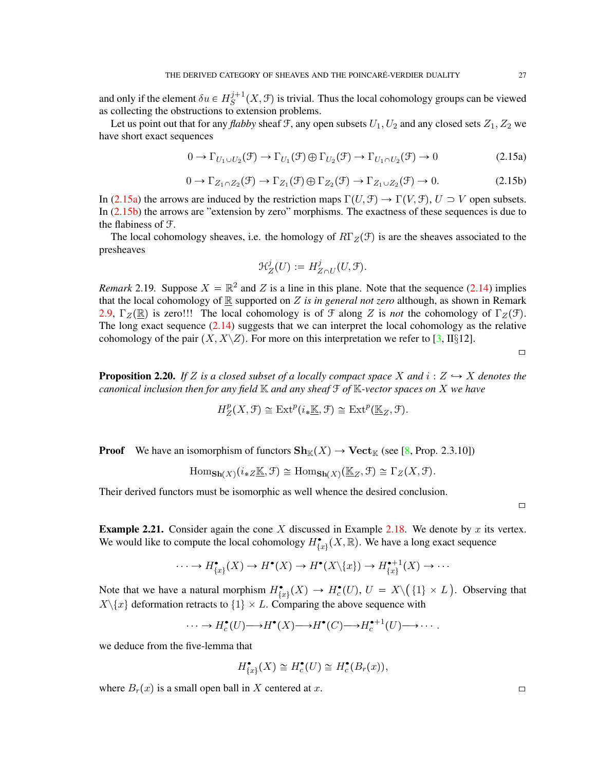and only if the element $\delta u \in H^{j+1}_S(X, \mathcal{F})$ is trivial. Thus the local cohomology groups can be viewed as collecting the obstructions to extension problems.

Let us point out that for any *flabby* sheaf $\mathcal{F}$, any open subsets $U_1, U_2$ and any closed sets $Z_1, Z_2$ we have short exact sequences

$$0 \to \Gamma_{U_1 \cup U_2}(\mathcal{F}) \to \Gamma_{U_1}(\mathcal{F}) \oplus \Gamma_{U_2}(\mathcal{F}) \to \Gamma_{U_1 \cap U_2}(\mathcal{F}) \to 0 \tag{2.15a}$$

$$0 \to \Gamma_{Z_1 \cap Z_2}(\mathcal{F}) \to \Gamma_{Z_1}(\mathcal{F}) \oplus \Gamma_{Z_2}(\mathcal{F}) \to \Gamma_{Z_1 \cup Z_2}(\mathcal{F}) \to 0. \tag{2.15b}$$

In (2.15a) the arrows are induced by the restriction maps $\Gamma(U, \mathcal{F}) \to \Gamma(V, \mathcal{F})$, $U \supset V$ open subsets. In (2.15b) the arrows are "extension by zero" morphisms. The exactness of these sequences is due to the flabiness of $\mathcal{F}$.

The local cohomology sheaves, i.e. the homology of $R\Gamma_Z(\mathcal{F})$ is are the sheaves associated to the presheaves

$$\mathcal{H}^j_Z(U) := H^j_{Z \cap U}(U, \mathcal{F}).$$

*Remark* 2.19. Suppose $X = \mathbb{R}^2$ and $Z$ is a line in this plane. Note that the sequence (2.14) implies that the local cohomology of $\underline{\mathbb{R}}$ supported on $Z$ *is in general not zero* although, as shown in Remark 2.9, $\Gamma_Z(\underline{\mathbb{R}})$ is zero!!! The local cohomology is of $\mathcal{F}$ along $Z$ is *not* the cohomology of $\Gamma_Z(\mathcal{F})$. The long exact sequence (2.14) suggests that we can interpret the local cohomology as the relative cohomology of the pair $(X, X \backslash Z)$. For more on this interpretation we refer to [3, II§12]. □

**Proposition 2.20.** *If $Z$ is a closed subset of a locally compact space $X$ and $i : Z \hookrightarrow X$ denotes the canonical inclusion then for any field $\mathbb{K}$ and any sheaf $\mathcal{F}$ of $\mathbb{K}$-vector spaces on $X$ we have*

$$H^p_Z(X, \mathcal{F}) \cong \mathrm{Ext}^p(i_* \underline{\mathbb{K}}, \mathcal{F}) \cong \mathrm{Ext}^p(\underline{\mathbb{K}}_Z, \mathcal{F}).$$

**Proof** We have an isomorphism of functors $\mathbf{Sh}_{\mathbb{K}}(X) \to \mathbf{Vect}_{\mathbb{K}}$ (see [8, Prop. 2.3.10])

$$\mathrm{Hom}_{\mathbf{Sh}(X)}(i_{*Z} \underline{\mathbb{K}}, \mathcal{F}) \cong \mathrm{Hom}_{\mathbf{Sh}(X)}(\underline{\mathbb{K}}_Z, \mathcal{F}) \cong \Gamma_Z(X, \mathcal{F}).$$

Their derived functors must be isomorphic as well whence the desired conclusion. □

**Example 2.21.** Consider again the cone $X$ discussed in Example 2.18. We denote by $x$ its vertex. We would like to compute the local cohomology $H^\bullet_{\{x\}}(X, \mathbb{R})$. We have a long exact sequence

$$\cdots \to H^\bullet_{\{x\}}(X) \to H^\bullet(X) \to H^\bullet(X \backslash \{x\}) \to H^{\bullet+1}_{\{x\}}(X) \to \cdots$$

Note that we have a natural morphism $H^\bullet_{\{x\}}(X) \to H^\bullet_c(U)$, $U = X \backslash \big(\{1\} \times L\big)$. Observing that $X \backslash \{x\}$ deformation retracts to $\{1\} \times L$. Comparing the above sequence with

$$\cdots \to H^\bullet_c(U) \longrightarrow H^\bullet(X) \longrightarrow H^\bullet(C) \longrightarrow H^{\bullet+1}_c(U) \longrightarrow \cdots.$$

we deduce from the five-lemma that

$$H^\bullet_{\{x\}}(X) \cong H^\bullet_c(U) \cong H^\bullet_c(B_r(x)),$$

where $B_r(x)$ is a small open ball in $X$ centered at $x$. □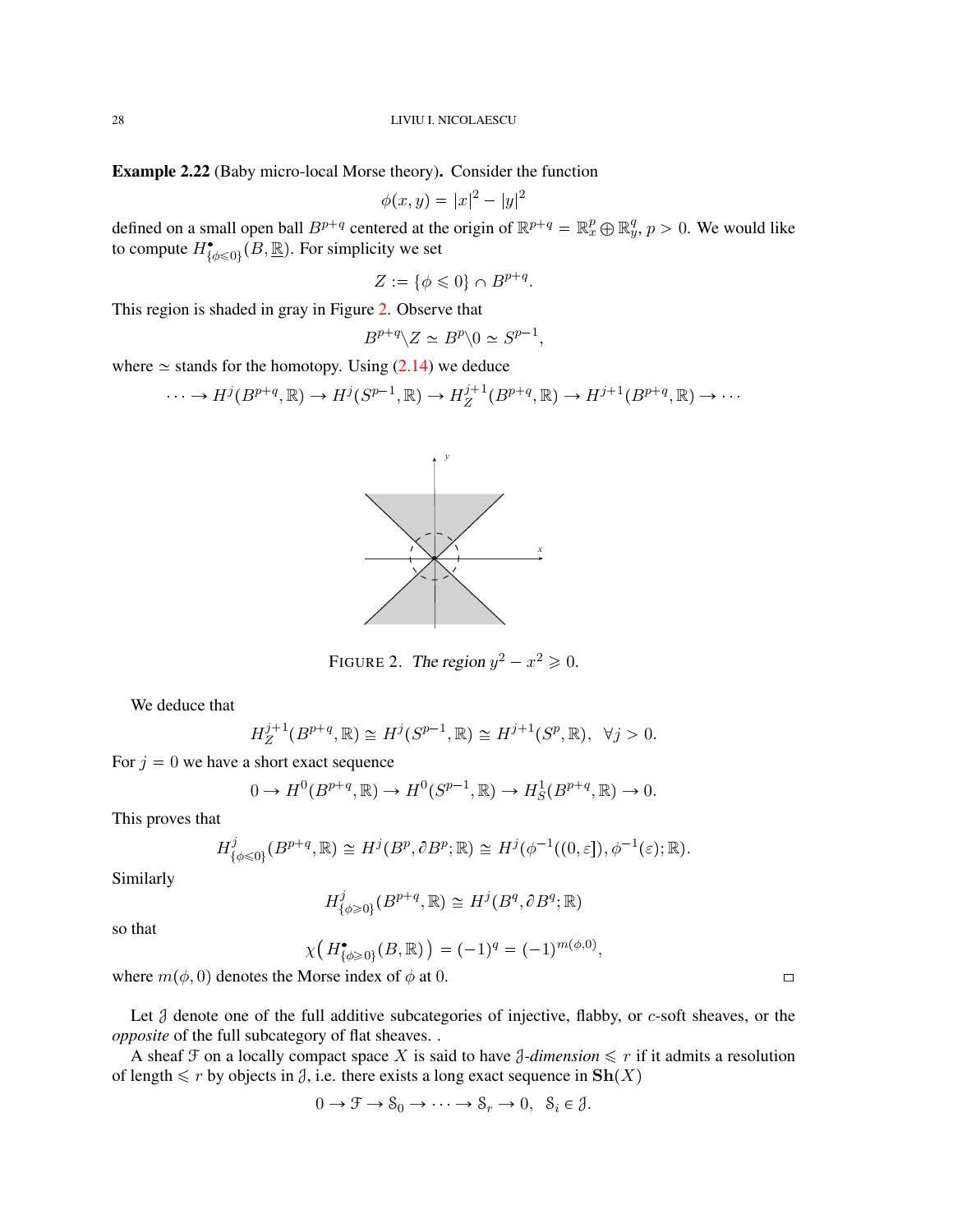**Example 2.22** (Baby micro-local Morse theory)**.** Consider the function

$$\phi(x, y) = |x|^2 - |y|^2$$

defined on a small open ball $B^{p+q}$ centered at the origin of $\mathbb{R}^{p+q} = \mathbb{R}^p_x \oplus \mathbb{R}^q_y$, $p > 0$. We would like to compute $H^\bullet_{\{\phi \leqslant 0\}}(B, \underline{\mathbb{R}})$. For simplicity we set

$$Z := \{\phi \leqslant 0\} \cap B^{p+q}.$$

This region is shaded in gray in Figure 2. Observe that

$$B^{p+q} \backslash Z \simeq B^p \backslash 0 \simeq S^{p-1},$$

where $\simeq$ stands for the homotopy. Using (2.14) we deduce

$$\cdots \to H^j(B^{p+q}, \mathbb{R}) \to H^j(S^{p-1}, \mathbb{R}) \to H^{j+1}_Z(B^{p+q}, \mathbb{R}) \to H^{j+1}(B^{p+q}, \mathbb{R}) \to \cdots$$

FIGURE 2. *The region* $y^2 - x^2 \geqslant 0$.

We deduce that

$$H^{j+1}_Z(B^{p+q}, \mathbb{R}) \cong H^j(S^{p-1}, \mathbb{R}) \cong H^{j+1}(S^p, \mathbb{R}), \ \ \forall j > 0.$$

For $j = 0$ we have a short exact sequence

$$0 \to H^0(B^{p+q}, \mathbb{R}) \to H^0(S^{p-1}, \mathbb{R}) \to H^1_S(B^{p+q}, \mathbb{R}) \to 0.$$

This proves that

$$H^j_{\{\phi \leqslant 0\}}(B^{p+q}, \mathbb{R}) \cong H^j(B^p, \partial B^p; \mathbb{R}) \cong H^j(\phi^{-1}((0, \varepsilon]), \phi^{-1}(\varepsilon); \mathbb{R}).$$

Similarly

$$H^j_{\{\phi \geqslant 0\}}(B^{p+q}, \mathbb{R}) \cong H^j(B^q, \partial B^q; \mathbb{R})$$

so that

$$\chi\big( H^\bullet_{\{\phi \geqslant 0\}}(B, \mathbb{R}) \big) = (-1)^q = (-1)^{m(\phi, 0)},$$

where $m(\phi, 0)$ denotes the Morse index of $\phi$ at 0. □

Let $\mathcal{J}$ denote one of the full additive subcategories of injective, flabby, or $c$-soft sheaves, or the *opposite* of the full subcategory of flat sheaves. .

A sheaf $\mathcal{F}$ on a locally compact space $X$ is said to have *$\mathcal{J}$-dimension* $\leqslant r$ if it admits a resolution of length $\leqslant r$ by objects in $\mathcal{J}$, i.e. there exists a long exact sequence in $\mathbf{Sh}(X)$

$$0 \to \mathcal{F} \to \mathcal{S}_0 \to \cdots \to \mathcal{S}_r \to 0, \ \ \mathcal{S}_i \in \mathcal{J}.$$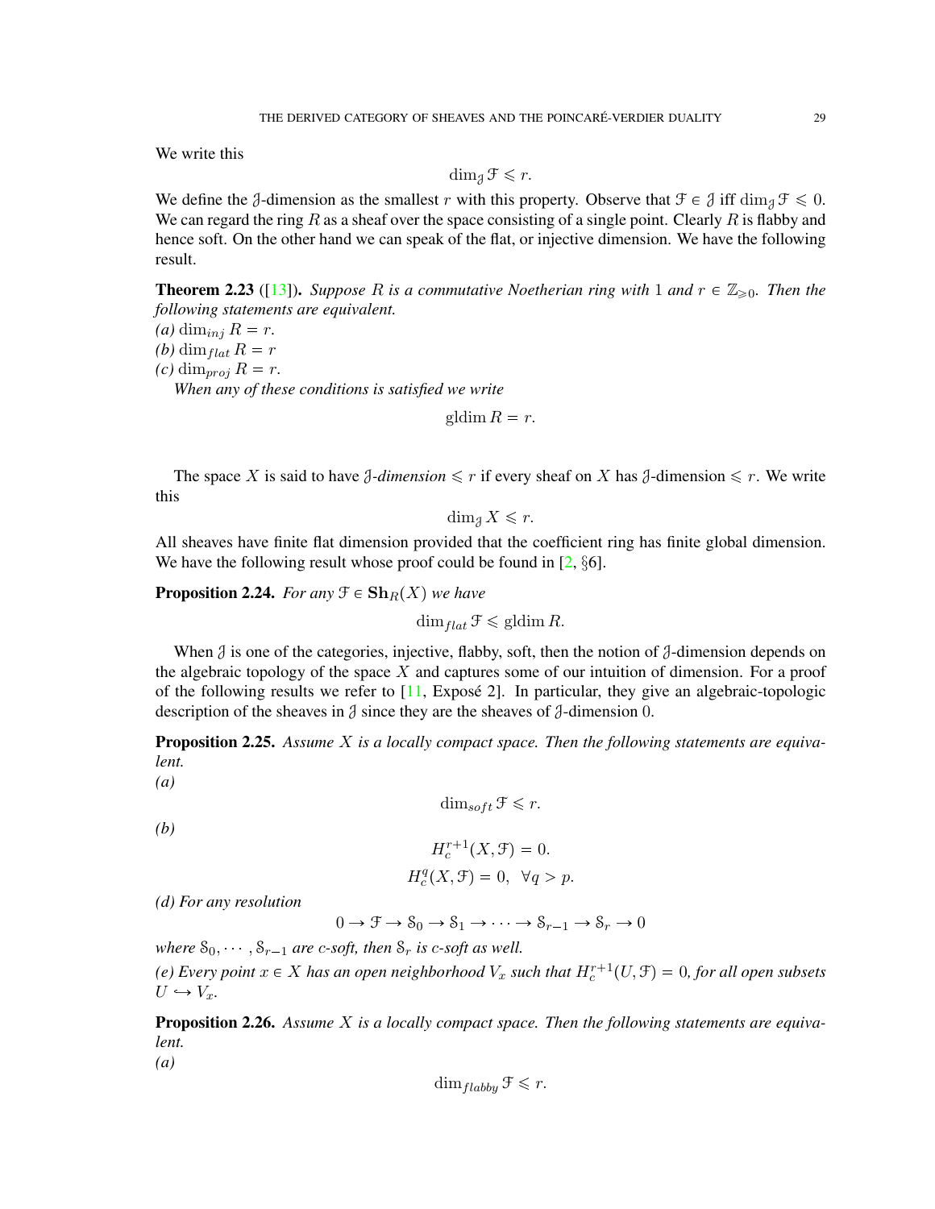We write this

$$\dim_{\mathcal{J}} \mathcal{F} \leqslant r.$$

We define the $\mathcal{J}$-dimension as the smallest $r$ with this property. Observe that $\mathcal{F} \in \mathcal{J}$ iff $\dim_{\mathcal{J}} \mathcal{F} \leqslant 0$. We can regard the ring $R$ as a sheaf over the space consisting of a single point. Clearly $R$ is flabby and hence soft. On the other hand we can speak of the flat, or injective dimension. We have the following result.

**Theorem 2.23** ([13]). *Suppose $R$ is a commutative Noetherian ring with 1 and $r \in \mathbb{Z}_{\geqslant 0}$. Then the following statements are equivalent.*
*(a)* $\dim_{inj} R = r$.
*(b)* $\dim_{flat} R = r$
*(c)* $\dim_{proj} R = r$.
*When any of these conditions is satisfied we write*

$$\operatorname{gldim} R = r.$$

The space $X$ is said to have $\mathcal{J}$*-dimension* $\leqslant r$ if every sheaf on $X$ has $\mathcal{J}$-dimension $\leqslant r$. We write this

$$\dim_{\mathcal{J}} X \leqslant r.$$

All sheaves have finite flat dimension provided that the coefficient ring has finite global dimension. We have the following result whose proof could be found in [2, §6].

**Proposition 2.24.** *For any $\mathcal{F} \in \mathbf{Sh}_R(X)$ we have*

$$\dim_{flat} \mathcal{F} \leqslant \operatorname{gldim} R.$$

When $\mathcal{J}$ is one of the categories, injective, flabby, soft, then the notion of $\mathcal{J}$-dimension depends on the algebraic topology of the space $X$ and captures some of our intuition of dimension. For a proof of the following results we refer to [11, Exposé 2]. In particular, they give an algebraic-topologic description of the sheaves in $\mathcal{J}$ since they are the sheaves of $\mathcal{J}$-dimension 0.

**Proposition 2.25.** *Assume $X$ is a locally compact space. Then the following statements are equivalent.*
*(a)*

$$\dim_{soft} \mathcal{F} \leqslant r.$$

*(b)*

$$H_c^{r+1}(X, \mathcal{F}) = 0.$$

$$H_c^q(X, \mathcal{F}) = 0, \;\; \forall q > p.$$

*(d) For any resolution*

$$0 \to \mathcal{F} \to \mathcal{S}_0 \to \mathcal{S}_1 \to \cdots \to \mathcal{S}_{r-1} \to \mathcal{S}_r \to 0$$

*where $\mathcal{S}_0, \cdots, \mathcal{S}_{r-1}$ are c-soft, then $\mathcal{S}_r$ is c-soft as well.*
*(e) Every point $x \in X$ has an open neighborhood $V_x$ such that $H_c^{r+1}(U, \mathcal{F}) = 0$, for all open subsets $U \hookrightarrow V_x$.*

**Proposition 2.26.** *Assume $X$ is a locally compact space. Then the following statements are equivalent.*
*(a)*

$$\dim_{flabby} \mathcal{F} \leqslant r.$$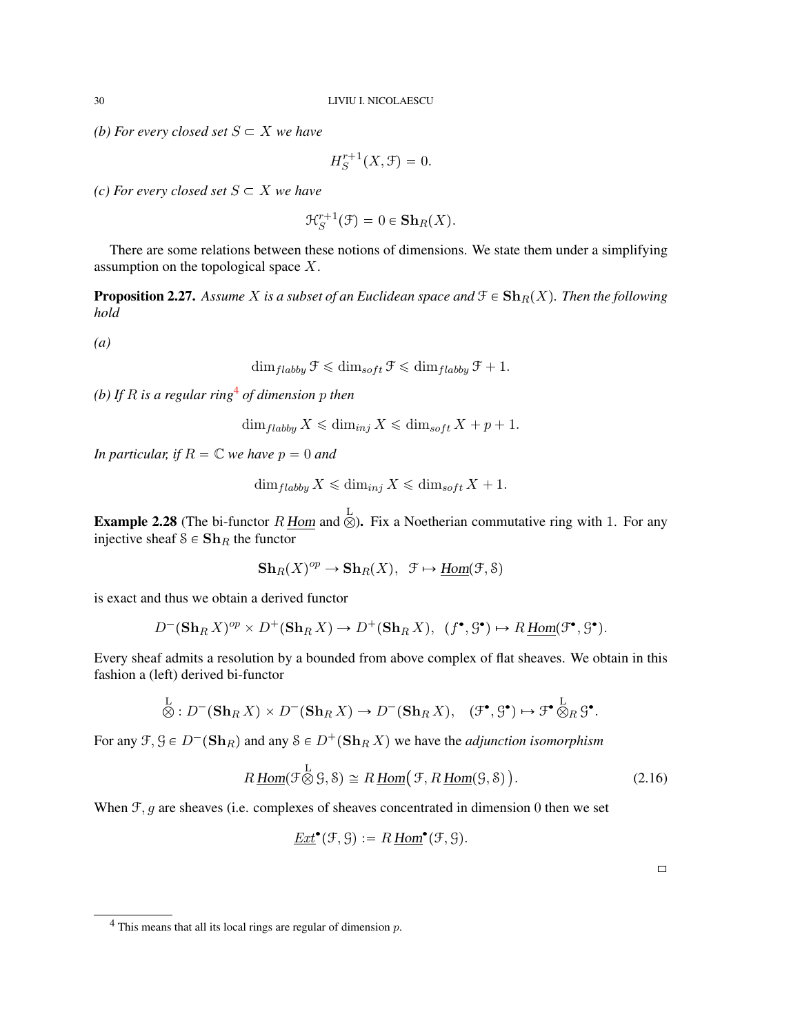*(b) For every closed set $S \subset X$ we have*

$$H_S^{r+1}(X, \mathcal{F}) = 0.$$

*(c) For every closed set $S \subset X$ we have*

$$\mathcal{H}_S^{r+1}(\mathcal{F}) = 0 \in \mathbf{Sh}_R(X).$$

There are some relations between these notions of dimensions. We state them under a simplifying assumption on the topological space $X$.

**Proposition 2.27.** *Assume $X$ is a subset of an Euclidean space and $\mathcal{F} \in \mathbf{Sh}_R(X)$. Then the following hold*

*(a)*

$$\dim_{flabby} \mathcal{F} \leqslant \dim_{soft} \mathcal{F} \leqslant \dim_{flabby} \mathcal{F} + 1.$$

*(b) If $R$ is a regular ring*[4] *of dimension $p$ then*

$$\dim_{flabby} X \leqslant \dim_{inj} X \leqslant \dim_{soft} X + p + 1.$$

*In particular, if $R = \mathbb{C}$ we have $p = 0$ and*

$$\dim_{flabby} X \leqslant \dim_{inj} X \leqslant \dim_{soft} X + 1.$$

**Example 2.28** (The bi-functor $R\,\underline{Hom}$ and $\overset{L}{\otimes}$). Fix a Noetherian commutative ring with 1. For any injective sheaf $\mathcal{S} \in \mathbf{Sh}_R$ the functor

$$\mathbf{Sh}_R(X)^{op} \to \mathbf{Sh}_R(X), \;\; \mathcal{F} \mapsto \underline{Hom}(\mathcal{F}, \mathcal{S})$$

is exact and thus we obtain a derived functor

$$D^-(\mathbf{Sh}_R\, X)^{op} \times D^+(\mathbf{Sh}_R\, X) \to D^+(\mathbf{Sh}_R\, X), \;\; (f^\bullet, \mathcal{G}^\bullet) \mapsto R\,\underline{Hom}(\mathcal{F}^\bullet, \mathcal{G}^\bullet).$$

Every sheaf admits a resolution by a bounded from above complex of flat sheaves. We obtain in this fashion a (left) derived bi-functor

$$\overset{L}{\otimes} : D^-(\mathbf{Sh}_R\, X) \times D^-(\mathbf{Sh}_R\, X) \to D^-(\mathbf{Sh}_R\, X), \quad (\mathcal{F}^\bullet, \mathcal{G}^\bullet) \mapsto \mathcal{F}^\bullet \overset{L}{\otimes}_R \mathcal{G}^\bullet.$$

For any $\mathcal{F}, \mathcal{G} \in D^-(\mathbf{Sh}_R)$ and any $\mathcal{S} \in D^+(\mathbf{Sh}_R\, X)$ we have the *adjunction isomorphism*

$$R\,\underline{Hom}(\mathcal{F} \overset{L}{\otimes} \mathcal{G}, \mathcal{S}) \cong R\,\underline{Hom}\big(\mathcal{F}, R\,\underline{Hom}(\mathcal{G}, \mathcal{S})\big). \tag{2.16}$$

When $\mathcal{F}, g$ are sheaves (i.e. complexes of sheaves concentrated in dimension 0 then we set

$$\underline{Ext}^\bullet(\mathcal{F}, \mathcal{G}) := R\,\underline{Hom}^\bullet(\mathcal{F}, \mathcal{G}).$$

□

[4] This means that all its local rings are regular of dimension $p$.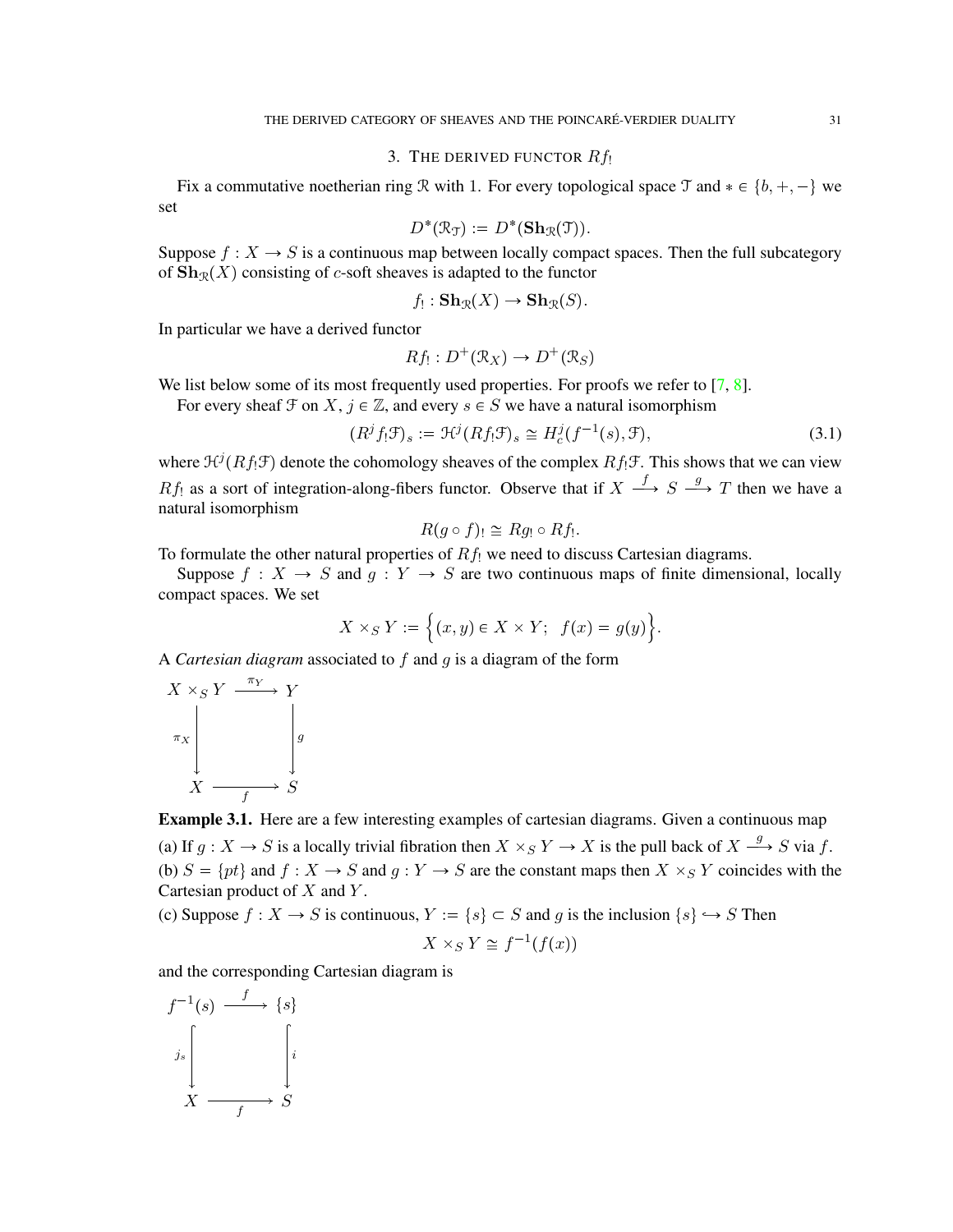## 3. THE DERIVED FUNCTOR $Rf_!$

Fix a commutative noetherian ring $\mathcal{R}$ with 1. For every topological space $\mathcal{T}$ and $* \in \{b, +, -\}$ we set

$$D^*(\mathcal{R}_{\mathcal{T}}) := D^*(\mathbf{Sh}_{\mathcal{R}}(\mathcal{T})).$$

Suppose $f : X \to S$ is a continuous map between locally compact spaces. Then the full subcategory of $\mathbf{Sh}_{\mathcal{R}}(X)$ consisting of $c$-soft sheaves is adapted to the functor

$$f_! : \mathbf{Sh}_{\mathcal{R}}(X) \to \mathbf{Sh}_{\mathcal{R}}(S).$$

In particular we have a derived functor

$$Rf_! : D^+(\mathcal{R}_X) \to D^+(\mathcal{R}_S)$$

We list below some of its most frequently used properties. For proofs we refer to [7, 8].

For every sheaf $\mathcal{F}$ on $X$, $j \in \mathbb{Z}$, and every $s \in S$ we have a natural isomorphism

$$(R^j f_! \mathcal{F})_s := \mathcal{H}^j(Rf_!\mathcal{F})_s \cong H^j_c(f^{-1}(s), \mathcal{F}), \tag{3.1}$$

where $\mathcal{H}^j(Rf_!\mathcal{F})$ denote the cohomology sheaves of the complex $Rf_!\mathcal{F}$. This shows that we can view $Rf_!$ as a sort of integration-along-fibers functor. Observe that if $X \xrightarrow{f} S \xrightarrow{g} T$ then we have a natural isomorphism

$$R(g \circ f)_! \cong Rg_! \circ Rf_!.$$

To formulate the other natural properties of $Rf_!$ we need to discuss Cartesian diagrams.

Suppose $f : X \to S$ and $g : Y \to S$ are two continuous maps of finite dimensional, locally compact spaces. We set

$$X \times_S Y := \Big\{ (x, y) \in X \times Y;\ \ f(x) = g(y) \Big\}.$$

A *Cartesian diagram* associated to $f$ and $g$ is a diagram of the form

$$\begin{array}{ccc} X \times_S Y & \xrightarrow{\pi_Y} & Y \\ {\scriptstyle \pi_X}\downarrow & & \downarrow{\scriptstyle g} \\ X & \xrightarrow[f]{} & S \end{array}$$

**Example 3.1.** Here are a few interesting examples of cartesian diagrams. Given a continuous map

(a) If $g : X \to S$ is a locally trivial fibration then $X \times_S Y \to X$ is the pull back of $X \xrightarrow{g} S$ via $f$.

(b) $S = \{pt\}$ and $f : X \to S$ and $g : Y \to S$ are the constant maps then $X \times_S Y$ coincides with the Cartesian product of $X$ and $Y$.

(c) Suppose $f : X \to S$ is continuous, $Y := \{s\} \subset S$ and $g$ is the inclusion $\{s\} \hookrightarrow S$ Then

$$X \times_S Y \cong f^{-1}(f(x))$$

and the corresponding Cartesian diagram is

$$\begin{array}{ccc} f^{-1}(s) & \xrightarrow{f} & \{s\} \\ {\scriptstyle j_s}\downarrow & & \downarrow{\scriptstyle i} \\ X & \xrightarrow[f]{} & S \end{array}$$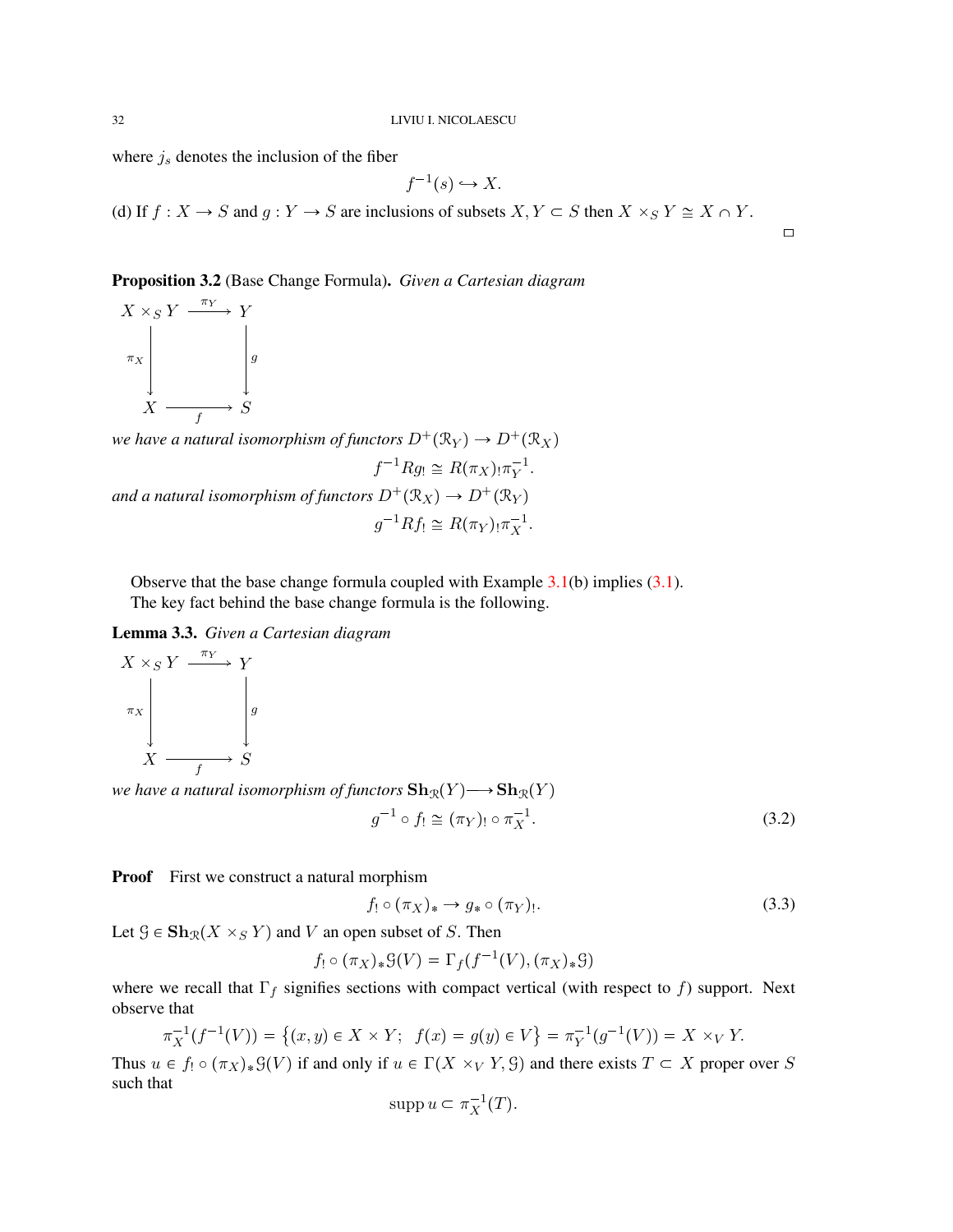where $j_s$ denotes the inclusion of the fiber

$$f^{-1}(s) \hookrightarrow X.$$

(d) If $f : X \to S$ and $g : Y \to S$ are inclusions of subsets $X, Y \subset S$ then $X \times_S Y \cong X \cap Y$.

□

**Proposition 3.2** (Base Change Formula)**.** *Given a Cartesian diagram*

$$\begin{array}{ccc} X \times_S Y & \xrightarrow{\pi_Y} & Y \\ {\scriptstyle \pi_X}\downarrow & & \downarrow{\scriptstyle g} \\ X & \xrightarrow[f]{} & S \end{array}$$

*we have a natural isomorphism of functors $D^+(\mathcal{R}_Y) \to D^+(\mathcal{R}_X)$*

$$f^{-1}Rg_! \cong R(\pi_X)_! \pi_Y^{-1}.$$

*and a natural isomorphism of functors $D^+(\mathcal{R}_X) \to D^+(\mathcal{R}_Y)$*

$$g^{-1}Rf_! \cong R(\pi_Y)_! \pi_X^{-1}.$$

Observe that the base change formula coupled with Example 3.1(b) implies (3.1).
The key fact behind the base change formula is the following.

**Lemma 3.3.** *Given a Cartesian diagram*

$$\begin{array}{ccc} X \times_S Y & \xrightarrow{\pi_Y} & Y \\ {\scriptstyle \pi_X}\downarrow & & \downarrow{\scriptstyle g} \\ X & \xrightarrow[f]{} & S \end{array}$$

*we have a natural isomorphism of functors $\mathbf{Sh}_{\mathcal{R}}(Y) \longrightarrow \mathbf{Sh}_{\mathcal{R}}(Y)$*

$$g^{-1} \circ f_! \cong (\pi_Y)_! \circ \pi_X^{-1}. \tag{3.2}$$

**Proof** First we construct a natural morphism

$$f_! \circ (\pi_X)_* \to g_* \circ (\pi_Y)_!. \tag{3.3}$$

Let $\mathcal{G} \in \mathbf{Sh}_{\mathcal{R}}(X \times_S Y)$ and $V$ an open subset of $S$. Then

$$f_! \circ (\pi_X)_* \mathcal{G}(V) = \Gamma_f(f^{-1}(V), (\pi_X)_* \mathcal{G})$$

where we recall that $\Gamma_f$ signifies sections with compact vertical (with respect to $f$) support. Next observe that

$$\pi_X^{-1}(f^{-1}(V)) = \{(x, y) \in X \times Y;\; f(x) = g(y) \in V\} = \pi_Y^{-1}(g^{-1}(V)) = X \times_V Y.$$

Thus $u \in f_! \circ (\pi_X)_* \mathcal{G}(V)$ if and only if $u \in \Gamma(X \times_V Y, \mathcal{G})$ and there exists $T \subset X$ proper over $S$ such that

$$\operatorname{supp} u \subset \pi_X^{-1}(T).$$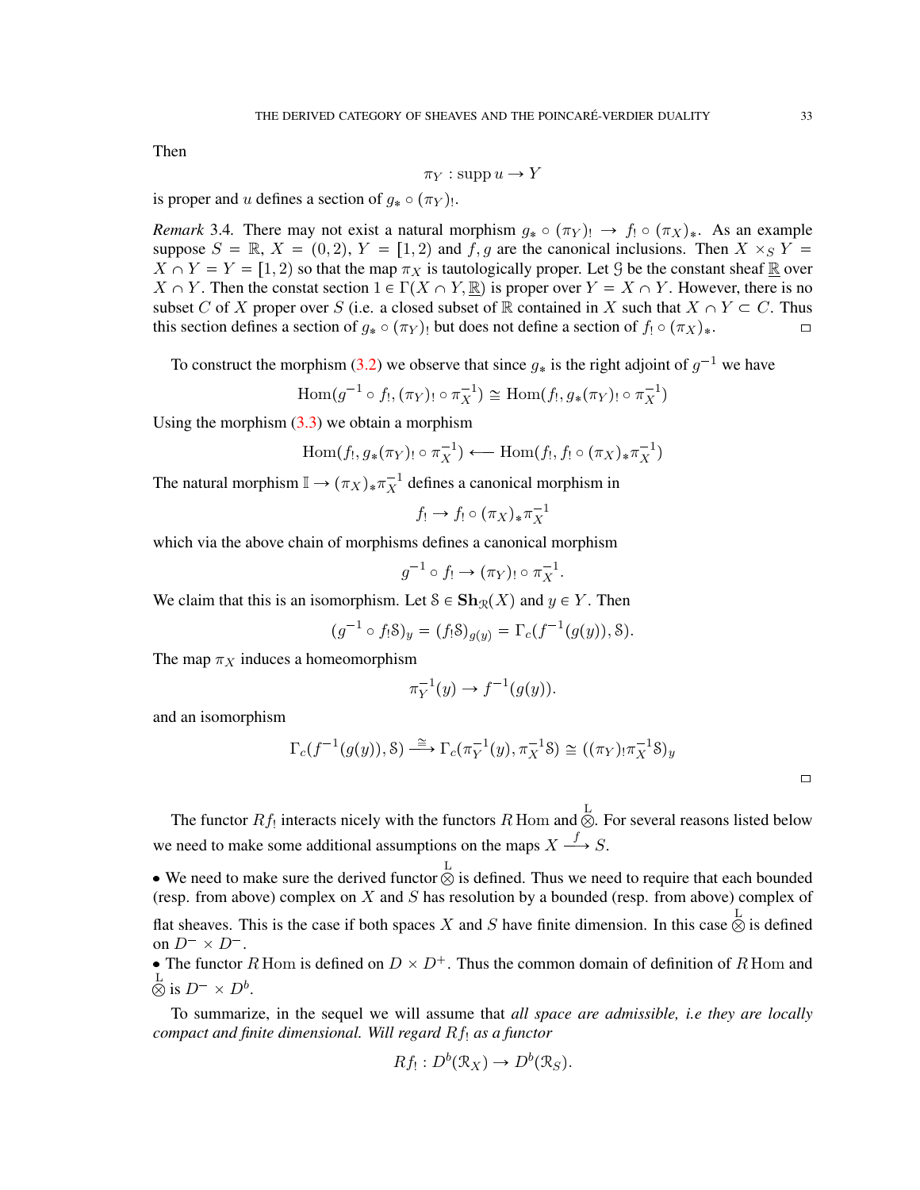Then

$$\pi_Y : \operatorname{supp} u \to Y$$

is proper and $u$ defines a section of $g_* \circ (\pi_Y)_!$.

*Remark* 3.4. There may not exist a natural morphism $g_* \circ (\pi_Y)_! \to f_! \circ (\pi_X)_*$. As an example suppose $S = \mathbb{R}$, $X = (0,2)$, $Y = [1,2)$ and $f, g$ are the canonical inclusions. Then $X \times_S Y = X \cap Y = Y = [1,2)$ so that the map $\pi_X$ is tautologically proper. Let $\mathcal{G}$ be the constant sheaf $\underline{\mathbb{R}}$ over $X \cap Y$. Then the constat section $1 \in \Gamma(X \cap Y, \underline{\mathbb{R}})$ is proper over $Y = X \cap Y$. However, there is no subset $C$ of $X$ proper over $S$ (i.e. a closed subset of $\mathbb{R}$ contained in $X$ such that $X \cap Y \subset C$. Thus this section defines a section of $g_* \circ (\pi_Y)_!$ but does not define a section of $f_! \circ (\pi_X)_*$. □

To construct the morphism (3.2) we observe that since $g_*$ is the right adjoint of $g^{-1}$ we have

$$\operatorname{Hom}(g^{-1} \circ f_!, (\pi_Y)_! \circ \pi_X^{-1}) \cong \operatorname{Hom}(f_!, g_*(\pi_Y)_! \circ \pi_X^{-1})$$

Using the morphism (3.3) we obtain a morphism

$$\operatorname{Hom}(f_!, g_*(\pi_Y)_! \circ \pi_X^{-1}) \longleftarrow \operatorname{Hom}(f_!, f_! \circ (\pi_X)_* \pi_X^{-1})$$

The natural morphism $\mathbb{I} \to (\pi_X)_* \pi_X^{-1}$ defines a canonical morphism in

$$f_! \to f_! \circ (\pi_X)_* \pi_X^{-1}$$

which via the above chain of morphisms defines a canonical morphism

$$g^{-1} \circ f_! \to (\pi_Y)_! \circ \pi_X^{-1}.$$

We claim that this is an isomorphism. Let $\mathcal{S} \in \mathbf{Sh}_{\mathcal{R}}(X)$ and $y \in Y$. Then

$$(g^{-1} \circ f_! \mathcal{S})_y = (f_! \mathcal{S})_{g(y)} = \Gamma_c(f^{-1}(g(y)), \mathcal{S}).$$

The map $\pi_X$ induces a homeomorphism

$$\pi_Y^{-1}(y) \to f^{-1}(g(y)).$$

and an isomorphism

$$\Gamma_c(f^{-1}(g(y)), \mathcal{S}) \xrightarrow{\cong} \Gamma_c(\pi_Y^{-1}(y), \pi_X^{-1}\mathcal{S}) \cong ((\pi_Y)_! \pi_X^{-1}\mathcal{S})_y$$

□

The functor $Rf_!$ interacts nicely with the functors $R\operatorname{Hom}$ and $\overset{\mathrm{L}}{\otimes}$. For several reasons listed below we need to make some additional assumptions on the maps $X \xrightarrow{f} S$.

- We need to make sure the derived functor $\overset{\mathrm{L}}{\otimes}$ is defined. Thus we need to require that each bounded (resp. from above) complex on $X$ and $S$ has resolution by a bounded (resp. from above) complex of flat sheaves. This is the case if both spaces $X$ and $S$ have finite dimension. In this case $\overset{\mathrm{L}}{\otimes}$ is defined on $D^- \times D^-$.
- The functor $R\operatorname{Hom}$ is defined on $D \times D^+$. Thus the common domain of definition of $R\operatorname{Hom}$ and $\overset{\mathrm{L}}{\otimes}$ is $D^- \times D^b$.

To summarize, in the sequel we will assume that *all space are admissible, i.e they are locally compact and finite dimensional. Will regard $Rf_!$ as a functor*

$$Rf_! : D^b(\mathcal{R}_X) \to D^b(\mathcal{R}_S).$$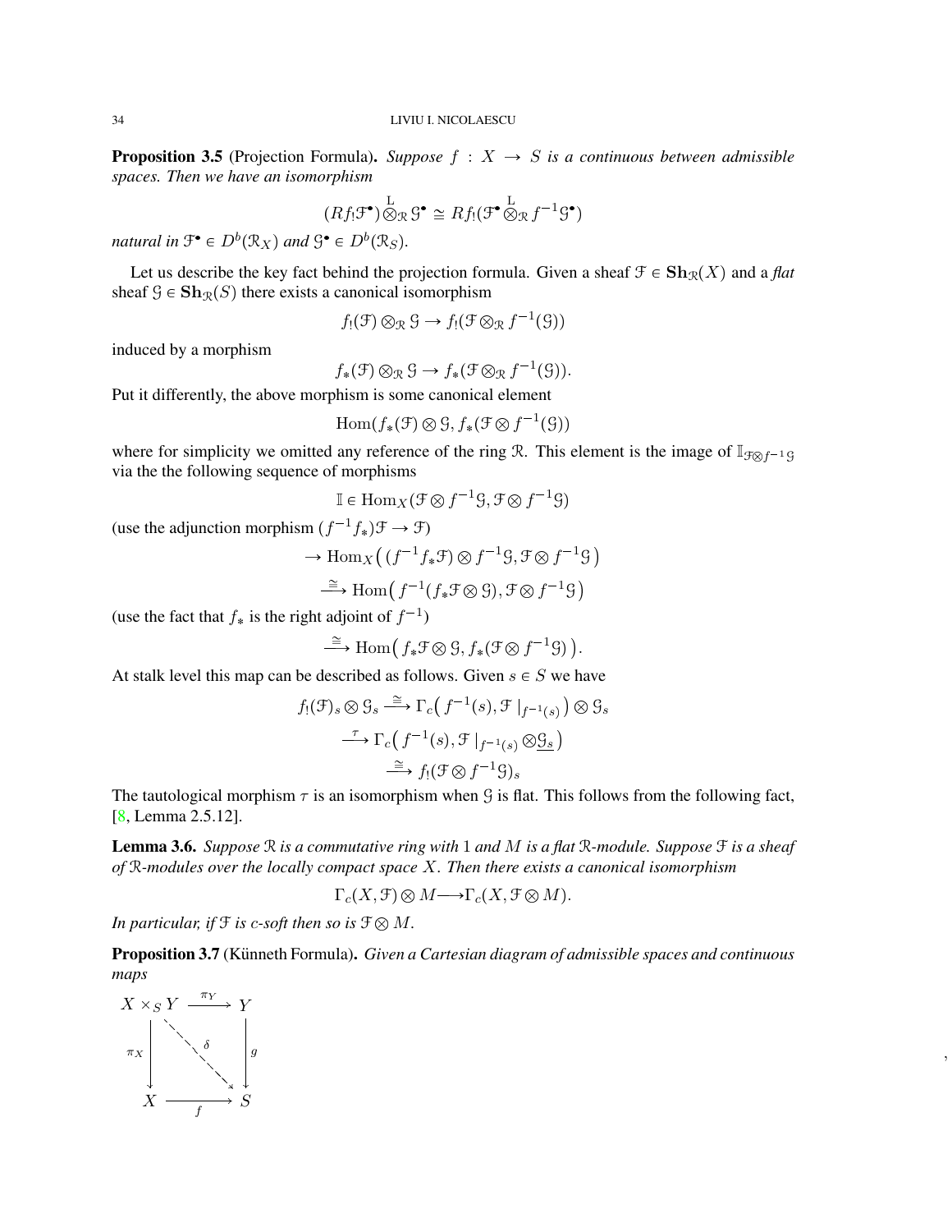**Proposition 3.5** (Projection Formula). *Suppose $f : X \to S$ is a continuous between admissible spaces. Then we have an isomorphism*

$$(Rf_!\mathcal{F}^\bullet)\overset{\mathrm{L}}{\otimes}_{\mathcal{R}}\mathcal{G}^\bullet \cong Rf_!(\mathcal{F}^\bullet\overset{\mathrm{L}}{\otimes}_{\mathcal{R}} f^{-1}\mathcal{G}^\bullet)$$

*natural in $\mathcal{F}^\bullet \in D^b(\mathcal{R}_X)$ and $\mathcal{G}^\bullet \in D^b(\mathcal{R}_S)$.*

Let us describe the key fact behind the projection formula. Given a sheaf $\mathcal{F} \in \mathbf{Sh}_{\mathcal{R}}(X)$ and a *flat* sheaf $\mathcal{G} \in \mathbf{Sh}_{\mathcal{R}}(S)$ there exists a canonical isomorphism

$$f_!(\mathcal{F}) \otimes_{\mathcal{R}} \mathcal{G} \to f_!(\mathcal{F} \otimes_{\mathcal{R}} f^{-1}(\mathcal{G}))$$

induced by a morphism

$$f_*(\mathcal{F}) \otimes_{\mathcal{R}} \mathcal{G} \to f_*(\mathcal{F} \otimes_{\mathcal{R}} f^{-1}(\mathcal{G})).$$

Put it differently, the above morphism is some canonical element

$$\mathrm{Hom}(f_*(\mathcal{F}) \otimes \mathcal{G}, f_*(\mathcal{F} \otimes f^{-1}(\mathcal{G}))$$

where for simplicity we omitted any reference of the ring $\mathcal{R}$. This element is the image of $\mathbb{I}_{\mathcal{F}\otimes f^{-1}\mathcal{G}}$ via the the following sequence of morphisms

$$\mathbb{I} \in \mathrm{Hom}_X(\mathcal{F} \otimes f^{-1}\mathcal{G}, \mathcal{F} \otimes f^{-1}\mathcal{G})$$

(use the adjunction morphism $(f^{-1}f_*)\mathcal{F} \to \mathcal{F}$)

$$\to \mathrm{Hom}_X\big( (f^{-1}f_*\mathcal{F}) \otimes f^{-1}\mathcal{G}, \mathcal{F} \otimes f^{-1}\mathcal{G} \big)$$

$$\xrightarrow{\cong} \mathrm{Hom}\big( f^{-1}(f_*\mathcal{F} \otimes \mathcal{G}), \mathcal{F} \otimes f^{-1}\mathcal{G} \big)$$

(use the fact that $f_*$ is the right adjoint of $f^{-1}$)

$$\xrightarrow{\cong} \mathrm{Hom}\big( f_*\mathcal{F} \otimes \mathcal{G}, f_*(\mathcal{F} \otimes f^{-1}\mathcal{G}) \big).$$

At stalk level this map can be described as follows. Given $s \in S$ we have

$$f_!(\mathcal{F})_s \otimes \mathcal{G}_s \xrightarrow{\cong} \Gamma_c\big( f^{-1}(s), \mathcal{F}\,|_{f^{-1}(s)} \big) \otimes \mathcal{G}_s$$

$$\xrightarrow{\tau} \Gamma_c\big( f^{-1}(s), \mathcal{F}\,|_{f^{-1}(s)} \otimes \underline{\mathcal{G}_s} \big)$$

$$\xrightarrow{\cong} f_!(\mathcal{F} \otimes f^{-1}\mathcal{G})_s$$

The tautological morphism $\tau$ is an isomorphism when $\mathcal{G}$ is flat. This follows from the following fact, [8, Lemma 2.5.12].

**Lemma 3.6.** *Suppose $\mathcal{R}$ is a commutative ring with $1$ and $M$ is a flat $\mathcal{R}$-module. Suppose $\mathcal{F}$ is a sheaf of $\mathcal{R}$-modules over the locally compact space $X$. Then there exists a canonical isomorphism*

$$\Gamma_c(X, \mathcal{F}) \otimes M \longrightarrow \Gamma_c(X, \mathcal{F} \otimes M).$$

*In particular, if $\mathcal{F}$ is c-soft then so is $\mathcal{F} \otimes M$.*

**Proposition 3.7** (Künneth Formula). *Given a Cartesian diagram of admissible spaces and continuous maps*

$$\begin{array}{ccc} X \times_S Y & \xrightarrow{\pi_Y} & Y \\ {\scriptstyle \pi_X}\downarrow & \searrow^{\delta} & \downarrow{\scriptstyle g} \\ X & \xrightarrow[f]{} & S \end{array},$$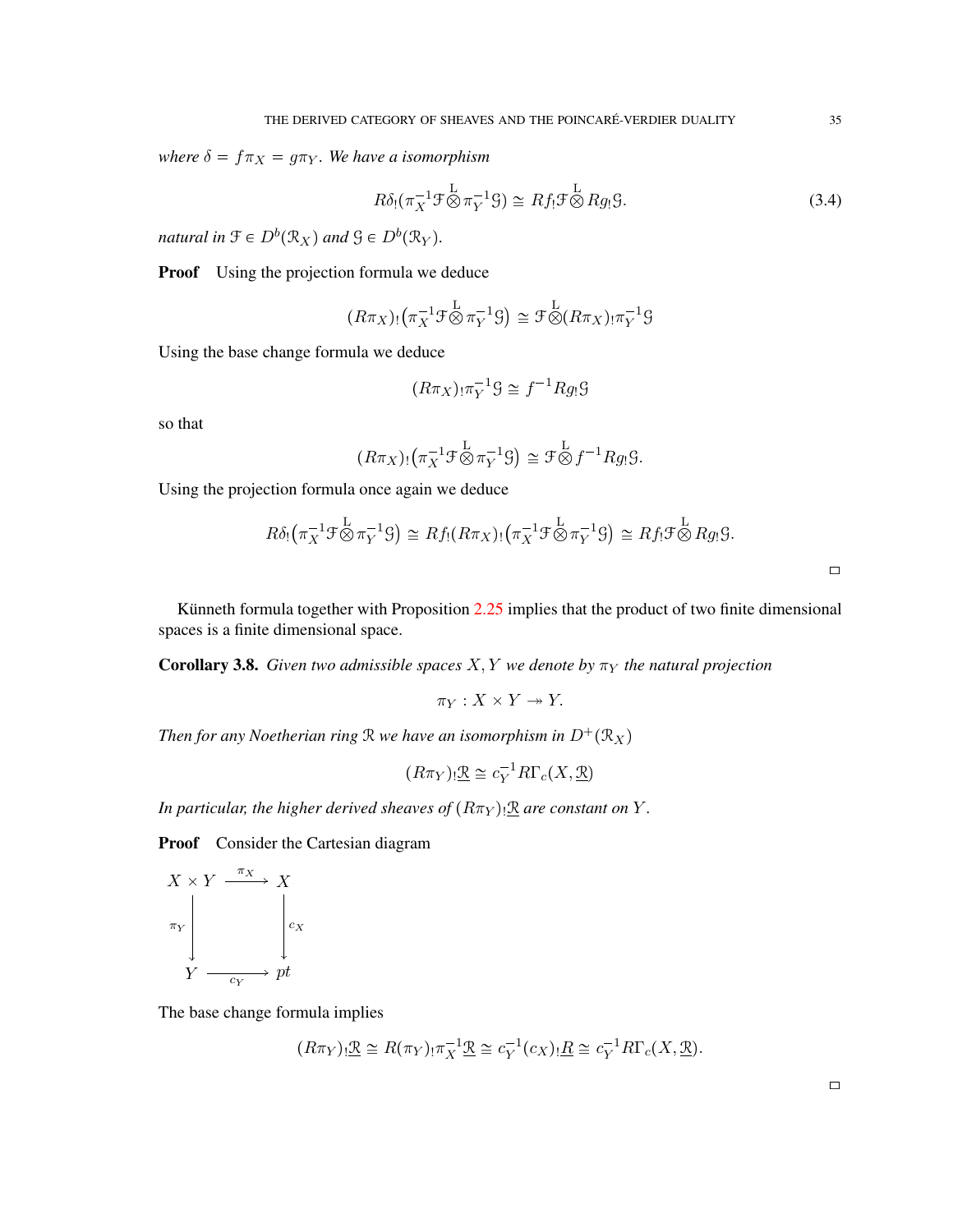*where $\delta = f\pi_X = g\pi_Y$. We have a isomorphism*

$$R\delta_!(\pi_X^{-1}\mathcal{F} \overset{\mathrm{L}}{\otimes} \pi_Y^{-1}\mathcal{G}) \cong Rf_!\mathcal{F} \overset{\mathrm{L}}{\otimes} Rg_!\mathcal{G}. \tag{3.4}$$

*natural in $\mathcal{F} \in D^b(\mathcal{R}_X)$ and $\mathcal{G} \in D^b(\mathcal{R}_Y)$.*

**Proof** Using the projection formula we deduce

$$(R\pi_X)_!\big(\pi_X^{-1}\mathcal{F} \overset{\mathrm{L}}{\otimes} \pi_Y^{-1}\mathcal{G}\big) \cong \mathcal{F} \overset{\mathrm{L}}{\otimes} (R\pi_X)_!\pi_Y^{-1}\mathcal{G}$$

Using the base change formula we deduce

$$(R\pi_X)_!\pi_Y^{-1}\mathcal{G} \cong f^{-1}Rg_!\mathcal{G}$$

so that

$$(R\pi_X)_!\big(\pi_X^{-1}\mathcal{F} \overset{\mathrm{L}}{\otimes} \pi_Y^{-1}\mathcal{G}\big) \cong \mathcal{F} \overset{\mathrm{L}}{\otimes} f^{-1}Rg_!\mathcal{G}.$$

Using the projection formula once again we deduce

$$R\delta_!\big(\pi_X^{-1}\mathcal{F} \overset{\mathrm{L}}{\otimes} \pi_Y^{-1}\mathcal{G}\big) \cong Rf_!(R\pi_X)_!\big(\pi_X^{-1}\mathcal{F} \overset{\mathrm{L}}{\otimes} \pi_Y^{-1}\mathcal{G}\big) \cong Rf_!\mathcal{F} \overset{\mathrm{L}}{\otimes} Rg_!\mathcal{G}.$$

□

Künneth formula together with Proposition 2.25 implies that the product of two finite dimensional spaces is a finite dimensional space.

**Corollary 3.8.** *Given two admissible spaces $X, Y$ we denote by $\pi_Y$ the natural projection*

$$\pi_Y : X \times Y \twoheadrightarrow Y.$$

*Then for any Noetherian ring $\mathcal{R}$ we have an isomorphism in $D^+(\mathcal{R}_X)$*

$$(R\pi_Y)_!\underline{\mathcal{R}} \cong c_Y^{-1}R\Gamma_c(X, \underline{\mathcal{R}})$$

*In particular, the higher derived sheaves of $(R\pi_Y)_!\underline{\mathcal{R}}$ are constant on $Y$.*

**Proof** Consider the Cartesian diagram

$$\begin{array}{ccc} X \times Y & \xrightarrow{\pi_X} & X \\ {\scriptstyle \pi_Y}\downarrow & & \downarrow{\scriptstyle c_X} \\ Y & \xrightarrow[c_Y]{} & pt \end{array}$$

The base change formula implies

$$(R\pi_Y)_!\underline{\mathcal{R}} \cong R(\pi_Y)_!\pi_X^{-1}\underline{\mathcal{R}} \cong c_Y^{-1}(c_X)_!\underline{R} \cong c_Y^{-1}R\Gamma_c(X, \underline{\mathcal{R}}).$$

□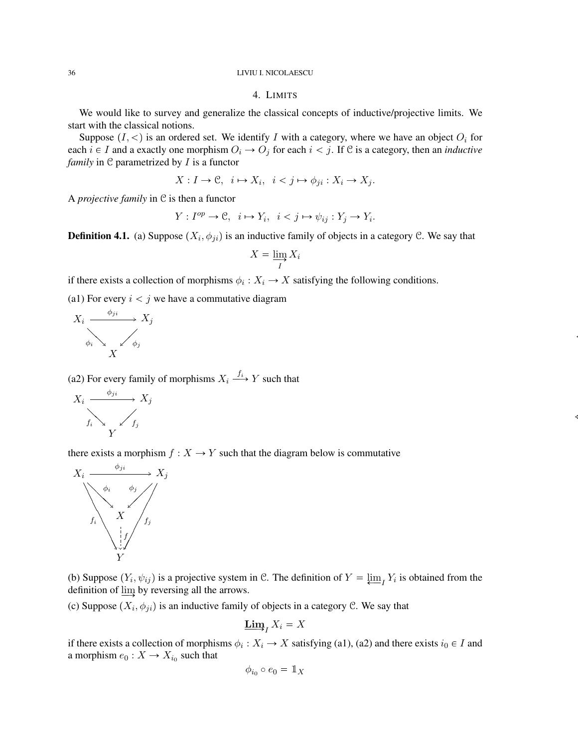## 4. LIMITS

We would like to survey and generalize the classical concepts of inductive/projective limits. We start with the classical notions.

Suppose $(I, <)$ is an ordered set. We identify $I$ with a category, where we have an object $O_i$ for each $i \in I$ and a exactly one morphism $O_i \to O_j$ for each $i < j$. If $\mathcal{C}$ is a category, then an *inductive family* in $\mathcal{C}$ parametrized by $I$ is a functor

$$X : I \to \mathcal{C}, \;\; i \mapsto X_i, \;\; i < j \mapsto \phi_{ji} : X_i \to X_j.$$

A *projective family* in $\mathcal{C}$ is then a functor

$$Y : I^{op} \to \mathcal{C}, \;\; i \mapsto Y_i, \;\; i < j \mapsto \psi_{ij} : Y_j \to Y_i.$$

**Definition 4.1.** (a) Suppose $(X_i, \phi_{ji})$ is an inductive family of objects in a category $\mathcal{C}$. We say that

$$X = \varinjlim_I X_i$$

if there exists a collection of morphisms $\phi_i : X_i \to X$ satisfying the following conditions.

(a1) For every $i < j$ we have a commutative diagram

$$\begin{array}{ccc} X_i & \xrightarrow{\phi_{ji}} & X_j \\ & {\scriptstyle\phi_i}\searrow \quad \swarrow{\scriptstyle\phi_j} & \\ & X & \end{array}$$

(a2) For every family of morphisms $X_i \xrightarrow{f_i} Y$ such that

$$\begin{array}{ccc} X_i & \xrightarrow{\phi_{ji}} & X_j \\ & {\scriptstyle f_i}\searrow \quad \swarrow{\scriptstyle f_j} & \\ & Y & \end{array}$$

there exists a morphism $f : X \to Y$ such that the diagram below is commutative

$$\begin{array}{ccc} X_i & \xrightarrow{\phi_{ji}} & X_j \\ & {\scriptstyle\phi_i}\searrow \quad \swarrow{\scriptstyle\phi_j} & \\ {\scriptstyle f_i} & X & {\scriptstyle f_j} \\ & \downarrow{\scriptstyle f} & \\ & Y & \end{array}$$

(b) Suppose $(Y_i, \psi_{ij})$ is a projective system in $\mathcal{C}$. The definition of $Y = \varprojlim_I Y_i$ is obtained from the definition of $\varinjlim$ by reversing all the arrows.

(c) Suppose $(X_i, \phi_{ji})$ is an inductive family of objects in a category $\mathcal{C}$. We say that

$$\underrightarrow{\mathbf{Lim}}_I X_i = X$$

if there exists a collection of morphisms $\phi_i : X_i \to X$ satisfying (a1), (a2) and there exists $i_0 \in I$ and a morphism $e_0 : X \to X_{i_0}$ such that

$$\phi_{i_0} \circ e_0 = \mathbb{1}_X$$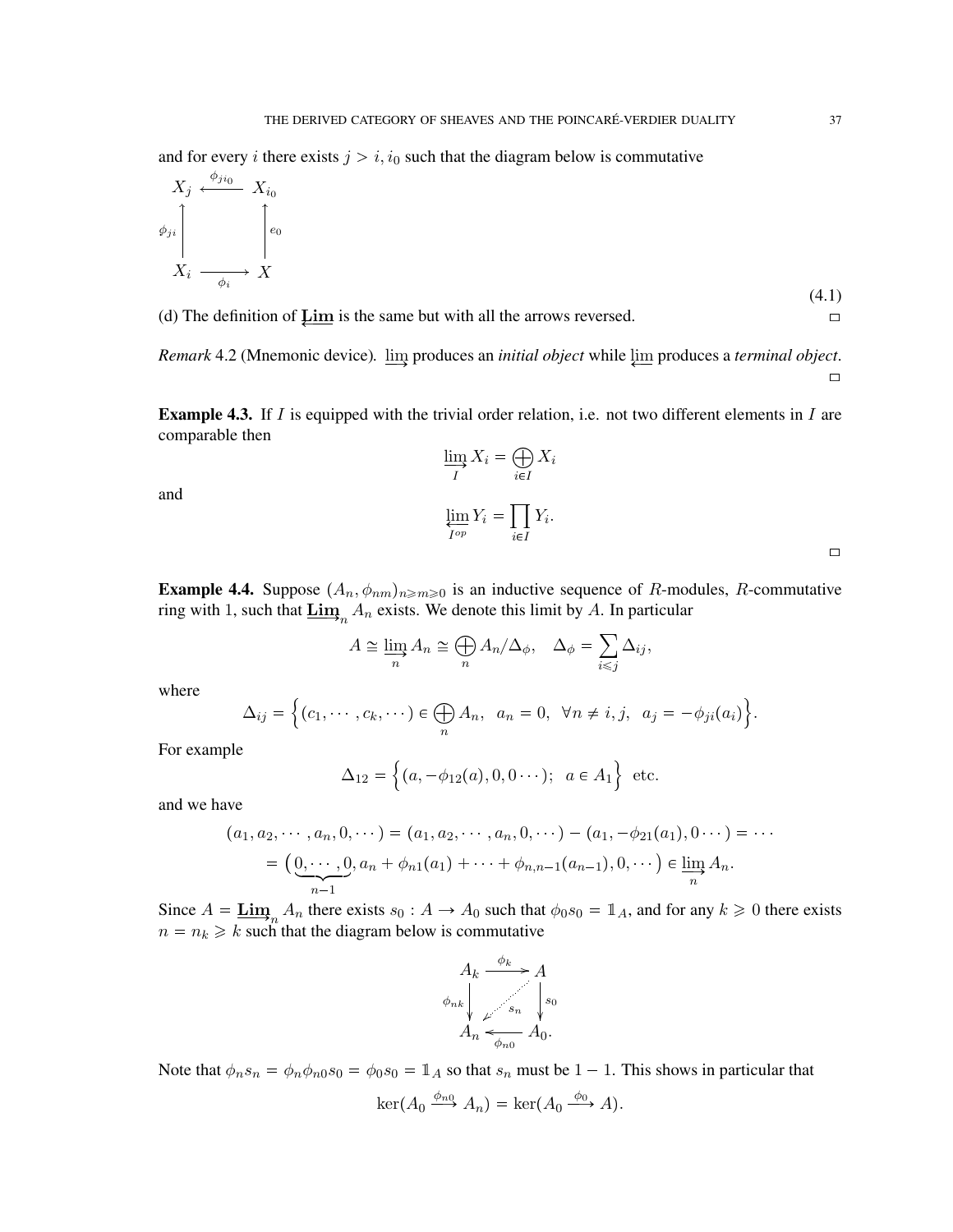and for every $i$ there exists $j > i, i_0$ such that the diagram below is commutative

$$
\begin{array}{ccc}
X_j & \xleftarrow{\phi_{ji_0}} & X_{i_0} \\
{\scriptstyle \phi_{ji}} \uparrow & & \uparrow {\scriptstyle e_0} \\
X_i & \xrightarrow[\phi_i]{} & X
\end{array}
\tag{4.1}
$$

(d) The definition of $\underleftarrow{\mathbf{Lim}}$ is the same but with all the arrows reversed. □

*Remark* 4.2 (Mnemonic device). $\varinjlim$ produces an *initial object* while $\varprojlim$ produces a *terminal object*. □

**Example 4.3.** If $I$ is equipped with the trivial order relation, i.e. not two different elements in $I$ are comparable then

$$\varinjlim_I X_i = \bigoplus_{i \in I} X_i$$

and

$$\varprojlim_{I^{op}} Y_i = \prod_{i \in I} Y_i.$$

□

**Example 4.4.** Suppose $(A_n, \phi_{nm})_{n \geqslant m \geqslant 0}$ is an inductive sequence of $R$-modules, $R$-commutative ring with 1, such that $\underrightarrow{\mathbf{Lim}}_n A_n$ exists. We denote this limit by $A$. In particular

$$A \cong \varinjlim_n A_n \cong \bigoplus_n A_n / \Delta_\phi, \quad \Delta_\phi = \sum_{i \leqslant j} \Delta_{ij},$$

where

$$\Delta_{ij} = \Big\{ (c_1, \cdots, c_k, \cdots) \in \bigoplus_n A_n, \;\; a_n = 0, \;\; \forall n \neq i, j, \;\; a_j = -\phi_{ji}(a_i) \Big\}.$$

For example

$$\Delta_{12} = \Big\{ (a, -\phi_{12}(a), 0, 0 \cdots); \;\; a \in A_1 \Big\} \text{ etc.}$$

and we have

$$
\begin{aligned}
(a_1, a_2, \cdots, a_n, 0, \cdots) &= (a_1, a_2, \cdots, a_n, 0, \cdots) - (a_1, -\phi_{21}(a_1), 0 \cdots) = \cdots \\
&= \big( \underbrace{0, \cdots, 0}_{n-1}, a_n + \phi_{n1}(a_1) + \cdots + \phi_{n,n-1}(a_{n-1}), 0, \cdots \big) \in \varinjlim_n A_n.
\end{aligned}
$$

Since $A = \underrightarrow{\mathbf{Lim}}_n A_n$ there exists $s_0 : A \to A_0$ such that $\phi_0 s_0 = \mathbb{1}_A$, and for any $k \geqslant 0$ there exists $n = n_k \geqslant k$ such that the diagram below is commutative

$$
\begin{array}{ccc}
A_k & \xrightarrow{\phi_k} & A \\
{\scriptstyle \phi_{nk}} \downarrow & \overset{s_n}{\swarrow} & \downarrow {\scriptstyle s_0} \\
A_n & \xleftarrow[\phi_{n0}]{} & A_0.
\end{array}
$$

Note that $\phi_n s_n = \phi_n \phi_{n0} s_0 = \phi_0 s_0 = \mathbb{1}_A$ so that $s_n$ must be $1-1$. This shows in particular that

$$\ker(A_0 \xrightarrow{\phi_{n0}} A_n) = \ker(A_0 \xrightarrow{\phi_0} A).$$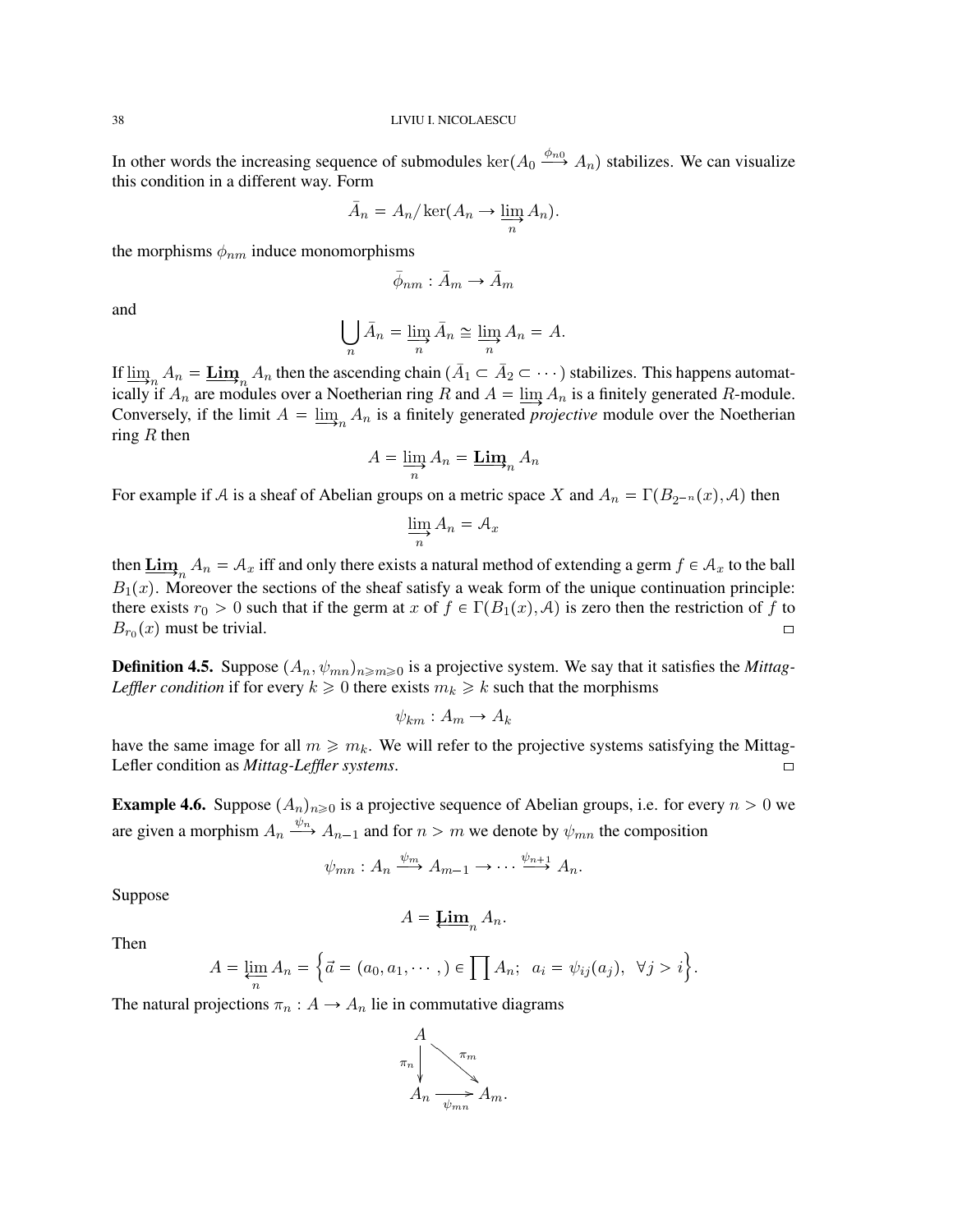In other words the increasing sequence of submodules $\ker(A_0 \xrightarrow{\phi_{n0}} A_n)$ stabilizes. We can visualize this condition in a different way. Form

$$\bar{A}_n = A_n / \ker(A_n \to \varinjlim_n A_n).$$

the morphisms $\phi_{nm}$ induce monomorphisms

$$\bar{\phi}_{nm} : \bar{A}_m \to \bar{A}_m$$

and

$$\bigcup_n \bar{A}_n = \varinjlim_n \bar{A}_n \cong \varinjlim_n A_n = A.$$

If $\varinjlim_n A_n = \underrightarrow{\mathbf{Lim}}_n A_n$ then the ascending chain $(\bar{A}_1 \subset \bar{A}_2 \subset \cdots)$ stabilizes. This happens automatically if $A_n$ are modules over a Noetherian ring $R$ and $A = \varinjlim A_n$ is a finitely generated $R$-module. Conversely, if the limit $A = \varinjlim_n A_n$ is a finitely generated *projective* module over the Noetherian ring $R$ then

$$A = \varinjlim_n A_n = \underrightarrow{\mathbf{Lim}}_n A_n$$

For example if $\mathcal{A}$ is a sheaf of Abelian groups on a metric space $X$ and $A_n = \Gamma(B_{2^{-n}}(x), \mathcal{A})$ then

$$\varinjlim_n A_n = \mathcal{A}_x$$

then $\underrightarrow{\mathbf{Lim}}_n A_n = \mathcal{A}_x$ iff and only there exists a natural method of extending a germ $f \in \mathcal{A}_x$ to the ball $B_1(x)$. Moreover the sections of the sheaf satisfy a weak form of the unique continuation principle: there exists $r_0 > 0$ such that if the germ at $x$ of $f \in \Gamma(B_1(x), \mathcal{A})$ is zero then the restriction of $f$ to $B_{r_0}(x)$ must be trivial. □

**Definition 4.5.** Suppose $(A_n, \psi_{mn})_{n \geqslant m \geqslant 0}$ is a projective system. We say that it satisfies the *Mittag-Leffler condition* if for every $k \geqslant 0$ there exists $m_k \geqslant k$ such that the morphisms

$$\psi_{km} : A_m \to A_k$$

have the same image for all $m \geqslant m_k$. We will refer to the projective systems satisfying the Mittag-Lefler condition as *Mittag-Leffler systems*. □

**Example 4.6.** Suppose $(A_n)_{n \geqslant 0}$ is a projective sequence of Abelian groups, i.e. for every $n > 0$ we are given a morphism $A_n \xrightarrow{\psi_n} A_{n-1}$ and for $n > m$ we denote by $\psi_{mn}$ the composition

$$\psi_{mn} : A_n \xrightarrow{\psi_m} A_{m-1} \to \cdots \xrightarrow{\psi_{n+1}} A_n.$$

Suppose

$$A = \underleftarrow{\mathbf{Lim}}_n A_n.$$

Then

$$A = \varprojlim_n A_n = \Big\{ \vec{a} = (a_0, a_1, \cdots,) \in \prod A_n;\;\; a_i = \psi_{ij}(a_j),\;\; \forall j > i \Big\}.$$

The natural projections $\pi_n : A \to A_n$ lie in commutative diagrams

$$\begin{array}{ccc} A & & \\ {\scriptstyle \pi_n}\downarrow & \searrow^{\pi_m} & \\ A_n & \xrightarrow[\psi_{mn}]{} & A_m. \end{array}$$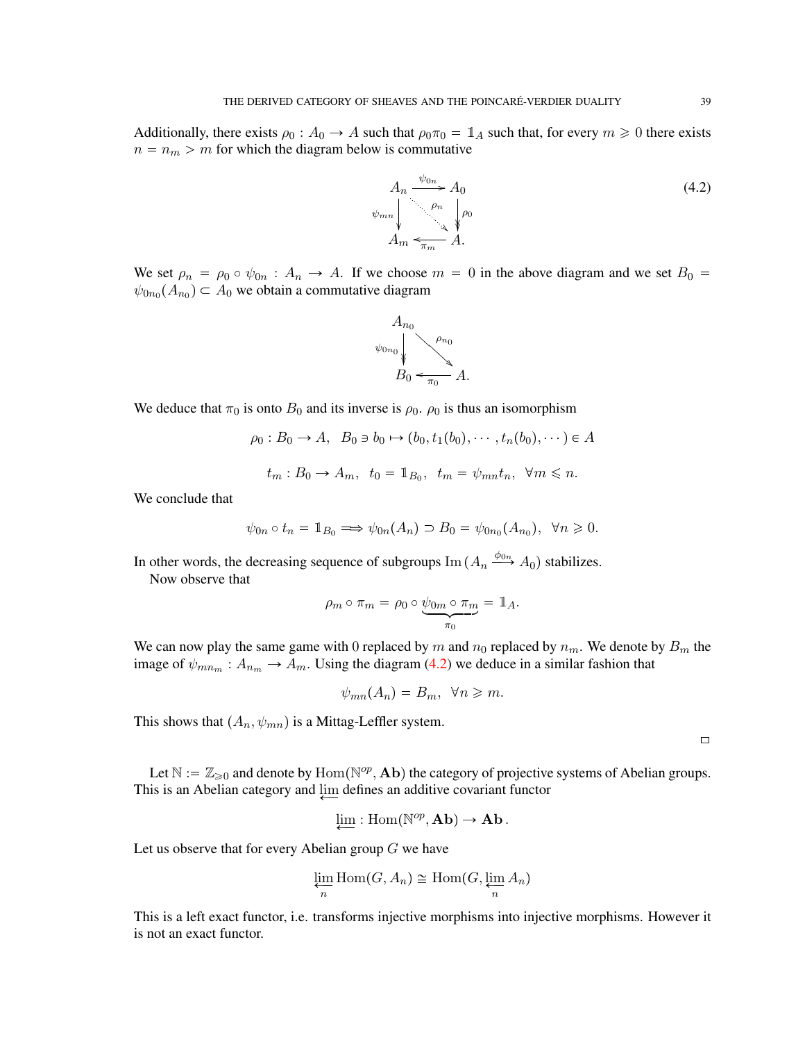Additionally, there exists $\rho_0 : A_0 \to A$ such that $\rho_0\pi_0 = \mathbb{1}_A$ such that, for every $m \geqslant 0$ there exists $n = n_m > m$ for which the diagram below is commutative

$$\begin{array}{ccc} A_n & \xrightarrow{\psi_{0n}} & A_0 \\ {\scriptstyle \psi_{mn}}\downarrow & \overset{\rho_n}{\searrow} & \downarrow{\scriptstyle \rho_0} \\ A_m & \xleftarrow[\pi_m]{} & A. \end{array} \tag{4.2}$$

We set $\rho_n = \rho_0 \circ \psi_{0n} : A_n \to A$. If we choose $m = 0$ in the above diagram and we set $B_0 = \psi_{0n_0}(A_{n_0}) \subset A_0$ we obtain a commutative diagram

$$\begin{array}{ccc} A_{n_0} & & \\ {\scriptstyle \psi_{0n_0}}\downarrow & \overset{\rho_{n_0}}{\searrow} & \\ B_0 & \xleftarrow[\pi_0]{} & A. \end{array}$$

We deduce that $\pi_0$ is onto $B_0$ and its inverse is $\rho_0$. $\rho_0$ is thus an isomorphism

$$\rho_0 : B_0 \to A, \quad B_0 \ni b_0 \mapsto (b_0, t_1(b_0), \cdots, t_n(b_0), \cdots) \in A$$

$$t_m : B_0 \to A_m, \quad t_0 = \mathbb{1}_{B_0}, \quad t_m = \psi_{mn} t_n, \quad \forall m \leqslant n.$$

We conclude that

$$\psi_{0n} \circ t_n = \mathbb{1}_{B_0} \Longrightarrow \psi_{0n}(A_n) \supset B_0 = \psi_{0n_0}(A_{n_0}), \quad \forall n \geqslant 0.$$

In other words, the decreasing sequence of subgroups $\mathrm{Im}\,(A_n \xrightarrow{\phi_{0n}} A_0)$ stabilizes.

Now observe that

$$\rho_m \circ \pi_m = \rho_0 \circ \underbrace{\psi_{0m} \circ \pi_m}_{\pi_0} = \mathbb{1}_A.$$

We can now play the same game with 0 replaced by $m$ and $n_0$ replaced by $n_m$. We denote by $B_m$ the image of $\psi_{mn_m} : A_{n_m} \to A_m$. Using the diagram (4.2) we deduce in a similar fashion that

$$\psi_{mn}(A_n) = B_m, \quad \forall n \geqslant m.$$

This shows that $(A_n, \psi_{mn})$ is a Mittag-Leffler system.

□

Let $\mathbb{N} := \mathbb{Z}_{\geqslant 0}$ and denote by $\mathrm{Hom}(\mathbb{N}^{op}, \mathbf{Ab})$ the category of projective systems of Abelian groups. This is an Abelian category and $\varprojlim$ defines an additive covariant functor

$$\varprojlim : \mathrm{Hom}(\mathbb{N}^{op}, \mathbf{Ab}) \to \mathbf{Ab}\,.$$

Let us observe that for every Abelian group $G$ we have

$$\varprojlim_n \mathrm{Hom}(G, A_n) \cong \mathrm{Hom}(G, \varprojlim_n A_n)$$

This is a left exact functor, i.e. transforms injective morphisms into injective morphisms. However it is not an exact functor.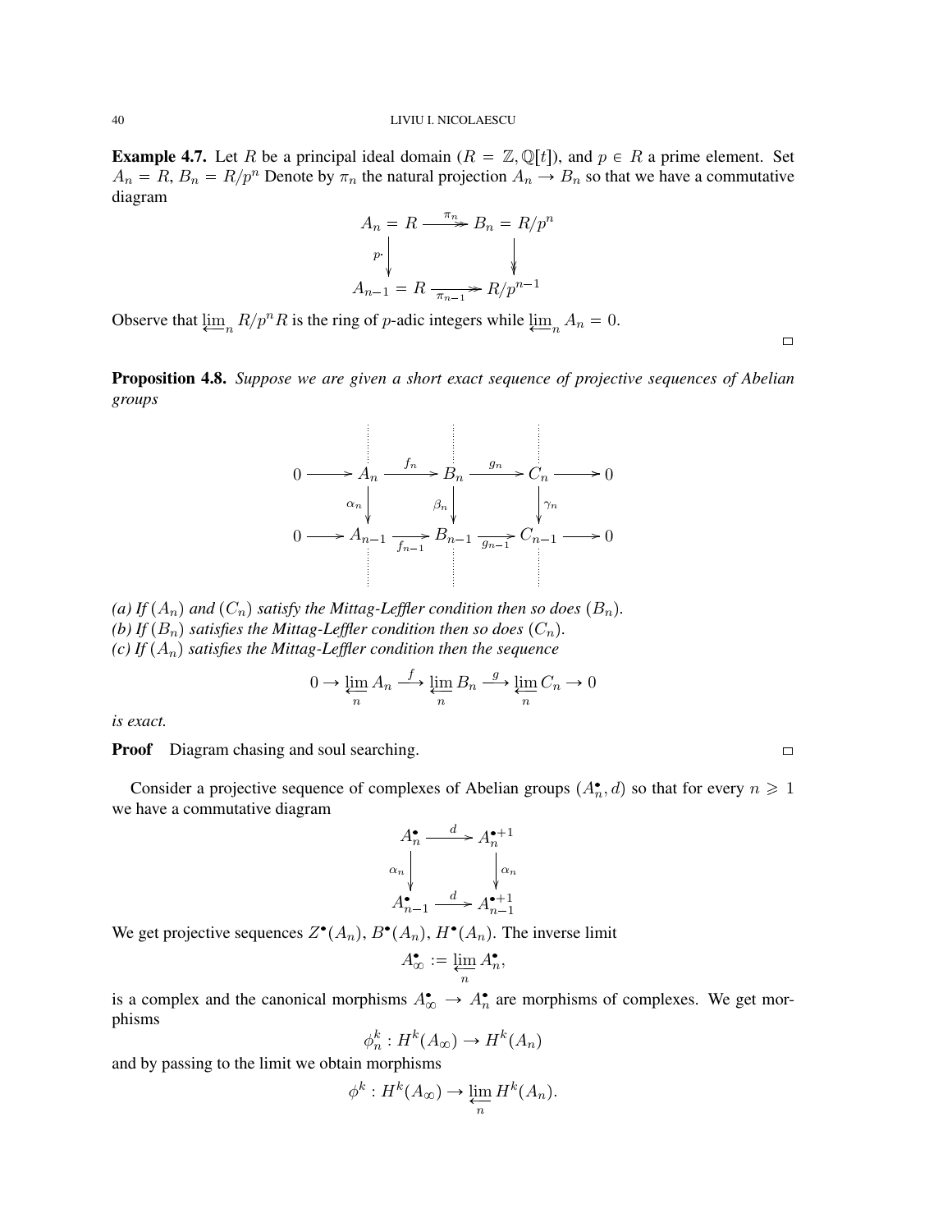**Example 4.7.** Let $R$ be a principal ideal domain ($R = \mathbb{Z}, \mathbb{Q}[t]$), and $p \in R$ a prime element. Set $A_n = R$, $B_n = R/p^n$ Denote by $\pi_n$ the natural projection $A_n \to B_n$ so that we have a commutative diagram

$$\begin{array}{ccc} A_n = R & \xrightarrow{\pi_n} & B_n = R/p^n \\ {\scriptstyle p\cdot}\downarrow & & \downarrow \\ A_{n-1} = R & \xrightarrow[\pi_{n-1}]{} & R/p^{n-1} \end{array}$$

Observe that $\varprojlim_n R/p^nR$ is the ring of $p$-adic integers while $\varprojlim_n A_n = 0$.

□

**Proposition 4.8.** *Suppose we are given a short exact sequence of projective sequences of Abelian groups*

$$\begin{array}{ccccccccc} 0 & \longrightarrow & A_n & \xrightarrow{f_n} & B_n & \xrightarrow{g_n} & C_n & \longrightarrow & 0 \\ & & {\scriptstyle \alpha_n}\downarrow & & {\scriptstyle \beta_n}\downarrow & & \downarrow{\scriptstyle \gamma_n} & & \\ 0 & \longrightarrow & A_{n-1} & \xrightarrow[f_{n-1}]{} & B_{n-1} & \xrightarrow[g_{n-1}]{} & C_{n-1} & \longrightarrow & 0 \end{array}$$

*(a) If $(A_n)$ and $(C_n)$ satisfy the Mittag-Leffler condition then so does $(B_n)$.*
*(b) If $(B_n)$ satisfies the Mittag-Leffler condition then so does $(C_n)$.*
*(c) If $(A_n)$ satisfies the Mittag-Leffler condition then the sequence*

$$0 \to \varprojlim_n A_n \xrightarrow{f} \varprojlim_n B_n \xrightarrow{g} \varprojlim_n C_n \to 0$$

*is exact.*

**Proof** Diagram chasing and soul searching. □

Consider a projective sequence of complexes of Abelian groups $(A_n^\bullet, d)$ so that for every $n \geqslant 1$ we have a commutative diagram

$$\begin{array}{ccc} A_n^\bullet & \xrightarrow{d} & A_n^{\bullet+1} \\ {\scriptstyle \alpha_n}\downarrow & & \downarrow{\scriptstyle \alpha_n} \\ A_{n-1}^\bullet & \xrightarrow{d} & A_{n-1}^{\bullet+1} \end{array}$$

We get projective sequences $Z^\bullet(A_n)$, $B^\bullet(A_n)$, $H^\bullet(A_n)$. The inverse limit

$$A_\infty^\bullet := \varprojlim_n A_n^\bullet,$$

is a complex and the canonical morphisms $A_\infty^\bullet \to A_n^\bullet$ are morphisms of complexes. We get morphisms

$$\phi_n^k : H^k(A_\infty) \to H^k(A_n)$$

and by passing to the limit we obtain morphisms

$$\phi^k : H^k(A_\infty) \to \varprojlim_n H^k(A_n).$$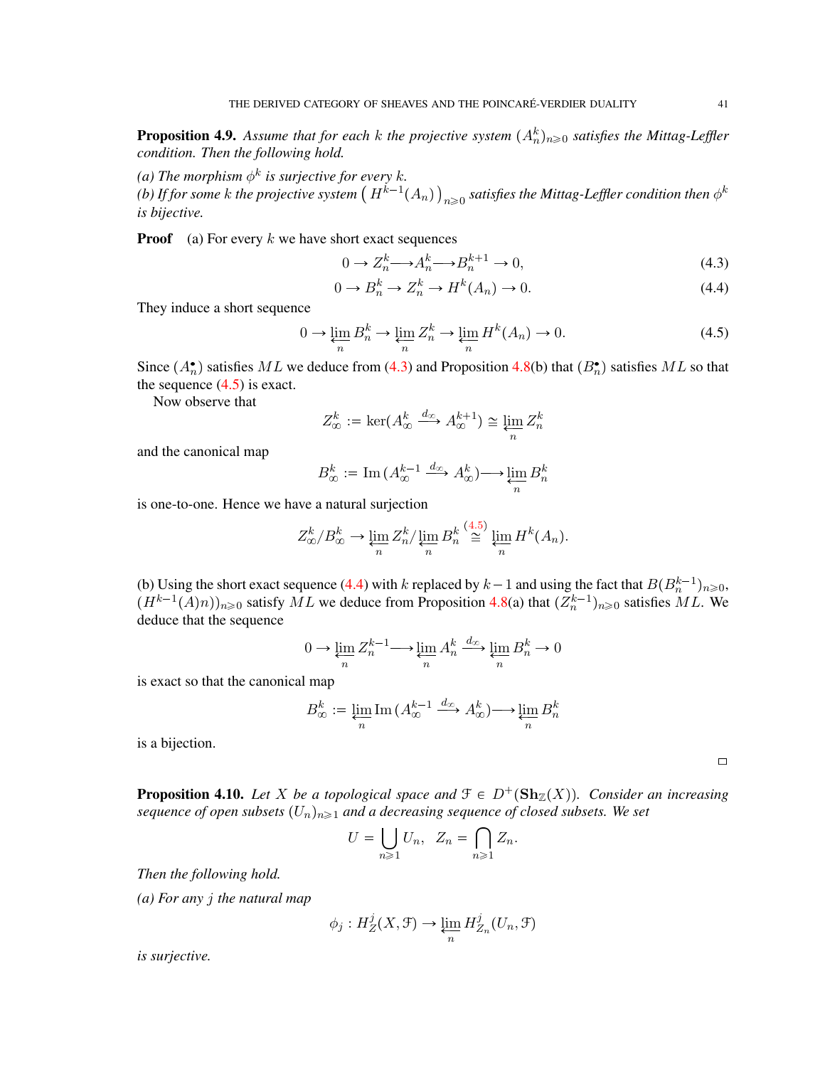**Proposition 4.9.** *Assume that for each $k$ the projective system $(A^k_n)_{n\geqslant 0}$ satisfies the Mittag-Leffler condition. Then the following hold.*

*(a) The morphism $\phi^k$ is surjective for every $k$.*
*(b) If for some $k$ the projective system $\big(H^{k-1}(A_n)\big)_{n\geqslant 0}$ satisfies the Mittag-Leffler condition then $\phi^k$ is bijective.*

**Proof** (a) For every $k$ we have short exact sequences

$$0 \to Z^k_n \longrightarrow A^k_n \longrightarrow B^{k+1}_n \to 0, \tag{4.3}$$

$$0 \to B^k_n \to Z^k_n \to H^k(A_n) \to 0. \tag{4.4}$$

They induce a short sequence

$$0 \to \varprojlim_n B^k_n \to \varprojlim_n Z^k_n \to \varprojlim_n H^k(A_n) \to 0. \tag{4.5}$$

Since $(A^\bullet_n)$ satisfies $ML$ we deduce from (4.3) and Proposition 4.8(b) that $(B^\bullet_n)$ satisfies $ML$ so that the sequence (4.5) is exact.

Now observe that

$$Z^k_\infty := \ker(A^k_\infty \xrightarrow{d_\infty} A^{k+1}_\infty) \cong \varprojlim_n Z^k_n$$

and the canonical map

$$B^k_\infty := \operatorname{Im}(A^{k-1}_\infty \xrightarrow{d_\infty} A^k_\infty) \longrightarrow \varprojlim_n B^k_n$$

is one-to-one. Hence we have a natural surjection

$$Z^k_\infty / B^k_\infty \to \varprojlim_n Z^k_n / \varprojlim_n B^k_n \overset{(4.5)}{\cong} \varprojlim_n H^k(A_n).$$

(b) Using the short exact sequence (4.4) with $k$ replaced by $k-1$ and using the fact that $B(B^{k-1}_n)_{n\geqslant 0}$, $(H^{k-1}(A)n))_{n\geqslant 0}$ satisfy $ML$ we deduce from Proposition 4.8(a) that $(Z^{k-1}_n)_{n\geqslant 0}$ satisfies $ML$. We deduce that the sequence

$$0 \to \varprojlim_n Z^{k-1}_n \longrightarrow \varprojlim_n A^k_n \xrightarrow{d_\infty} \varprojlim_n B^k_n \to 0$$

is exact so that the canonical map

$$B^k_\infty := \varprojlim_n \operatorname{Im}(A^{k-1}_\infty \xrightarrow{d_\infty} A^k_\infty) \longrightarrow \varprojlim_n B^k_n$$

is a bijection.

□

**Proposition 4.10.** *Let $X$ be a topological space and $\mathcal{F} \in D^+(\mathbf{Sh}_{\mathbb{Z}}(X))$. Consider an increasing sequence of open subsets $(U_n)_{n\geqslant 1}$ and a decreasing sequence of closed subsets. We set*

$$U = \bigcup_{n\geqslant 1} U_n, \quad Z_n = \bigcap_{n\geqslant 1} Z_n.$$

*Then the following hold.*

*(a) For any $j$ the natural map*

$$\phi_j : H^j_Z(X, \mathcal{F}) \to \varprojlim_n H^j_{Z_n}(U_n, \mathcal{F})$$

*is surjective.*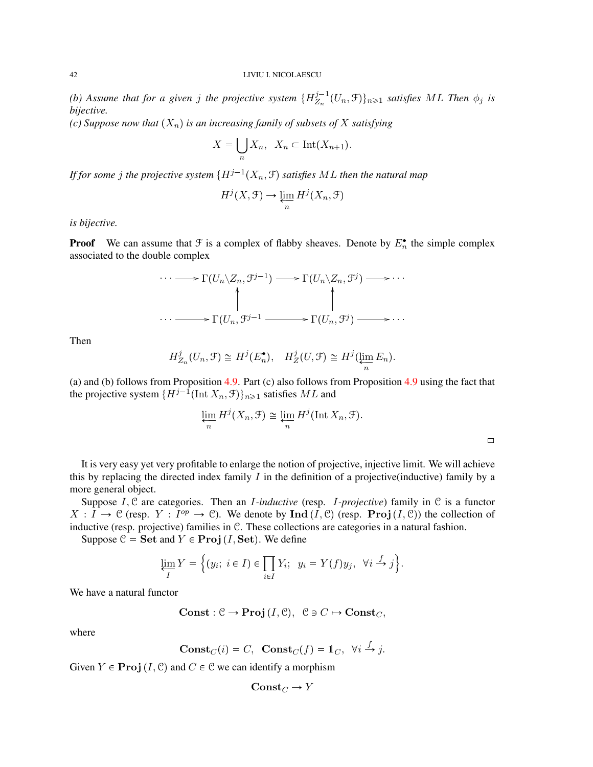*(b) Assume that for a given $j$ the projective system $\{H^{j-1}_{Z_n}(U_n, \mathcal{F})\}_{n\geqslant 1}$ satisfies $ML$ Then $\phi_j$ is bijective.*
*(c) Suppose now that $(X_n)$ is an increasing family of subsets of $X$ satisfying*

$$X = \bigcup_n X_n, \quad X_n \subset \operatorname{Int}(X_{n+1}).$$

*If for some $j$ the projective system $\{H^{j-1}(X_n, \mathcal{F})$ satisfies $ML$ then the natural map*

$$H^j(X, \mathcal{F}) \to \varprojlim_n H^j(X_n, \mathcal{F})$$

*is bijective.*

**Proof** We can assume that $\mathcal{F}$ is a complex of flabby sheaves. Denote by $E^\bullet_n$ the simple complex associated to the double complex

$$\begin{array}{ccccccc}
\cdots \longrightarrow & \Gamma(U_n \backslash Z_n, \mathcal{F}^{j-1}) & \longrightarrow & \Gamma(U_n \backslash Z_n, \mathcal{F}^{j}) & \longrightarrow \cdots \\
& \uparrow & & \uparrow & \\
\cdots \longrightarrow & \Gamma(U_n, \mathcal{F}^{j-1} & \longrightarrow & \Gamma(U_n, \mathcal{F}^{j}) & \longrightarrow \cdots
\end{array}$$

Then

$$H^j_{Z_n}(U_n, \mathcal{F}) \cong H^j(E^\bullet_n), \quad H^j_Z(U, \mathcal{F}) \cong H^j(\varprojlim_n E_n).$$

(a) and (b) follows from Proposition 4.9. Part (c) also follows from Proposition 4.9 using the fact that the projective system $\{H^{j-1}(\operatorname{Int} X_n, \mathcal{F})\}_{n\geqslant 1}$ satisfies $ML$ and

$$\varprojlim_n H^j(X_n, \mathcal{F}) \cong \varprojlim_n H^j(\operatorname{Int} X_n, \mathcal{F}).$$

□

It is very easy yet very profitable to enlarge the notion of projective, injective limit. We will achieve this by replacing the directed index family $I$ in the definition of a projective(inductive) family by a more general object.

Suppose $I, \mathcal{C}$ are categories. Then an *$I$-inductive* (resp. *$I$-projective*) family in $\mathcal{C}$ is a functor $X : I \to \mathcal{C}$ (resp. $Y : I^{op} \to \mathcal{C}$). We denote by $\mathbf{Ind}\,(I, \mathcal{C})$ (resp. $\mathbf{Proj}\,(I, \mathcal{C})$) the collection of inductive (resp. projective) families in $\mathcal{C}$. These collections are categories in a natural fashion.

Suppose $\mathcal{C} = \mathbf{Set}$ and $Y \in \mathbf{Proj}\,(I, \mathbf{Set})$. We define

$$\varprojlim_I Y = \Big\{ (y_i;\ i \in I) \in \prod_{i\in I} Y_i;\ \ y_i = Y(f) y_j,\ \ \forall i \xrightarrow{f} j \Big\}.$$

We have a natural functor

$$\mathbf{Const} : \mathcal{C} \to \mathbf{Proj}\,(I, \mathcal{C}),\ \ \mathcal{C} \ni C \mapsto \mathbf{Const}_C,$$

where

$$\mathbf{Const}_C(i) = C,\ \ \mathbf{Const}_C(f) = \mathbb{1}_C,\ \ \forall i \xrightarrow{f} j.$$

Given $Y \in \mathbf{Proj}\,(I, \mathcal{C})$ and $C \in \mathcal{C}$ we can identify a morphism

$$\mathbf{Const}_C \to Y$$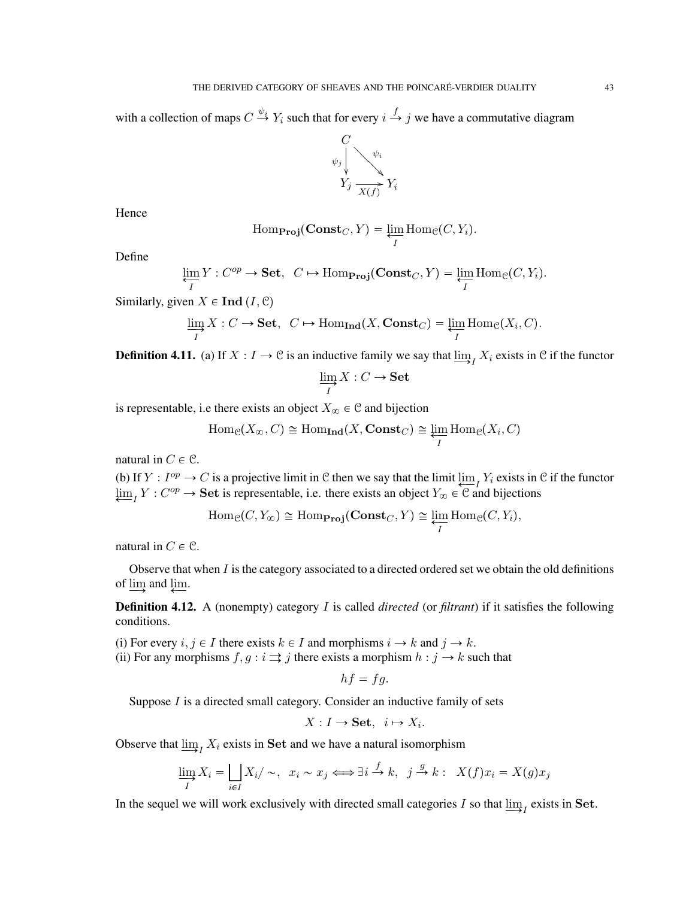with a collection of maps $C \stackrel{\psi_i}{\to} Y_i$ such that for every $i \stackrel{f}{\to} j$ we have a commutative diagram

$$\begin{array}{ccc} C & & \\ {\scriptstyle \psi_j}\downarrow & \searrow{\scriptstyle \psi_i} & \\ Y_j & \xrightarrow[X(f)]{} & Y_i \end{array}$$

Hence

$$\operatorname{Hom}_{\mathbf{Proj}}(\mathbf{Const}_C, Y) = \varprojlim_I \operatorname{Hom}_{\mathcal{C}}(C, Y_i).$$

Define

$$\varprojlim_I Y : C^{op} \to \mathbf{Set}, \;\; C \mapsto \operatorname{Hom}_{\mathbf{Proj}}(\mathbf{Const}_C, Y) = \varprojlim_I \operatorname{Hom}_{\mathcal{C}}(C, Y_i).$$

Similarly, given $X \in \mathbf{Ind}\,(I, \mathcal{C})$

$$\varinjlim_I X : C \to \mathbf{Set}, \;\; C \mapsto \operatorname{Hom}_{\mathbf{Ind}}(X, \mathbf{Const}_C) = \varprojlim_I \operatorname{Hom}_{\mathcal{C}}(X_i, C).$$

**Definition 4.11.** (a) If $X : I \to \mathcal{C}$ is an inductive family we say that $\varinjlim_I X_i$ exists in $\mathcal{C}$ if the functor

$$\varinjlim_I X : C \to \mathbf{Set}$$

is representable, i.e there exists an object $X_\infty \in \mathcal{C}$ and bijection

$$\operatorname{Hom}_{\mathcal{C}}(X_\infty, C) \cong \operatorname{Hom}_{\mathbf{Ind}}(X, \mathbf{Const}_C) \cong \varprojlim_I \operatorname{Hom}_{\mathcal{C}}(X_i, C)$$

natural in $C \in \mathcal{C}$.

(b) If $Y : I^{op} \to C$ is a projective limit in $\mathcal{C}$ then we say that the limit $\varprojlim_I Y_i$ exists in $\mathcal{C}$ if the functor $\varprojlim_I Y : C^{op} \to \mathbf{Set}$ is representable, i.e. there exists an object $Y_\infty \in \mathcal{C}$ and bijections

$$\operatorname{Hom}_{\mathcal{C}}(C, Y_\infty) \cong \operatorname{Hom}_{\mathbf{Proj}}(\mathbf{Const}_C, Y) \cong \varprojlim_I \operatorname{Hom}_{\mathcal{C}}(C, Y_i),$$

natural in $C \in \mathcal{C}$.

Observe that when $I$ is the category associated to a directed ordered set we obtain the old definitions of $\varinjlim$ and $\varprojlim$.

**Definition 4.12.** A (nonempty) category $I$ is called *directed* (or *filtrant*) if it satisfies the following conditions.

(i) For every $i, j \in I$ there exists $k \in I$ and morphisms $i \to k$ and $j \to k$.
(ii) For any morphisms $f, g : i \rightrightarrows j$ there exists a morphism $h : j \to k$ such that

$$hf = fg.$$

Suppose $I$ is a directed small category. Consider an inductive family of sets

$$X : I \to \mathbf{Set}, \;\; i \mapsto X_i.$$

Observe that $\varinjlim_I X_i$ exists in $\mathbf{Set}$ and we have a natural isomorphism

$$\varinjlim_I X_i = \bigsqcup_{i \in I} X_i / \sim, \;\; x_i \sim x_j \iff \exists i \stackrel{f}{\to} k, \;\; j \stackrel{g}{\to} k : \;\; X(f)x_i = X(g)x_j$$

In the sequel we will work exclusively with directed small categories $I$ so that $\varinjlim_I$ exists in $\mathbf{Set}$.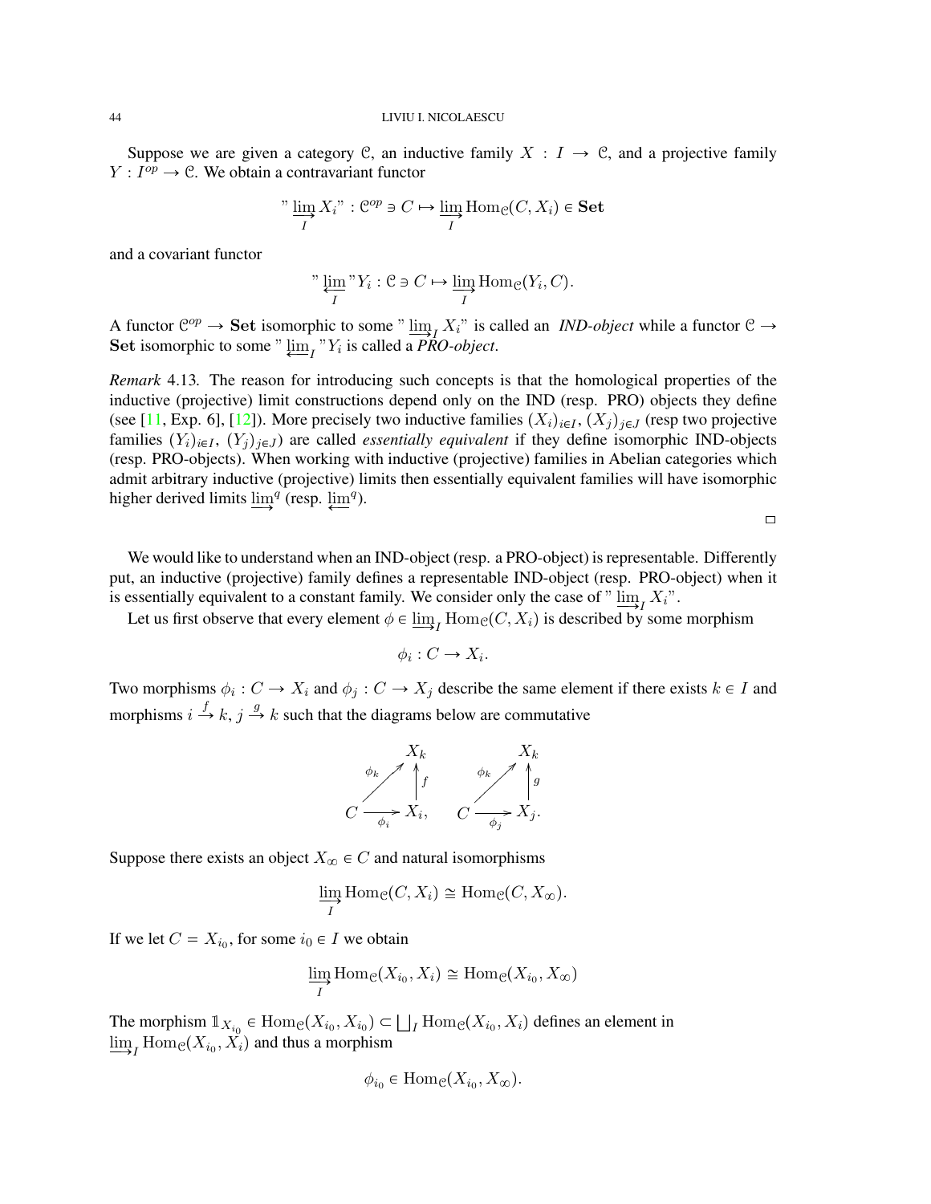Suppose we are given a category $\mathcal{C}$, an inductive family $X : I \to \mathcal{C}$, and a projective family $Y : I^{op} \to \mathcal{C}$. We obtain a contravariant functor

$$"\varinjlim_I X_i" : \mathcal{C}^{op} \ni C \mapsto \varinjlim_I \operatorname{Hom}_{\mathcal{C}}(C, X_i) \in \mathbf{Set}$$

and a covariant functor

$$"\varprojlim_I "Y_i : \mathcal{C} \ni C \mapsto \varinjlim_I \operatorname{Hom}_{\mathcal{C}}(Y_i, C).$$

A functor $\mathcal{C}^{op} \to \mathbf{Set}$ isomorphic to some $"\varinjlim_I X_i"$ is called an *IND-object* while a functor $\mathcal{C} \to \mathbf{Set}$ isomorphic to some $"\varprojlim_I "Y_i$ is called a *PRO-object*.

*Remark* 4.13. The reason for introducing such concepts is that the homological properties of the inductive (projective) limit constructions depend only on the IND (resp. PRO) objects they define (see [11, Exp. 6], [12]). More precisely two inductive families $(X_i)_{i\in I}$, $(X_j)_{j\in J}$ (resp two projective families $(Y_i)_{i\in I}$, $(Y_j)_{j\in J}$) are called *essentially equivalent* if they define isomorphic IND-objects (resp. PRO-objects). When working with inductive (projective) families in Abelian categories which admit arbitrary inductive (projective) limits then essentially equivalent families will have isomorphic higher derived limits $\varinjlim^q$ (resp. $\varprojlim^q$).

□

We would like to understand when an IND-object (resp. a PRO-object) is representable. Differently put, an inductive (projective) family defines a representable IND-object (resp. PRO-object) when it is essentially equivalent to a constant family. We consider only the case of $"\varinjlim_I X_i"$.

Let us first observe that every element $\phi \in \varinjlim_I \operatorname{Hom}_{\mathcal{C}}(C, X_i)$ is described by some morphism

$$\phi_i : C \to X_i.$$

Two morphisms $\phi_i : C \to X_i$ and $\phi_j : C \to X_j$ describe the same element if there exists $k \in I$ and morphisms $i \xrightarrow{f} k$, $j \xrightarrow{g} k$ such that the diagrams below are commutative

$$\begin{array}{ccc} & & X_k \\ & \overset{\phi_k}{\nearrow} & \uparrow f \\ C & \xrightarrow[\phi_i]{} & X_i, \end{array} \qquad \begin{array}{ccc} & & X_k \\ & \overset{\phi_k}{\nearrow} & \uparrow g \\ C & \xrightarrow[\phi_j]{} & X_j. \end{array}$$

Suppose there exists an object $X_\infty \in C$ and natural isomorphisms

$$\varinjlim_I \operatorname{Hom}_{\mathcal{C}}(C, X_i) \cong \operatorname{Hom}_{\mathcal{C}}(C, X_\infty).$$

If we let $C = X_{i_0}$, for some $i_0 \in I$ we obtain

$$\varinjlim_I \operatorname{Hom}_{\mathcal{C}}(X_{i_0}, X_i) \cong \operatorname{Hom}_{\mathcal{C}}(X_{i_0}, X_\infty)$$

The morphism $\mathbb{1}_{X_{i_0}} \in \operatorname{Hom}_{\mathcal{C}}(X_{i_0}, X_{i_0}) \subset \bigsqcup_I \operatorname{Hom}_{\mathcal{C}}(X_{i_0}, X_i)$ defines an element in $\varinjlim_I \operatorname{Hom}_{\mathcal{C}}(X_{i_0}, X_i)$ and thus a morphism

$$\phi_{i_0} \in \operatorname{Hom}_{\mathcal{C}}(X_{i_0}, X_\infty).$$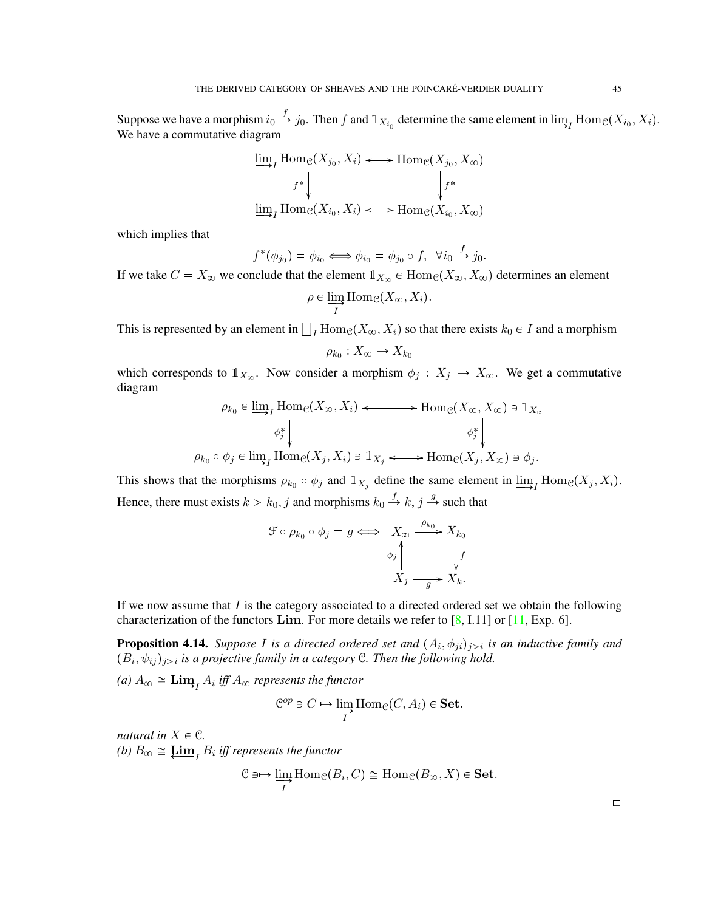Suppose we have a morphism $i_0 \xrightarrow{f} j_0$. Then $f$ and $\mathbb{1}_{X_{i_0}}$ determine the same element in $\varinjlim_I \operatorname{Hom}_{\mathcal{C}}(X_{i_0}, X_i)$. We have a commutative diagram

$$\begin{array}{ccc}
\varinjlim_I \operatorname{Hom}_{\mathcal{C}}(X_{j_0}, X_i) & \longleftrightarrow & \operatorname{Hom}_{\mathcal{C}}(X_{j_0}, X_\infty) \\
{\scriptstyle f^*}\downarrow & & \downarrow{\scriptstyle f^*} \\
\varinjlim_I \operatorname{Hom}_{\mathcal{C}}(X_{i_0}, X_i) & \longleftrightarrow & \operatorname{Hom}_{\mathcal{C}}(X_{i_0}, X_\infty)
\end{array}$$

which implies that

$$f^*(\phi_{j_0}) = \phi_{i_0} \Longleftrightarrow \phi_{i_0} = \phi_{j_0} \circ f, \ \ \forall i_0 \xrightarrow{f} j_0.$$

If we take $C = X_\infty$ we conclude that the element $\mathbb{1}_{X_\infty} \in \operatorname{Hom}_{\mathcal{C}}(X_\infty, X_\infty)$ determines an element

$$\rho \in \varinjlim_I \operatorname{Hom}_{\mathcal{C}}(X_\infty, X_i).$$

This is represented by an element in $\bigsqcup_I \operatorname{Hom}_{\mathcal{C}}(X_\infty, X_i)$ so that there exists $k_0 \in I$ and a morphism

$$\rho_{k_0} : X_\infty \to X_{k_0}$$

which corresponds to $\mathbb{1}_{X_\infty}$. Now consider a morphism $\phi_j : X_j \to X_\infty$. We get a commutative diagram

$$\begin{array}{ccc}
\rho_{k_0} \in \varinjlim_I \operatorname{Hom}_{\mathcal{C}}(X_\infty, X_i) & \longleftrightarrow & \operatorname{Hom}_{\mathcal{C}}(X_\infty, X_\infty) \ni \mathbb{1}_{X_\infty} \\
{\scriptstyle \phi_j^*}\downarrow & & \downarrow{\scriptstyle \phi_j^*} \\
\rho_{k_0} \circ \phi_j \in \varinjlim_I \operatorname{Hom}_{\mathcal{C}}(X_j, X_i) \ni \mathbb{1}_{X_j} & \longleftrightarrow & \operatorname{Hom}_{\mathcal{C}}(X_j, X_\infty) \ni \phi_j.
\end{array}$$

This shows that the morphisms $\rho_{k_0} \circ \phi_j$ and $\mathbb{1}_{X_j}$ define the same element in $\varinjlim_I \operatorname{Hom}_{\mathcal{C}}(X_j, X_i)$. Hence, there must exists $k > k_0, j$ and morphisms $k_0 \xrightarrow{f} k$, $j \xrightarrow{g}$ such that

$$\mathcal{F} \circ \rho_{k_0} \circ \phi_j = g \Longleftrightarrow \begin{array}{ccc}
X_\infty & \xrightarrow{\rho_{k_0}} & X_{k_0} \\
{\scriptstyle \phi_j}\uparrow & & \downarrow{\scriptstyle f} \\
X_j & \xrightarrow[g]{} & X_k.
\end{array}$$

If we now assume that $I$ is the category associated to a directed ordered set we obtain the following characterization of the functors $\mathbf{Lim}$. For more details we refer to [8, I.11] or [11, Exp. 6].

**Proposition 4.14.** *Suppose $I$ is a directed ordered set and $(A_i, \phi_{ji})_{j>i}$ is an inductive family and $(B_i, \psi_{ij})_{j>i}$ is a projective family in a category $\mathcal{C}$. Then the following hold.*

*(a) $A_\infty \cong \varinjlim\!{}_I\, A_i$ iff $A_\infty$ represents the functor*

$$\mathcal{C}^{op} \ni C \mapsto \varinjlim_I \operatorname{Hom}_{\mathcal{C}}(C, A_i) \in \mathbf{Set}.$$

*natural in $X \in \mathcal{C}$.*
*(b) $B_\infty \cong \varprojlim\!{}_I\, B_i$ iff represents the functor*

$$\mathcal{C} \ni\mapsto \varinjlim_I \operatorname{Hom}_{\mathcal{C}}(B_i, C) \cong \operatorname{Hom}_{\mathcal{C}}(B_\infty, X) \in \mathbf{Set}.$$

□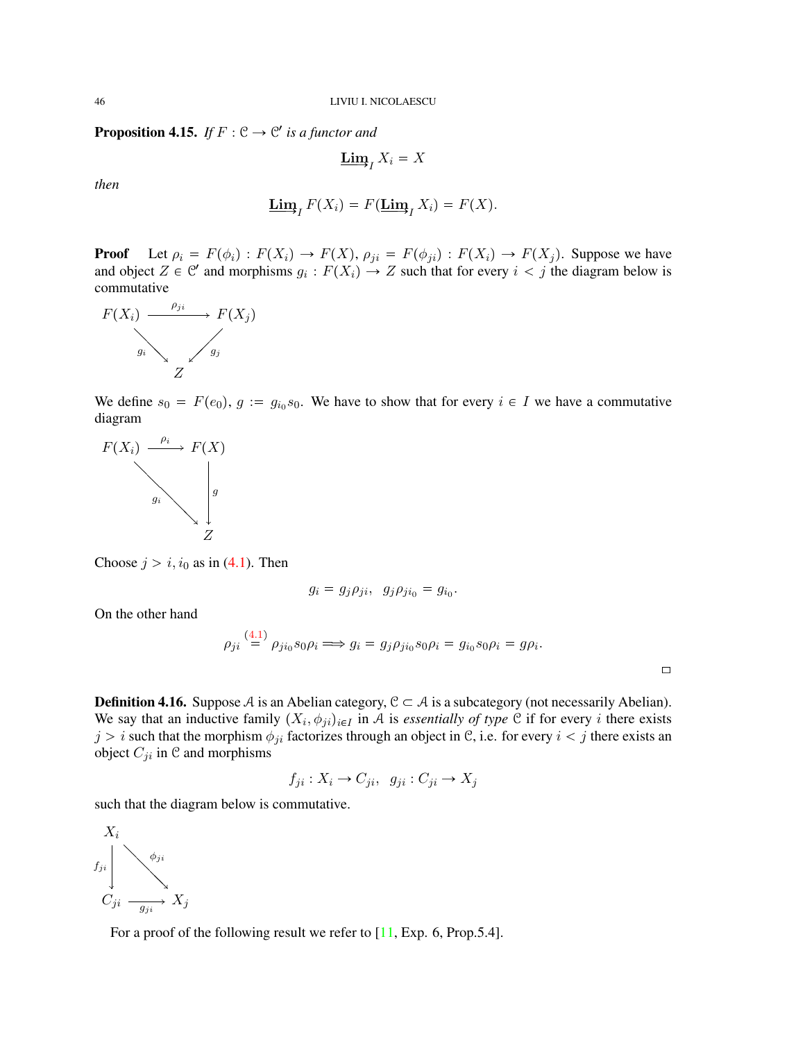**Proposition 4.15.** *If $F : \mathcal{C} \to \mathcal{C}'$ is a functor and*

$$\underrightarrow{\mathbf{Lim}}_I X_i = X$$

*then*

$$\underrightarrow{\mathbf{Lim}}_I F(X_i) = F(\underrightarrow{\mathbf{Lim}}_I X_i) = F(X).$$

**Proof** Let $\rho_i = F(\phi_i) : F(X_i) \to F(X)$, $\rho_{ji} = F(\phi_{ji}) : F(X_i) \to F(X_j)$. Suppose we have and object $Z \in \mathcal{C}'$ and morphisms $g_i : F(X_i) \to Z$ such that for every $i < j$ the diagram below is commutative

$$\begin{array}{ccc} F(X_i) & \xrightarrow{\rho_{ji}} & F(X_j) \\ & {\scriptstyle g_i} \searrow \quad \swarrow {\scriptstyle g_j} & \\ & Z & \end{array}$$

We define $s_0 = F(e_0)$, $g := g_{i_0} s_0$. We have to show that for every $i \in I$ we have a commutative diagram

$$\begin{array}{ccc} F(X_i) & \xrightarrow{\rho_i} & F(X) \\ & {\scriptstyle g_i} \searrow & \downarrow {\scriptstyle g} \\ & & Z \end{array}$$

Choose $j > i, i_0$ as in (4.1). Then

$$g_i = g_j \rho_{ji}, \;\; g_j \rho_{j i_0} = g_{i_0}.$$

On the other hand

$$\rho_{ji} \stackrel{(4.1)}{=} \rho_{j i_0} s_0 \rho_i \Longrightarrow g_i = g_j \rho_{j i_0} s_0 \rho_i = g_{i_0} s_0 \rho_i = g \rho_i.$$

□

**Definition 4.16.** Suppose $\mathcal{A}$ is an Abelian category, $\mathcal{C} \subset \mathcal{A}$ is a subcategory (not necessarily Abelian). We say that an inductive family $(X_i, \phi_{ji})_{i \in I}$ in $\mathcal{A}$ is *essentially of type* $\mathcal{C}$ if for every $i$ there exists $j > i$ such that the morphism $\phi_{ji}$ factorizes through an object in $\mathcal{C}$, i.e. for every $i < j$ there exists an object $C_{ji}$ in $\mathcal{C}$ and morphisms

$$f_{ji} : X_i \to C_{ji}, \;\; g_{ji} : C_{ji} \to X_j$$

such that the diagram below is commutative.

$$\begin{array}{ccc} X_i & & \\ {\scriptstyle f_{ji}} \downarrow & \searrow {\scriptstyle \phi_{ji}} & \\ C_{ji} & \xrightarrow[g_{ji}]{} & X_j \end{array}$$

For a proof of the following result we refer to [11, Exp. 6, Prop.5.4].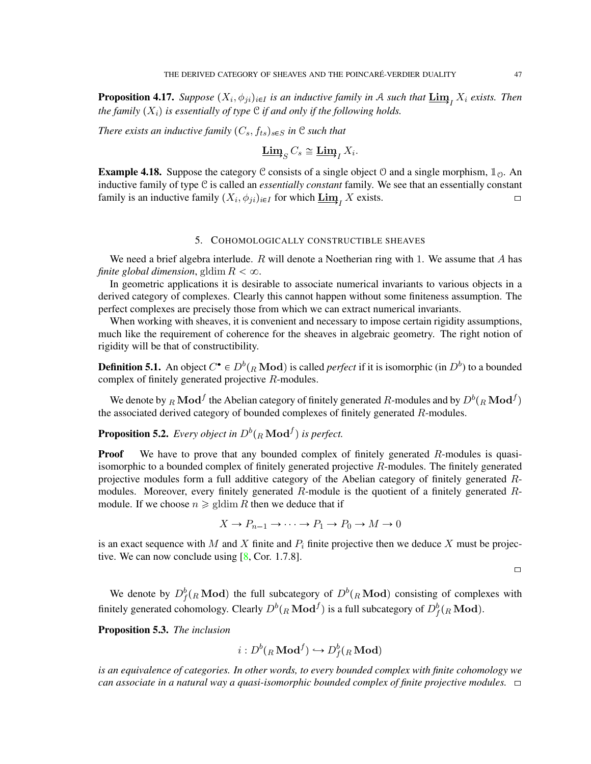**Proposition 4.17.** *Suppose $(X_i, \phi_{ji})_{i\in I}$ is an inductive family in $\mathcal{A}$ such that $\underrightarrow{\mathbf{Lim}}_I X_i$ exists. Then the family $(X_i)$ is essentially of type $\mathcal{C}$ if and only if the following holds.*

*There exists an inductive family $(C_s, f_{ts})_{s\in S}$ in $\mathcal{C}$ such that*

$$\underrightarrow{\mathbf{Lim}}_S C_s \cong \underrightarrow{\mathbf{Lim}}_I X_i.$$

**Example 4.18.** Suppose the category $\mathcal{C}$ consists of a single object $\mathcal{O}$ and a single morphism, $\mathbb{1}_{\mathcal{O}}$. An inductive family of type $\mathcal{C}$ is called an *essentially constant* family. We see that an essentially constant family is an inductive family $(X_i, \phi_{ji})_{i\in I}$ for which $\underrightarrow{\mathbf{Lim}}_I X$ exists. □

## 5. Cohomologically constructible sheaves

We need a brief algebra interlude. $R$ will denote a Noetherian ring with 1. We assume that $A$ has *finite global dimension*, $\operatorname{gldim} R < \infty$.

In geometric applications it is desirable to associate numerical invariants to various objects in a derived category of complexes. Clearly this cannot happen without some finiteness assumption. The perfect complexes are precisely those from which we can extract numerical invariants.

When working with sheaves, it is convenient and necessary to impose certain rigidity assumptions, much like the requirement of coherence for the sheaves in algebraic geometry. The right notion of rigidity will be that of constructibility.

**Definition 5.1.** An object $C^\bullet \in D^b({}_R\mathbf{Mod})$ is called *perfect* if it is isomorphic (in $D^b$) to a bounded complex of finitely generated projective $R$-modules.

We denote by ${}_R\mathbf{Mod}^f$ the Abelian category of finitely generated $R$-modules and by $D^b({}_R\mathbf{Mod}^f)$ the associated derived category of bounded complexes of finitely generated $R$-modules.

**Proposition 5.2.** *Every object in $D^b({}_R\mathbf{Mod}^f)$ is perfect.*

**Proof** We have to prove that any bounded complex of finitely generated $R$-modules is quasi-isomorphic to a bounded complex of finitely generated projective $R$-modules. The finitely generated projective modules form a full additive category of the Abelian category of finitely generated $R$-modules. Moreover, every finitely generated $R$-module is the quotient of a finitely generated $R$-module. If we choose $n \geqslant \operatorname{gldim} R$ then we deduce that if

$$X \to P_{n-1} \to \cdots \to P_1 \to P_0 \to M \to 0$$

is an exact sequence with $M$ and $X$ finite and $P_i$ finite projective then we deduce $X$ must be projective. We can now conclude using [8, Cor. 1.7.8].

□

We denote by $D^b_f({}_R\mathbf{Mod})$ the full subcategory of $D^b({}_R\mathbf{Mod})$ consisting of complexes with finitely generated cohomology. Clearly $D^b({}_R\mathbf{Mod}^f)$ is a full subcategory of $D^b_f({}_R\mathbf{Mod})$.

**Proposition 5.3.** *The inclusion*

$$i : D^b({}_R\mathbf{Mod}^f) \hookrightarrow D^b_f({}_R\mathbf{Mod})$$

*is an equivalence of categories. In other words, to every bounded complex with finite cohomology we can associate in a natural way a quasi-isomorphic bounded complex of finite projective modules.* □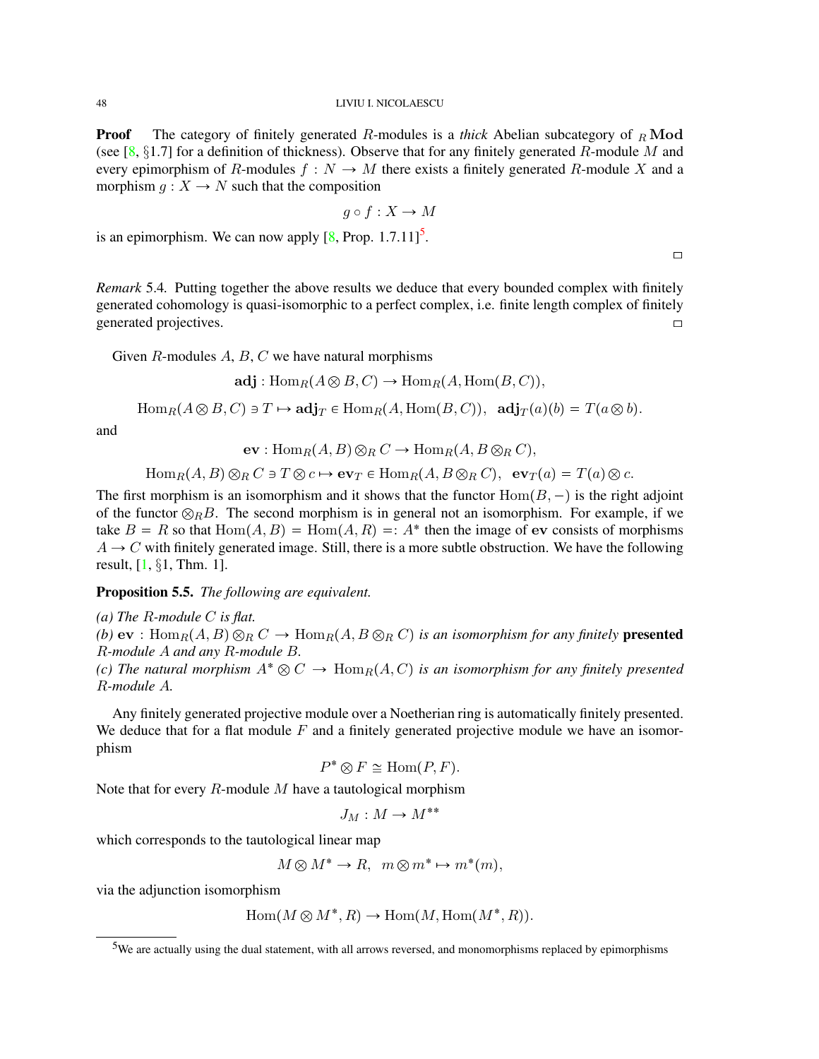**Proof** The category of finitely generated $R$-modules is a *thick* Abelian subcategory of ${}_R\mathbf{Mod}$ (see [8, §1.7] for a definition of thickness). Observe that for any finitely generated $R$-module $M$ and every epimorphism of $R$-modules $f : N \to M$ there exists a finitely generated $R$-module $X$ and a morphism $g : X \to N$ such that the composition

$$g \circ f : X \to M$$

is an epimorphism. We can now apply [8, Prop. 1.7.11][5].

□

*Remark* 5.4. Putting together the above results we deduce that every bounded complex with finitely generated cohomology is quasi-isomorphic to a perfect complex, i.e. finite length complex of finitely generated projectives. □

Given $R$-modules $A$, $B$, $C$ we have natural morphisms

$$\mathbf{adj} : \operatorname{Hom}_R(A \otimes B, C) \to \operatorname{Hom}_R(A, \operatorname{Hom}(B, C)),$$

$$\operatorname{Hom}_R(A \otimes B, C) \ni T \mapsto \mathbf{adj}_T \in \operatorname{Hom}_R(A, \operatorname{Hom}(B, C)), \;\; \mathbf{adj}_T(a)(b) = T(a \otimes b).$$

and

$$\mathbf{ev} : \operatorname{Hom}_R(A, B) \otimes_R C \to \operatorname{Hom}_R(A, B \otimes_R C),$$

$$\operatorname{Hom}_R(A, B) \otimes_R C \ni T \otimes c \mapsto \mathbf{ev}_T \in \operatorname{Hom}_R(A, B \otimes_R C), \;\; \mathbf{ev}_T(a) = T(a) \otimes c.$$

The first morphism is an isomorphism and it shows that the functor $\operatorname{Hom}(B, -)$ is the right adjoint of the functor $\otimes_R B$. The second morphism is in general not an isomorphism. For example, if we take $B = R$ so that $\operatorname{Hom}(A, B) = \operatorname{Hom}(A, R) =: A^*$ then the image of $\mathbf{ev}$ consists of morphisms $A \to C$ with finitely generated image. Still, there is a more subtle obstruction. We have the following result, [1, §1, Thm. 1].

**Proposition 5.5.** *The following are equivalent.*

*(a) The $R$-module $C$ is flat.*
*(b) $\mathbf{ev} : \operatorname{Hom}_R(A, B) \otimes_R C \to \operatorname{Hom}_R(A, B \otimes_R C)$ is an isomorphism for any finitely* **presented** *$R$-module $A$ and any $R$-module $B$.*
*(c) The natural morphism $A^* \otimes C \to \operatorname{Hom}_R(A, C)$ is an isomorphism for any finitely presented $R$-module $A$.*

Any finitely generated projective module over a Noetherian ring is automatically finitely presented. We deduce that for a flat module $F$ and a finitely generated projective module we have an isomorphism

$$P^* \otimes F \cong \operatorname{Hom}(P, F).$$

Note that for every $R$-module $M$ have a tautological morphism

$$J_M : M \to M^{**}$$

which corresponds to the tautological linear map

$$M \otimes M^* \to R, \;\; m \otimes m^* \mapsto m^*(m),$$

via the adjunction isomorphism

$$\operatorname{Hom}(M \otimes M^*, R) \to \operatorname{Hom}(M, \operatorname{Hom}(M^*, R)).$$

---

[5] We are actually using the dual statement, with all arrows reversed, and monomorphisms replaced by epimorphisms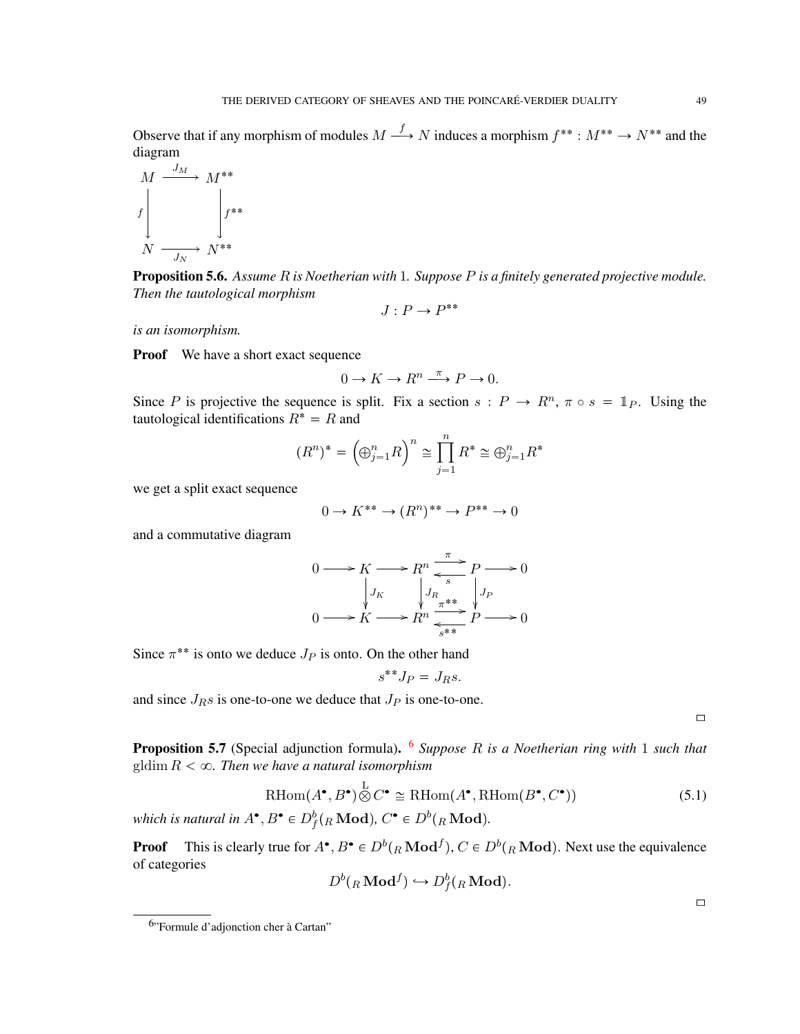Observe that if any morphism of modules $M \xrightarrow{f} N$ induces a morphism $f^{**}: M^{**} \to N^{**}$ and the diagram

$$
\begin{array}{ccc}
M & \xrightarrow{J_M} & M^{**} \\
{\scriptstyle f}\downarrow & & \downarrow{\scriptstyle f^{**}} \\
N & \xrightarrow[J_N]{} & N^{**}
\end{array}
$$

**Proposition 5.6.** *Assume $R$ is Noetherian with* 1*. Suppose $P$ is a finitely generated projective module. Then the tautological morphism*

$$J : P \to P^{**}$$

*is an isomorphism.*

**Proof** We have a short exact sequence

$$0 \to K \to R^n \xrightarrow{\pi} P \to 0.$$

Since $P$ is projective the sequence is split. Fix a section $s : P \to R^n$, $\pi \circ s = \mathbb{1}_P$. Using the tautological identifications $R^* = R$ and

$$(R^n)^* = \left(\oplus_{j=1}^n R\right)^n \cong \prod_{j=1}^n R^* \cong \oplus_{j=1}^n R^*$$

we get a split exact sequence

$$0 \to K^{**} \to (R^n)^{**} \to P^{**} \to 0$$

and a commutative diagram

$$
\begin{array}{ccccccccc}
0 & \longrightarrow & K & \longrightarrow & R^n & \underset{s}{\overset{\pi}{\rightleftarrows}} & P & \longrightarrow & 0 \\
& & \downarrow{\scriptstyle J_K} & & \downarrow{\scriptstyle J_R} & & \downarrow{\scriptstyle J_P} & & \\
0 & \longrightarrow & K & \longrightarrow & R^n & \underset{s^{**}}{\overset{\pi^{**}}{\rightleftarrows}} & P & \longrightarrow & 0
\end{array}
$$

Since $\pi^{**}$ is onto we deduce $J_P$ is onto. On the other hand

$$s^{**} J_P = J_R s.$$

and since $J_R s$ is one-to-one we deduce that $J_P$ is one-to-one.

□

**Proposition 5.7** (Special adjunction formula)**.** [6] *Suppose $R$ is a Noetherian ring with* 1 *such that* $\operatorname{gldim} R < \infty$*. Then we have a natural isomorphism*

$$\operatorname{RHom}(A^\bullet, B^\bullet) \overset{\mathrm{L}}{\otimes} C^\bullet \cong \operatorname{RHom}(A^\bullet, \operatorname{RHom}(B^\bullet, C^\bullet)) \tag{5.1}$$

*which is natural in $A^\bullet, B^\bullet \in D_f^b({}_R\mathbf{Mod})$, $C^\bullet \in D^b({}_R\mathbf{Mod})$.*

**Proof** This is clearly true for $A^\bullet, B^\bullet \in D^b({}_R\mathbf{Mod}^f)$, $C \in D^b({}_R\mathbf{Mod})$. Next use the equivalence of categories

$$D^b({}_R\mathbf{Mod}^f) \hookrightarrow D_f^b({}_R\mathbf{Mod}).$$

□

[6] "Formule d'adjonction cher à Cartan"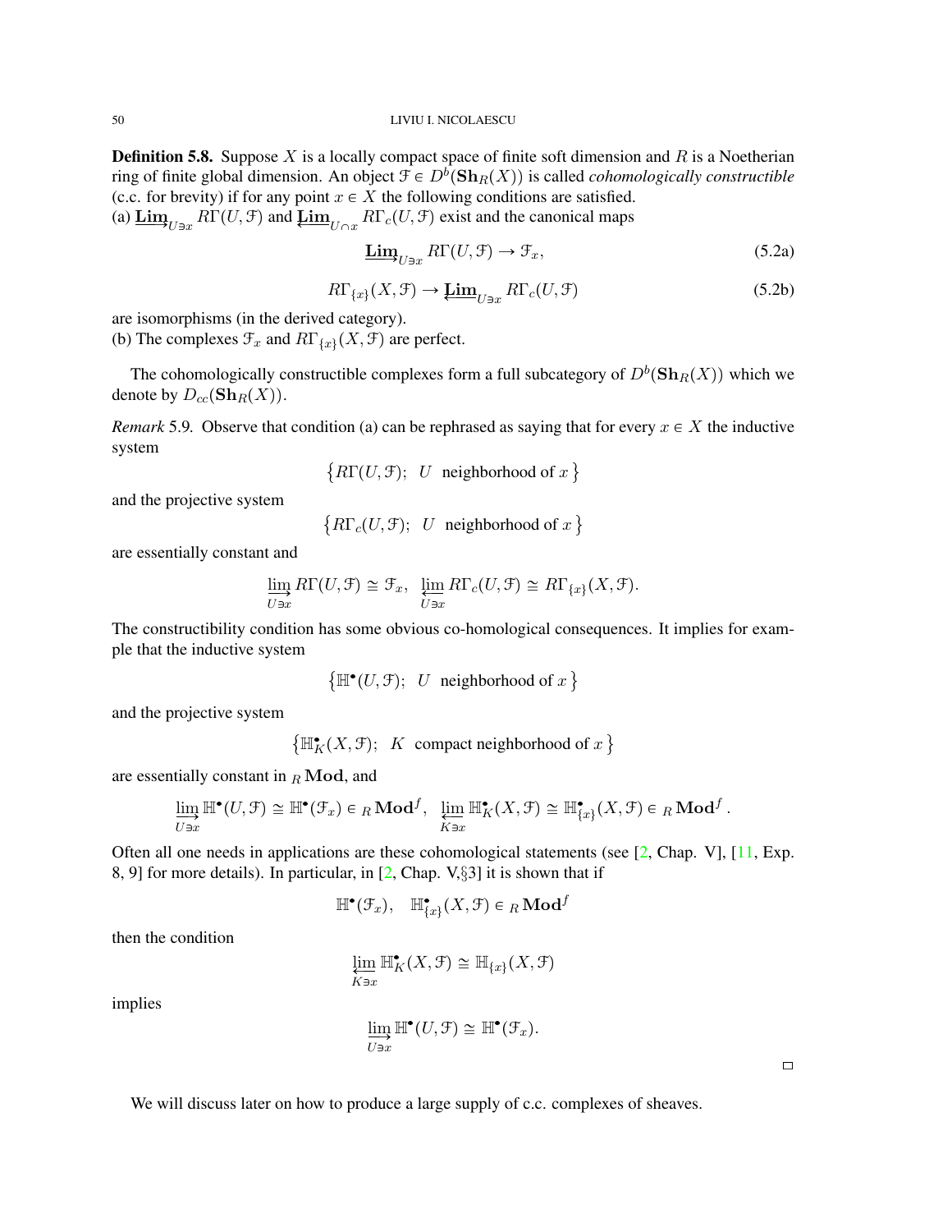**Definition 5.8.** Suppose $X$ is a locally compact space of finite soft dimension and $R$ is a Noetherian ring of finite global dimension. An object $\mathcal{F} \in D^b(\mathbf{Sh}_R(X))$ is called *cohomologically constructible* (c.c. for brevity) if for any point $x \in X$ the following conditions are satisfied.
(a) $\underrightarrow{\mathbf{Lim}}_{U \ni x} R\Gamma(U, \mathcal{F})$ and $\underleftarrow{\mathbf{Lim}}_{U \cap x} R\Gamma_c(U, \mathcal{F})$ exist and the canonical maps

$$\underrightarrow{\mathbf{Lim}}_{U \ni x} R\Gamma(U, \mathcal{F}) \to \mathcal{F}_x, \tag{5.2a}$$

$$R\Gamma_{\{x\}}(X, \mathcal{F}) \to \underleftarrow{\mathbf{Lim}}_{U \ni x} R\Gamma_c(U, \mathcal{F}) \tag{5.2b}$$

are isomorphisms (in the derived category).
(b) The complexes $\mathcal{F}_x$ and $R\Gamma_{\{x\}}(X, \mathcal{F})$ are perfect.

The cohomologically constructible complexes form a full subcategory of $D^b(\mathbf{Sh}_R(X))$ which we denote by $D_{cc}(\mathbf{Sh}_R(X))$.

*Remark* 5.9. Observe that condition (a) can be rephrased as saying that for every $x \in X$ the inductive system

$$\big\{ R\Gamma(U, \mathcal{F});\;\; U \;\text{ neighborhood of } x \big\}$$

and the projective system

$$\big\{ R\Gamma_c(U, \mathcal{F});\;\; U \;\text{ neighborhood of } x \big\}$$

are essentially constant and

$$\varinjlim_{U \ni x} R\Gamma(U, \mathcal{F}) \cong \mathcal{F}_x, \;\; \varprojlim_{U \ni x} R\Gamma_c(U, \mathcal{F}) \cong R\Gamma_{\{x\}}(X, \mathcal{F}).$$

The constructibility condition has some obvious co-homological consequences. It implies for example that the inductive system

$$\big\{ \mathbb{H}^\bullet(U, \mathcal{F});\;\; U \;\text{ neighborhood of } x \big\}$$

and the projective system

$$\big\{ \mathbb{H}^\bullet_K(X, \mathcal{F});\;\; K \;\text{ compact neighborhood of } x \big\}$$

are essentially constant in ${}_R\mathbf{Mod}$, and

$$\varinjlim_{U \ni x} \mathbb{H}^\bullet(U, \mathcal{F}) \cong \mathbb{H}^\bullet(\mathcal{F}_x) \in {}_R\mathbf{Mod}^f, \;\; \varprojlim_{K \ni x} \mathbb{H}^\bullet_K(X, \mathcal{F}) \cong \mathbb{H}^\bullet_{\{x\}}(X, \mathcal{F}) \in {}_R\mathbf{Mod}^f.$$

Often all one needs in applications are these cohomological statements (see [2, Chap. V], [11, Exp. 8, 9] for more details). In particular, in [2, Chap. V,§3] it is shown that if

$$\mathbb{H}^\bullet(\mathcal{F}_x), \quad \mathbb{H}^\bullet_{\{x\}}(X, \mathcal{F}) \in {}_R\mathbf{Mod}^f$$

then the condition

$$\varprojlim_{K \ni x} \mathbb{H}^\bullet_K(X, \mathcal{F}) \cong \mathbb{H}_{\{x\}}(X, \mathcal{F})$$

implies

$$\varinjlim_{U \ni x} \mathbb{H}^\bullet(U, \mathcal{F}) \cong \mathbb{H}^\bullet(\mathcal{F}_x).$$

□

We will discuss later on how to produce a large supply of c.c. complexes of sheaves.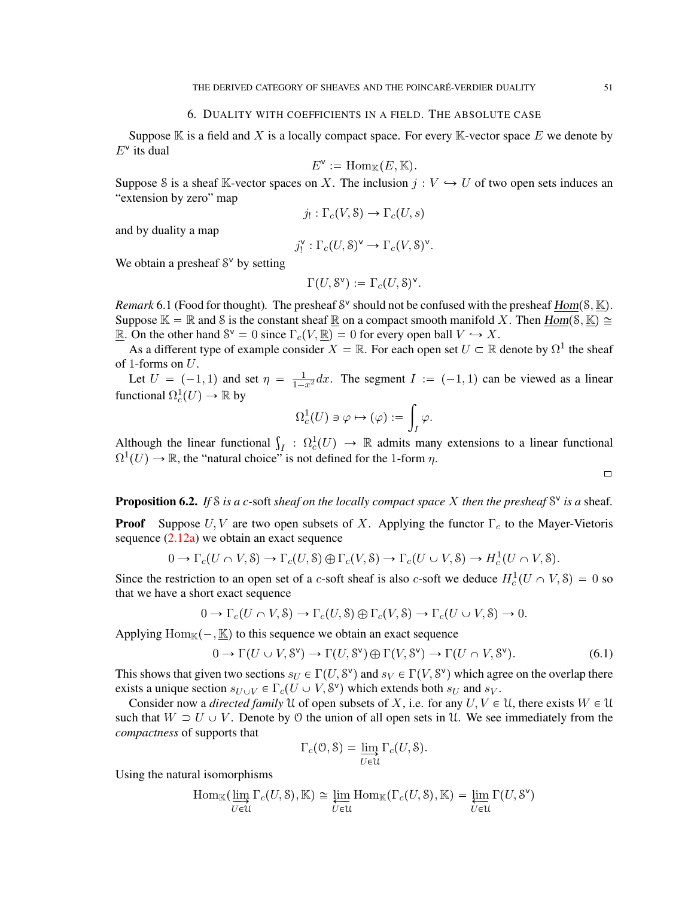## 6. Duality with coefficients in a field. The absolute case

Suppose $\mathbb{K}$ is a field and $X$ is a locally compact space. For every $\mathbb{K}$-vector space $E$ we denote by $E^\vee$ its dual

$$E^\vee := \operatorname{Hom}_{\mathbb{K}}(E, \mathbb{K}).$$

Suppose $\mathcal{S}$ is a sheaf $\mathbb{K}$-vector spaces on $X$. The inclusion $j : V \hookrightarrow U$ of two open sets induces an "extension by zero" map

$$j_! : \Gamma_c(V, \mathcal{S}) \to \Gamma_c(U, s)$$

and by duality a map

$$j_!^\vee : \Gamma_c(U, \mathcal{S})^\vee \to \Gamma_c(V, \mathcal{S})^\vee.$$

We obtain a presheaf $\mathcal{S}^\vee$ by setting

$$\Gamma(U, \mathcal{S}^\vee) := \Gamma_c(U, \mathcal{S})^\vee.$$

*Remark* 6.1 (Food for thought). The presheaf $\mathcal{S}^\vee$ should not be confused with the presheaf $\underline{Hom}(\mathcal{S}, \underline{\mathbb{K}})$. Suppose $\mathbb{K} = \mathbb{R}$ and $\mathcal{S}$ is the constant sheaf $\underline{\mathbb{R}}$ on a compact smooth manifold $X$. Then $\underline{Hom}(\mathcal{S}, \underline{\mathbb{K}}) \cong \underline{\mathbb{R}}$. On the other hand $\mathcal{S}^\vee = 0$ since $\Gamma_c(V, \underline{\mathbb{R}}) = 0$ for every open ball $V \hookrightarrow X$.

As a different type of example consider $X = \mathbb{R}$. For each open set $U \subset \mathbb{R}$ denote by $\Omega^1$ the sheaf of 1-forms on $U$.

Let $U = (-1, 1)$ and set $\eta = \frac{1}{1-x^2}dx$. The segment $I := (-1, 1)$ can be viewed as a linear functional $\Omega^1_c(U) \to \mathbb{R}$ by

$$\Omega^1_c(U) \ni \varphi \mapsto (\varphi) := \int_I \varphi.$$

Although the linear functional $\int_I : \Omega^1_c(U) \to \mathbb{R}$ admits many extensions to a linear functional $\Omega^1(U) \to \mathbb{R}$, the "natural choice" is not defined for the 1-form $\eta$.

□

**Proposition 6.2.** *If $\mathcal{S}$ is a $c$-soft sheaf on the locally compact space $X$ then the presheaf $\mathcal{S}^\vee$ is a sheaf.*

**Proof** Suppose $U, V$ are two open subsets of $X$. Applying the functor $\Gamma_c$ to the Mayer-Vietoris sequence (2.12a) we obtain an exact sequence

$$0 \to \Gamma_c(U \cap V, \mathcal{S}) \to \Gamma_c(U, \mathcal{S}) \oplus \Gamma_c(V, \mathcal{S}) \to \Gamma_c(U \cup V, \mathcal{S}) \to H^1_c(U \cap V, \mathcal{S}).$$

Since the restriction to an open set of a $c$-soft sheaf is also $c$-soft we deduce $H^1_c(U \cap V, \mathcal{S}) = 0$ so that we have a short exact sequence

$$0 \to \Gamma_c(U \cap V, \mathcal{S}) \to \Gamma_c(U, \mathcal{S}) \oplus \Gamma_c(V, \mathcal{S}) \to \Gamma_c(U \cup V, \mathcal{S}) \to 0.$$

Applying $\operatorname{Hom}_{\mathbb{K}}(-, \underline{\mathbb{K}})$ to this sequence we obtain an exact sequence

$$0 \to \Gamma(U \cup V, \mathcal{S}^\vee) \to \Gamma(U, \mathcal{S}^\vee) \oplus \Gamma(V, \mathcal{S}^\vee) \to \Gamma(U \cap V, \mathcal{S}^\vee). \tag{6.1}$$

This shows that given two sections $s_U \in \Gamma(U, \mathcal{S}^\vee)$ and $s_V \in \Gamma(V, \mathcal{S}^\vee)$ which agree on the overlap there exists a unique section $s_{U \cup V} \in \Gamma_c(U \cup V, \mathcal{S}^\vee)$ which extends both $s_U$ and $s_V$.

Consider now a *directed family* $\mathcal{U}$ of open subsets of $X$, i.e. for any $U, V \in \mathcal{U}$, there exists $W \in \mathcal{U}$ such that $W \supset U \cup V$. Denote by $\mathcal{O}$ the union of all open sets in $\mathcal{U}$. We see immediately from the *compactness* of supports that

$$\Gamma_c(\mathcal{O}, \mathcal{S}) = \varinjlim_{U \in \mathcal{U}} \Gamma_c(U, \mathcal{S}).$$

Using the natural isomorphisms

$$\operatorname{Hom}_{\mathbb{K}}(\varinjlim_{U \in \mathcal{U}} \Gamma_c(U, \mathcal{S}), \mathbb{K}) \cong \varprojlim_{U \in \mathcal{U}} \operatorname{Hom}_{\mathbb{K}}(\Gamma_c(U, \mathcal{S}), \mathbb{K}) = \varprojlim_{U \in \mathcal{U}} \Gamma(U, \mathcal{S}^\vee)$$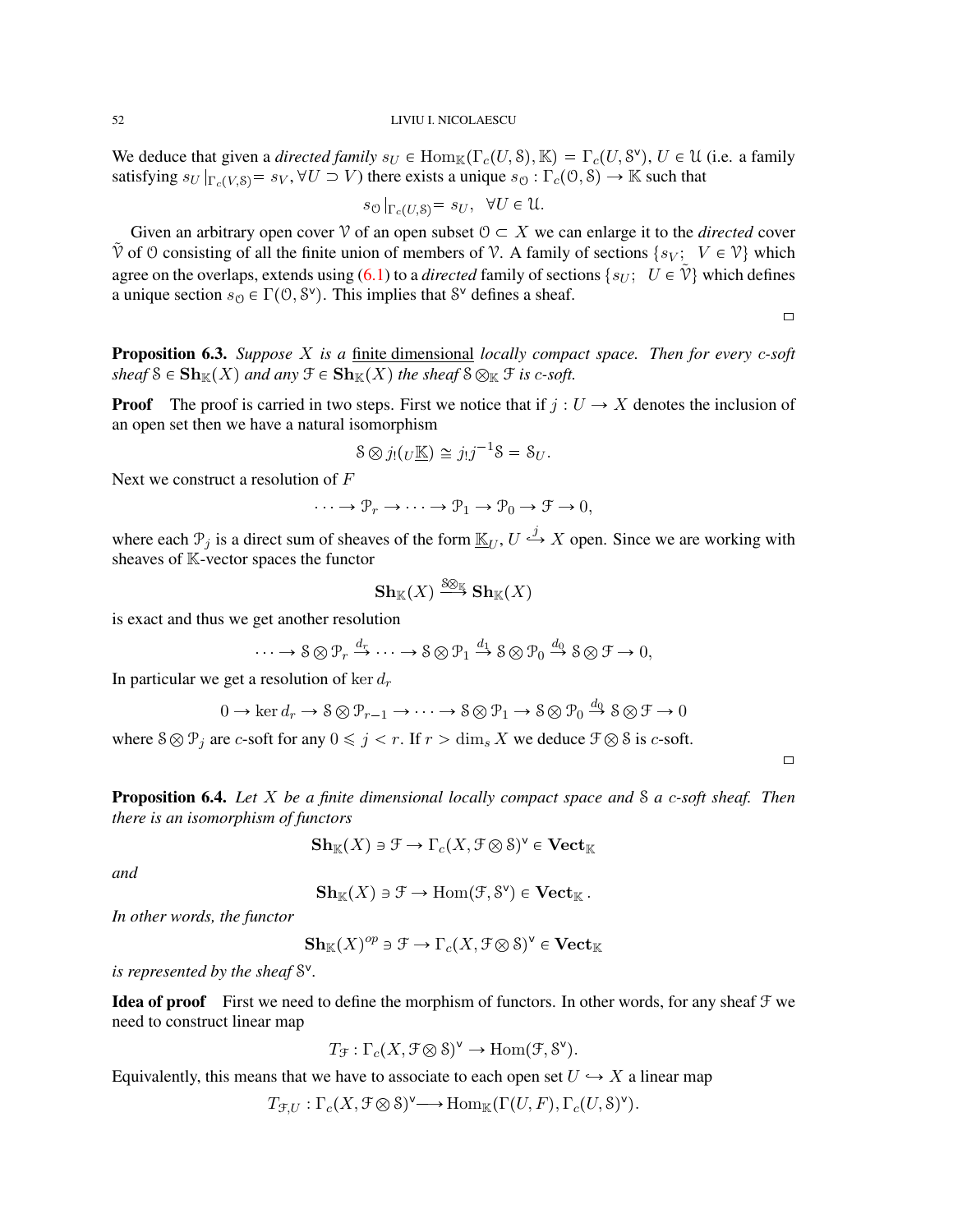We deduce that given a *directed family* $s_U \in \mathrm{Hom}_{\mathbb{K}}(\Gamma_c(U, \mathcal{S}), \mathbb{K}) = \Gamma_c(U, \mathcal{S}^\vee)$, $U \in \mathcal{U}$ (i.e. a family satisfying $s_U|_{\Gamma_c(V,\mathcal{S})} = s_V$, $\forall U \supset V$) there exists a unique $s_{\mathcal{O}} : \Gamma_c(\mathcal{O}, \mathcal{S}) \to \mathbb{K}$ such that

$$s_{\mathcal{O}}|_{\Gamma_c(U,\mathcal{S})} = s_U, \quad \forall U \in \mathcal{U}.$$

Given an arbitrary open cover $\mathcal{V}$ of an open subset $\mathcal{O} \subset X$ we can enlarge it to the *directed* cover $\tilde{\mathcal{V}}$ of $\mathcal{O}$ consisting of all the finite union of members of $\mathcal{V}$. A family of sections $\{s_V;\ V \in \mathcal{V}\}$ which agree on the overlaps, extends using (6.1) to a *directed* family of sections $\{s_U;\ U \in \tilde{\mathcal{V}}\}$ which defines a unique section $s_{\mathcal{O}} \in \Gamma(\mathcal{O}, \mathcal{S}^\vee)$. This implies that $\mathcal{S}^\vee$ defines a sheaf.

□

**Proposition 6.3.** *Suppose $X$ is a* finite dimensional *locally compact space. Then for every c-soft sheaf $\mathcal{S} \in \mathbf{Sh}_{\mathbb{K}}(X)$ and any $\mathcal{F} \in \mathbf{Sh}_{\mathbb{K}}(X)$ the sheaf $\mathcal{S} \otimes_{\mathbb{K}} \mathcal{F}$ is c-soft.*

**Proof** The proof is carried in two steps. First we notice that if $j : U \to X$ denotes the inclusion of an open set then we have a natural isomorphism

$$\mathcal{S} \otimes j_!({}_U\underline{\mathbb{K}}) \cong j_! j^{-1}\mathcal{S} = \mathcal{S}_U.$$

Next we construct a resolution of $F$

$$\cdots \to \mathcal{P}_r \to \cdots \to \mathcal{P}_1 \to \mathcal{P}_0 \to \mathcal{F} \to 0,$$

where each $\mathcal{P}_j$ is a direct sum of sheaves of the form $\underline{\mathbb{K}}_U$, $U \overset{j}{\hookrightarrow} X$ open. Since we are working with sheaves of $\mathbb{K}$-vector spaces the functor

$$\mathbf{Sh}_{\mathbb{K}}(X) \xrightarrow{\mathcal{S}\otimes_{\mathbb{K}}} \mathbf{Sh}_{\mathbb{K}}(X)$$

is exact and thus we get another resolution

$$\cdots \to \mathcal{S} \otimes \mathcal{P}_r \xrightarrow{d_r} \cdots \to \mathcal{S} \otimes \mathcal{P}_1 \xrightarrow{d_1} \mathcal{S} \otimes \mathcal{P}_0 \xrightarrow{d_0} \mathcal{S} \otimes \mathcal{F} \to 0,$$

In particular we get a resolution of $\ker d_r$

$$0 \to \ker d_r \to \mathcal{S} \otimes \mathcal{P}_{r-1} \to \cdots \to \mathcal{S} \otimes \mathcal{P}_1 \to \mathcal{S} \otimes \mathcal{P}_0 \xrightarrow{d_0} \mathcal{S} \otimes \mathcal{F} \to 0$$

where $\mathcal{S} \otimes \mathcal{P}_j$ are $c$-soft for any $0 \leqslant j < r$. If $r > \dim_s X$ we deduce $\mathcal{F} \otimes \mathcal{S}$ is $c$-soft.

□

**Proposition 6.4.** *Let $X$ be a finite dimensional locally compact space and $\mathcal{S}$ a c-soft sheaf. Then there is an isomorphism of functors*

$$\mathbf{Sh}_{\mathbb{K}}(X) \ni \mathcal{F} \to \Gamma_c(X, \mathcal{F} \otimes \mathcal{S})^\vee \in \mathbf{Vect}_{\mathbb{K}}$$

*and*

$$\mathbf{Sh}_{\mathbb{K}}(X) \ni \mathcal{F} \to \mathrm{Hom}(\mathcal{F}, \mathcal{S}^\vee) \in \mathbf{Vect}_{\mathbb{K}}.$$

*In other words, the functor*

$$\mathbf{Sh}_{\mathbb{K}}(X)^{op} \ni \mathcal{F} \to \Gamma_c(X, \mathcal{F} \otimes \mathcal{S})^\vee \in \mathbf{Vect}_{\mathbb{K}}$$

*is represented by the sheaf $\mathcal{S}^\vee$.*

**Idea of proof** First we need to define the morphism of functors. In other words, for any sheaf $\mathcal{F}$ we need to construct linear map

$$T_{\mathcal{F}} : \Gamma_c(X, \mathcal{F} \otimes \mathcal{S})^\vee \to \mathrm{Hom}(\mathcal{F}, \mathcal{S}^\vee).$$

Equivalently, this means that we have to associate to each open set $U \hookrightarrow X$ a linear map

$$T_{\mathcal{F},U} : \Gamma_c(X, \mathcal{F} \otimes \mathcal{S})^\vee \longrightarrow \mathrm{Hom}_{\mathbb{K}}(\Gamma(U, F), \Gamma_c(U, \mathcal{S})^\vee).$$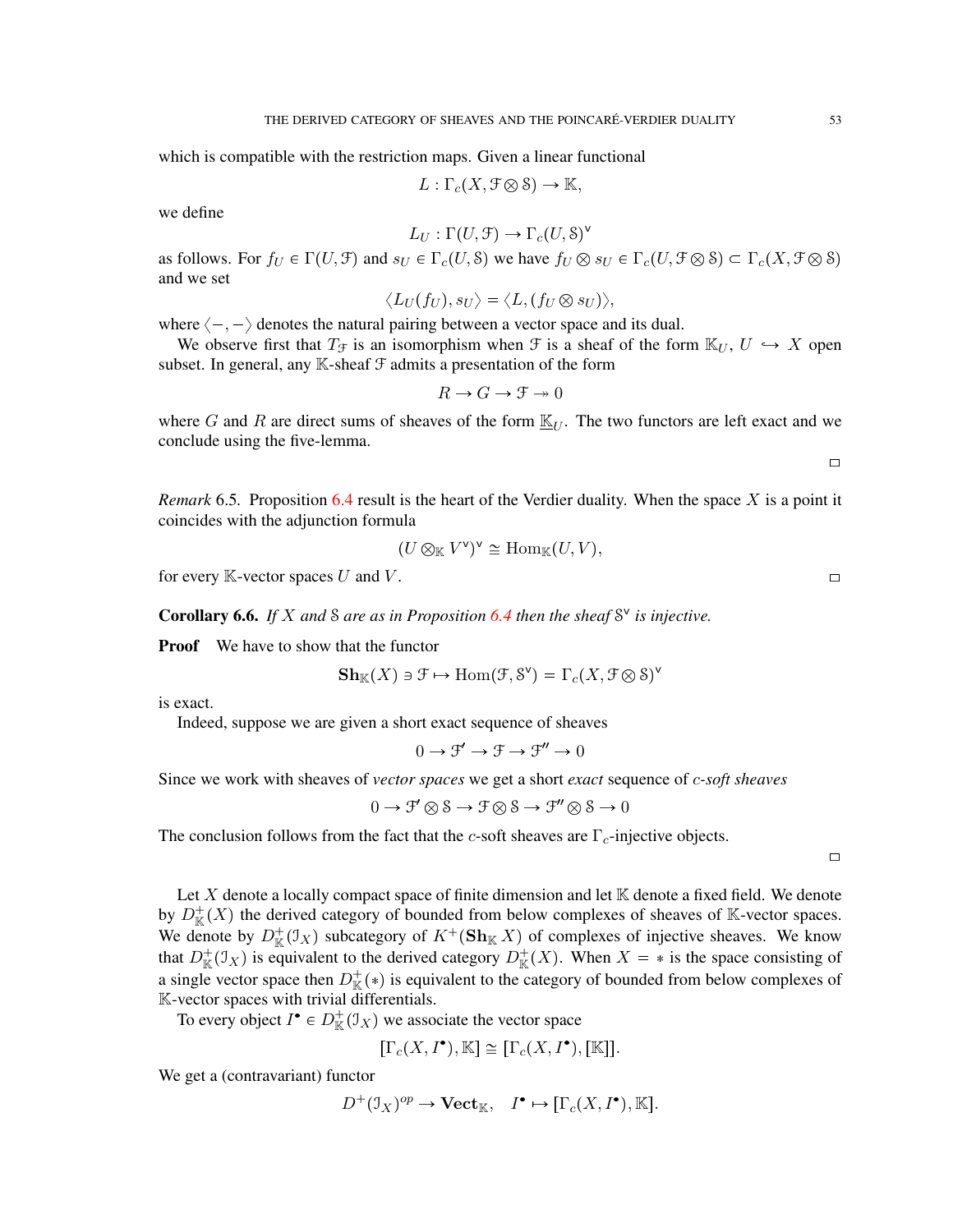which is compatible with the restriction maps. Given a linear functional

$$L : \Gamma_c(X, \mathcal{F} \otimes \mathcal{S}) \to \mathbb{K},$$

we define

$$L_U : \Gamma(U, \mathcal{F}) \to \Gamma_c(U, \mathcal{S})^{\vee}$$

as follows. For $f_U \in \Gamma(U, \mathcal{F})$ and $s_U \in \Gamma_c(U, \mathcal{S})$ we have $f_U \otimes s_U \in \Gamma_c(U, \mathcal{F} \otimes \mathcal{S}) \subset \Gamma_c(X, \mathcal{F} \otimes \mathcal{S})$ and we set

$$\langle L_U(f_U), s_U \rangle = \langle L, (f_U \otimes s_U) \rangle,$$

where $\langle -, - \rangle$ denotes the natural pairing between a vector space and its dual.

We observe first that $T_{\mathcal{F}}$ is an isomorphism when $\mathcal{F}$ is a sheaf of the form $\mathbb{K}_U$, $U \hookrightarrow X$ open subset. In general, any $\mathbb{K}$-sheaf $\mathcal{F}$ admits a presentation of the form

$$R \to G \to \mathcal{F} \twoheadrightarrow 0$$

where $G$ and $R$ are direct sums of sheaves of the form $\underline{\mathbb{K}}_U$. The two functors are left exact and we conclude using the five-lemma.

□

*Remark* 6.5. Proposition 6.4 result is the heart of the Verdier duality. When the space $X$ is a point it coincides with the adjunction formula

$$(U \otimes_{\mathbb{K}} V^{\vee})^{\vee} \cong \operatorname{Hom}_{\mathbb{K}}(U, V),$$

for every $\mathbb{K}$-vector spaces $U$ and $V$. □

**Corollary 6.6.** *If $X$ and $\mathcal{S}$ are as in Proposition 6.4 then the sheaf $\mathcal{S}^{\vee}$ is injective.*

**Proof** We have to show that the functor

$$\mathbf{Sh}_{\mathbb{K}}(X) \ni \mathcal{F} \mapsto \operatorname{Hom}(\mathcal{F}, \mathcal{S}^{\vee}) = \Gamma_c(X, \mathcal{F} \otimes \mathcal{S})^{\vee}$$

is exact.

Indeed, suppose we are given a short exact sequence of sheaves

$$0 \to \mathcal{F}' \to \mathcal{F} \to \mathcal{F}'' \to 0$$

Since we work with sheaves of *vector spaces* we get a short *exact* sequence of *c-soft sheaves*

$$0 \to \mathcal{F}' \otimes \mathcal{S} \to \mathcal{F} \otimes \mathcal{S} \to \mathcal{F}'' \otimes \mathcal{S} \to 0$$

The conclusion follows from the fact that the $c$-soft sheaves are $\Gamma_c$-injective objects.

□

Let $X$ denote a locally compact space of finite dimension and let $\mathbb{K}$ denote a fixed field. We denote by $D^+_{\mathbb{K}}(X)$ the derived category of bounded from below complexes of sheaves of $\mathbb{K}$-vector spaces. We denote by $D^+_{\mathbb{K}}(\mathcal{I}_X)$ subcategory of $K^+(\mathbf{Sh}_{\mathbb{K}}\, X)$ of complexes of injective sheaves. We know that $D^+_{\mathbb{K}}(\mathcal{I}_X)$ is equivalent to the derived category $D^+_{\mathbb{K}}(X)$. When $X = *$ is the space consisting of a single vector space then $D^+_{\mathbb{K}}(*)$ is equivalent to the category of bounded from below complexes of $\mathbb{K}$-vector spaces with trivial differentials.

To every object $I^\bullet \in D^+_{\mathbb{K}}(\mathcal{I}_X)$ we associate the vector space

$$[\Gamma_c(X, I^\bullet), \mathbb{K}] \cong [\Gamma_c(X, I^\bullet), [\mathbb{K}]].$$

We get a (contravariant) functor

$$D^+(\mathcal{I}_X)^{op} \to \mathbf{Vect}_{\mathbb{K}}, \quad I^\bullet \mapsto [\Gamma_c(X, I^\bullet), \mathbb{K}].$$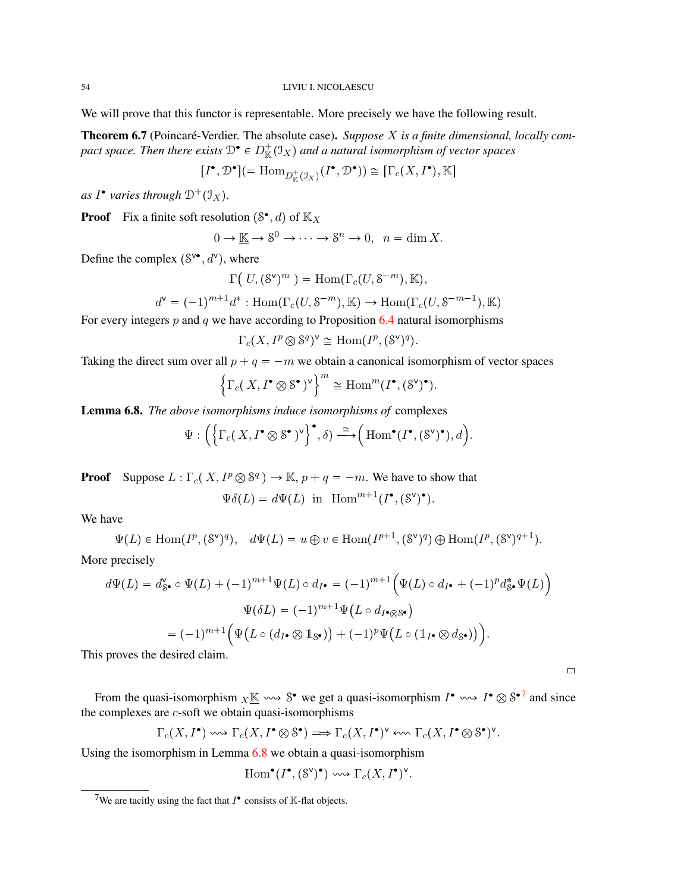We will prove that this functor is representable. More precisely we have the following result.

**Theorem 6.7** (Poincaré-Verdier. The absolute case)**.** *Suppose $X$ is a finite dimensional, locally compact space. Then there exists $\mathcal{D}^\bullet \in D^+_{\mathbb{K}}(\mathcal{I}_X)$ and a natural isomorphism of vector spaces*

$$[I^\bullet, \mathcal{D}^\bullet](= \operatorname{Hom}_{D^+_{\mathbb{K}}(\mathcal{I}_X)}(I^\bullet, \mathcal{D}^\bullet)) \cong [\Gamma_c(X, I^\bullet), \mathbb{K}]$$

*as $I^\bullet$ varies through $\mathcal{D}^+(\mathcal{I}_X)$.*

**Proof** Fix a finite soft resolution $(\mathcal{S}^\bullet, d)$ of $\mathbb{K}_X$

$$0 \to \underline{\mathbb{K}} \to \mathcal{S}^0 \to \cdots \to \mathcal{S}^n \to 0, \quad n = \dim X.$$

Define the complex $(\mathcal{S}^{\vee\bullet}, d^\vee)$, where

$$\Gamma\big(\, U, (\mathcal{S}^\vee)^m\,\big) = \operatorname{Hom}(\Gamma_c(U, \mathcal{S}^{-m}), \mathbb{K}),$$

$$d^\vee = (-1)^{m+1} d^* : \operatorname{Hom}(\Gamma_c(U, \mathcal{S}^{-m}), \mathbb{K}) \to \operatorname{Hom}(\Gamma_c(U, \mathcal{S}^{-m-1}), \mathbb{K})$$

For every integers $p$ and $q$ we have according to Proposition 6.4 natural isomorphisms

$$\Gamma_c(X, I^p \otimes \mathcal{S}^q)^\vee \cong \operatorname{Hom}(I^p, (\mathcal{S}^\vee)^q).$$

Taking the direct sum over all $p + q = -m$ we obtain a canonical isomorphism of vector spaces

$$\Big\{\Gamma_c(\, X, I^\bullet \otimes \mathcal{S}^\bullet\,)^\vee\Big\}^m \cong \operatorname{Hom}^m(I^\bullet, (\mathcal{S}^\vee)^\bullet).$$

**Lemma 6.8.** *The above isomorphisms induce isomorphisms of* complexes

$$\Psi : \Big(\Big\{\Gamma_c(\, X, I^\bullet \otimes \mathcal{S}^\bullet\,)^\vee\Big\}^\bullet, \delta\Big) \xrightarrow{\cong} \Big(\operatorname{Hom}^\bullet(I^\bullet, (\mathcal{S}^\vee)^\bullet), d\Big).$$

**Proof** Suppose $L : \Gamma_c(\, X, I^p \otimes \mathcal{S}^q\,) \to \mathbb{K}$, $p + q = -m$. We have to show that

$$\Psi\delta(L) = d\Psi(L) \;\text{ in }\; \operatorname{Hom}^{m+1}(I^\bullet, (\mathcal{S}^\vee)^\bullet).$$

We have

$$\Psi(L) \in \operatorname{Hom}(I^p, (\mathcal{S}^\vee)^q), \quad d\Psi(L) = u \oplus v \in \operatorname{Hom}(I^{p+1}, (\mathcal{S}^\vee)^q) \oplus \operatorname{Hom}(I^p, (\mathcal{S}^\vee)^{q+1}).$$

More precisely

$$d\Psi(L) = d^\vee_{\mathcal{S}^\bullet} \circ \Psi(L) + (-1)^{m+1}\Psi(L) \circ d_{I^\bullet} = (-1)^{m+1}\Big(\Psi(L) \circ d_{I^\bullet} + (-1)^p d^*_{\mathcal{S}^\bullet}\Psi(L)\Big)$$

$$\Psi(\delta L) = (-1)^{m+1}\Psi\big(L \circ d_{I^\bullet \otimes \mathcal{S}^\bullet}\big)$$

$$= (-1)^{m+1}\Big(\Psi\big(L \circ (d_{I^\bullet} \otimes \mathbb{1}_{\mathcal{S}^\bullet})\big) + (-1)^p \Psi\big(L \circ (\mathbb{1}_{I^\bullet} \otimes d_{\mathcal{S}^\bullet})\big)\Big).$$

This proves the desired claim.

□

From the quasi-isomorphism ${}_X\underline{\mathbb{K}} \rightsquigarrow \mathcal{S}^\bullet$ we get a quasi-isomorphism $I^\bullet \rightsquigarrow I^\bullet \otimes \mathcal{S}^\bullet$[7] and since the complexes are $c$-soft we obtain quasi-isomorphisms

$$\Gamma_c(X, I^\bullet) \rightsquigarrow \Gamma_c(X, I^\bullet \otimes \mathcal{S}^\bullet) \Longrightarrow \Gamma_c(X, I^\bullet)^\vee \leftsquigarrow \Gamma_c(X, I^\bullet \otimes \mathcal{S}^\bullet)^\vee.$$

Using the isomorphism in Lemma 6.8 we obtain a quasi-isomorphism

$$\operatorname{Hom}^\bullet(I^\bullet, (\mathcal{S}^\vee)^\bullet) \rightsquigarrow \Gamma_c(X, I^\bullet)^\vee.$$

[7] We are tacitly using the fact that $I^\bullet$ consists of $\mathbb{K}$-flat objects.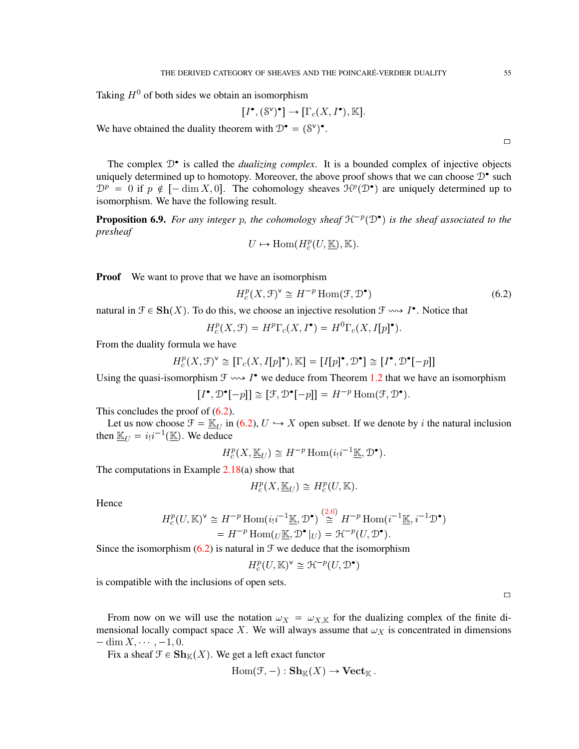Taking $H^0$ of both sides we obtain an isomorphism

$$[I^\bullet, (\mathcal{S}^\vee)^\bullet] \to [\Gamma_c(X, I^\bullet), \mathbb{K}].$$

We have obtained the duality theorem with $\mathcal{D}^\bullet = (\mathcal{S}^\vee)^\bullet$.

□

The complex $\mathcal{D}^\bullet$ is called the *dualizing complex*. It is a bounded complex of injective objects uniquely determined up to homotopy. Moreover, the above proof shows that we can choose $\mathcal{D}^\bullet$ such $\mathcal{D}^p = 0$ if $p \notin [-\dim X, 0]$. The cohomology sheaves $\mathcal{H}^p(\mathcal{D}^\bullet)$ are uniquely determined up to isomorphism. We have the following result.

**Proposition 6.9.** *For any integer $p$, the cohomology sheaf $\mathcal{H}^{-p}(\mathcal{D}^\bullet)$ is the sheaf associated to the presheaf*

$$U \mapsto \operatorname{Hom}(H^p_c(U, \underline{\mathbb{K}}), \mathbb{K}).$$

**Proof** We want to prove that we have an isomorphism

$$H^p_c(X, \mathcal{F})^\vee \cong H^{-p} \operatorname{Hom}(\mathcal{F}, \mathcal{D}^\bullet) \tag{6.2}$$

natural in $\mathcal{F} \in \mathbf{Sh}(X)$. To do this, we choose an injective resolution $\mathcal{F} \rightsquigarrow I^\bullet$. Notice that

$$H^p_c(X, \mathcal{F}) = H^p\Gamma_c(X, I^\bullet) = H^0\Gamma_c(X, I[p]^\bullet).$$

From the duality formula we have

$$H^p_c(X, \mathcal{F})^\vee \cong [\Gamma_c(X, I[p]^\bullet), \mathbb{K}] = [I[p]^\bullet, \mathcal{D}^\bullet] \cong [I^\bullet, \mathcal{D}^\bullet[-p]]$$

Using the quasi-isomorphism $\mathcal{F} \rightsquigarrow I^\bullet$ we deduce from Theorem 1.2 that we have an isomorphism

$$[I^\bullet, \mathcal{D}^\bullet[-p]] \cong [\mathcal{F}, \mathcal{D}^\bullet[-p]] = H^{-p} \operatorname{Hom}(\mathcal{F}, \mathcal{D}^\bullet).$$

This concludes the proof of (6.2).

Let us now choose $\mathcal{F} = \underline{\mathbb{K}}_U$ in (6.2), $U \hookrightarrow X$ open subset. If we denote by $i$ the natural inclusion then $\underline{\mathbb{K}}_U = i_! i^{-1}(\underline{\mathbb{K}})$. We deduce

$$H^p_c(X, \underline{\mathbb{K}}_U) \cong H^{-p} \operatorname{Hom}(i_! i^{-1}\underline{\mathbb{K}}, \mathcal{D}^\bullet).$$

The computations in Example 2.18(a) show that

$$H^p_c(X, \underline{\mathbb{K}}_U) \cong H^p_c(U, \mathbb{K}).$$

Hence

$$H^p_c(U, \mathbb{K})^\vee \cong H^{-p} \operatorname{Hom}(i_! i^{-1}\underline{\mathbb{K}}, \mathcal{D}^\bullet) \stackrel{(2.6)}{\cong} H^{-p} \operatorname{Hom}(i^{-1}\underline{\mathbb{K}}, i^{-1}\mathcal{D}^\bullet)$$
$$= H^{-p} \operatorname{Hom}({}_U\underline{\mathbb{K}}, \mathcal{D}^\bullet|_U) = \mathcal{H}^{-p}(U, \mathcal{D}^\bullet).$$

Since the isomorphism (6.2) is natural in $\mathcal{F}$ we deduce that the isomorphism

$$H^p_c(U, \mathbb{K})^\vee \cong \mathcal{H}^{-p}(U, \mathcal{D}^\bullet)$$

is compatible with the inclusions of open sets.

□

From now on we will use the notation $\omega_X = \omega_{X,\mathbb{K}}$ for the dualizing complex of the finite dimensional locally compact space $X$. We will always assume that $\omega_X$ is concentrated in dimensions $-\dim X, \cdots, -1, 0$.

Fix a sheaf $\mathcal{F} \in \mathbf{Sh}_{\mathbb{K}}(X)$. We get a left exact functor

$$\operatorname{Hom}(\mathcal{F}, -) : \mathbf{Sh}_{\mathbb{K}}(X) \to \mathbf{Vect}_{\mathbb{K}}.$$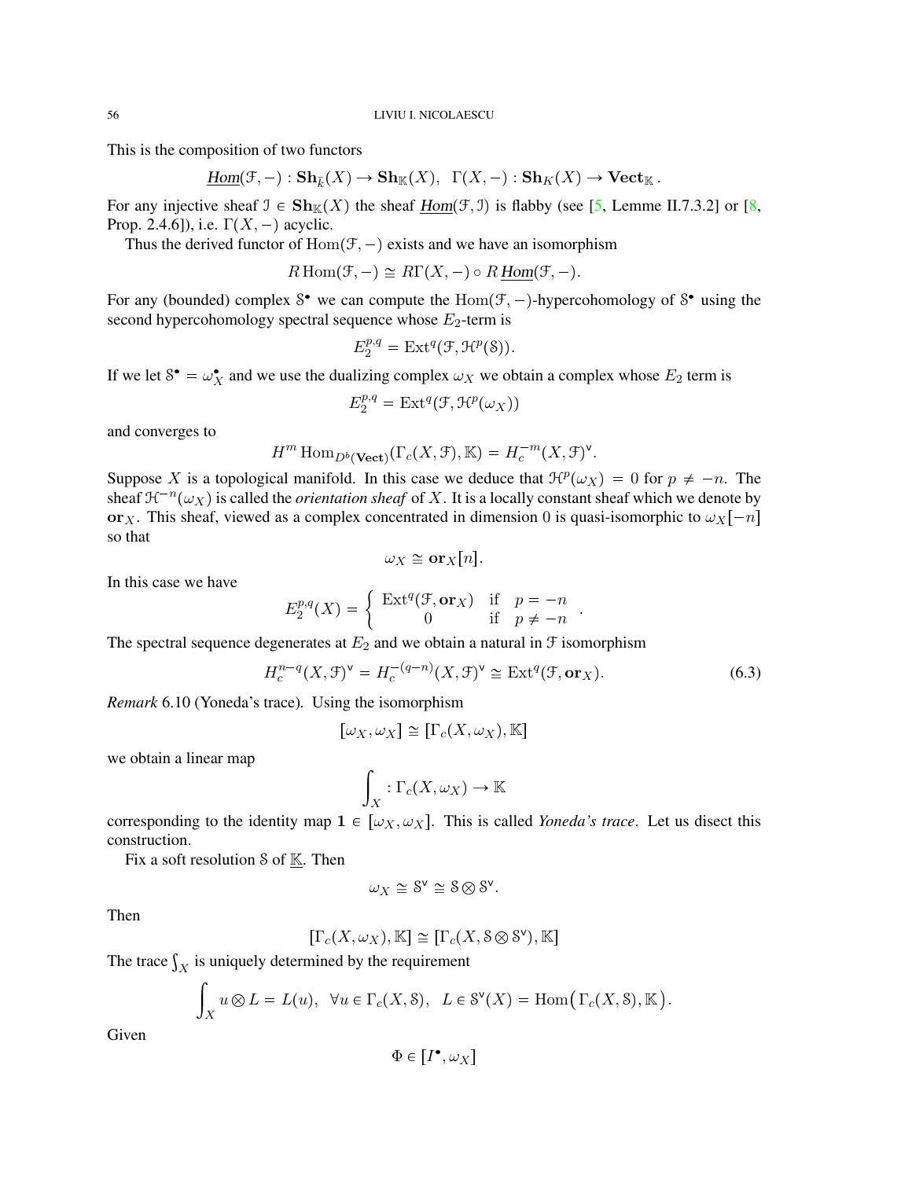This is the composition of two functors

$$\underline{Hom}(\mathcal{F}, -) : \mathbf{Sh}_{\underline{k}}(X) \to \mathbf{Sh}_{\mathbb{K}}(X), \;\; \Gamma(X, -) : \mathbf{Sh}_{K}(X) \to \mathbf{Vect}_{\mathbb{K}}.$$

For any injective sheaf $\mathcal{I} \in \mathbf{Sh}_{\mathbb{K}}(X)$ the sheaf $\underline{Hom}(\mathcal{F}, \mathcal{I})$ is flabby (see [5, Lemme II.7.3.2] or [8, Prop. 2.4.6]), i.e. $\Gamma(X, -)$ acyclic.

Thus the derived functor of $\operatorname{Hom}(\mathcal{F}, -)$ exists and we have an isomorphism

$$R\operatorname{Hom}(\mathcal{F}, -) \cong R\Gamma(X, -) \circ R\,\underline{Hom}(\mathcal{F}, -).$$

For any (bounded) complex $\mathcal{S}^\bullet$ we can compute the $\operatorname{Hom}(\mathcal{F}, -)$-hypercohomology of $\mathcal{S}^\bullet$ using the second hypercohomology spectral sequence whose $E_2$-term is

$$E_2^{p,q} = \operatorname{Ext}^q(\mathcal{F}, \mathcal{H}^p(\mathcal{S})).$$

If we let $\mathcal{S}^\bullet = \omega_X^\bullet$ and we use the dualizing complex $\omega_X$ we obtain a complex whose $E_2$ term is

$$E_2^{p,q} = \operatorname{Ext}^q(\mathcal{F}, \mathcal{H}^p(\omega_X))$$

and converges to

$$H^m \operatorname{Hom}_{D^b(\mathbf{Vect})}(\Gamma_c(X, \mathcal{F}), \mathbb{K}) = H_c^{-m}(X, \mathcal{F})^\vee.$$

Suppose $X$ is a topological manifold. In this case we deduce that $\mathcal{H}^p(\omega_X) = 0$ for $p \neq -n$. The sheaf $\mathcal{H}^{-n}(\omega_X)$ is called the *orientation sheaf* of $X$. It is a locally constant sheaf which we denote by $\mathbf{or}_X$. This sheaf, viewed as a complex concentrated in dimension $0$ is quasi-isomorphic to $\omega_X[-n]$ so that

$$\omega_X \cong \mathbf{or}_X[n].$$

In this case we have

$$E_2^{p,q}(X) = \begin{cases} \operatorname{Ext}^q(\mathcal{F}, \mathbf{or}_X) & \text{if} \;\; p = -n \\ 0 & \text{if} \;\; p \neq -n \end{cases}.$$

The spectral sequence degenerates at $E_2$ and we obtain a natural in $\mathcal{F}$ isomorphism

$$H_c^{n-q}(X, \mathcal{F})^\vee = H_c^{-(q-n)}(X, \mathcal{F})^\vee \cong \operatorname{Ext}^q(\mathcal{F}, \mathbf{or}_X). \tag{6.3}$$

*Remark* 6.10 (Yoneda's trace). Using the isomorphism

$$[\omega_X, \omega_X] \cong [\Gamma_c(X, \omega_X), \mathbb{K}]$$

we obtain a linear map

$$\int_X : \Gamma_c(X, \omega_X) \to \mathbb{K}$$

corresponding to the identity map $\mathbf{1} \in [\omega_X, \omega_X]$. This is called *Yoneda's trace*. Let us disect this construction.

Fix a soft resolution $\mathcal{S}$ of $\underline{\mathbb{K}}$. Then

$$\omega_X \cong \mathcal{S}^\vee \cong \mathcal{S} \otimes \mathcal{S}^\vee.$$

Then

$$[\Gamma_c(X, \omega_X), \mathbb{K}] \cong [\Gamma_c(X, \mathcal{S} \otimes \mathcal{S}^\vee), \mathbb{K}]$$

The trace $\int_X$ is uniquely determined by the requirement

$$\int_X u \otimes L = L(u), \;\; \forall u \in \Gamma_c(X, \mathcal{S}), \;\; L \in \mathcal{S}^\vee(X) = \operatorname{Hom}\big(\Gamma_c(X, \mathcal{S}), \mathbb{K}\big).$$

Given

$$\Phi \in [I^\bullet, \omega_X]$$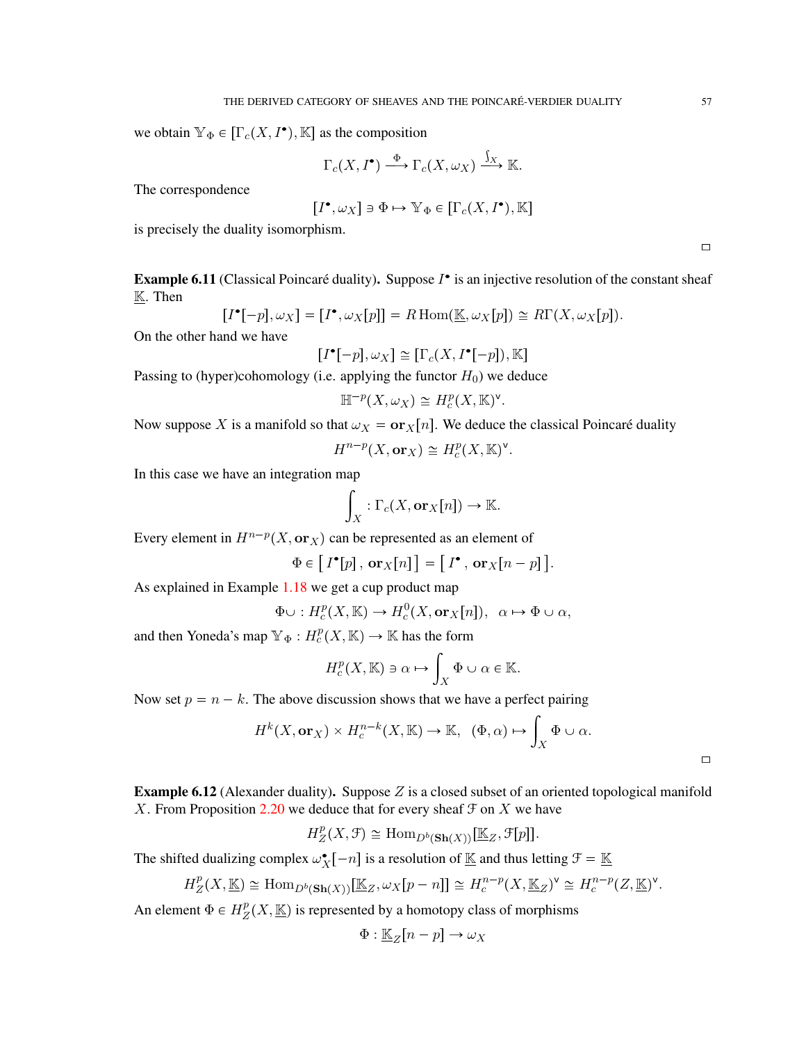we obtain $\mathbb{Y}_\Phi \in [\Gamma_c(X, I^\bullet), \mathbb{K}]$ as the composition

$$\Gamma_c(X, I^\bullet) \xrightarrow{\ \Phi\ } \Gamma_c(X, \omega_X) \xrightarrow{\ \int_X\ } \mathbb{K}.$$

The correspondence

$$[I^\bullet, \omega_X] \ni \Phi \mapsto \mathbb{Y}_\Phi \in [\Gamma_c(X, I^\bullet), \mathbb{K}]$$

is precisely the duality isomorphism.

□

**Example 6.11** (Classical Poincaré duality)**.** Suppose $I^\bullet$ is an injective resolution of the constant sheaf $\underline{\mathbb{K}}$. Then

$$[I^\bullet[-p], \omega_X] = [I^\bullet, \omega_X[p]] = R\operatorname{Hom}(\underline{\mathbb{K}}, \omega_X[p]) \cong R\Gamma(X, \omega_X[p]).$$

On the other hand we have

$$[I^\bullet[-p], \omega_X] \cong [\Gamma_c(X, I^\bullet[-p]), \mathbb{K}]$$

Passing to (hyper)cohomology (i.e. applying the functor $H_0$) we deduce

$$\mathbb{H}^{-p}(X, \omega_X) \cong H^p_c(X, \mathbb{K})^\vee.$$

Now suppose $X$ is a manifold so that $\omega_X = \mathbf{or}_X[n]$. We deduce the classical Poincaré duality

$$H^{n-p}(X, \mathbf{or}_X) \cong H^p_c(X, \mathbb{K})^\vee.$$

In this case we have an integration map

$$\int_X : \Gamma_c(X, \mathbf{or}_X[n]) \to \mathbb{K}.$$

Every element in $H^{n-p}(X, \mathbf{or}_X)$ can be represented as an element of

$$\Phi \in \big[\, I^\bullet[p]\,,\, \mathbf{or}_X[n]\,\big] = \big[\, I^\bullet\,,\, \mathbf{or}_X[n-p]\,\big].$$

As explained in Example 1.18 we get a cup product map

$$\Phi\cup : H^p_c(X, \mathbb{K}) \to H^0_c(X, \mathbf{or}_X[n]), \quad \alpha \mapsto \Phi \cup \alpha,$$

and then Yoneda's map $\mathbb{Y}_\Phi : H^p_c(X, \mathbb{K}) \to \mathbb{K}$ has the form

$$H^p_c(X, \mathbb{K}) \ni \alpha \mapsto \int_X \Phi \cup \alpha \in \mathbb{K}.$$

Now set $p = n - k$. The above discussion shows that we have a perfect pairing

$$H^k(X, \mathbf{or}_X) \times H^{n-k}_c(X, \mathbb{K}) \to \mathbb{K}, \quad (\Phi, \alpha) \mapsto \int_X \Phi \cup \alpha.$$

□

**Example 6.12** (Alexander duality)**.** Suppose $Z$ is a closed subset of an oriented topological manifold $X$. From Proposition 2.20 we deduce that for every sheaf $\mathcal{F}$ on $X$ we have

$$H^p_Z(X, \mathcal{F}) \cong \operatorname{Hom}_{D^b(\mathbf{Sh}(X))}[\underline{\mathbb{K}}_Z, \mathcal{F}[p]].$$

The shifted dualizing complex $\omega^\bullet_X[-n]$ is a resolution of $\underline{\mathbb{K}}$ and thus letting $\mathcal{F} = \underline{\mathbb{K}}$

$$H^p_Z(X, \underline{\mathbb{K}}) \cong \operatorname{Hom}_{D^b(\mathbf{Sh}(X))}[\underline{\mathbb{K}}_Z, \omega_X[p-n]] \cong H^{n-p}_c(X, \underline{\mathbb{K}}_Z)^\vee \cong H^{n-p}_c(Z, \underline{\mathbb{K}})^\vee.$$

An element $\Phi \in H^p_Z(X, \underline{\mathbb{K}})$ is represented by a homotopy class of morphisms

$$\Phi : \underline{\mathbb{K}}_Z[n-p] \to \omega_X$$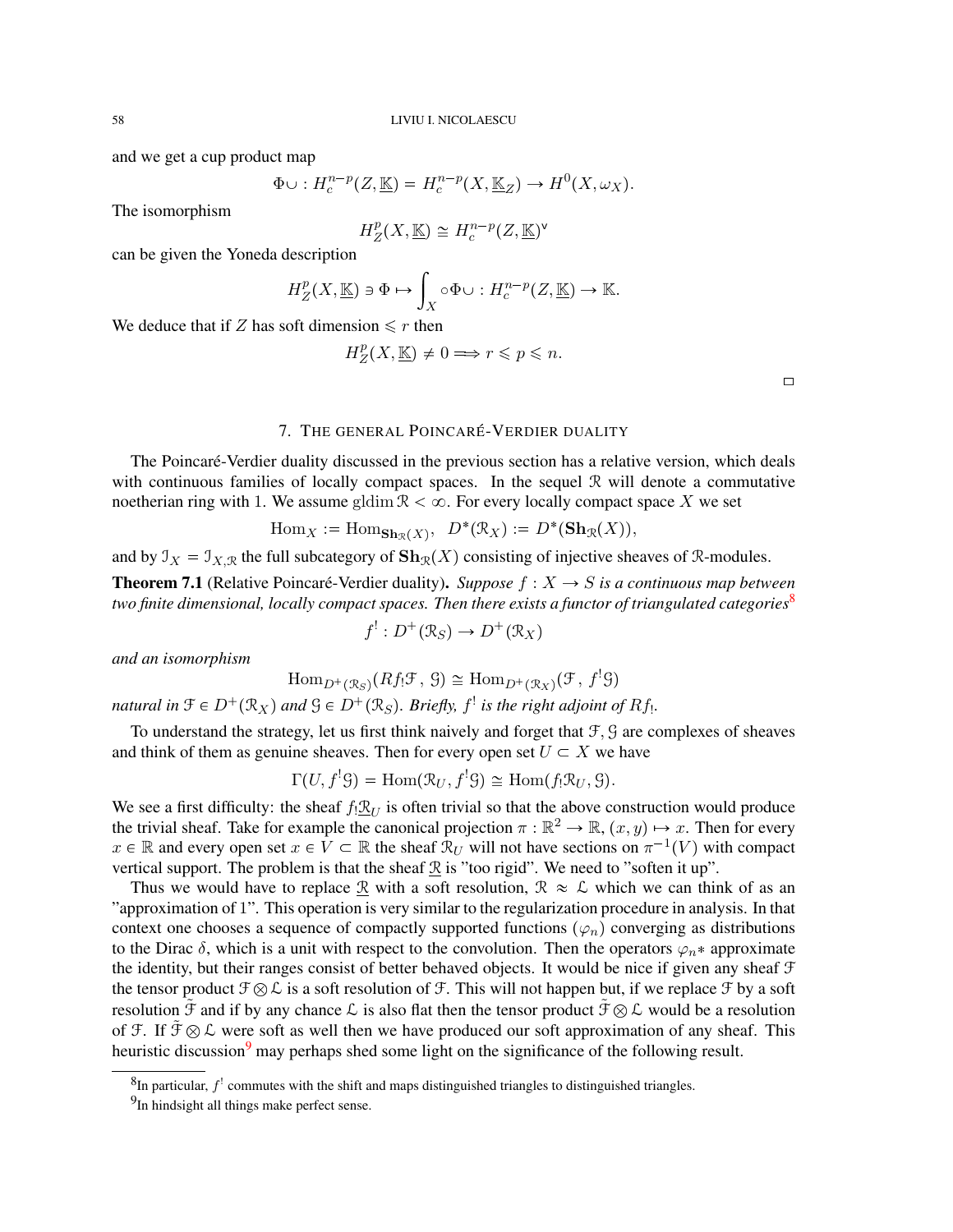and we get a cup product map

$$\Phi\cup : H_c^{n-p}(Z, \underline{\mathbb{K}}) = H_c^{n-p}(X, \underline{\mathbb{K}}_Z) \to H^0(X, \omega_X).$$

The isomorphism

$$H_Z^p(X, \underline{\mathbb{K}}) \cong H_c^{n-p}(Z, \underline{\mathbb{K}})^{\vee}$$

can be given the Yoneda description

$$H_Z^p(X, \underline{\mathbb{K}}) \ni \Phi \mapsto \int_X \circ \Phi \cup : H_c^{n-p}(Z, \underline{\mathbb{K}}) \to \mathbb{K}.$$

We deduce that if $Z$ has soft dimension $\leqslant r$ then

$$H_Z^p(X, \underline{\mathbb{K}}) \neq 0 \Longrightarrow r \leqslant p \leqslant n.$$

□

## 7. The general Poincaré-Verdier duality

The Poincaré-Verdier duality discussed in the previous section has a relative version, which deals with continuous families of locally compact spaces. In the sequel $\mathcal{R}$ will denote a commutative noetherian ring with 1. We assume $\operatorname{gldim} \mathcal{R} < \infty$. For every locally compact space $X$ we set

$$\operatorname{Hom}_X := \operatorname{Hom}_{\mathbf{Sh}_{\mathcal{R}}(X)}, \quad D^*(\mathcal{R}_X) := D^*(\mathbf{Sh}_{\mathcal{R}}(X)),$$

and by $\mathcal{I}_X = \mathcal{I}_{X,\mathcal{R}}$ the full subcategory of $\mathbf{Sh}_{\mathcal{R}}(X)$ consisting of injective sheaves of $\mathcal{R}$-modules.

**Theorem 7.1** (Relative Poincaré-Verdier duality)**.** *Suppose $f : X \to S$ is a continuous map between two finite dimensional, locally compact spaces. Then there exists a functor of triangulated categories*[8]

$$f^! : D^+(\mathcal{R}_S) \to D^+(\mathcal{R}_X)$$

*and an isomorphism*

$$\operatorname{Hom}_{D^+(\mathcal{R}_S)}(Rf_!\mathcal{F}, \mathcal{G}) \cong \operatorname{Hom}_{D^+(\mathcal{R}_X)}(\mathcal{F}, f^!\mathcal{G})$$

*natural in $\mathcal{F} \in D^+(\mathcal{R}_X)$ and $\mathcal{G} \in D^+(\mathcal{R}_S)$. Briefly, $f^!$ is the right adjoint of $Rf_!$.*

To understand the strategy, let us first think naively and forget that $\mathcal{F}, \mathcal{G}$ are complexes of sheaves and think of them as genuine sheaves. Then for every open set $U \subset X$ we have

$$\Gamma(U, f^!\mathcal{G}) = \operatorname{Hom}(\mathcal{R}_U, f^!\mathcal{G}) \cong \operatorname{Hom}(f_!\mathcal{R}_U, \mathcal{G}).$$

We see a first difficulty: the sheaf $f_!\underline{\mathcal{R}}_U$ is often trivial so that the above construction would produce the trivial sheaf. Take for example the canonical projection $\pi : \mathbb{R}^2 \to \mathbb{R}$, $(x, y) \mapsto x$. Then for every $x \in \mathbb{R}$ and every open set $x \in V \subset \mathbb{R}$ the sheaf $\mathcal{R}_U$ will not have sections on $\pi^{-1}(V)$ with compact vertical support. The problem is that the sheaf $\underline{\mathcal{R}}$ is "too rigid". We need to "soften it up".

Thus we would have to replace $\underline{\mathcal{R}}$ with a soft resolution, $\mathcal{R} \approx \mathcal{L}$ which we can think of as an "approximation of 1". This operation is very similar to the regularization procedure in analysis. In that context one chooses a sequence of compactly supported functions $(\varphi_n)$ converging as distributions to the Dirac $\delta$, which is a unit with respect to the convolution. Then the operators $\varphi_n *$ approximate the identity, but their ranges consist of better behaved objects. It would be nice if given any sheaf $\mathcal{F}$ the tensor product $\mathcal{F} \otimes \mathcal{L}$ is a soft resolution of $\mathcal{F}$. This will not happen but, if we replace $\mathcal{F}$ by a soft resolution $\tilde{\mathcal{F}}$ and if by any chance $\mathcal{L}$ is also flat then the tensor product $\tilde{\mathcal{F}} \otimes \mathcal{L}$ would be a resolution of $\mathcal{F}$. If $\tilde{\mathcal{F}} \otimes \mathcal{L}$ were soft as well then we have produced our soft approximation of any sheaf. This heuristic discussion[9] may perhaps shed some light on the significance of the following result.

---

[8]In particular, $f^!$ commutes with the shift and maps distinguished triangles to distinguished triangles.

[9]In hindsight all things make perfect sense.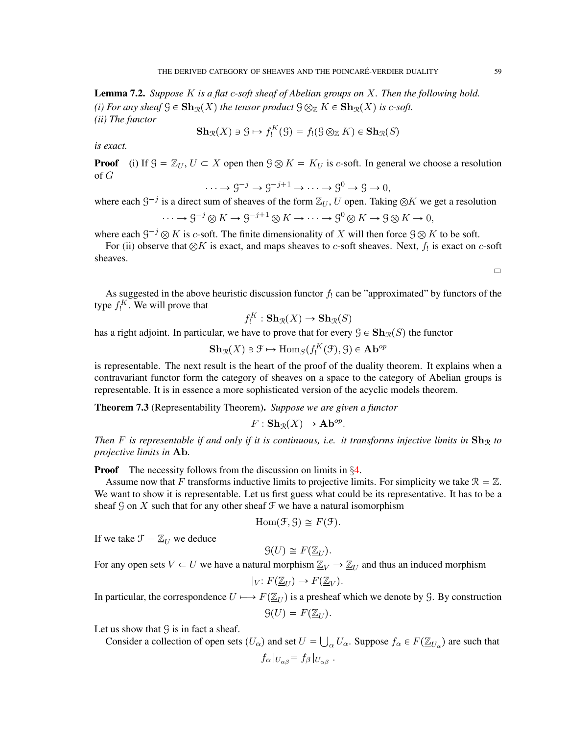**Lemma 7.2.** *Suppose $K$ is a flat $c$-soft sheaf of Abelian groups on $X$. Then the following hold.*
*(i) For any sheaf $\mathcal{G} \in \mathbf{Sh}_{\mathcal{R}}(X)$ the tensor product $\mathcal{G} \otimes_{\mathbb{Z}} K \in \mathbf{Sh}_{\mathcal{R}}(X)$ is $c$-soft.*
*(ii) The functor*

$$\mathbf{Sh}_{\mathcal{R}}(X) \ni \mathcal{G} \mapsto f_!^K(\mathcal{G}) = f_!(\mathcal{G} \otimes_{\mathbb{Z}} K) \in \mathbf{Sh}_{\mathcal{R}}(S)$$

*is exact.*

**Proof** (i) If $\mathcal{G} = \mathbb{Z}_U$, $U \subset X$ open then $\mathcal{G} \otimes K = K_U$ is $c$-soft. In general we choose a resolution of $G$

$$\cdots \to \mathcal{G}^{-j} \to \mathcal{G}^{-j+1} \to \cdots \to \mathcal{G}^0 \to \mathcal{G} \to 0,$$

where each $\mathcal{G}^{-j}$ is a direct sum of sheaves of the form $\mathbb{Z}_U$, $U$ open. Taking $\otimes K$ we get a resolution

$$\cdots \to \mathcal{G}^{-j} \otimes K \to \mathcal{G}^{-j+1} \otimes K \to \cdots \to \mathcal{G}^0 \otimes K \to \mathcal{G} \otimes K \to 0,$$

where each $\mathcal{G}^{-j} \otimes K$ is $c$-soft. The finite dimensionality of $X$ will then force $\mathcal{G} \otimes K$ to be soft.

For (ii) observe that $\otimes K$ is exact, and maps sheaves to $c$-soft sheaves. Next, $f_!$ is exact on $c$-soft sheaves.

□

As suggested in the above heuristic discussion functor $f_!$ can be "approximated" by functors of the type $f_!^K$. We will prove that

$$f_!^K : \mathbf{Sh}_{\mathcal{R}}(X) \to \mathbf{Sh}_{\mathcal{R}}(S)$$

has a right adjoint. In particular, we have to prove that for every $\mathcal{G} \in \mathbf{Sh}_{\mathcal{R}}(S)$ the functor

$$\mathbf{Sh}_{\mathcal{R}}(X) \ni \mathcal{F} \mapsto \operatorname{Hom}_S(f_!^K(\mathcal{F}), \mathcal{G}) \in \mathbf{Ab}^{op}$$

is representable. The next result is the heart of the proof of the duality theorem. It explains when a contravariant functor form the category of sheaves on a space to the category of Abelian groups is representable. It is in essence a more sophisticated version of the acyclic models theorem.

**Theorem 7.3** (Representability Theorem)**.** *Suppose we are given a functor*

$$F : \mathbf{Sh}_{\mathcal{R}}(X) \to \mathbf{Ab}^{op}.$$

*Then $F$ is representable if and only if it is continuous, i.e. it transforms injective limits in $\mathbf{Sh}_{\mathcal{R}}$ to projective limits in $\mathbf{Ab}$.*

**Proof** The necessity follows from the discussion on limits in §4.

Assume now that $F$ transforms inductive limits to projective limits. For simplicity we take $\mathcal{R} = \mathbb{Z}$. We want to show it is representable. Let us first guess what could be its representative. It has to be a sheaf $\mathcal{G}$ on $X$ such that for any other sheaf $\mathcal{F}$ we have a natural isomorphism

$$\operatorname{Hom}(\mathcal{F}, \mathcal{G}) \cong F(\mathcal{F}).$$

If we take $\mathcal{F} = \underline{\mathbb{Z}}_U$ we deduce

$$\mathcal{G}(U) \cong F(\underline{\mathbb{Z}}_U).$$

For any open sets $V \subset U$ we have a natural morphism $\underline{\mathbb{Z}}_V \to \underline{\mathbb{Z}}_U$ and thus an induced morphism

$$|_V : F(\underline{\mathbb{Z}}_U) \to F(\underline{\mathbb{Z}}_V).$$

In particular, the correspondence $U \longmapsto F(\underline{\mathbb{Z}}_U)$ is a presheaf which we denote by $\mathcal{G}$. By construction

$$\mathcal{G}(U) = F(\underline{\mathbb{Z}}_U).$$

Let us show that $\mathcal{G}$ is in fact a sheaf.

Consider a collection of open sets $(U_\alpha)$ and set $U = \bigcup_\alpha U_\alpha$. Suppose $f_\alpha \in F(\underline{\mathbb{Z}}_{U_\alpha})$ are such that

$$f_\alpha |_{U_{\alpha\beta}} = f_\beta |_{U_{\alpha\beta}} .$$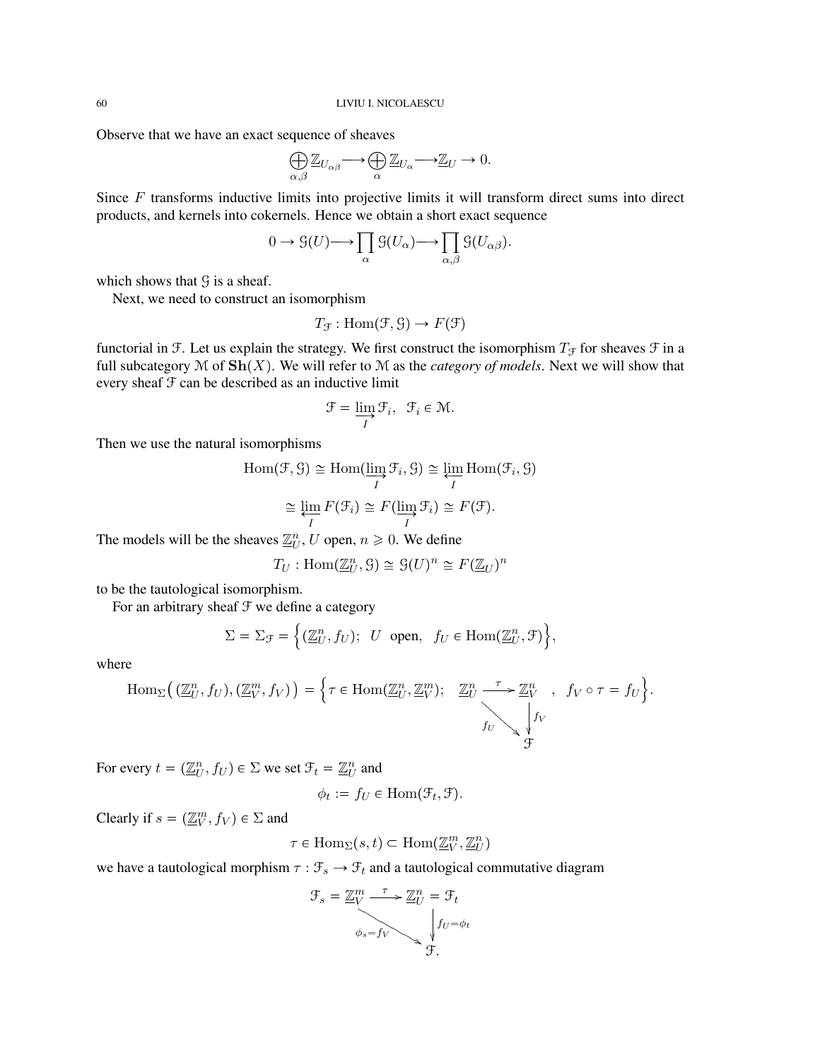Observe that we have an exact sequence of sheaves

$$\bigoplus_{\alpha,\beta} \underline{\mathbb{Z}}_{U_{\alpha\beta}} \longrightarrow \bigoplus_{\alpha} \underline{\mathbb{Z}}_{U_\alpha} \longrightarrow \underline{\mathbb{Z}}_U \to 0.$$

Since $F$ transforms inductive limits into projective limits it will transform direct sums into direct products, and kernels into cokernels. Hence we obtain a short exact sequence

$$0 \to \mathcal{G}(U) \longrightarrow \prod_{\alpha} \mathcal{G}(U_\alpha) \longrightarrow \prod_{\alpha,\beta} \mathcal{G}(U_{\alpha\beta}).$$

which shows that $\mathcal{G}$ is a sheaf.

Next, we need to construct an isomorphism

$$T_{\mathcal{F}} : \mathrm{Hom}(\mathcal{F}, \mathcal{G}) \to F(\mathcal{F})$$

functorial in $\mathcal{F}$. Let us explain the strategy. We first construct the isomorphism $T_{\mathcal{F}}$ for sheaves $\mathcal{F}$ in a full subcategory $\mathcal{M}$ of $\mathbf{Sh}(X)$. We will refer to $\mathcal{M}$ as the *category of models*. Next we will show that every sheaf $\mathcal{F}$ can be described as an inductive limit

$$\mathcal{F} = \varinjlim_{I} \mathcal{F}_i, \quad \mathcal{F}_i \in \mathcal{M}.$$

Then we use the natural isomorphisms

$$\mathrm{Hom}(\mathcal{F}, \mathcal{G}) \cong \mathrm{Hom}(\varinjlim_{I} \mathcal{F}_i, \mathcal{G}) \cong \varprojlim_{I} \mathrm{Hom}(\mathcal{F}_i, \mathcal{G})$$

$$\cong \varprojlim_{I} F(\mathcal{F}_i) \cong F(\varinjlim_{I} \mathcal{F}_i) \cong F(\mathcal{F}).$$

The models will be the sheaves $\underline{\mathbb{Z}}_U^n$, $U$ open, $n \geqslant 0$. We define

$$T_U : \mathrm{Hom}(\underline{\mathbb{Z}}_U^n, \mathcal{G}) \cong \mathcal{G}(U)^n \cong F(\underline{\mathbb{Z}}_U)^n$$

to be the tautological isomorphism.

For an arbitrary sheaf $\mathcal{F}$ we define a category

$$\Sigma = \Sigma_{\mathcal{F}} = \Big\{ (\underline{\mathbb{Z}}_U^n, f_U); \ \ U \ \text{ open}, \ \ f_U \in \mathrm{Hom}(\underline{\mathbb{Z}}_U^n, \mathcal{F}) \Big\},$$

where

$$\mathrm{Hom}_{\Sigma}\big( (\underline{\mathbb{Z}}_U^n, f_U), (\underline{\mathbb{Z}}_V^m, f_V) \big) = \Big\{ \tau \in \mathrm{Hom}(\underline{\mathbb{Z}}_U^n, \underline{\mathbb{Z}}_V^m); \quad \begin{array}{ccc} \underline{\mathbb{Z}}_U^n & \xrightarrow{\ \tau\ } & \underline{\mathbb{Z}}_V^n \\ & {\scriptstyle f_U}\searrow & \downarrow {\scriptstyle f_V} \\ & & \mathcal{F} \end{array} \ , \ \ f_V \circ \tau = f_U \Big\}.$$

For every $t = (\underline{\mathbb{Z}}_U^n, f_U) \in \Sigma$ we set $\mathcal{F}_t = \underline{\mathbb{Z}}_U^n$ and

$$\phi_t := f_U \in \mathrm{Hom}(\mathcal{F}_t, \mathcal{F}).$$

Clearly if $s = (\underline{\mathbb{Z}}_V^m, f_V) \in \Sigma$ and

$$\tau \in \mathrm{Hom}_{\Sigma}(s, t) \subset \mathrm{Hom}(\underline{\mathbb{Z}}_V^m, \underline{\mathbb{Z}}_U^n)$$

we have a tautological morphism $\tau : \mathcal{F}_s \to \mathcal{F}_t$ and a tautological commutative diagram

$$\begin{array}{ccc} \mathcal{F}_s = \underline{\mathbb{Z}}_V^m & \xrightarrow{\ \tau\ } & \underline{\mathbb{Z}}_U^n = \mathcal{F}_t \\ & {\scriptstyle \phi_s = f_V}\searrow & \downarrow {\scriptstyle f_U = \phi_t} \\ & & \mathcal{F}. \end{array}$$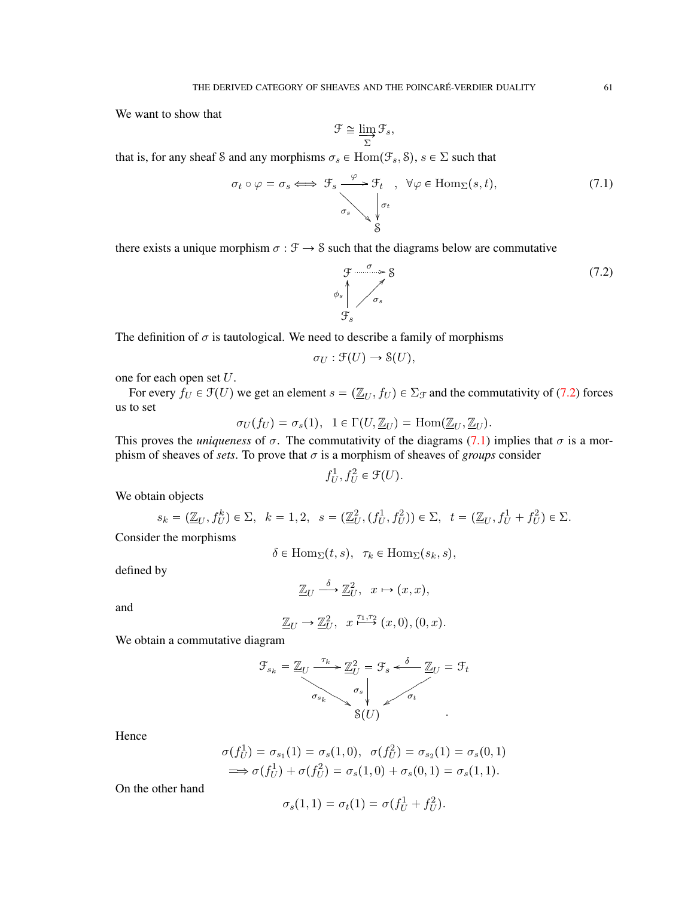We want to show that

$$\mathcal{F} \cong \varinjlim_{\Sigma} \mathcal{F}_s,$$

that is, for any sheaf $\mathcal{S}$ and any morphisms $\sigma_s \in \operatorname{Hom}(\mathcal{F}_s, \mathcal{S})$, $s \in \Sigma$ such that

$$\sigma_t \circ \varphi = \sigma_s \Longleftrightarrow \begin{array}{ccc} \mathcal{F}_s & \xrightarrow{\varphi} & \mathcal{F}_t \\ & \searrow^{\sigma_s} & \downarrow{\sigma_t} \\ & & \mathcal{S} \end{array}, \quad \forall \varphi \in \operatorname{Hom}_{\Sigma}(s,t), \tag{7.1}$$

there exists a unique morphism $\sigma : \mathcal{F} \to \mathcal{S}$ such that the diagrams below are commutative

$$\begin{array}{ccc} \mathcal{F} & \overset{\sigma}{\dashrightarrow} & \mathcal{S} \\ {\scriptstyle\phi_s}\uparrow & \nearrow_{\sigma_s} & \\ \mathcal{F}_s & & \end{array} \tag{7.2}$$

The definition of $\sigma$ is tautological. We need to describe a family of morphisms

$$\sigma_U : \mathcal{F}(U) \to \mathcal{S}(U),$$

one for each open set $U$.

For every $f_U \in \mathcal{F}(U)$ we get an element $s = (\underline{\mathbb{Z}}_U, f_U) \in \Sigma_{\mathcal{F}}$ and the commutativity of (7.2) forces us to set

$$\sigma_U(f_U) = \sigma_s(1), \;\; 1 \in \Gamma(U, \underline{\mathbb{Z}}_U) = \operatorname{Hom}(\underline{\mathbb{Z}}_U, \underline{\mathbb{Z}}_U).$$

This proves the *uniqueness* of $\sigma$. The commutativity of the diagrams (7.1) implies that $\sigma$ is a morphism of sheaves of *sets*. To prove that $\sigma$ is a morphism of sheaves of *groups* consider

$$f_U^1, f_U^2 \in \mathcal{F}(U).$$

We obtain objects

$$s_k = (\underline{\mathbb{Z}}_U, f_U^k) \in \Sigma, \;\; k = 1, 2, \;\; s = (\underline{\mathbb{Z}}_U^2, (f_U^1, f_U^2)) \in \Sigma, \;\; t = (\underline{\mathbb{Z}}_U, f_U^1 + f_U^2) \in \Sigma.$$

Consider the morphisms

$$\delta \in \operatorname{Hom}_{\Sigma}(t, s), \;\; \tau_k \in \operatorname{Hom}_{\Sigma}(s_k, s),$$

defined by

$$\underline{\mathbb{Z}}_U \xrightarrow{\delta} \underline{\mathbb{Z}}_U^2, \;\; x \mapsto (x, x),$$

and

$$\underline{\mathbb{Z}}_U \to \underline{\mathbb{Z}}_U^2, \;\; x \overset{\tau_1, \tau_2}{\longmapsto} (x, 0), (0, x).$$

We obtain a commutative diagram

$$\begin{array}{ccccc} \mathcal{F}_{s_k} = \underline{\mathbb{Z}}_U & \xrightarrow{\tau_k} & \underline{\mathbb{Z}}_U^2 = \mathcal{F}_s & \xleftarrow{\delta} & \underline{\mathbb{Z}}_U = \mathcal{F}_t \\ & {\scriptstyle\sigma_{s_k}}\searrow & \downarrow{\scriptstyle\sigma_s} & \swarrow{\scriptstyle\sigma_t} & \\ & & \mathcal{S}(U) & & \end{array}.$$

Hence

$$\begin{aligned} &\sigma(f_U^1) = \sigma_{s_1}(1) = \sigma_s(1, 0), \;\; \sigma(f_U^2) = \sigma_{s_2}(1) = \sigma_s(0, 1) \\ &\Longrightarrow \sigma(f_U^1) + \sigma(f_U^2) = \sigma_s(1, 0) + \sigma_s(0, 1) = \sigma_s(1, 1). \end{aligned}$$

On the other hand

$$\sigma_s(1, 1) = \sigma_t(1) = \sigma(f_U^1 + f_U^2).$$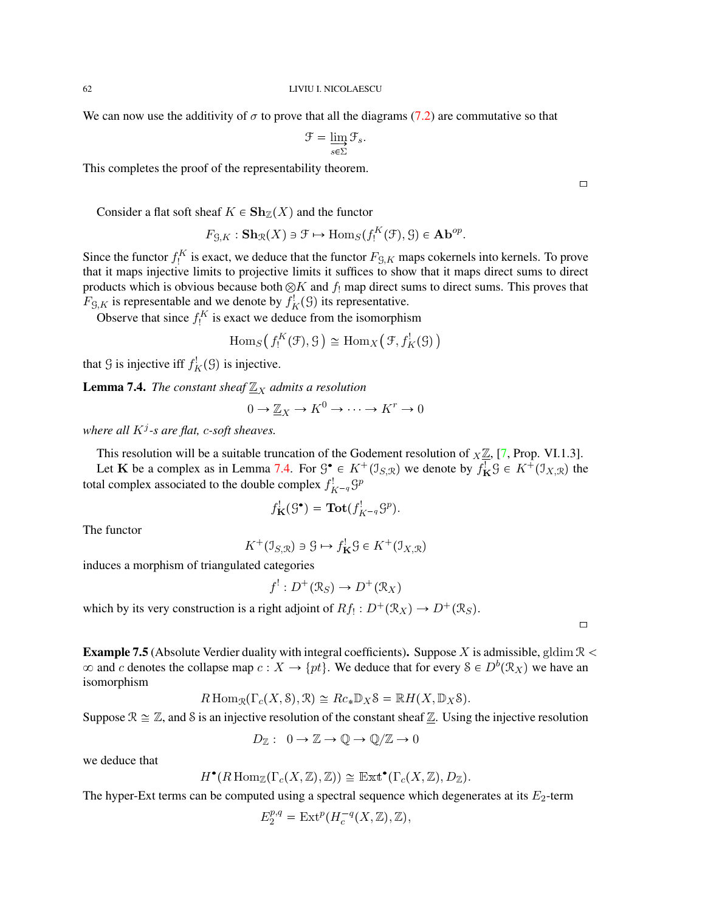We can now use the additivity of $\sigma$ to prove that all the diagrams (7.2) are commutative so that

$$\mathcal{F} = \varinjlim_{s \in \Sigma} \mathcal{F}_s.$$

This completes the proof of the representability theorem.

□

Consider a flat soft sheaf $K \in \mathbf{Sh}_{\mathbb{Z}}(X)$ and the functor

$$F_{\mathcal{G},K} : \mathbf{Sh}_{\mathcal{R}}(X) \ni \mathcal{F} \mapsto \operatorname{Hom}_S(f_!^K(\mathcal{F}), \mathcal{G}) \in \mathbf{Ab}^{op}.$$

Since the functor $f_!^K$ is exact, we deduce that the functor $F_{\mathcal{G},K}$ maps cokernels into kernels. To prove that it maps injective limits to projective limits it suffices to show that it maps direct sums to direct products which is obvious because both $\otimes K$ and $f_!$ map direct sums to direct sums. This proves that $F_{\mathcal{G},K}$ is representable and we denote by $f_K^!(\mathcal{G})$ its representative.

Observe that since $f_!^K$ is exact we deduce from the isomorphism

$$\operatorname{Hom}_S\big( f_!^K(\mathcal{F}), \mathcal{G} \big) \cong \operatorname{Hom}_X\big( \mathcal{F}, f_K^!(\mathcal{G}) \big)$$

that $\mathcal{G}$ is injective iff $f_K^!(\mathcal{G})$ is injective.

**Lemma 7.4.** *The constant sheaf $\underline{\mathbb{Z}}_X$ admits a resolution*

$$0 \to \underline{\mathbb{Z}}_X \to K^0 \to \cdots \to K^r \to 0$$

*where all $K^j$-s are flat, c-soft sheaves.*

This resolution will be a suitable truncation of the Godement resolution of ${}_X\underline{\mathbb{Z}}$, [7, Prop. VI.1.3].

Let $\mathbf{K}$ be a complex as in Lemma 7.4. For $\mathcal{G}^\bullet \in K^+(\mathcal{I}_{S,\mathcal{R}})$ we denote by $f_{\mathbf{K}}^!\mathcal{G} \in K^+(\mathcal{I}_{X,\mathcal{R}})$ the total complex associated to the double complex $f_{K^{-q}}^!\mathcal{G}^p$

$$f_{\mathbf{K}}^!(\mathcal{G}^\bullet) = \mathbf{Tot}(f_{K^{-q}}^!\mathcal{G}^p).$$

The functor

$$K^+(\mathcal{I}_{S,\mathcal{R}}) \ni \mathcal{G} \mapsto f_{\mathbf{K}}^!\mathcal{G} \in K^+(\mathcal{I}_{X,\mathcal{R}})$$

induces a morphism of triangulated categories

$$f^! : D^+(\mathcal{R}_S) \to D^+(\mathcal{R}_X)$$

which by its very construction is a right adjoint of $Rf_! : D^+(\mathcal{R}_X) \to D^+(\mathcal{R}_S)$.

□

**Example 7.5** (Absolute Verdier duality with integral coefficients)**.** Suppose $X$ is admissible, $\operatorname{gldim} \mathcal{R} < \infty$ and $c$ denotes the collapse map $c : X \to \{pt\}$. We deduce that for every $\mathcal{S} \in D^b(\mathcal{R}_X)$ we have an isomorphism

$$R\operatorname{Hom}_{\mathcal{R}}(\Gamma_c(X, \mathcal{S}), \mathcal{R}) \cong Rc_*\mathbb{D}_X\mathcal{S} = \mathbb{R}H(X, \mathbb{D}_X\mathcal{S}).$$

Suppose $\mathcal{R} \cong \mathbb{Z}$, and $\mathcal{S}$ is an injective resolution of the constant sheaf $\underline{\mathbb{Z}}$. Using the injective resolution

$$D_{\mathbb{Z}} : \quad 0 \to \mathbb{Z} \to \mathbb{Q} \to \mathbb{Q}/\mathbb{Z} \to 0$$

we deduce that

$$H^\bullet(R\operatorname{Hom}_{\mathbb{Z}}(\Gamma_c(X, \mathbb{Z}), \mathbb{Z})) \cong \mathbb{E}\mathrm{xt}^\bullet(\Gamma_c(X, \mathbb{Z}), D_{\mathbb{Z}}).$$

The hyper-Ext terms can be computed using a spectral sequence which degenerates at its $E_2$-term

$$E_2^{p,q} = \operatorname{Ext}^p(H_c^{-q}(X, \mathbb{Z}), \mathbb{Z}),$$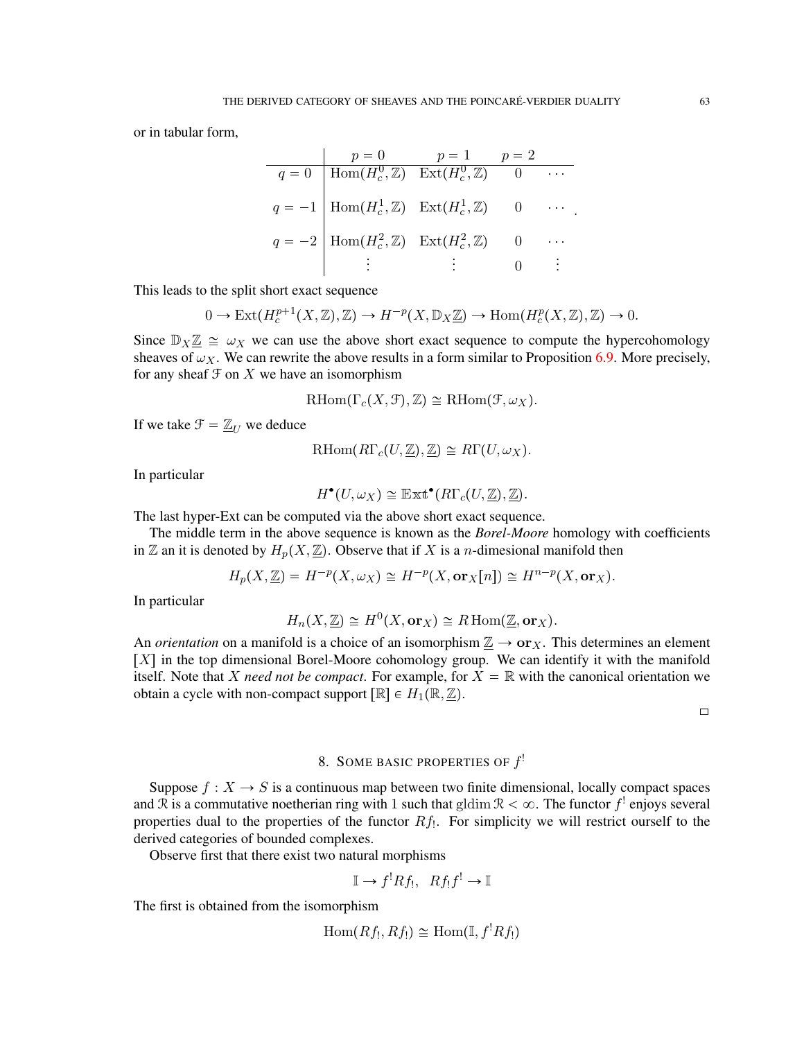or in tabular form,

|  | $p=0$ | $p=1$ | $p=2$ |  |
|---|---|---|---|---|
| $q=0$ | $\mathrm{Hom}(H_c^0,\mathbb{Z})$ | $\mathrm{Ext}(H_c^0,\mathbb{Z})$ | $0$ | $\cdots$ |
| $q=-1$ | $\mathrm{Hom}(H_c^1,\mathbb{Z})$ | $\mathrm{Ext}(H_c^1,\mathbb{Z})$ | $0$ | $\cdots$ |
| $q=-2$ | $\mathrm{Hom}(H_c^2,\mathbb{Z})$ | $\mathrm{Ext}(H_c^2,\mathbb{Z})$ | $0$ | $\cdots$ |
|  | $\vdots$ | $\vdots$ | $0$ | $\vdots$ |

This leads to the split short exact sequence

$$0 \to \mathrm{Ext}(H_c^{p+1}(X,\mathbb{Z}),\mathbb{Z}) \to H^{-p}(X,\mathbb{D}_X\underline{\mathbb{Z}}) \to \mathrm{Hom}(H_c^p(X,\mathbb{Z}),\mathbb{Z}) \to 0.$$

Since $\mathbb{D}_X\underline{\mathbb{Z}} \cong \omega_X$ we can use the above short exact sequence to compute the hypercohomology sheaves of $\omega_X$. We can rewrite the above results in a form similar to Proposition 6.9. More precisely, for any sheaf $\mathcal{F}$ on $X$ we have an isomorphism

$$\mathrm{RHom}(\Gamma_c(X,\mathcal{F}),\mathbb{Z}) \cong \mathrm{RHom}(\mathcal{F},\omega_X).$$

If we take $\mathcal{F}=\underline{\mathbb{Z}}_U$ we deduce

$$\mathrm{RHom}(R\Gamma_c(U,\underline{\mathbb{Z}}),\underline{\mathbb{Z}}) \cong R\Gamma(U,\omega_X).$$

In particular

$$H^\bullet(U,\omega_X) \cong \mathbb{E}\mathrm{xt}^\bullet(R\Gamma_c(U,\underline{\mathbb{Z}}),\underline{\mathbb{Z}}).$$

The last hyper-Ext can be computed via the above short exact sequence.

The middle term in the above sequence is known as the *Borel-Moore* homology with coefficients in $\mathbb{Z}$ an it is denoted by $H_p(X,\underline{\mathbb{Z}})$. Observe that if $X$ is a $n$-dimesional manifold then

$$H_p(X,\underline{\mathbb{Z}}) = H^{-p}(X,\omega_X) \cong H^{-p}(X,\mathbf{or}_X[n]) \cong H^{n-p}(X,\mathbf{or}_X).$$

In particular

$$H_n(X,\underline{\mathbb{Z}}) \cong H^0(X,\mathbf{or}_X) \cong R\,\mathrm{Hom}(\underline{\mathbb{Z}},\mathbf{or}_X).$$

An *orientation* on a manifold is a choice of an isomorphism $\underline{\mathbb{Z}} \to \mathbf{or}_X$. This determines an element $[X]$ in the top dimensional Borel-Moore cohomology group. We can identify it with the manifold itself. Note that $X$ *need not be compact*. For example, for $X=\mathbb{R}$ with the canonical orientation we obtain a cycle with non-compact support $[\mathbb{R}] \in H_1(\mathbb{R},\underline{\mathbb{Z}})$.

□

## 8. Some basic properties of $f^!$

Suppose $f: X \to S$ is a continuous map between two finite dimensional, locally compact spaces and $\mathcal{R}$ is a commutative noetherian ring with $1$ such that $\mathrm{gldim}\,\mathcal{R} < \infty$. The functor $f^!$ enjoys several properties dual to the properties of the functor $Rf_!$. For simplicity we will restrict ourself to the derived categories of bounded complexes.

Observe first that there exist two natural morphisms

$$\mathbb{I} \to f^!Rf_!, \quad Rf_!f^! \to \mathbb{I}$$

The first is obtained from the isomorphism

$$\mathrm{Hom}(Rf_!,Rf_!) \cong \mathrm{Hom}(\mathbb{I},f^!Rf_!)$$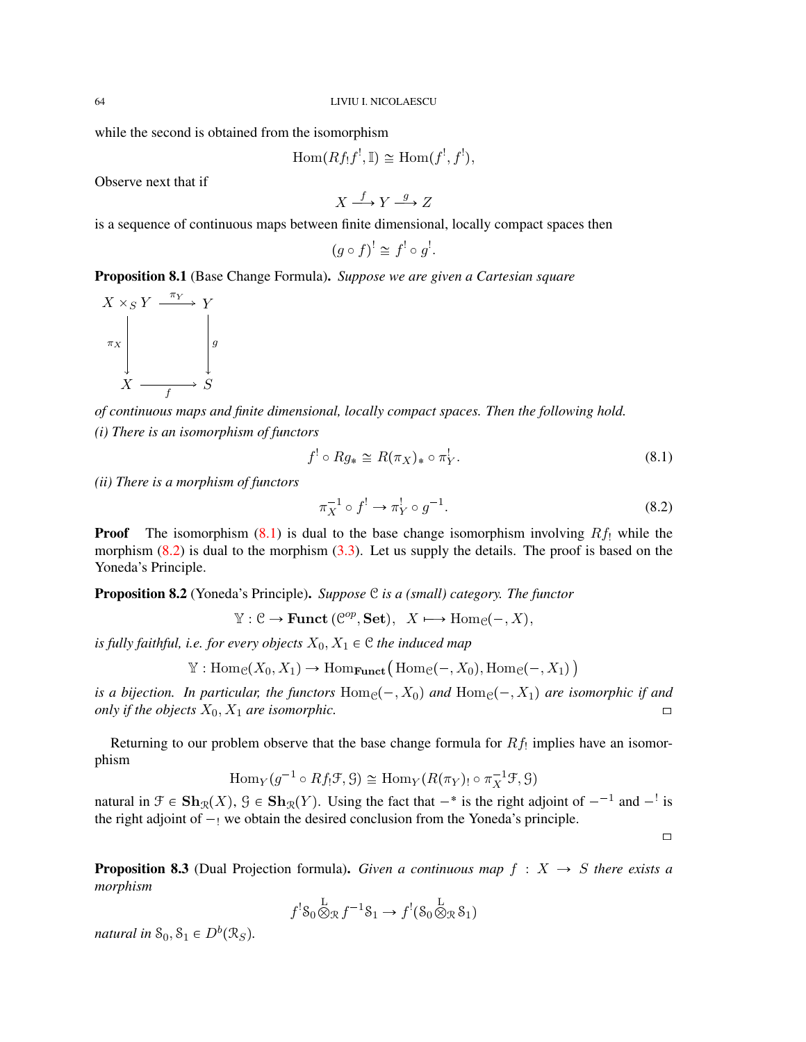while the second is obtained from the isomorphism

$$\operatorname{Hom}(Rf_! f^!, \mathbb{I}) \cong \operatorname{Hom}(f^!, f^!),$$

Observe next that if

$$X \xrightarrow{f} Y \xrightarrow{g} Z$$

is a sequence of continuous maps between finite dimensional, locally compact spaces then

$$(g \circ f)^! \cong f^! \circ g^!.$$

**Proposition 8.1** (Base Change Formula). *Suppose we are given a Cartesian square*

$$\begin{array}{ccc} X \times_S Y & \xrightarrow{\pi_Y} & Y \\ \Big\downarrow{\scriptstyle \pi_X} & & \Big\downarrow{\scriptstyle g} \\ X & \xrightarrow[f]{} & S \end{array}$$

*of continuous maps and finite dimensional, locally compact spaces. Then the following hold.*

*(i) There is an isomorphism of functors*

$$f^! \circ Rg_* \cong R(\pi_X)_* \circ \pi_Y^!. \tag{8.1}$$

*(ii) There is a morphism of functors*

$$\pi_X^{-1} \circ f^! \to \pi_Y^! \circ g^{-1}. \tag{8.2}$$

**Proof** The isomorphism (8.1) is dual to the base change isomorphism involving $Rf_!$ while the morphism (8.2) is dual to the morphism (3.3). Let us supply the details. The proof is based on the Yoneda's Principle.

**Proposition 8.2** (Yoneda's Principle). *Suppose $\mathcal{C}$ is a (small) category. The functor*

$$\mathbb{Y} : \mathcal{C} \to \mathbf{Funct}\,(\mathcal{C}^{op}, \mathbf{Set}), \quad X \longmapsto \operatorname{Hom}_{\mathcal{C}}(-, X),$$

*is fully faithful, i.e. for every objects $X_0, X_1 \in \mathcal{C}$ the induced map*

$$\mathbb{Y} : \operatorname{Hom}_{\mathcal{C}}(X_0, X_1) \to \operatorname{Hom}_{\mathbf{Funct}}\big(\operatorname{Hom}_{\mathcal{C}}(-, X_0), \operatorname{Hom}_{\mathcal{C}}(-, X_1)\big)$$

*is a bijection. In particular, the functors $\operatorname{Hom}_{\mathcal{C}}(-, X_0)$ and $\operatorname{Hom}_{\mathcal{C}}(-, X_1)$ are isomorphic if and only if the objects $X_0, X_1$ are isomorphic.* □

Returning to our problem observe that the base change formula for $Rf_!$ implies have an isomorphism

$$\operatorname{Hom}_Y(g^{-1} \circ Rf_! \mathcal{F}, \mathcal{G}) \cong \operatorname{Hom}_Y(R(\pi_Y)_! \circ \pi_X^{-1} \mathcal{F}, \mathcal{G})$$

natural in $\mathcal{F} \in \mathbf{Sh}_{\mathcal{R}}(X)$, $\mathcal{G} \in \mathbf{Sh}_{\mathcal{R}}(Y)$. Using the fact that $-^*$ is the right adjoint of $-^{-1}$ and $-^!$ is the right adjoint of $-_!$ we obtain the desired conclusion from the Yoneda's principle.

□

**Proposition 8.3** (Dual Projection formula). *Given a continuous map $f : X \to S$ there exists a morphism*

$$f^! \mathcal{S}_0 \overset{\mathrm{L}}{\otimes}_{\mathcal{R}} f^{-1} \mathcal{S}_1 \to f^!(\mathcal{S}_0 \overset{\mathrm{L}}{\otimes}_{\mathcal{R}} \mathcal{S}_1)$$

*natural in $\mathcal{S}_0, \mathcal{S}_1 \in D^b(\mathcal{R}_S)$.*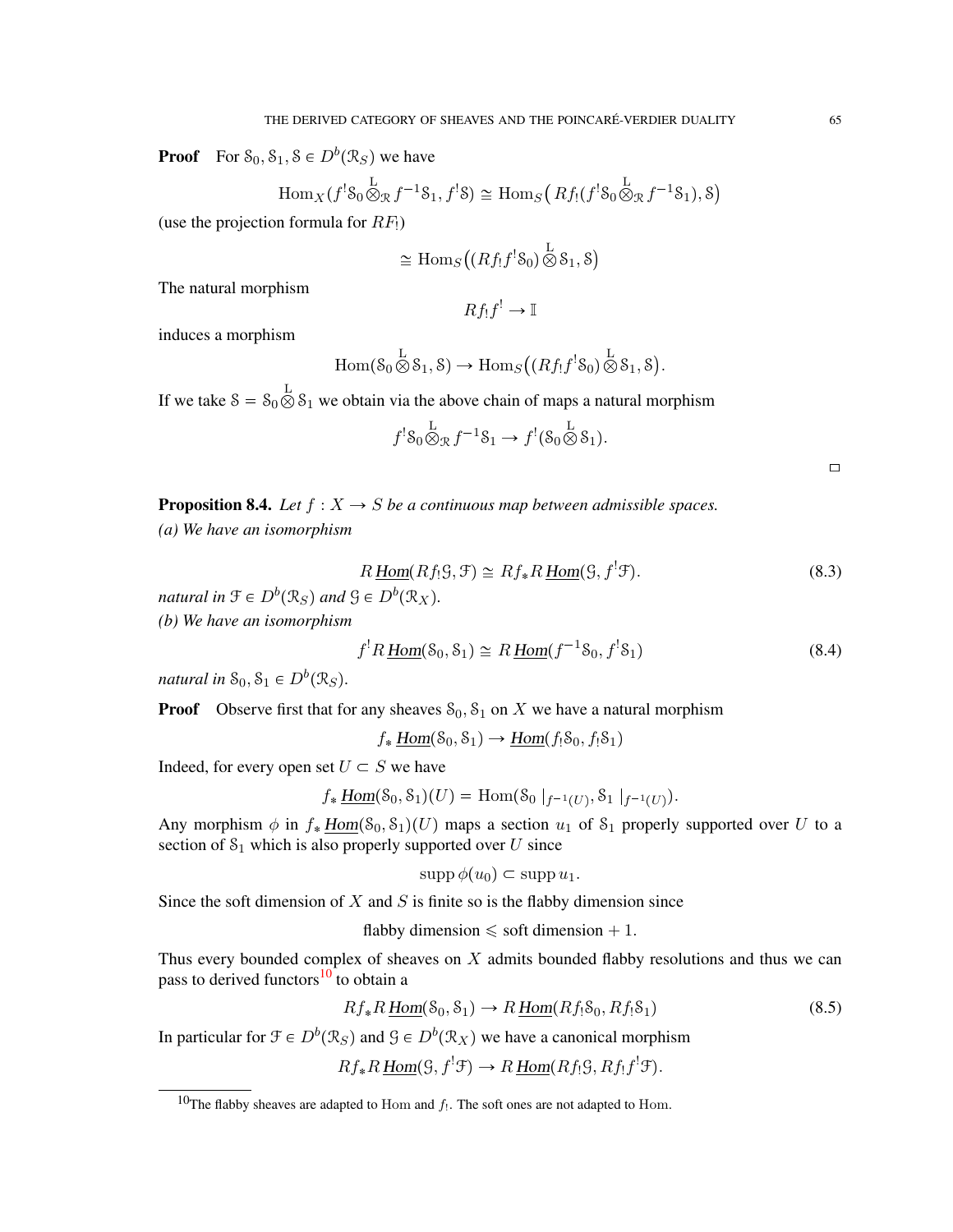**Proof** For $\mathcal{S}_0, \mathcal{S}_1, \mathcal{S} \in D^b(\mathcal{R}_S)$ we have

$$\operatorname{Hom}_X(f^!\mathcal{S}_0 \overset{\mathrm{L}}{\otimes}_{\mathcal{R}} f^{-1}\mathcal{S}_1, f^!\mathcal{S}) \cong \operatorname{Hom}_S\big(Rf_!(f^!\mathcal{S}_0 \overset{\mathrm{L}}{\otimes}_{\mathcal{R}} f^{-1}\mathcal{S}_1), \mathcal{S}\big)$$

(use the projection formula for $RF_!$)

$$\cong \operatorname{Hom}_S\big((Rf_!f^!\mathcal{S}_0) \overset{\mathrm{L}}{\otimes} \mathcal{S}_1, \mathcal{S}\big)$$

The natural morphism

$$Rf_!f^! \to \mathbb{I}$$

induces a morphism

$$\operatorname{Hom}(\mathcal{S}_0 \overset{\mathrm{L}}{\otimes} \mathcal{S}_1, \mathcal{S}) \to \operatorname{Hom}_S\big((Rf_!f^!\mathcal{S}_0) \overset{\mathrm{L}}{\otimes} \mathcal{S}_1, \mathcal{S}\big).$$

If we take $\mathcal{S} = \mathcal{S}_0 \overset{\mathrm{L}}{\otimes} \mathcal{S}_1$ we obtain via the above chain of maps a natural morphism

$$f^!\mathcal{S}_0 \overset{\mathrm{L}}{\otimes}_{\mathcal{R}} f^{-1}\mathcal{S}_1 \to f^!(\mathcal{S}_0 \overset{\mathrm{L}}{\otimes} \mathcal{S}_1).$$

□

**Proposition 8.4.** *Let $f : X \to S$ be a continuous map between admissible spaces.*
*(a) We have an isomorphism*

$$R\,\underline{Hom}(Rf_!\mathcal{G}, \mathcal{F}) \cong Rf_*R\,\underline{Hom}(\mathcal{G}, f^!\mathcal{F}). \tag{8.3}$$

*natural in $\mathcal{F} \in D^b(\mathcal{R}_S)$ and $\mathcal{G} \in D^b(\mathcal{R}_X)$.*
*(b) We have an isomorphism*

$$f^!R\,\underline{Hom}(\mathcal{S}_0, \mathcal{S}_1) \cong R\,\underline{Hom}(f^{-1}\mathcal{S}_0, f^!\mathcal{S}_1) \tag{8.4}$$

*natural in $\mathcal{S}_0, \mathcal{S}_1 \in D^b(\mathcal{R}_S)$.*

**Proof** Observe first that for any sheaves $\mathcal{S}_0, \mathcal{S}_1$ on $X$ we have a natural morphism

$$f_*\,\underline{Hom}(\mathcal{S}_0, \mathcal{S}_1) \to \underline{Hom}(f_!\mathcal{S}_0, f_!\mathcal{S}_1)$$

Indeed, for every open set $U \subset S$ we have

$$f_*\,\underline{Hom}(\mathcal{S}_0, \mathcal{S}_1)(U) = \operatorname{Hom}(\mathcal{S}_0\mid_{f^{-1}(U)}, \mathcal{S}_1\mid_{f^{-1}(U)}).$$

Any morphism $\phi$ in $f_*\,\underline{Hom}(\mathcal{S}_0, \mathcal{S}_1)(U)$ maps a section $u_1$ of $\mathcal{S}_1$ properly supported over $U$ to a section of $\mathcal{S}_1$ which is also properly supported over $U$ since

$$\operatorname{supp}\phi(u_0) \subset \operatorname{supp} u_1.$$

Since the soft dimension of $X$ and $S$ is finite so is the flabby dimension since

$$\text{flabby dimension} \leqslant \text{soft dimension} + 1.$$

Thus every bounded complex of sheaves on $X$ admits bounded flabby resolutions and thus we can pass to derived functors[10] to obtain a

$$Rf_*R\,\underline{Hom}(\mathcal{S}_0, \mathcal{S}_1) \to R\,\underline{Hom}(Rf_!\mathcal{S}_0, Rf_!\mathcal{S}_1) \tag{8.5}$$

In particular for $\mathcal{F} \in D^b(\mathcal{R}_S)$ and $\mathcal{G} \in D^b(\mathcal{R}_X)$ we have a canonical morphism

$$Rf_*R\,\underline{Hom}(\mathcal{G}, f^!\mathcal{F}) \to R\,\underline{Hom}(Rf_!\mathcal{G}, Rf_!f^!\mathcal{F}).$$

[10] The flabby sheaves are adapted to Hom and $f_!$. The soft ones are not adapted to Hom.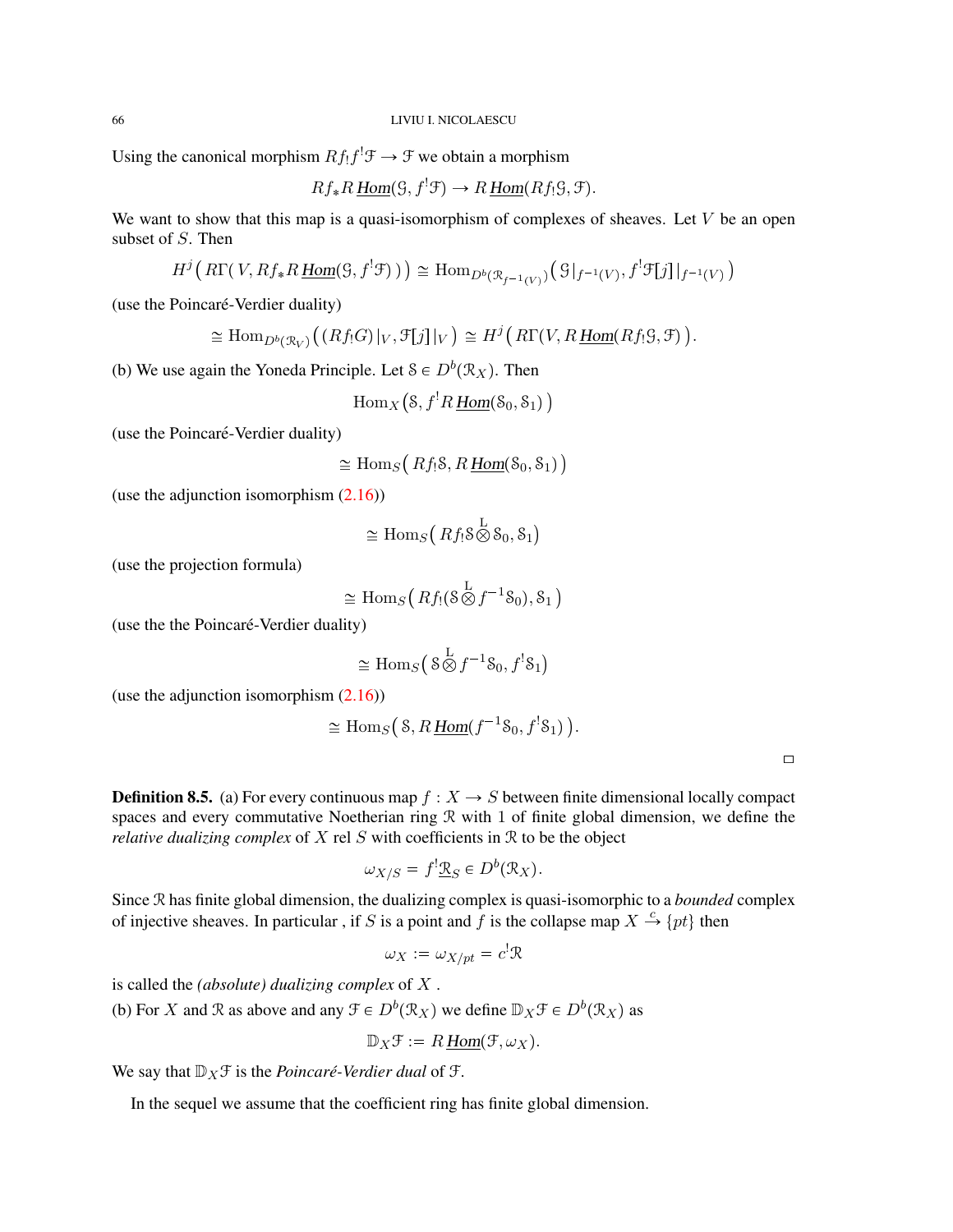Using the canonical morphism $Rf_!f^!\mathcal{F} \to \mathcal{F}$ we obtain a morphism

$$Rf_* R\,\underline{Hom}(\mathcal{G}, f^!\mathcal{F}) \to R\,\underline{Hom}(Rf_!\mathcal{G}, \mathcal{F}).$$

We want to show that this map is a quasi-isomorphism of complexes of sheaves. Let $V$ be an open subset of $S$. Then

$$H^j\big( R\Gamma(\,V, Rf_* R\,\underline{Hom}(\mathcal{G}, f^!\mathcal{F})\,)\big) \cong \operatorname{Hom}_{D^b(\mathcal{R}_{f^{-1}(V)})}\big(\,\mathcal{G}|_{f^{-1}(V)}, f^!\mathcal{F}[j]|_{f^{-1}(V)}\,\big)$$

(use the Poincaré-Verdier duality)

$$\cong \operatorname{Hom}_{D^b(\mathcal{R}_V)}\big((Rf_!G)|_V, \mathcal{F}[j]|_V\,\big) \cong H^j\big( R\Gamma(V, R\,\underline{Hom}(Rf_!\mathcal{G}, \mathcal{F})\,\big).$$

(b) We use again the Yoneda Principle. Let $\mathcal{S} \in D^b(\mathcal{R}_X)$. Then

$$\operatorname{Hom}_X\big(\mathcal{S}, f^! R\,\underline{Hom}(\mathcal{S}_0, \mathcal{S}_1)\,\big)$$

(use the Poincaré-Verdier duality)

$$\cong \operatorname{Hom}_S\big(\,Rf_!\mathcal{S}, R\,\underline{Hom}(\mathcal{S}_0, \mathcal{S}_1)\,\big)$$

(use the adjunction isomorphism (2.16))

$$\cong \operatorname{Hom}_S\big(\,Rf_!\mathcal{S}\overset{\mathrm{L}}{\otimes}\mathcal{S}_0, \mathcal{S}_1\big)$$

(use the projection formula)

$$\cong \operatorname{Hom}_S\big(\,Rf_!(\mathcal{S}\overset{\mathrm{L}}{\otimes}f^{-1}\mathcal{S}_0), \mathcal{S}_1\,\big)$$

(use the the Poincaré-Verdier duality)

$$\cong \operatorname{Hom}_S\big(\,\mathcal{S}\overset{\mathrm{L}}{\otimes}f^{-1}\mathcal{S}_0, f^!\mathcal{S}_1\big)$$

(use the adjunction isomorphism (2.16))

$$\cong \operatorname{Hom}_S\big(\,\mathcal{S}, R\,\underline{Hom}(f^{-1}\mathcal{S}_0, f^!\mathcal{S}_1)\,\big).$$

□

**Definition 8.5.** (a) For every continuous map $f: X \to S$ between finite dimensional locally compact spaces and every commutative Noetherian ring $\mathcal{R}$ with 1 of finite global dimension, we define the *relative dualizing complex* of $X$ rel $S$ with coefficients in $\mathcal{R}$ to be the object

$$\omega_{X/S} = f^!\underline{\mathcal{R}}_S \in D^b(\mathcal{R}_X).$$

Since $\mathcal{R}$ has finite global dimension, the dualizing complex is quasi-isomorphic to a *bounded* complex of injective sheaves. In particular , if $S$ is a point and $f$ is the collapse map $X \xrightarrow{c} \{pt\}$ then

$$\omega_X := \omega_{X/pt} = c^!\mathcal{R}$$

is called the *(absolute) dualizing complex* of $X$ .

(b) For $X$ and $\mathcal{R}$ as above and any $\mathcal{F} \in D^b(\mathcal{R}_X)$ we define $\mathbb{D}_X\mathcal{F} \in D^b(\mathcal{R}_X)$ as

$$\mathbb{D}_X\mathcal{F} := R\,\underline{Hom}(\mathcal{F}, \omega_X).$$

We say that $\mathbb{D}_X\mathcal{F}$ is the *Poincaré-Verdier dual* of $\mathcal{F}$.

In the sequel we assume that the coefficient ring has finite global dimension.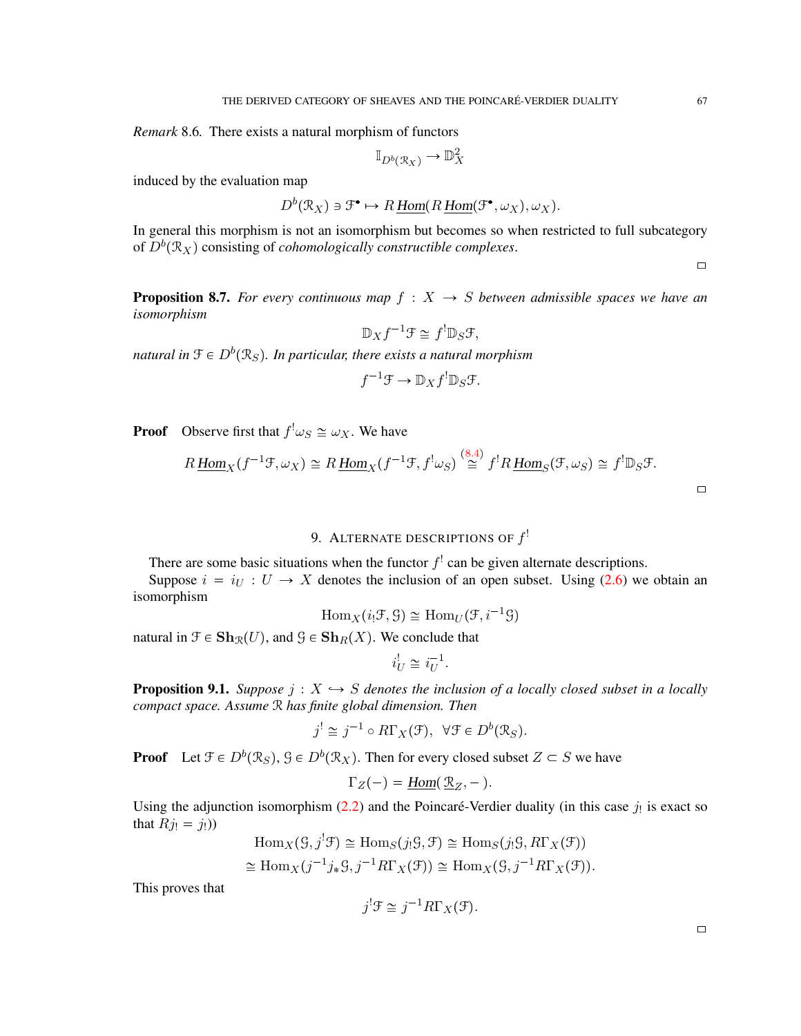*Remark* 8.6. There exists a natural morphism of functors

$$\mathbb{I}_{D^b(\mathcal{R}_X)} \to \mathbb{D}_X^2$$

induced by the evaluation map

$$D^b(\mathcal{R}_X) \ni \mathcal{F}^\bullet \mapsto R\,\underline{Hom}(R\,\underline{Hom}(\mathcal{F}^\bullet, \omega_X), \omega_X).$$

In general this morphism is not an isomorphism but becomes so when restricted to full subcategory of $D^b(\mathcal{R}_X)$ consisting of *cohomologically constructible complexes*.

□

**Proposition 8.7.** *For every continuous map $f : X \to S$ between admissible spaces we have an isomorphism*

$$\mathbb{D}_X f^{-1}\mathcal{F} \cong f^!\mathbb{D}_S\mathcal{F},$$

*natural in $\mathcal{F} \in D^b(\mathcal{R}_S)$. In particular, there exists a natural morphism*

$$f^{-1}\mathcal{F} \to \mathbb{D}_X f^!\mathbb{D}_S\mathcal{F}.$$

**Proof** Observe first that $f^!\omega_S \cong \omega_X$. We have

$$R\,\underline{Hom}_X(f^{-1}\mathcal{F}, \omega_X) \cong R\,\underline{Hom}_X(f^{-1}\mathcal{F}, f^!\omega_S) \overset{(8.4)}{\cong} f^!R\,\underline{Hom}_S(\mathcal{F}, \omega_S) \cong f^!\mathbb{D}_S\mathcal{F}.$$

□

## 9. Alternate descriptions of $f^!$

There are some basic situations when the functor $f^!$ can be given alternate descriptions.

Suppose $i = i_U : U \to X$ denotes the inclusion of an open subset. Using (2.6) we obtain an isomorphism

$$\operatorname{Hom}_X(i_!\mathcal{F}, \mathcal{G}) \cong \operatorname{Hom}_U(\mathcal{F}, i^{-1}\mathcal{G})$$

natural in $\mathcal{F} \in \mathbf{Sh}_{\mathcal{R}}(U)$, and $\mathcal{G} \in \mathbf{Sh}_R(X)$. We conclude that

$$i_U^! \cong i_U^{-1}.$$

**Proposition 9.1.** *Suppose $j : X \hookrightarrow S$ denotes the inclusion of a locally closed subset in a locally compact space. Assume $\mathcal{R}$ has finite global dimension. Then*

$$j^! \cong j^{-1} \circ R\Gamma_X(\mathcal{F}), \;\; \forall \mathcal{F} \in D^b(\mathcal{R}_S).$$

**Proof** Let $\mathcal{F} \in D^b(\mathcal{R}_S)$, $\mathcal{G} \in D^b(\mathcal{R}_X)$. Then for every closed subset $Z \subset S$ we have

$$\Gamma_Z(-) = \underline{Hom}(\underline{\mathcal{R}}_Z, -).$$

Using the adjunction isomorphism (2.2) and the Poincaré-Verdier duality (in this case $j_!$ is exact so that $Rj_! = j_!$))

$$\operatorname{Hom}_X(\mathcal{G}, j^!\mathcal{F}) \cong \operatorname{Hom}_S(j_!\mathcal{G}, \mathcal{F}) \cong \operatorname{Hom}_S(j_!\mathcal{G}, R\Gamma_X(\mathcal{F}))$$

$$\cong \operatorname{Hom}_X(j^{-1}j_*\mathcal{G}, j^{-1}R\Gamma_X(\mathcal{F})) \cong \operatorname{Hom}_X(\mathcal{G}, j^{-1}R\Gamma_X(\mathcal{F})).$$

This proves that

$$j^!\mathcal{F} \cong j^{-1}R\Gamma_X(\mathcal{F}).$$

□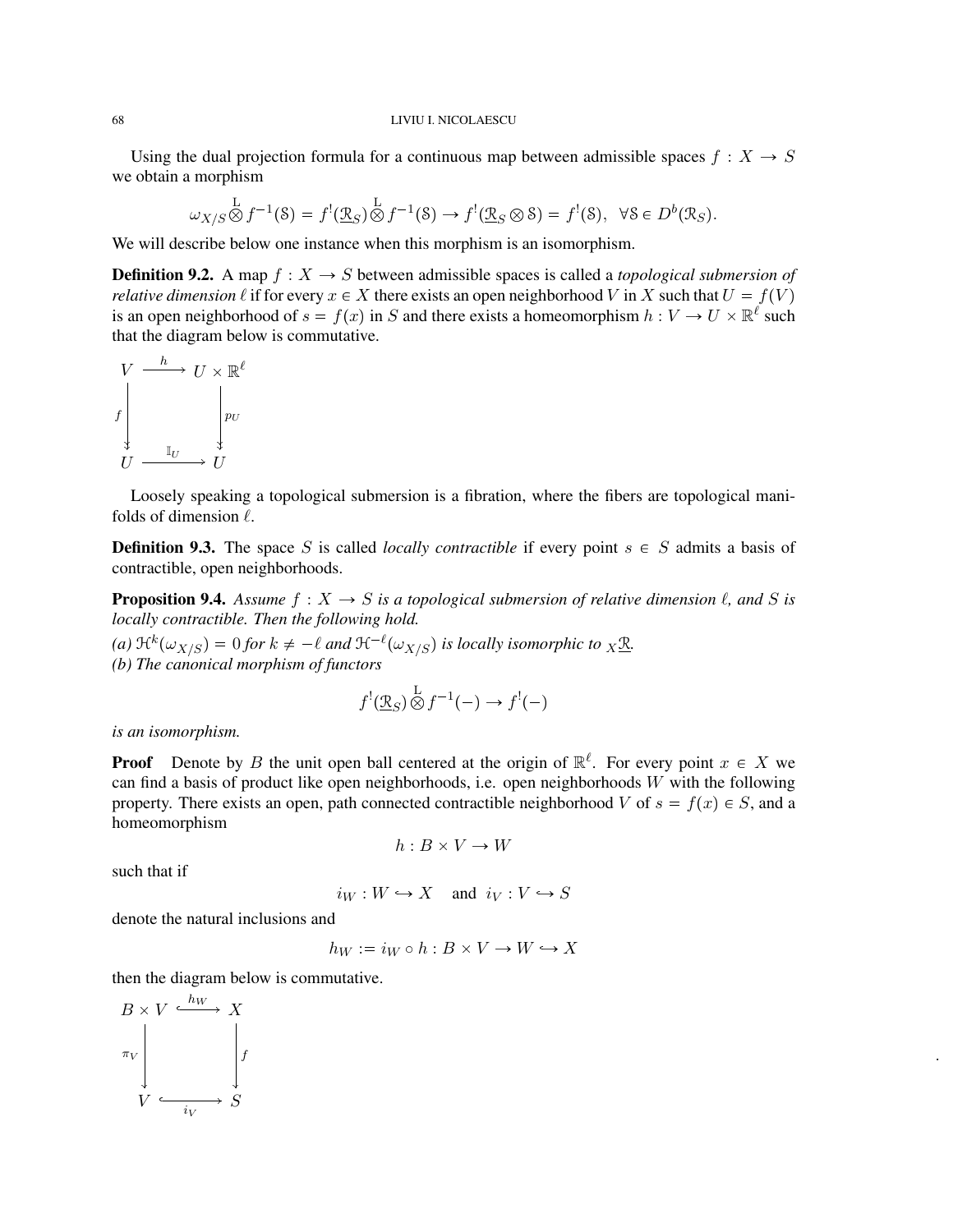Using the dual projection formula for a continuous map between admissible spaces $f : X \to S$ we obtain a morphism

$$\omega_{X/S} \overset{\mathrm{L}}{\otimes} f^{-1}(\mathcal{S}) = f^!(\underline{\mathcal{R}}_S) \overset{\mathrm{L}}{\otimes} f^{-1}(\mathcal{S}) \to f^!(\underline{\mathcal{R}}_S \otimes \mathcal{S}) = f^!(\mathcal{S}), \;\; \forall \mathcal{S} \in D^b(\mathcal{R}_S).$$

We will describe below one instance when this morphism is an isomorphism.

**Definition 9.2.** A map $f : X \to S$ between admissible spaces is called a *topological submersion of relative dimension* $\ell$ if for every $x \in X$ there exists an open neighborhood $V$ in $X$ such that $U = f(V)$ is an open neighborhood of $s = f(x)$ in $S$ and there exists a homeomorphism $h : V \to U \times \mathbb{R}^\ell$ such that the diagram below is commutative.

$$\begin{array}{ccc} V & \xrightarrow{\;h\;} & U \times \mathbb{R}^\ell \\ {\scriptstyle f}\downarrow & & \downarrow{\scriptstyle p_U} \\ U & \xrightarrow{\;\mathbb{I}_U\;} & U \end{array}$$

Loosely speaking a topological submersion is a fibration, where the fibers are topological manifolds of dimension $\ell$.

**Definition 9.3.** The space $S$ is called *locally contractible* if every point $s \in S$ admits a basis of contractible, open neighborhoods.

**Proposition 9.4.** *Assume $f : X \to S$ is a topological submersion of relative dimension $\ell$, and $S$ is locally contractible. Then the following hold.*
*(a) $\mathcal{H}^k(\omega_{X/S}) = 0$ for $k \neq -\ell$ and $\mathcal{H}^{-\ell}(\omega_{X/S})$ is locally isomorphic to ${}_X\underline{\mathcal{R}}$.*
*(b) The canonical morphism of functors*

$$f^!(\underline{\mathcal{R}}_S) \overset{\mathrm{L}}{\otimes} f^{-1}(-) \to f^!(-)$$

*is an isomorphism.*

**Proof** Denote by $B$ the unit open ball centered at the origin of $\mathbb{R}^\ell$. For every point $x \in X$ we can find a basis of product like open neighborhoods, i.e. open neighborhoods $W$ with the following property. There exists an open, path connected contractible neighborhood $V$ of $s = f(x) \in S$, and a homeomorphism

$$h : B \times V \to W$$

such that if

$$i_W : W \hookrightarrow X \quad \text{and} \;\; i_V : V \hookrightarrow S$$

denote the natural inclusions and

$$h_W := i_W \circ h : B \times V \to W \hookrightarrow X$$

then the diagram below is commutative.

$$\begin{array}{ccc} B \times V & \xhookrightarrow{\;h_W\;} & X \\ {\scriptstyle \pi_V}\downarrow & & \downarrow{\scriptstyle f} \\ V & \xhookrightarrow[\;i_V\;]{} & S \end{array}$$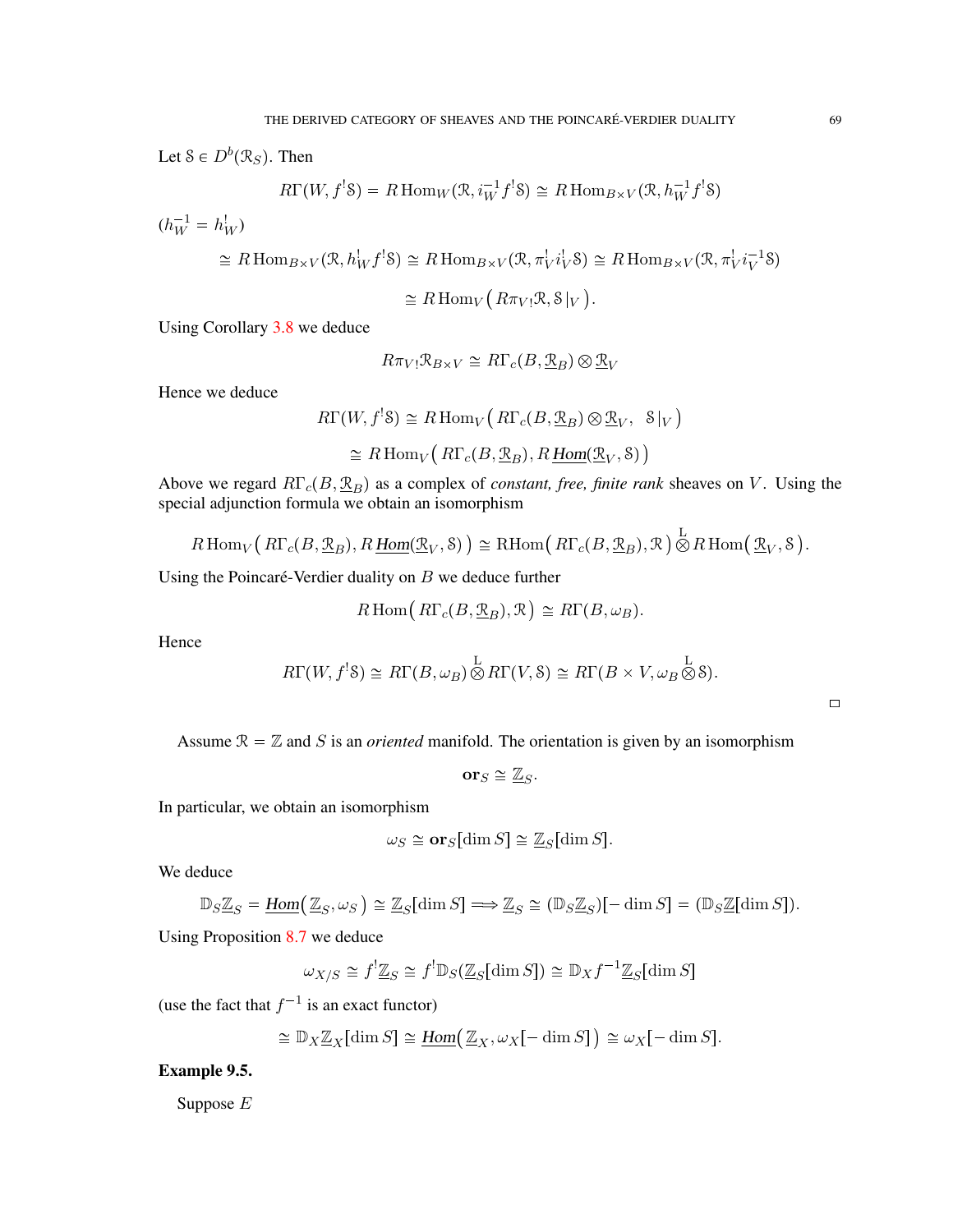Let $\mathcal{S} \in D^b(\mathcal{R}_S)$. Then

$$R\Gamma(W, f^!\mathcal{S}) = R\operatorname{Hom}_W(\mathcal{R}, i_W^{-1} f^!\mathcal{S}) \cong R\operatorname{Hom}_{B\times V}(\mathcal{R}, h_W^{-1} f^!\mathcal{S})$$

$(h_W^{-1} = h_W^!)$

$$\cong R\operatorname{Hom}_{B\times V}(\mathcal{R}, h_W^! f^!\mathcal{S}) \cong R\operatorname{Hom}_{B\times V}(\mathcal{R}, \pi_V^! i_V^!\mathcal{S}) \cong R\operatorname{Hom}_{B\times V}(\mathcal{R}, \pi_V^! i_V^{-1}\mathcal{S})$$

$$\cong R\operatorname{Hom}_V\big(R\pi_{V!}\mathcal{R}, \mathcal{S}|_V\big).$$

Using Corollary 3.8 we deduce

$$R\pi_{V!}\mathcal{R}_{B\times V} \cong R\Gamma_c(B, \underline{\mathcal{R}}_B) \otimes \underline{\mathcal{R}}_V$$

Hence we deduce

$$R\Gamma(W, f^!\mathcal{S}) \cong R\operatorname{Hom}_V\big(R\Gamma_c(B, \underline{\mathcal{R}}_B) \otimes \underline{\mathcal{R}}_V,\ \ \mathcal{S}|_V\big)$$

$$\cong R\operatorname{Hom}_V\big(R\Gamma_c(B, \underline{\mathcal{R}}_B), R\,\underline{\mathit{Hom}}(\underline{\mathcal{R}}_V, \mathcal{S})\big)$$

Above we regard $R\Gamma_c(B, \underline{\mathcal{R}}_B)$ as a complex of *constant, free, finite rank* sheaves on $V$. Using the special adjunction formula we obtain an isomorphism

$$R\operatorname{Hom}_V\big(R\Gamma_c(B, \underline{\mathcal{R}}_B), R\,\underline{\mathit{Hom}}(\underline{\mathcal{R}}_V, \mathcal{S})\big) \cong \operatorname{RHom}\big(R\Gamma_c(B, \underline{\mathcal{R}}_B), \mathcal{R}\big) \overset{\mathrm{L}}{\otimes} R\operatorname{Hom}\big(\underline{\mathcal{R}}_V, \mathcal{S}\big).$$

Using the Poincaré-Verdier duality on $B$ we deduce further

$$R\operatorname{Hom}\big(R\Gamma_c(B, \underline{\mathcal{R}}_B), \mathcal{R}\big) \cong R\Gamma(B, \omega_B).$$

Hence

$$R\Gamma(W, f^!\mathcal{S}) \cong R\Gamma(B, \omega_B) \overset{\mathrm{L}}{\otimes} R\Gamma(V, \mathcal{S}) \cong R\Gamma(B\times V, \omega_B \overset{\mathrm{L}}{\otimes} \mathcal{S}).$$

□

Assume $\mathcal{R} = \mathbb{Z}$ and $S$ is an *oriented* manifold. The orientation is given by an isomorphism

$$\mathbf{or}_S \cong \underline{\mathbb{Z}}_S.$$

In particular, we obtain an isomorphism

$$\omega_S \cong \mathbf{or}_S[\dim S] \cong \underline{\mathbb{Z}}_S[\dim S].$$

We deduce

$$\mathbb{D}_S\underline{\mathbb{Z}}_S = \underline{\mathit{Hom}}\big(\underline{\mathbb{Z}}_S, \omega_S\big) \cong \underline{\mathbb{Z}}_S[\dim S] \Longrightarrow \underline{\mathbb{Z}}_S \cong (\mathbb{D}_S\underline{\mathbb{Z}}_S)[-\dim S] = (\mathbb{D}_S\underline{\mathbb{Z}}[\dim S]).$$

Using Proposition 8.7 we deduce

$$\omega_{X/S} \cong f^!\underline{\mathbb{Z}}_S \cong f^!\mathbb{D}_S(\underline{\mathbb{Z}}_S[\dim S]) \cong \mathbb{D}_X f^{-1}\underline{\mathbb{Z}}_S[\dim S]$$

(use the fact that $f^{-1}$ is an exact functor)

$$\cong \mathbb{D}_X\underline{\mathbb{Z}}_X[\dim S] \cong \underline{\mathit{Hom}}\big(\underline{\mathbb{Z}}_X, \omega_X[-\dim S]\big) \cong \omega_X[-\dim S].$$

**Example 9.5.**

Suppose $E$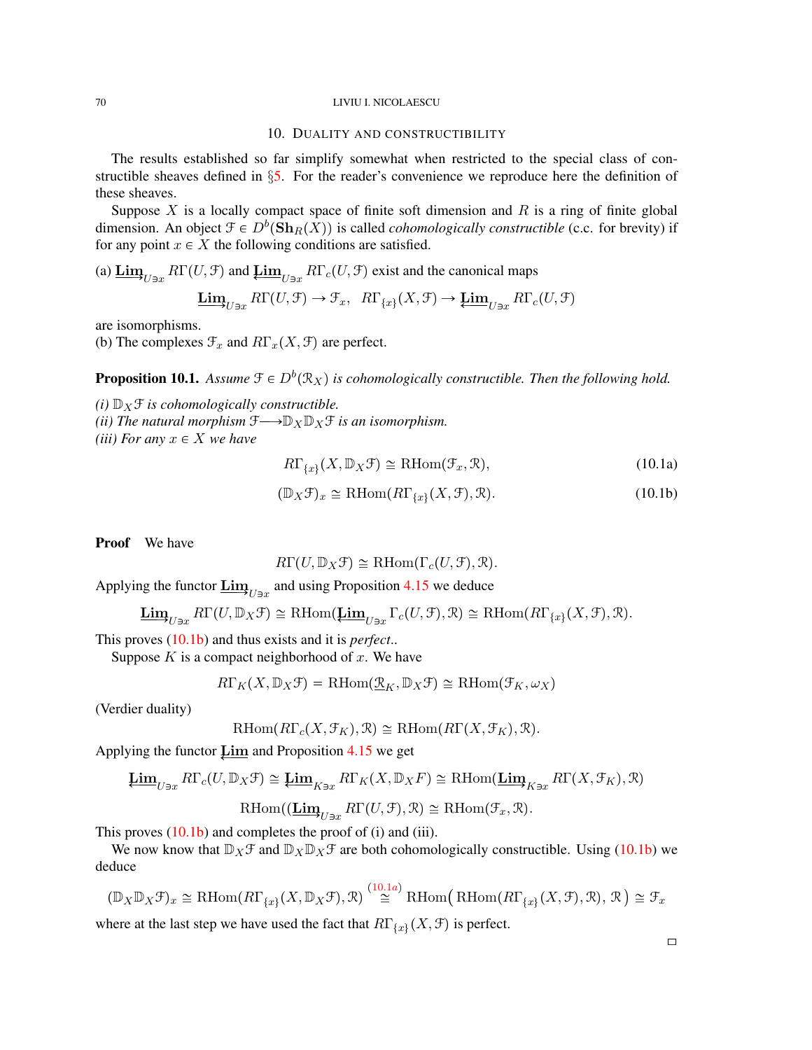## 10. Duality and constructibility

The results established so far simplify somewhat when restricted to the special class of constructible sheaves defined in §5. For the reader's convenience we reproduce here the definition of these sheaves.

Suppose $X$ is a locally compact space of finite soft dimension and $R$ is a ring of finite global dimension. An object $\mathcal{F} \in D^b(\mathbf{Sh}_R(X))$ is called *cohomologically constructible* (c.c. for brevity) if for any point $x \in X$ the following conditions are satisfied.

(a) $\underrightarrow{\mathbf{Lim}}_{U \ni x} R\Gamma(U, \mathcal{F})$ and $\underleftarrow{\mathbf{Lim}}_{U \ni x} R\Gamma_c(U, \mathcal{F})$ exist and the canonical maps

$$\underrightarrow{\mathbf{Lim}}_{U \ni x} R\Gamma(U, \mathcal{F}) \to \mathcal{F}_x, \quad R\Gamma_{\{x\}}(X, \mathcal{F}) \to \underleftarrow{\mathbf{Lim}}_{U \ni x} R\Gamma_c(U, \mathcal{F})$$

are isomorphisms.
(b) The complexes $\mathcal{F}_x$ and $R\Gamma_x(X, \mathcal{F})$ are perfect.

**Proposition 10.1.** *Assume $\mathcal{F} \in D^b(\mathcal{R}_X)$ is cohomologically constructible. Then the following hold.*

*(i) $\mathbb{D}_X \mathcal{F}$ is cohomologically constructible.*
*(ii) The natural morphism $\mathcal{F} \longrightarrow \mathbb{D}_X \mathbb{D}_X \mathcal{F}$ is an isomorphism.*
*(iii) For any $x \in X$ we have*

$$R\Gamma_{\{x\}}(X, \mathbb{D}_X \mathcal{F}) \cong \mathrm{RHom}(\mathcal{F}_x, \mathcal{R}), \tag{10.1a}$$

$$(\mathbb{D}_X \mathcal{F})_x \cong \mathrm{RHom}(R\Gamma_{\{x\}}(X, \mathcal{F}), \mathcal{R}). \tag{10.1b}$$

**Proof** We have

$$R\Gamma(U, \mathbb{D}_X \mathcal{F}) \cong \mathrm{RHom}(\Gamma_c(U, \mathcal{F}), \mathcal{R}).$$

Applying the functor $\underrightarrow{\mathbf{Lim}}_{U \ni x}$ and using Proposition 4.15 we deduce

$$\underrightarrow{\mathbf{Lim}}_{U \ni x} R\Gamma(U, \mathbb{D}_X \mathcal{F}) \cong \mathrm{RHom}(\underleftarrow{\mathbf{Lim}}_{U \ni x} \Gamma_c(U, \mathcal{F}), \mathcal{R}) \cong \mathrm{RHom}(R\Gamma_{\{x\}}(X, \mathcal{F}), \mathcal{R}).$$

This proves (10.1b) and thus exists and it is *perfect*..

Suppose $K$ is a compact neighborhood of $x$. We have

$$R\Gamma_K(X, \mathbb{D}_X \mathcal{F}) = \mathrm{RHom}(\underline{\mathcal{R}}_K, \mathbb{D}_X \mathcal{F}) \cong \mathrm{RHom}(\mathcal{F}_K, \omega_X)$$

(Verdier duality)

$$\mathrm{RHom}(R\Gamma_c(X, \mathcal{F}_K), \mathcal{R}) \cong \mathrm{RHom}(R\Gamma(X, \mathcal{F}_K), \mathcal{R}).$$

Applying the functor $\underleftarrow{\mathbf{Lim}}$ and Proposition 4.15 we get

$$\underleftarrow{\mathbf{Lim}}_{U \ni x} R\Gamma_c(U, \mathbb{D}_X \mathcal{F}) \cong \underleftarrow{\mathbf{Lim}}_{K \ni x} R\Gamma_K(X, \mathbb{D}_X F) \cong \mathrm{RHom}(\underrightarrow{\mathbf{Lim}}_{K \ni x} R\Gamma(X, \mathcal{F}_K), \mathcal{R})$$

$$\mathrm{RHom}((\underrightarrow{\mathbf{Lim}}_{U \ni x} R\Gamma(U, \mathcal{F}), \mathcal{R}) \cong \mathrm{RHom}(\mathcal{F}_x, \mathcal{R}).$$

This proves (10.1b) and completes the proof of (i) and (iii).

We now know that $\mathbb{D}_X \mathcal{F}$ and $\mathbb{D}_X \mathbb{D}_X \mathcal{F}$ are both cohomologically constructible. Using (10.1b) we deduce

$$(\mathbb{D}_X \mathbb{D}_X \mathcal{F})_x \cong \mathrm{RHom}(R\Gamma_{\{x\}}(X, \mathbb{D}_X \mathcal{F}), \mathcal{R}) \stackrel{(10.1a)}{\cong} \mathrm{RHom}\big(\, \mathrm{RHom}(R\Gamma_{\{x\}}(X, \mathcal{F}), \mathcal{R}), \, \mathcal{R}\, \big) \cong \mathcal{F}_x$$

where at the last step we have used the fact that $R\Gamma_{\{x\}}(X, \mathcal{F})$ is perfect.

□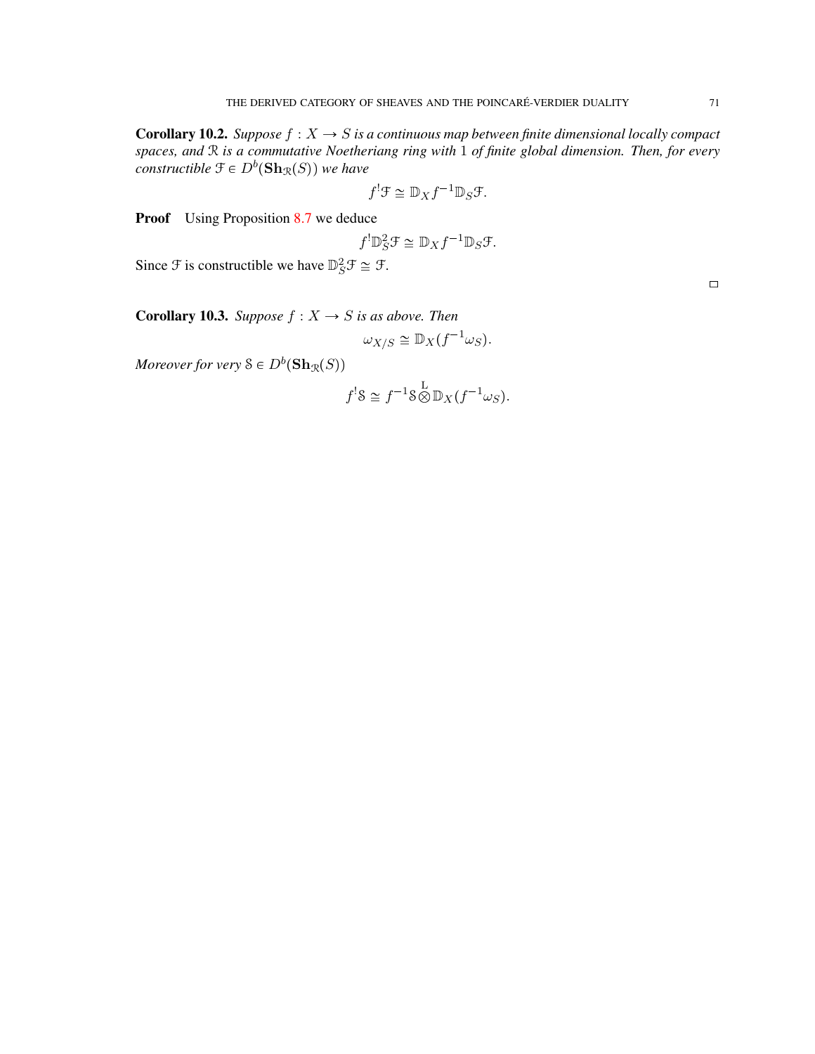**Corollary 10.2.** *Suppose $f : X \to S$ is a continuous map between finite dimensional locally compact spaces, and $\mathcal{R}$ is a commutative Noetheriang ring with 1 of finite global dimension. Then, for every constructible $\mathcal{F} \in D^b(\mathbf{Sh}_{\mathcal{R}}(S))$ we have*

$$f^!\mathcal{F} \cong \mathbb{D}_X f^{-1}\mathbb{D}_S\mathcal{F}.$$

**Proof** Using Proposition 8.7 we deduce

$$f^!\mathbb{D}_S^2\mathcal{F} \cong \mathbb{D}_X f^{-1}\mathbb{D}_S\mathcal{F}.$$

Since $\mathcal{F}$ is constructible we have $\mathbb{D}_S^2\mathcal{F} \cong \mathcal{F}$.

□

**Corollary 10.3.** *Suppose $f : X \to S$ is as above. Then*

$$\omega_{X/S} \cong \mathbb{D}_X(f^{-1}\omega_S).$$

*Moreover for very $\mathcal{S} \in D^b(\mathbf{Sh}_{\mathcal{R}}(S))$*

$$f^!\mathcal{S} \cong f^{-1}\mathcal{S} \overset{\mathrm{L}}{\otimes} \mathbb{D}_X(f^{-1}\omega_S).$$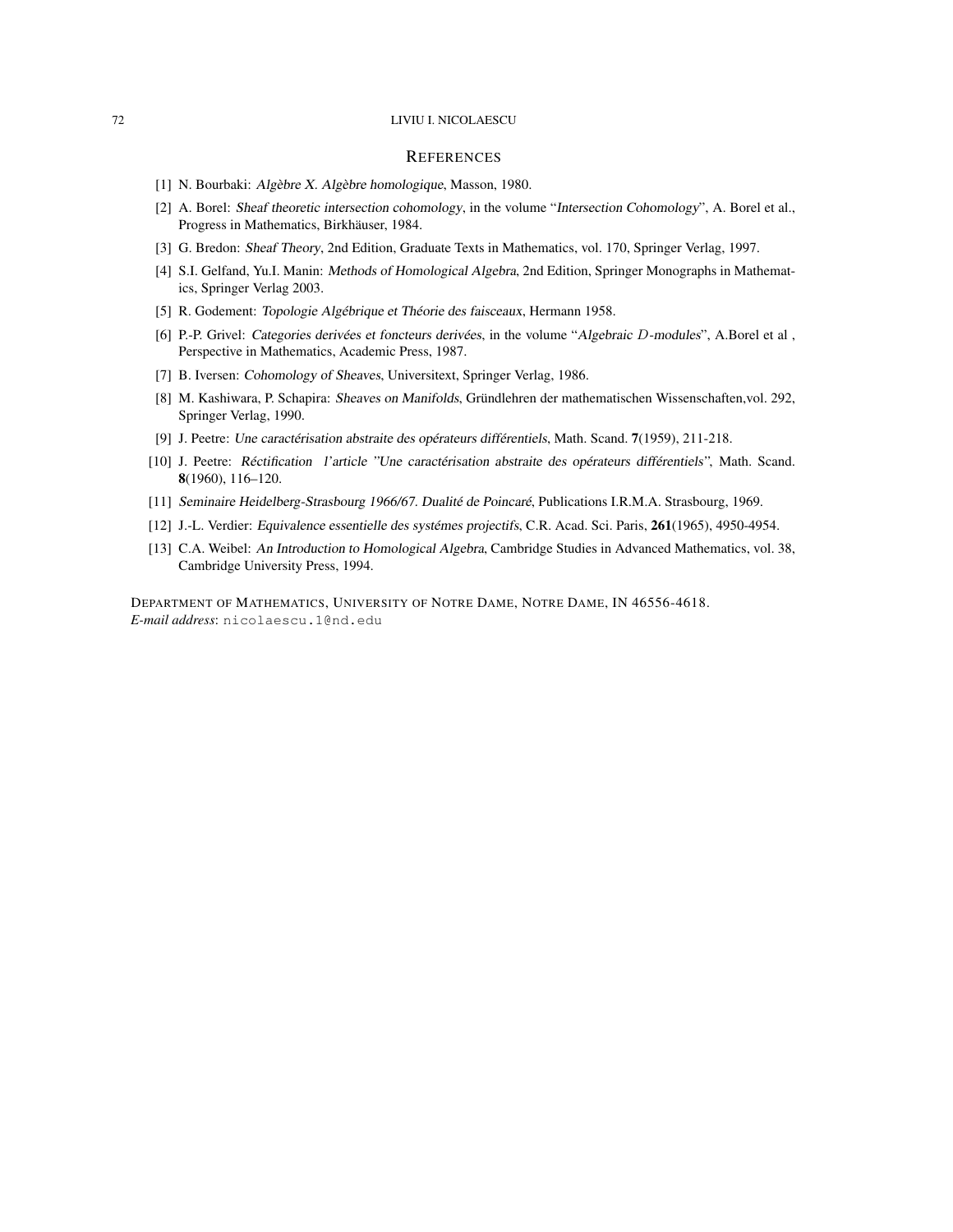## REFERENCES

[1] N. Bourbaki: *Algèbre X. Algèbre homologique*, Masson, 1980.

[2] A. Borel: *Sheaf theoretic intersection cohomology*, in the volume "*Intersection Cohomology*", A. Borel et al., Progress in Mathematics, Birkhäuser, 1984.

[3] G. Bredon: *Sheaf Theory*, 2nd Edition, Graduate Texts in Mathematics, vol. 170, Springer Verlag, 1997.

[4] S.I. Gelfand, Yu.I. Manin: *Methods of Homological Algebra*, 2nd Edition, Springer Monographs in Mathematics, Springer Verlag 2003.

[5] R. Godement: *Topologie Algébrique et Théorie des faisceaux*, Hermann 1958.

[6] P.-P. Grivel: *Categories derivées et foncteurs derivées*, in the volume "*Algebraic $D$-modules*", A.Borel et al , Perspective in Mathematics, Academic Press, 1987.

[7] B. Iversen: *Cohomology of Sheaves*, Universitext, Springer Verlag, 1986.

[8] M. Kashiwara, P. Schapira: *Sheaves on Manifolds*, Gründlehren der mathematischen Wissenschaften,vol. 292, Springer Verlag, 1990.

[9] J. Peetre: *Une caractérisation abstraite des opérateurs différentiels*, Math. Scand. **7**(1959), 211-218.

[10] J. Peetre: *Réctification l'article "Une caractérisation abstraite des opérateurs différentiels"*, Math. Scand. **8**(1960), 116–120.

[11] *Seminaire Heidelberg-Strasbourg 1966/67. Dualité de Poincaré*, Publications I.R.M.A. Strasbourg, 1969.

[12] J.-L. Verdier: *Equivalence essentielle des systémes projectifs*, C.R. Acad. Sci. Paris, **261**(1965), 4950-4954.

[13] C.A. Weibel: *An Introduction to Homological Algebra*, Cambridge Studies in Advanced Mathematics, vol. 38, Cambridge University Press, 1994.

DEPARTMENT OF MATHEMATICS, UNIVERSITY OF NOTRE DAME, NOTRE DAME, IN 46556-4618.
*E-mail address*: nicolaescu.1@nd.edu